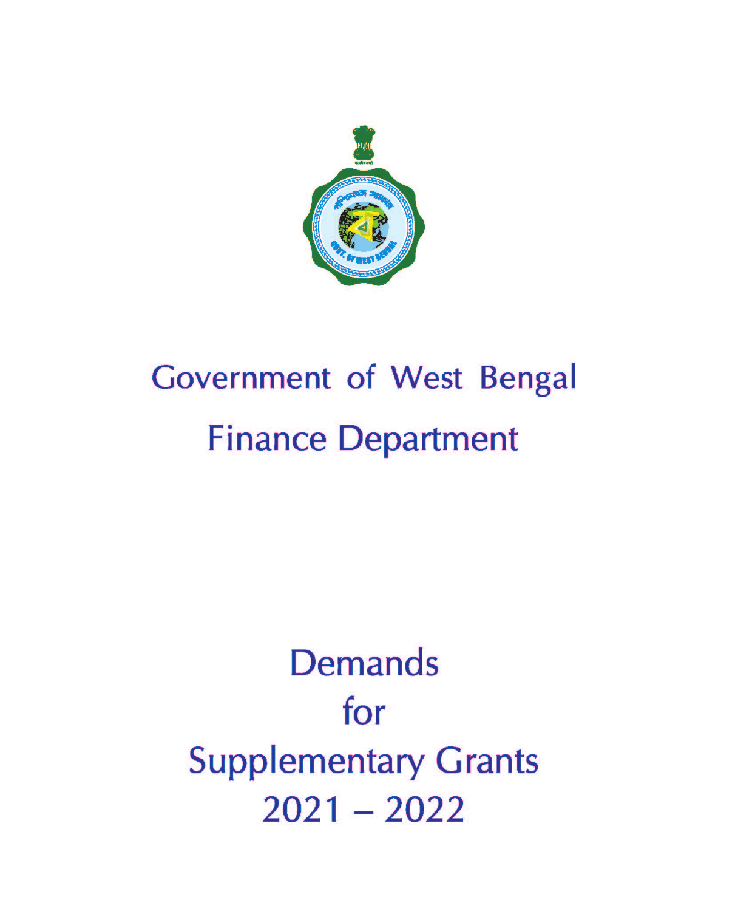# Government of West Bengal

## Finance Department

# Demands for Supplementary Grants 2021 – 2022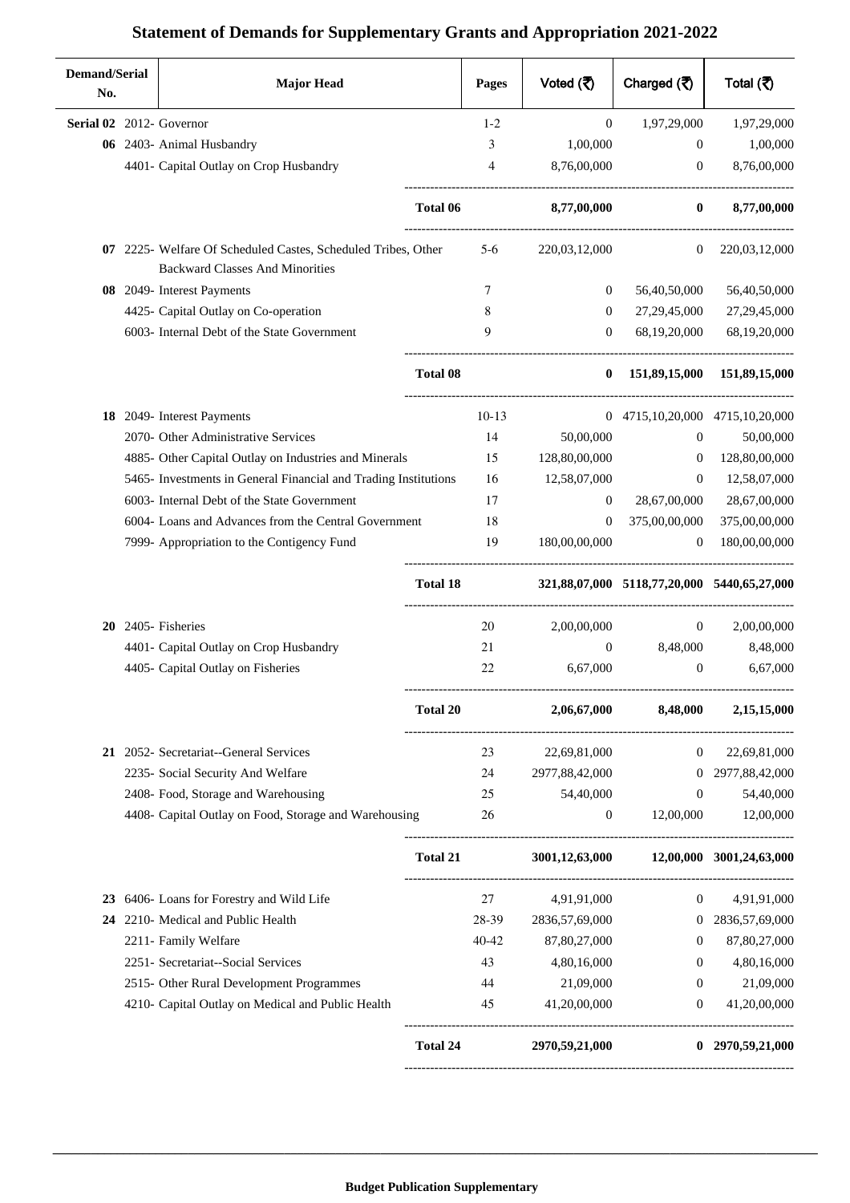# Statement of Demands for Supplementary Grants and Appropriation 2021-2022

| Demand/Serial No. | Major Head | Pages | Voted (₹) | Charged (₹) | Total (₹) |
|---|---|---|---|---|---|
| **Serial 02** | 2012- Governor | 1-2 | 0 | 1,97,29,000 | 1,97,29,000 |
| **06** | 2403- Animal Husbandry | 3 | 1,00,000 | 0 | 1,00,000 |
| | 4401- Capital Outlay on Crop Husbandry | 4 | 8,76,00,000 | 0 | 8,76,00,000 |
| | **Total 06** | | **8,77,00,000** | **0** | **8,77,00,000** |
| **07** | 2225- Welfare Of Scheduled Castes, Scheduled Tribes, Other Backward Classes And Minorities | 5-6 | 220,03,12,000 | 0 | 220,03,12,000 |
| **08** | 2049- Interest Payments | 7 | 0 | 56,40,50,000 | 56,40,50,000 |
| | 4425- Capital Outlay on Co-operation | 8 | 0 | 27,29,45,000 | 27,29,45,000 |
| | 6003- Internal Debt of the State Government | 9 | 0 | 68,19,20,000 | 68,19,20,000 |
| | **Total 08** | | **0** | **151,89,15,000** | **151,89,15,000** |
| **18** | 2049- Interest Payments | 10-13 | 0 | 4715,10,20,000 | 4715,10,20,000 |
| | 2070- Other Administrative Services | 14 | 50,00,000 | 0 | 50,00,000 |
| | 4885- Other Capital Outlay on Industries and Minerals | 15 | 128,80,00,000 | 0 | 128,80,00,000 |
| | 5465- Investments in General Financial and Trading Institutions | 16 | 12,58,07,000 | 0 | 12,58,07,000 |
| | 6003- Internal Debt of the State Government | 17 | 0 | 28,67,00,000 | 28,67,00,000 |
| | 6004- Loans and Advances from the Central Government | 18 | 0 | 375,00,00,000 | 375,00,00,000 |
| | 7999- Appropriation to the Contigency Fund | 19 | 180,00,00,000 | 0 | 180,00,00,000 |
| | **Total 18** | | **321,88,07,000** | **5118,77,20,000** | **5440,65,27,000** |
| **20** | 2405- Fisheries | 20 | 2,00,00,000 | 0 | 2,00,00,000 |
| | 4401- Capital Outlay on Crop Husbandry | 21 | 0 | 8,48,000 | 8,48,000 |
| | 4405- Capital Outlay on Fisheries | 22 | 6,67,000 | 0 | 6,67,000 |
| | **Total 20** | | **2,06,67,000** | **8,48,000** | **2,15,15,000** |
| **21** | 2052- Secretariat--General Services | 23 | 22,69,81,000 | 0 | 22,69,81,000 |
| | 2235- Social Security And Welfare | 24 | 2977,88,42,000 | 0 | 2977,88,42,000 |
| | 2408- Food, Storage and Warehousing | 25 | 54,40,000 | 0 | 54,40,000 |
| | 4408- Capital Outlay on Food, Storage and Warehousing | 26 | 0 | 12,00,000 | 12,00,000 |
| | **Total 21** | | **3001,12,63,000** | **12,00,000** | **3001,24,63,000** |
| **23** | 6406- Loans for Forestry and Wild Life | 27 | 4,91,91,000 | 0 | 4,91,91,000 |
| **24** | 2210- Medical and Public Health | 28-39 | 2836,57,69,000 | 0 | 2836,57,69,000 |
| | 2211- Family Welfare | 40-42 | 87,80,27,000 | 0 | 87,80,27,000 |
| | 2251- Secretariat--Social Services | 43 | 4,80,16,000 | 0 | 4,80,16,000 |
| | 2515- Other Rural Development Programmes | 44 | 21,09,000 | 0 | 21,09,000 |
| | 4210- Capital Outlay on Medical and Public Health | 45 | 41,20,00,000 | 0 | 41,20,00,000 |
| | **Total 24** | | **2970,59,21,000** | **0** | **2970,59,21,000** |

**Budget Publication Supplementary**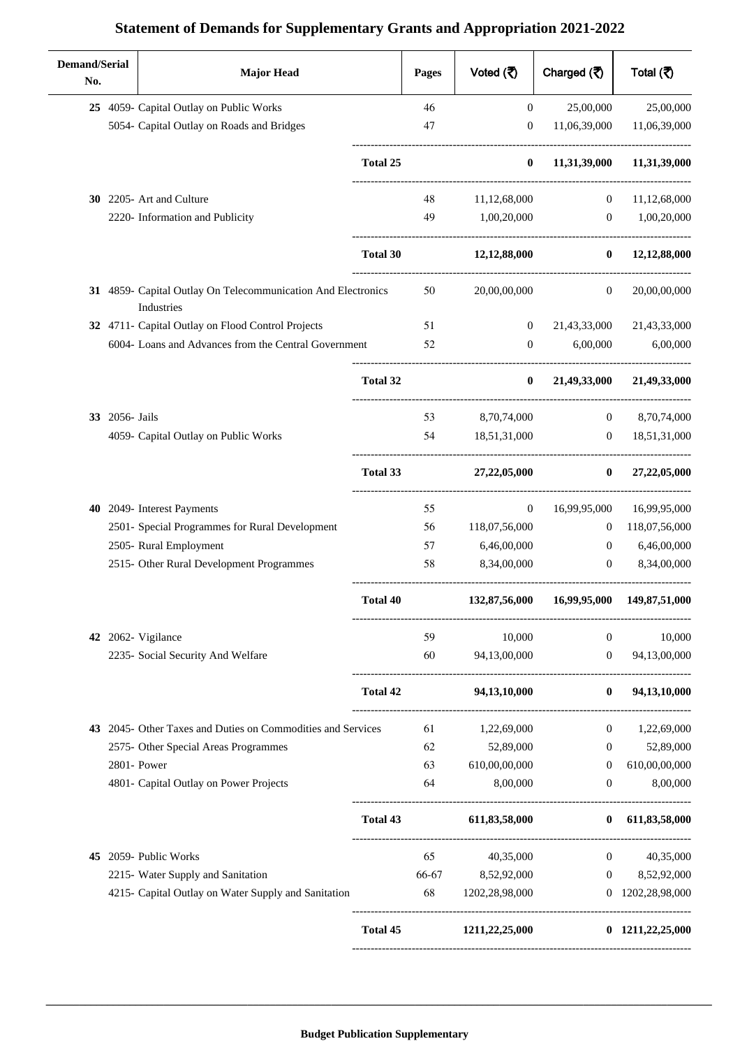# Statement of Demands for Supplementary Grants and Appropriation 2021-2022

| Demand/Serial No. | Major Head | Pages | Voted (₹) | Charged (₹) | Total (₹) |
|---|---|---|---|---|---|
| **25** | 4059- Capital Outlay on Public Works | 46 | 0 | 25,00,000 | 25,00,000 |
| | 5054- Capital Outlay on Roads and Bridges | 47 | 0 | 11,06,39,000 | 11,06,39,000 |
| | **Total 25** | | **0** | **11,31,39,000** | **11,31,39,000** |
| **30** | 2205- Art and Culture | 48 | 11,12,68,000 | 0 | 11,12,68,000 |
| | 2220- Information and Publicity | 49 | 1,00,20,000 | 0 | 1,00,20,000 |
| | **Total 30** | | **12,12,88,000** | **0** | **12,12,88,000** |
| **31** | 4859- Capital Outlay On Telecommunication And Electronics Industries | 50 | 20,00,00,000 | 0 | 20,00,00,000 |
| **32** | 4711- Capital Outlay on Flood Control Projects | 51 | 0 | 21,43,33,000 | 21,43,33,000 |
| | 6004- Loans and Advances from the Central Government | 52 | 0 | 6,00,000 | 6,00,000 |
| | **Total 32** | | **0** | **21,49,33,000** | **21,49,33,000** |
| **33** | 2056- Jails | 53 | 8,70,74,000 | 0 | 8,70,74,000 |
| | 4059- Capital Outlay on Public Works | 54 | 18,51,31,000 | 0 | 18,51,31,000 |
| | **Total 33** | | **27,22,05,000** | **0** | **27,22,05,000** |
| **40** | 2049- Interest Payments | 55 | 0 | 16,99,95,000 | 16,99,95,000 |
| | 2501- Special Programmes for Rural Development | 56 | 118,07,56,000 | 0 | 118,07,56,000 |
| | 2505- Rural Employment | 57 | 6,46,00,000 | 0 | 6,46,00,000 |
| | 2515- Other Rural Development Programmes | 58 | 8,34,00,000 | 0 | 8,34,00,000 |
| | **Total 40** | | **132,87,56,000** | **16,99,95,000** | **149,87,51,000** |
| **42** | 2062- Vigilance | 59 | 10,000 | 0 | 10,000 |
| | 2235- Social Security And Welfare | 60 | 94,13,00,000 | 0 | 94,13,00,000 |
| | **Total 42** | | **94,13,10,000** | **0** | **94,13,10,000** |
| **43** | 2045- Other Taxes and Duties on Commodities and Services | 61 | 1,22,69,000 | 0 | 1,22,69,000 |
| | 2575- Other Special Areas Programmes | 62 | 52,89,000 | 0 | 52,89,000 |
| | 2801- Power | 63 | 610,00,00,000 | 0 | 610,00,00,000 |
| | 4801- Capital Outlay on Power Projects | 64 | 8,00,000 | 0 | 8,00,000 |
| | **Total 43** | | **611,83,58,000** | **0** | **611,83,58,000** |
| **45** | 2059- Public Works | 65 | 40,35,000 | 0 | 40,35,000 |
| | 2215- Water Supply and Sanitation | 66-67 | 8,52,92,000 | 0 | 8,52,92,000 |
| | 4215- Capital Outlay on Water Supply and Sanitation | 68 | 1202,28,98,000 | 0 | 1202,28,98,000 |
| | **Total 45** | | **1211,22,25,000** | **0** | **1211,22,25,000** |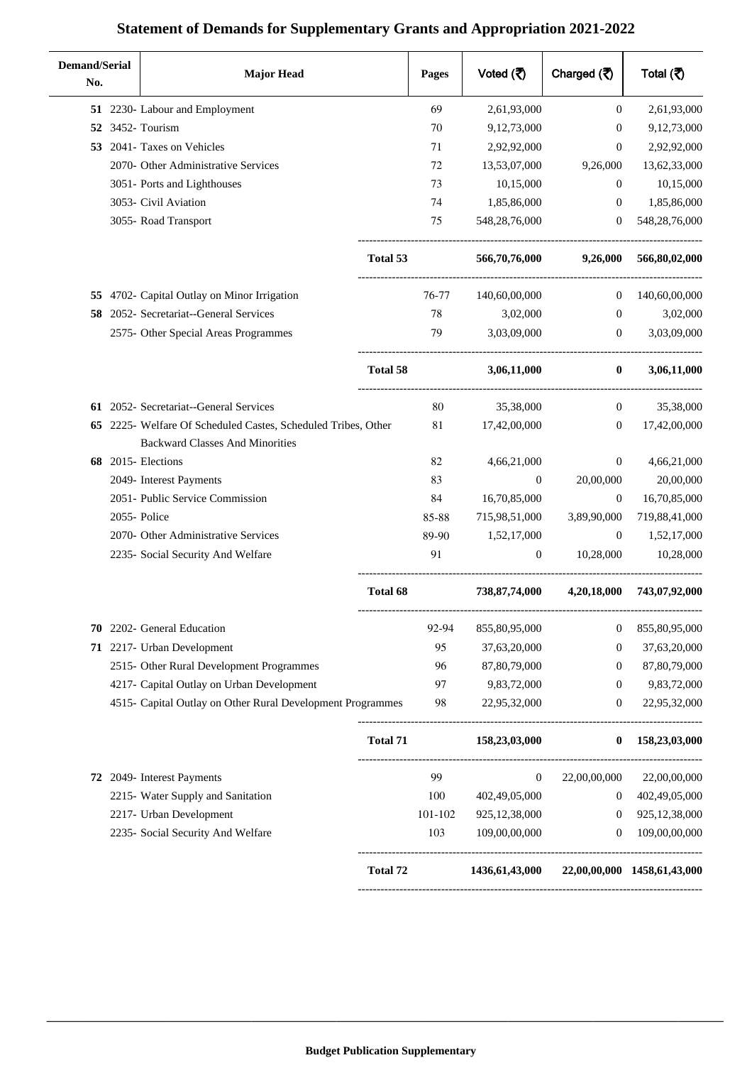# Statement of Demands for Supplementary Grants and Appropriation 2021-2022

| Demand/Serial No. | Major Head | Pages | Voted (₹) | Charged (₹) | Total (₹) |
|---|---|---|---|---|---|
| **51** | 2230- Labour and Employment | 69 | 2,61,93,000 | 0 | 2,61,93,000 |
| **52** | 3452- Tourism | 70 | 9,12,73,000 | 0 | 9,12,73,000 |
| **53** | 2041- Taxes on Vehicles | 71 | 2,92,92,000 | 0 | 2,92,92,000 |
| | 2070- Other Administrative Services | 72 | 13,53,07,000 | 9,26,000 | 13,62,33,000 |
| | 3051- Ports and Lighthouses | 73 | 10,15,000 | 0 | 10,15,000 |
| | 3053- Civil Aviation | 74 | 1,85,86,000 | 0 | 1,85,86,000 |
| | 3055- Road Transport | 75 | 548,28,76,000 | 0 | 548,28,76,000 |
| | **Total 53** | | **566,70,76,000** | **9,26,000** | **566,80,02,000** |
| **55** | 4702- Capital Outlay on Minor Irrigation | 76-77 | 140,60,00,000 | 0 | 140,60,00,000 |
| **58** | 2052- Secretariat--General Services | 78 | 3,02,000 | 0 | 3,02,000 |
| | 2575- Other Special Areas Programmes | 79 | 3,03,09,000 | 0 | 3,03,09,000 |
| | **Total 58** | | **3,06,11,000** | **0** | **3,06,11,000** |
| **61** | 2052- Secretariat--General Services | 80 | 35,38,000 | 0 | 35,38,000 |
| **65** | 2225- Welfare Of Scheduled Castes, Scheduled Tribes, Other Backward Classes And Minorities | 81 | 17,42,00,000 | 0 | 17,42,00,000 |
| **68** | 2015- Elections | 82 | 4,66,21,000 | 0 | 4,66,21,000 |
| | 2049- Interest Payments | 83 | 0 | 20,00,000 | 20,00,000 |
| | 2051- Public Service Commission | 84 | 16,70,85,000 | 0 | 16,70,85,000 |
| | 2055- Police | 85-88 | 715,98,51,000 | 3,89,90,000 | 719,88,41,000 |
| | 2070- Other Administrative Services | 89-90 | 1,52,17,000 | 0 | 1,52,17,000 |
| | 2235- Social Security And Welfare | 91 | 0 | 10,28,000 | 10,28,000 |
| | **Total 68** | | **738,87,74,000** | **4,20,18,000** | **743,07,92,000** |
| **70** | 2202- General Education | 92-94 | 855,80,95,000 | 0 | 855,80,95,000 |
| **71** | 2217- Urban Development | 95 | 37,63,20,000 | 0 | 37,63,20,000 |
| | 2515- Other Rural Development Programmes | 96 | 87,80,79,000 | 0 | 87,80,79,000 |
| | 4217- Capital Outlay on Urban Development | 97 | 9,83,72,000 | 0 | 9,83,72,000 |
| | 4515- Capital Outlay on Other Rural Development Programmes | 98 | 22,95,32,000 | 0 | 22,95,32,000 |
| | **Total 71** | | **158,23,03,000** | **0** | **158,23,03,000** |
| **72** | 2049- Interest Payments | 99 | 0 | 22,00,00,000 | 22,00,00,000 |
| | 2215- Water Supply and Sanitation | 100 | 402,49,05,000 | 0 | 402,49,05,000 |
| | 2217- Urban Development | 101-102 | 925,12,38,000 | 0 | 925,12,38,000 |
| | 2235- Social Security And Welfare | 103 | 109,00,00,000 | 0 | 109,00,00,000 |
| | **Total 72** | | **1436,61,43,000** | **22,00,00,000** | **1458,61,43,000** |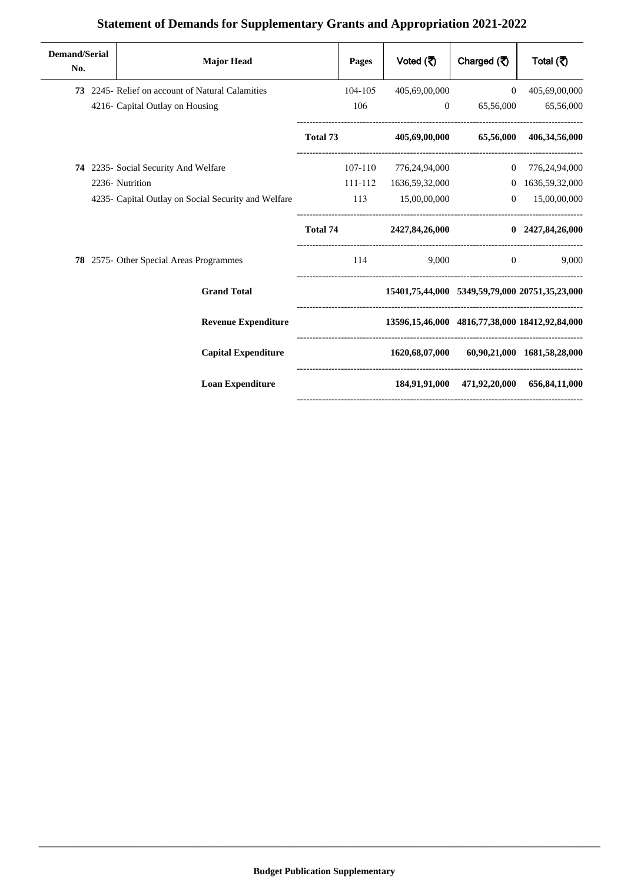# Statement of Demands for Supplementary Grants and Appropriation 2021-2022

| Demand/Serial No. | Major Head | Pages | Voted (₹) | Charged (₹) | Total (₹) |
|---|---|---|---|---|---|
| **73** | 2245- Relief on account of Natural Calamities | 104-105 | 405,69,00,000 | 0 | 405,69,00,000 |
| | 4216- Capital Outlay on Housing | 106 | 0 | 65,56,000 | 65,56,000 |
| | | **Total 73** | **405,69,00,000** | **65,56,000** | **406,34,56,000** |
| **74** | 2235- Social Security And Welfare | 107-110 | 776,24,94,000 | 0 | 776,24,94,000 |
| | 2236- Nutrition | 111-112 | 1636,59,32,000 | 0 | 1636,59,32,000 |
| | 4235- Capital Outlay on Social Security and Welfare | 113 | 15,00,00,000 | 0 | 15,00,00,000 |
| | | **Total 74** | **2427,84,26,000** | **0** | **2427,84,26,000** |
| **78** | 2575- Other Special Areas Programmes | 114 | 9,000 | 0 | 9,000 |
| | **Grand Total** | | **15401,75,44,000** | **5349,59,79,000** | **20751,35,23,000** |
| | **Revenue Expenditure** | | **13596,15,46,000** | **4816,77,38,000** | **18412,92,84,000** |
| | **Capital Expenditure** | | **1620,68,07,000** | **60,90,21,000** | **1681,58,28,000** |
| | **Loan Expenditure** | | **184,91,91,000** | **471,92,20,000** | **656,84,11,000** |

**Budget Publication Supplementary**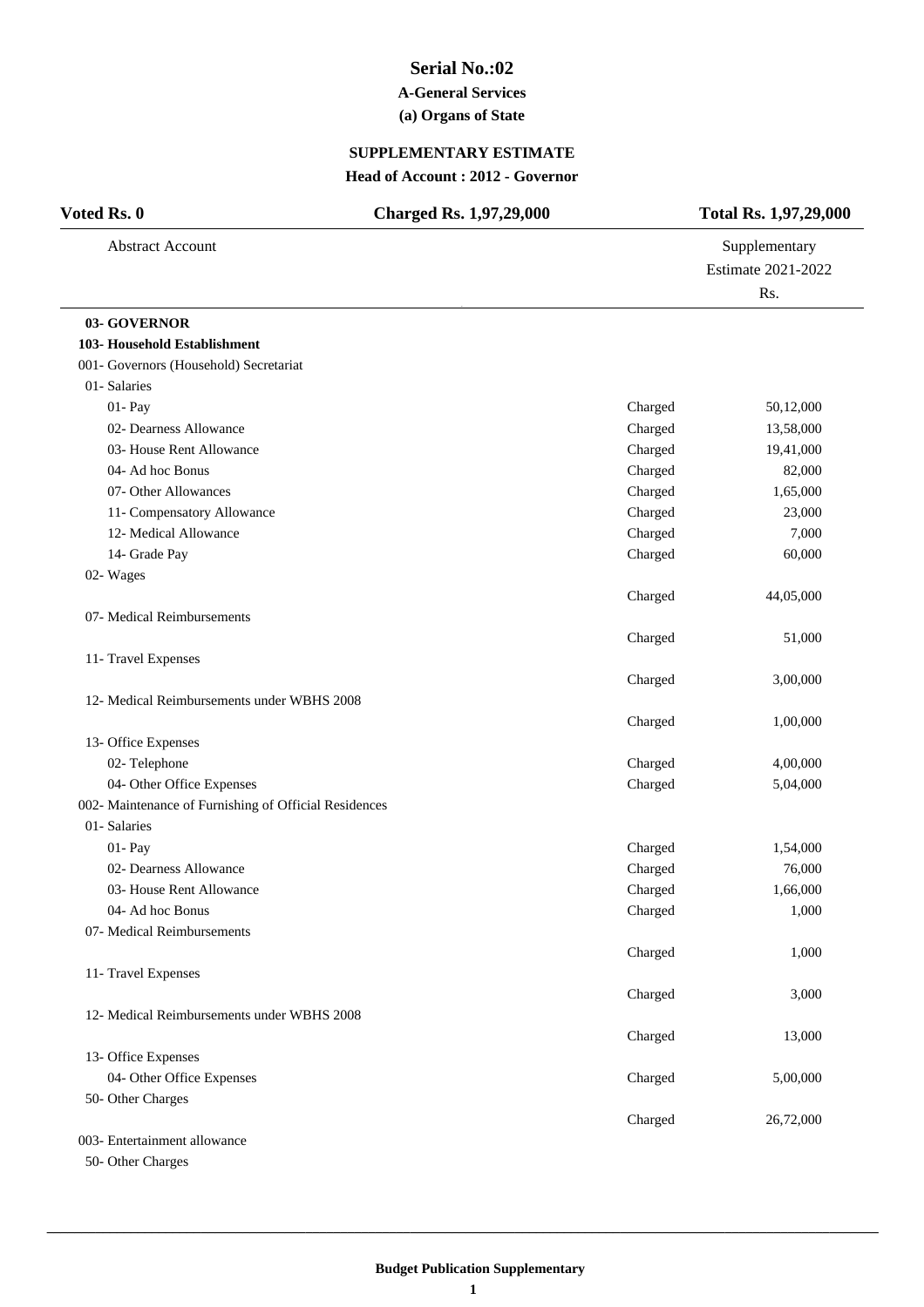# Serial No.:02

## A-General Services

### (a) Organs of State

### SUPPLEMENTARY ESTIMATE

**Head of Account : 2012 - Governor**

| **Voted Rs. 0** | **Charged Rs. 1,97,29,000** | **Total Rs. 1,97,29,000** |
|---|---|---|

| Abstract Account | | Supplementary Estimate 2021-2022 Rs. |
|---|---|---|
| **03- GOVERNOR** | | |
| **103- Household Establishment** | | |
| 001- Governors (Household) Secretariat | | |
| 01- Salaries | | |
| 01- Pay | Charged | 50,12,000 |
| 02- Dearness Allowance | Charged | 13,58,000 |
| 03- House Rent Allowance | Charged | 19,41,000 |
| 04- Ad hoc Bonus | Charged | 82,000 |
| 07- Other Allowances | Charged | 1,65,000 |
| 11- Compensatory Allowance | Charged | 23,000 |
| 12- Medical Allowance | Charged | 7,000 |
| 14- Grade Pay | Charged | 60,000 |
| 02- Wages | | |
| | Charged | 44,05,000 |
| 07- Medical Reimbursements | | |
| | Charged | 51,000 |
| 11- Travel Expenses | | |
| | Charged | 3,00,000 |
| 12- Medical Reimbursements under WBHS 2008 | | |
| | Charged | 1,00,000 |
| 13- Office Expenses | | |
| 02- Telephone | Charged | 4,00,000 |
| 04- Other Office Expenses | Charged | 5,04,000 |
| 002- Maintenance of Furnishing of Official Residences | | |
| 01- Salaries | | |
| 01- Pay | Charged | 1,54,000 |
| 02- Dearness Allowance | Charged | 76,000 |
| 03- House Rent Allowance | Charged | 1,66,000 |
| 04- Ad hoc Bonus | Charged | 1,000 |
| 07- Medical Reimbursements | | |
| | Charged | 1,000 |
| 11- Travel Expenses | | |
| | Charged | 3,000 |
| 12- Medical Reimbursements under WBHS 2008 | | |
| | Charged | 13,000 |
| 13- Office Expenses | | |
| 04- Other Office Expenses | Charged | 5,00,000 |
| 50- Other Charges | | |
| | Charged | 26,72,000 |
| 003- Entertainment allowance | | |
| 50- Other Charges | | |

Budget Publication Supplementary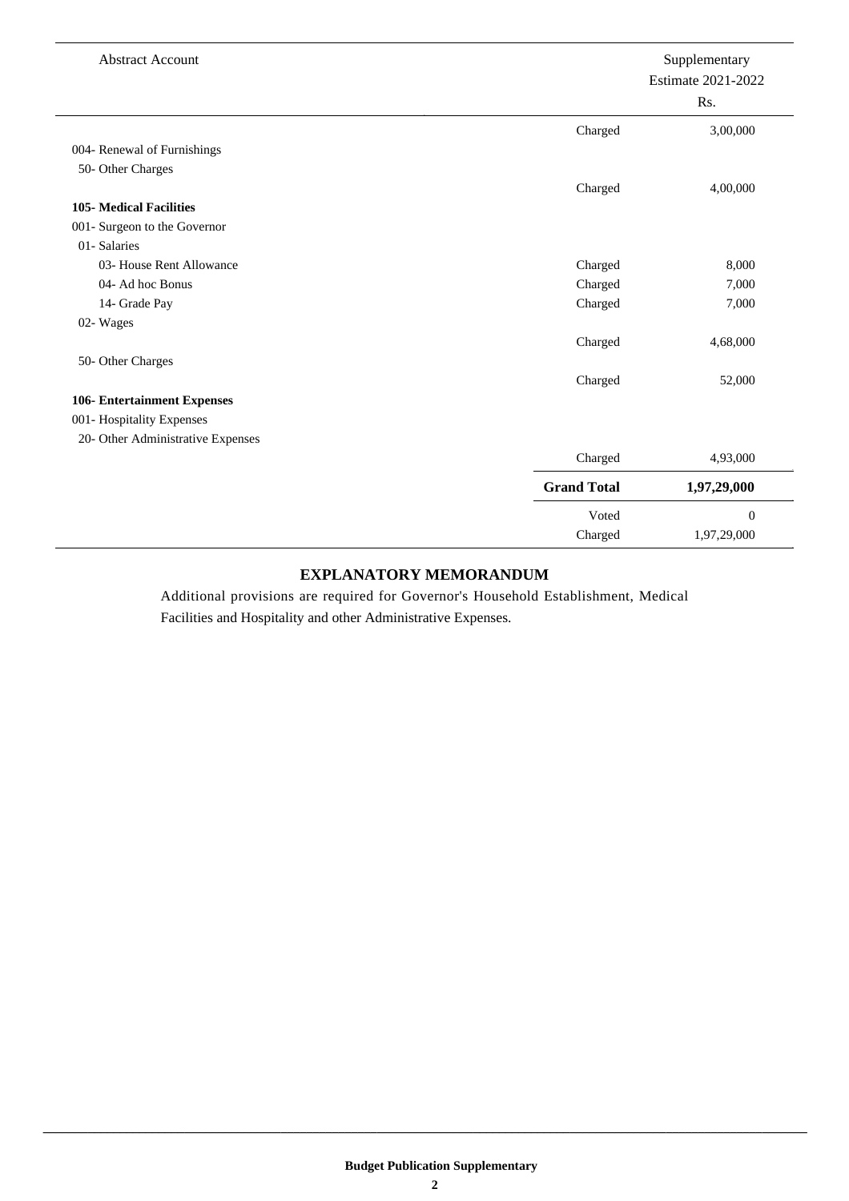| Abstract Account | | Supplementary Estimate 2021-2022 Rs. |
|---|---|---|
| | Charged | 3,00,000 |
| 004- Renewal of Furnishings | | |
| 50- Other Charges | | |
| | Charged | 4,00,000 |
| **105- Medical Facilities** | | |
| 001- Surgeon to the Governor | | |
| 01- Salaries | | |
| 03- House Rent Allowance | Charged | 8,000 |
| 04- Ad hoc Bonus | Charged | 7,000 |
| 14- Grade Pay | Charged | 7,000 |
| 02- Wages | | |
| | Charged | 4,68,000 |
| 50- Other Charges | | |
| | Charged | 52,000 |
| **106- Entertainment Expenses** | | |
| 001- Hospitality Expenses | | |
| 20- Other Administrative Expenses | | |
| | Charged | 4,93,000 |
| | **Grand Total** | **1,97,29,000** |
| | Voted | 0 |
| | Charged | 1,97,29,000 |

## EXPLANATORY MEMORANDUM

Additional provisions are required for Governor's Household Establishment, Medical Facilities and Hospitality and other Administrative Expenses.

**Budget Publication Supplementary**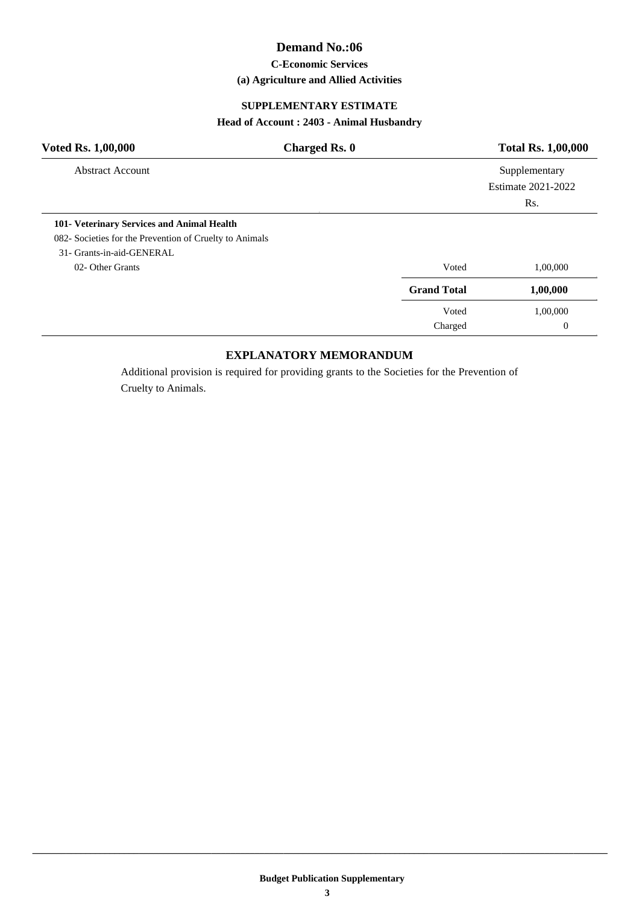# Demand No.:06

### C-Economic Services

### (a) Agriculture and Allied Activities

### SUPPLEMENTARY ESTIMATE

### Head of Account : 2403 - Animal Husbandry

| **Voted Rs. 1,00,000** | **Charged Rs. 0** | **Total Rs. 1,00,000** |
|---|---|---|

| Abstract Account | | Supplementary Estimate 2021-2022 Rs. |
|---|---|---|
| **101- Veterinary Services and Animal Health** | | |
| 082- Societies for the Prevention of Cruelty to Animals | | |
| 31- Grants-in-aid-GENERAL | | |
| 02- Other Grants | Voted | 1,00,000 |
| | **Grand Total** | **1,00,000** |
| | Voted | 1,00,000 |
| | Charged | 0 |

### EXPLANATORY MEMORANDUM

Additional provision is required for providing grants to the Societies for the Prevention of Cruelty to Animals.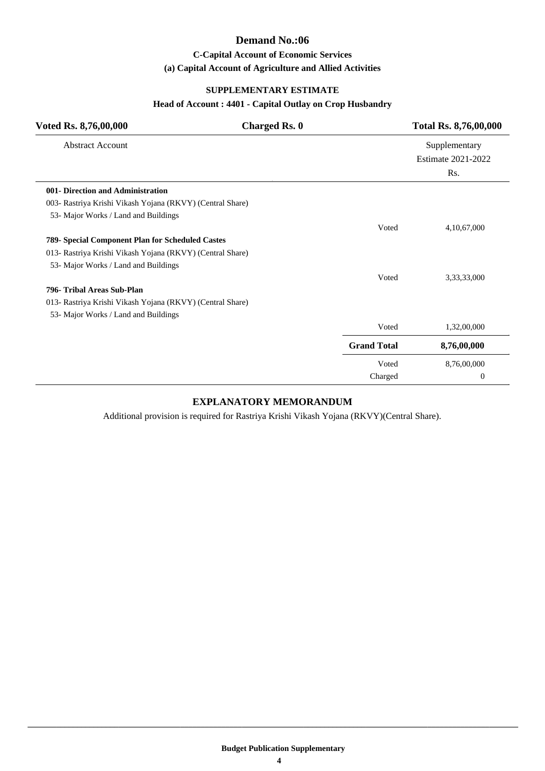# Demand No.:06

### C-Capital Account of Economic Services

### (a) Capital Account of Agriculture and Allied Activities

### SUPPLEMENTARY ESTIMATE

### Head of Account : 4401 - Capital Outlay on Crop Husbandry

| Voted Rs. 8,76,00,000 | Charged Rs. 0 | Total Rs. 8,76,00,000 |
|---|---|---|
| Abstract Account | | Supplementary Estimate 2021-2022 Rs. |
| **001- Direction and Administration** | | |
| 003- Rastriya Krishi Vikash Yojana (RKVY) (Central Share) | | |
| 53- Major Works / Land and Buildings | | |
| | Voted | 4,10,67,000 |
| **789- Special Component Plan for Scheduled Castes** | | |
| 013- Rastriya Krishi Vikash Yojana (RKVY) (Central Share) | | |
| 53- Major Works / Land and Buildings | | |
| | Voted | 3,33,33,000 |
| **796- Tribal Areas Sub-Plan** | | |
| 013- Rastriya Krishi Vikash Yojana (RKVY) (Central Share) | | |
| 53- Major Works / Land and Buildings | | |
| | Voted | 1,32,00,000 |
| | **Grand Total** | **8,76,00,000** |
| | Voted | 8,76,00,000 |
| | Charged | 0 |

### EXPLANATORY MEMORANDUM

Additional provision is required for Rastriya Krishi Vikash Yojana (RKVY)(Central Share).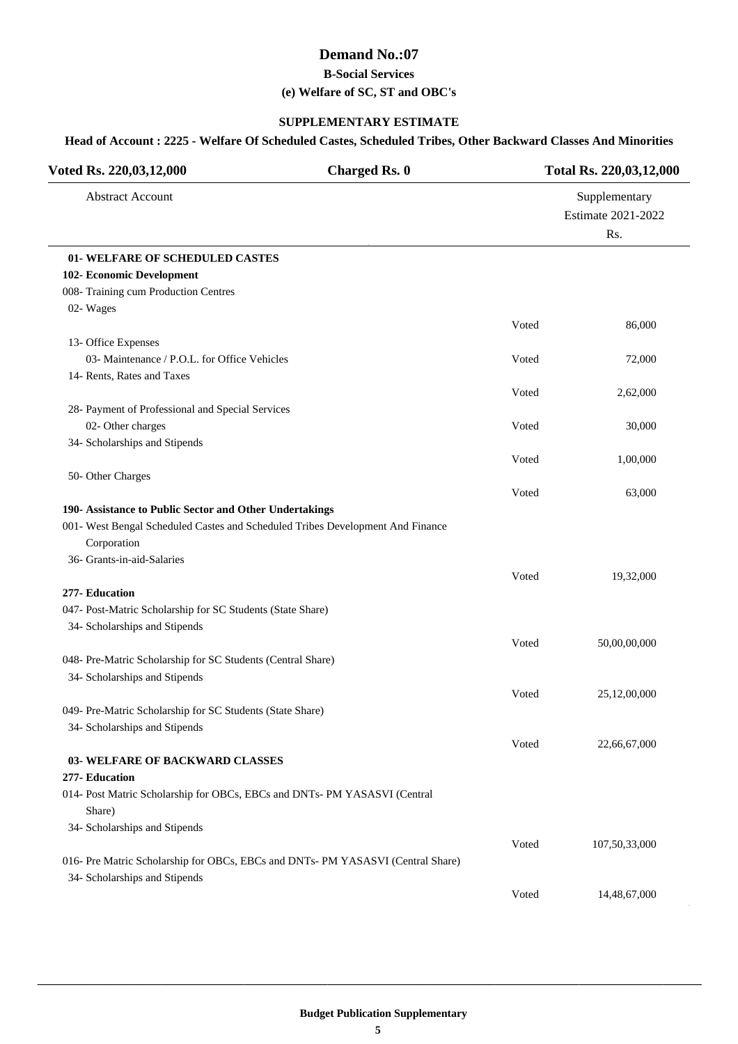# Demand No.:07

### B-Social Services

### (e) Welfare of SC, ST and OBC's

### SUPPLEMENTARY ESTIMATE

**Head of Account : 2225 - Welfare Of Scheduled Castes, Scheduled Tribes, Other Backward Classes And Minorities**

| Voted Rs. 220,03,12,000 | Charged Rs. 0 | Total Rs. 220,03,12,000 |
|---|---|---|

| Abstract Account | | Supplementary Estimate 2021-2022 Rs. |
|---|---|---|
| **01- WELFARE OF SCHEDULED CASTES** | | |
| **102- Economic Development** | | |
| 008- Training cum Production Centres | | |
| 02- Wages | | |
| | Voted | 86,000 |
| 13- Office Expenses | | |
| 03- Maintenance / P.O.L. for Office Vehicles | Voted | 72,000 |
| 14- Rents, Rates and Taxes | | |
| | Voted | 2,62,000 |
| 28- Payment of Professional and Special Services | | |
| 02- Other charges | Voted | 30,000 |
| 34- Scholarships and Stipends | | |
| | Voted | 1,00,000 |
| 50- Other Charges | | |
| | Voted | 63,000 |
| **190- Assistance to Public Sector and Other Undertakings** | | |
| 001- West Bengal Scheduled Castes and Scheduled Tribes Development And Finance Corporation | | |
| 36- Grants-in-aid-Salaries | | |
| | Voted | 19,32,000 |
| **277- Education** | | |
| 047- Post-Matric Scholarship for SC Students (State Share) | | |
| 34- Scholarships and Stipends | | |
| | Voted | 50,00,00,000 |
| 048- Pre-Matric Scholarship for SC Students (Central Share) | | |
| 34- Scholarships and Stipends | | |
| | Voted | 25,12,00,000 |
| 049- Pre-Matric Scholarship for SC Students (State Share) | | |
| 34- Scholarships and Stipends | | |
| | Voted | 22,66,67,000 |
| **03- WELFARE OF BACKWARD CLASSES** | | |
| **277- Education** | | |
| 014- Post Matric Scholarship for OBCs, EBCs and DNTs- PM YASASVI (Central Share) | | |
| 34- Scholarships and Stipends | | |
| | Voted | 107,50,33,000 |
| 016- Pre Matric Scholarship for OBCs, EBCs and DNTs- PM YASASVI (Central Share) | | |
| 34- Scholarships and Stipends | | |
| | Voted | 14,48,67,000 |

**Budget Publication Supplementary**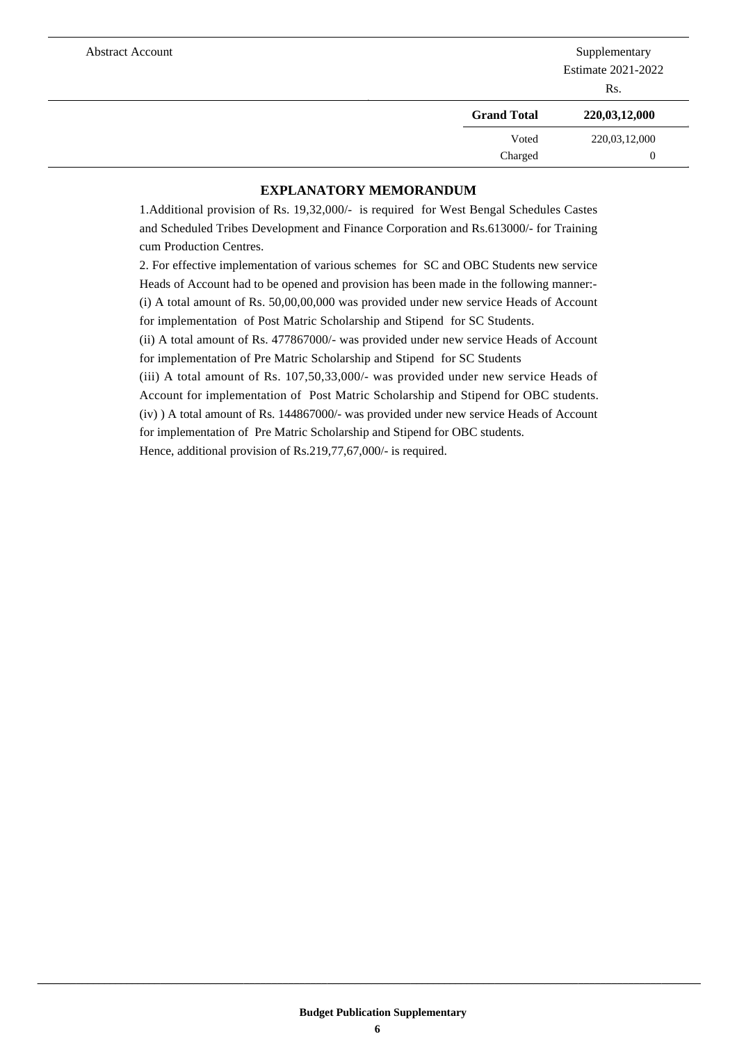| Abstract Account | | Supplementary Estimate 2021-2022 Rs. |
|---|---|---|
| | **Grand Total** | **220,03,12,000** |
| | Voted | 220,03,12,000 |
| | Charged | 0 |

## EXPLANATORY MEMORANDUM

1.Additional provision of Rs. 19,32,000/- is required for West Bengal Schedules Castes and Scheduled Tribes Development and Finance Corporation and Rs.613000/- for Training cum Production Centres.

2. For effective implementation of various schemes for SC and OBC Students new service Heads of Account had to be opened and provision has been made in the following manner:-

(i) A total amount of Rs. 50,00,00,000 was provided under new service Heads of Account for implementation of Post Matric Scholarship and Stipend for SC Students.

(ii) A total amount of Rs. 477867000/- was provided under new service Heads of Account for implementation of Pre Matric Scholarship and Stipend for SC Students

(iii) A total amount of Rs. 107,50,33,000/- was provided under new service Heads of Account for implementation of Post Matric Scholarship and Stipend for OBC students.

(iv) ) A total amount of Rs. 144867000/- was provided under new service Heads of Account for implementation of Pre Matric Scholarship and Stipend for OBC students.

Hence, additional provision of Rs.219,77,67,000/- is required.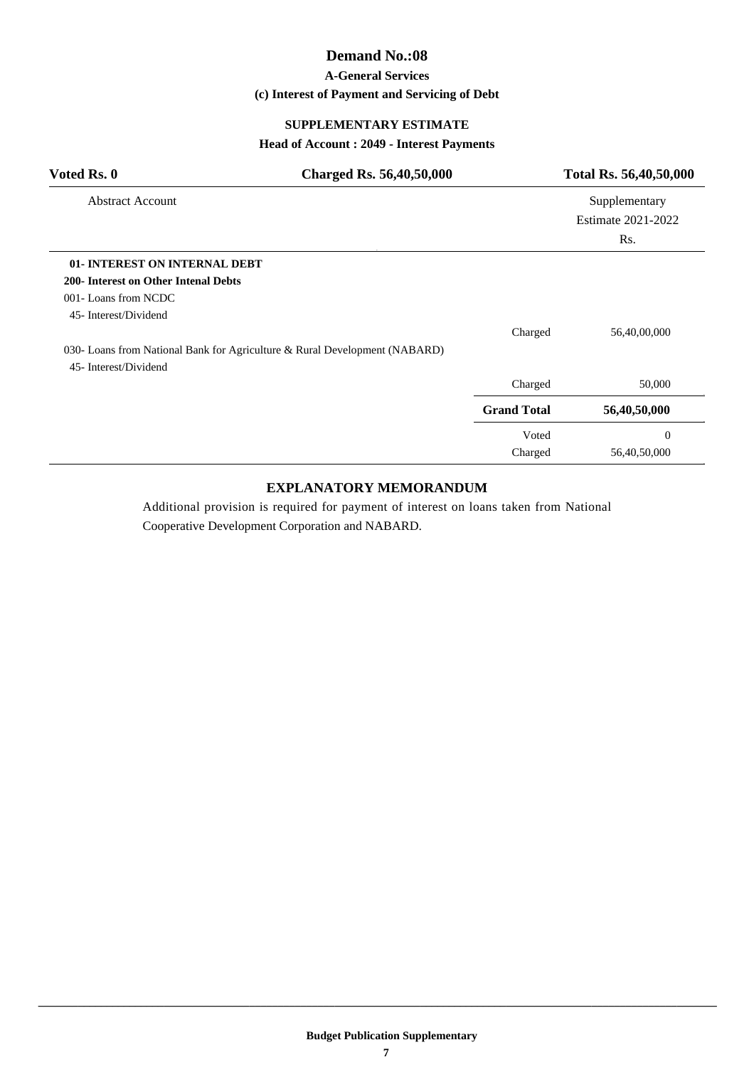# Demand No.:08

### A-General Services

### (c) Interest of Payment and Servicing of Debt

### SUPPLEMENTARY ESTIMATE

### Head of Account : 2049 - Interest Payments

| Voted Rs. 0 | Charged Rs. 56,40,50,000 | Total Rs. 56,40,50,000 |
|---|---|---|

| Abstract Account | | Supplementary Estimate 2021-2022 Rs. |
|---|---|---|
| **01- INTEREST ON INTERNAL DEBT** | | |
| **200- Interest on Other Intenal Debts** | | |
| 001- Loans from NCDC | | |
| 45- Interest/Dividend | | |
| | Charged | 56,40,00,000 |
| 030- Loans from National Bank for Agriculture & Rural Development (NABARD) | | |
| 45- Interest/Dividend | | |
| | Charged | 50,000 |
| | **Grand Total** | **56,40,50,000** |
| | Voted | 0 |
| | Charged | 56,40,50,000 |

## EXPLANATORY MEMORANDUM

Additional provision is required for payment of interest on loans taken from National Cooperative Development Corporation and NABARD.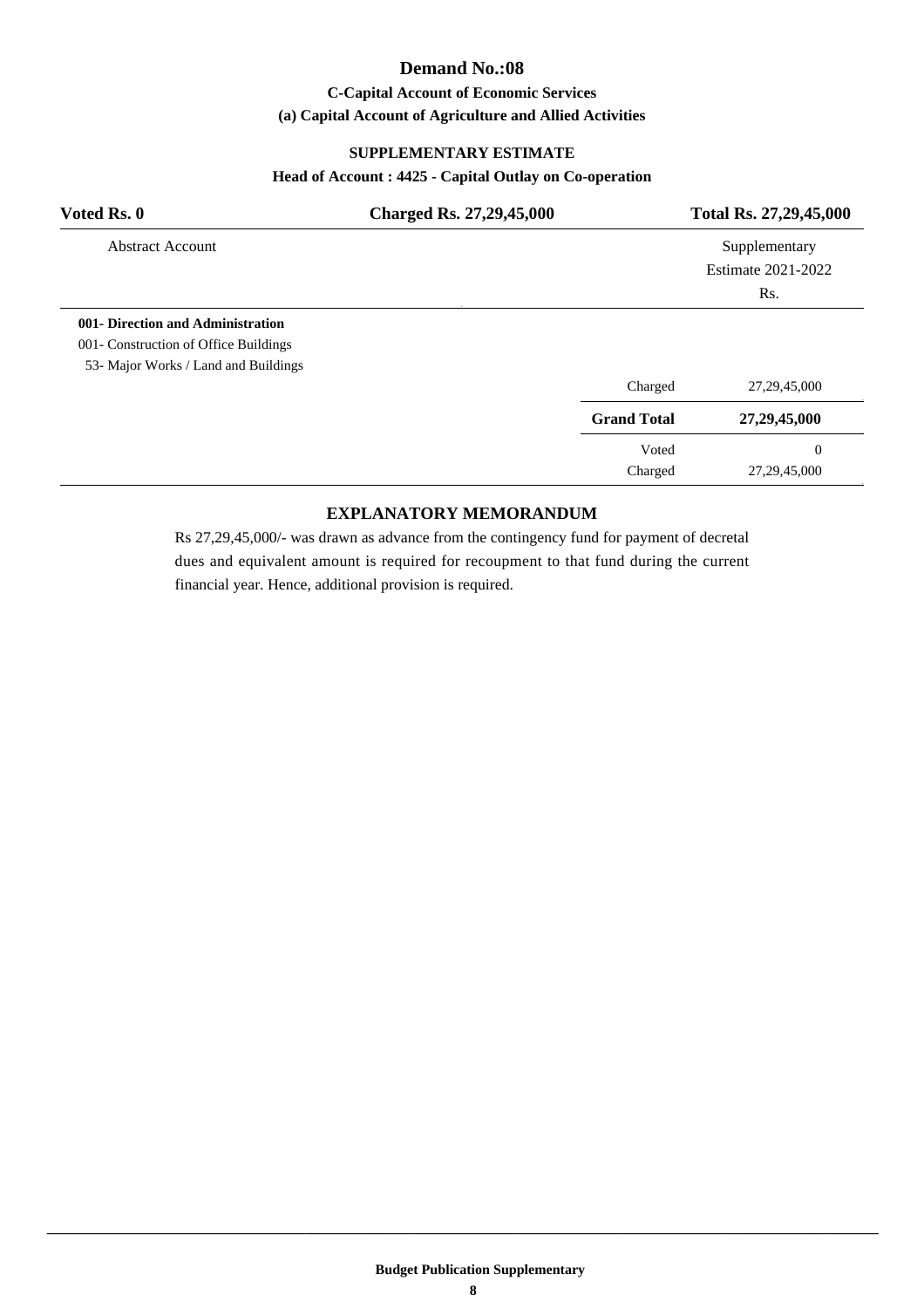# Demand No.:08

### C-Capital Account of Economic Services

### (a) Capital Account of Agriculture and Allied Activities

### SUPPLEMENTARY ESTIMATE

### Head of Account : 4425 - Capital Outlay on Co-operation

| **Voted Rs. 0** | **Charged Rs. 27,29,45,000** | **Total Rs. 27,29,45,000** |
|---|---|---|

| Abstract Account | | Supplementary Estimate 2021-2022 Rs. |
|---|---|---|
| **001- Direction and Administration** | | |
| 001- Construction of Office Buildings | | |
| 53- Major Works / Land and Buildings | | |
| | Charged | 27,29,45,000 |
| | **Grand Total** | **27,29,45,000** |
| | Voted | 0 |
| | Charged | 27,29,45,000 |

### EXPLANATORY MEMORANDUM

Rs 27,29,45,000/- was drawn as advance from the contingency fund for payment of decretal dues and equivalent amount is required for recoupment to that fund during the current financial year. Hence, additional provision is required.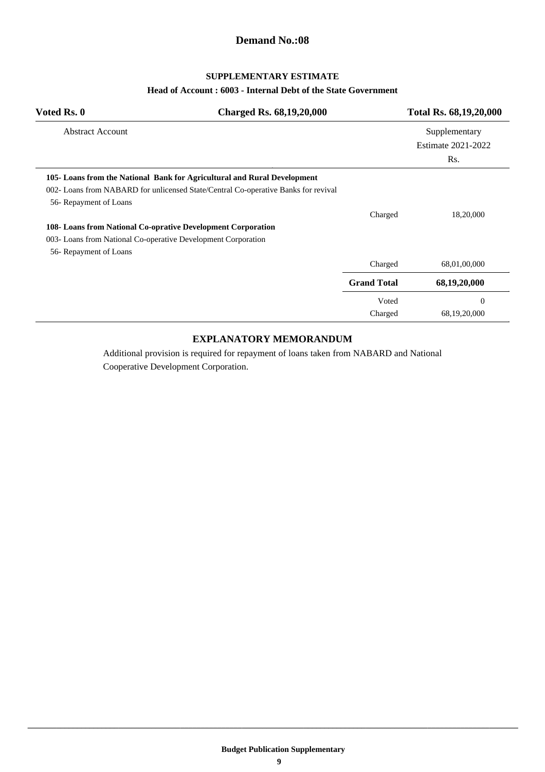# Demand No.:08

## SUPPLEMENTARY ESTIMATE

### Head of Account : 6003 - Internal Debt of the State Government

| Voted Rs. 0 | Charged Rs. 68,19,20,000 | Total Rs. 68,19,20,000 |
|---|---|---|

| Abstract Account | | Supplementary Estimate 2021-2022 Rs. |
|---|---|---|
| **105- Loans from the National Bank for Agricultural and Rural Development** | | |
| 002- Loans from NABARD for unlicensed State/Central Co-operative Banks for revival | | |
| 56- Repayment of Loans | | |
| | Charged | 18,20,000 |
| **108- Loans from National Co-oprative Development Corporation** | | |
| 003- Loans from National Co-operative Development Corporation | | |
| 56- Repayment of Loans | | |
| | Charged | 68,01,00,000 |
| | **Grand Total** | **68,19,20,000** |
| | Voted | 0 |
| | Charged | 68,19,20,000 |

## EXPLANATORY MEMORANDUM

Additional provision is required for repayment of loans taken from NABARD and National Cooperative Development Corporation.

Budget Publication Supplementary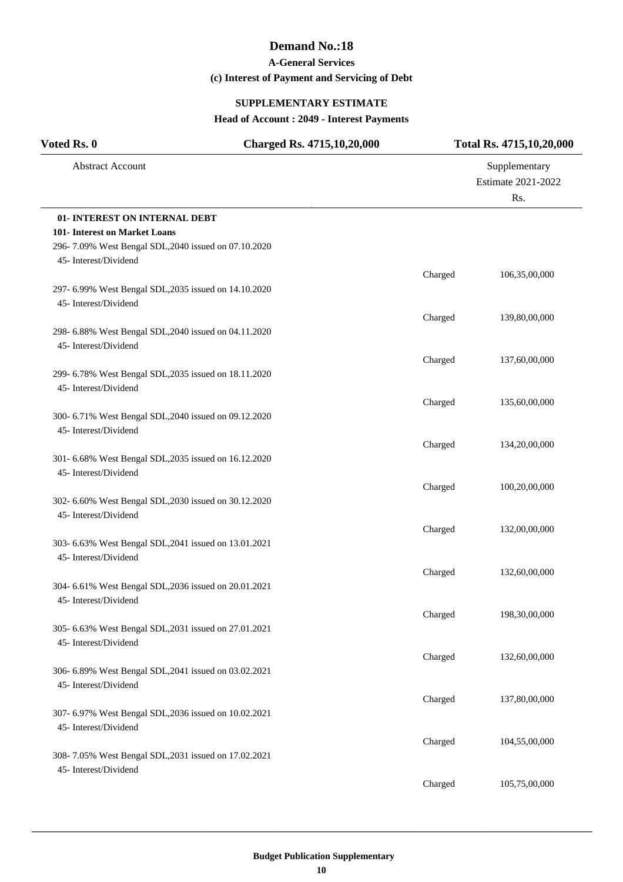# Demand No.:18

### A-General Services

### (c) Interest of Payment and Servicing of Debt

### SUPPLEMENTARY ESTIMATE

### Head of Account : 2049 - Interest Payments

| Voted Rs. 0 | Charged Rs. 4715,10,20,000 | Total Rs. 4715,10,20,000 |
|---|---|---|

| Abstract Account | | Supplementary Estimate 2021-2022 Rs. |
|---|---|---|
| **01- INTEREST ON INTERNAL DEBT** | | |
| **101- Interest on Market Loans** | | |
| 296- 7.09% West Bengal SDL,2040 issued on 07.10.2020 | | |
| 45- Interest/Dividend | | |
| | Charged | 106,35,00,000 |
| 297- 6.99% West Bengal SDL,2035 issued on 14.10.2020 | | |
| 45- Interest/Dividend | | |
| | Charged | 139,80,00,000 |
| 298- 6.88% West Bengal SDL,2040 issued on 04.11.2020 | | |
| 45- Interest/Dividend | | |
| | Charged | 137,60,00,000 |
| 299- 6.78% West Bengal SDL,2035 issued on 18.11.2020 | | |
| 45- Interest/Dividend | | |
| | Charged | 135,60,00,000 |
| 300- 6.71% West Bengal SDL,2040 issued on 09.12.2020 | | |
| 45- Interest/Dividend | | |
| | Charged | 134,20,00,000 |
| 301- 6.68% West Bengal SDL,2035 issued on 16.12.2020 | | |
| 45- Interest/Dividend | | |
| | Charged | 100,20,00,000 |
| 302- 6.60% West Bengal SDL,2030 issued on 30.12.2020 | | |
| 45- Interest/Dividend | | |
| | Charged | 132,00,00,000 |
| 303- 6.63% West Bengal SDL,2041 issued on 13.01.2021 | | |
| 45- Interest/Dividend | | |
| | Charged | 132,60,00,000 |
| 304- 6.61% West Bengal SDL,2036 issued on 20.01.2021 | | |
| 45- Interest/Dividend | | |
| | Charged | 198,30,00,000 |
| 305- 6.63% West Bengal SDL,2031 issued on 27.01.2021 | | |
| 45- Interest/Dividend | | |
| | Charged | 132,60,00,000 |
| 306- 6.89% West Bengal SDL,2041 issued on 03.02.2021 | | |
| 45- Interest/Dividend | | |
| | Charged | 137,80,00,000 |
| 307- 6.97% West Bengal SDL,2036 issued on 10.02.2021 | | |
| 45- Interest/Dividend | | |
| | Charged | 104,55,00,000 |
| 308- 7.05% West Bengal SDL,2031 issued on 17.02.2021 | | |
| 45- Interest/Dividend | | |
| | Charged | 105,75,00,000 |

**Budget Publication Supplementary**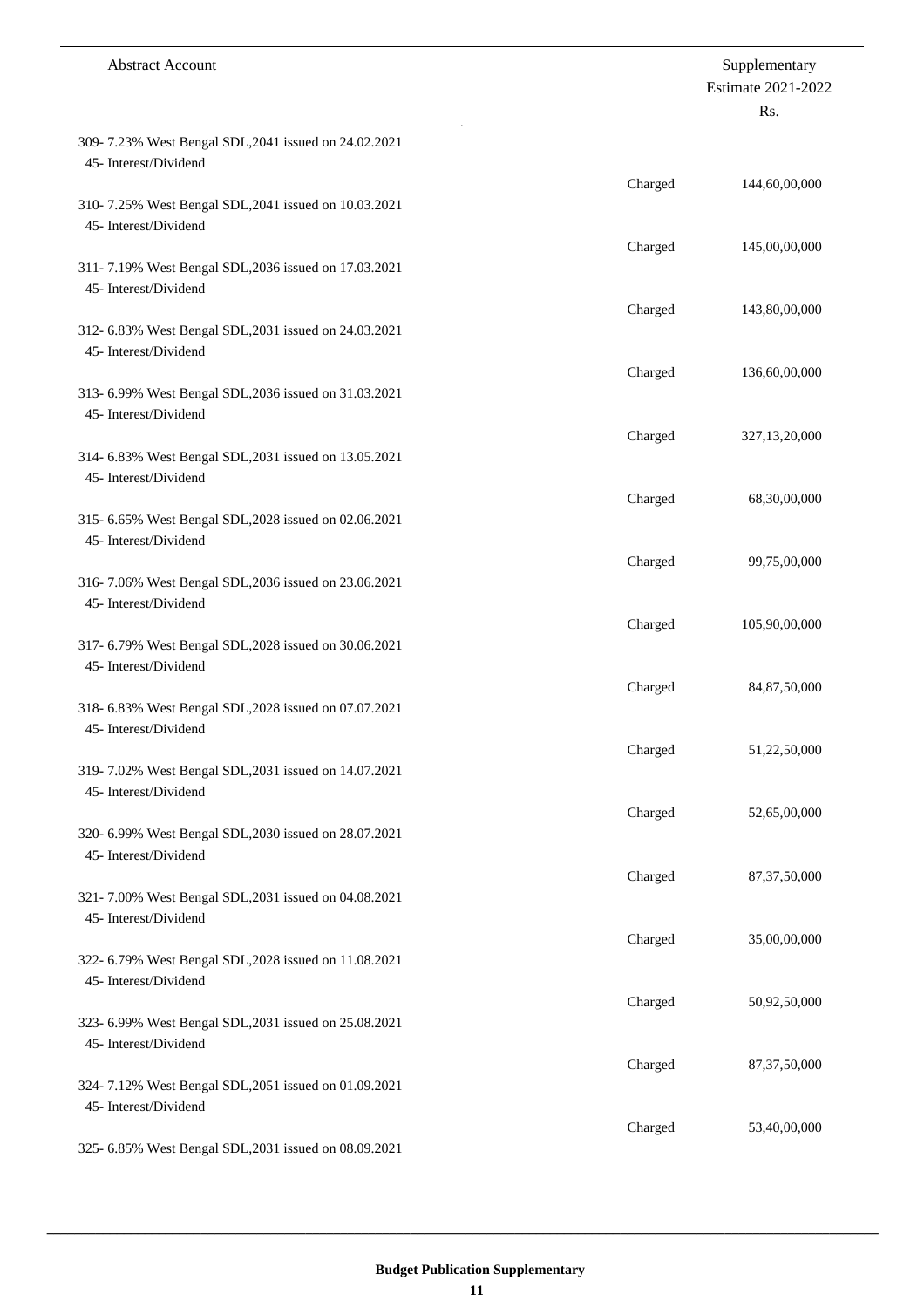| Abstract Account | | Supplementary Estimate 2021-2022 Rs. |
|---|---|---|
| 309- 7.23% West Bengal SDL,2041 issued on 24.02.2021 | | |
| 45- Interest/Dividend | | |
| | Charged | 144,60,00,000 |
| 310- 7.25% West Bengal SDL,2041 issued on 10.03.2021 | | |
| 45- Interest/Dividend | | |
| | Charged | 145,00,00,000 |
| 311- 7.19% West Bengal SDL,2036 issued on 17.03.2021 | | |
| 45- Interest/Dividend | | |
| | Charged | 143,80,00,000 |
| 312- 6.83% West Bengal SDL,2031 issued on 24.03.2021 | | |
| 45- Interest/Dividend | | |
| | Charged | 136,60,00,000 |
| 313- 6.99% West Bengal SDL,2036 issued on 31.03.2021 | | |
| 45- Interest/Dividend | | |
| | Charged | 327,13,20,000 |
| 314- 6.83% West Bengal SDL,2031 issued on 13.05.2021 | | |
| 45- Interest/Dividend | | |
| | Charged | 68,30,00,000 |
| 315- 6.65% West Bengal SDL,2028 issued on 02.06.2021 | | |
| 45- Interest/Dividend | | |
| | Charged | 99,75,00,000 |
| 316- 7.06% West Bengal SDL,2036 issued on 23.06.2021 | | |
| 45- Interest/Dividend | | |
| | Charged | 105,90,00,000 |
| 317- 6.79% West Bengal SDL,2028 issued on 30.06.2021 | | |
| 45- Interest/Dividend | | |
| | Charged | 84,87,50,000 |
| 318- 6.83% West Bengal SDL,2028 issued on 07.07.2021 | | |
| 45- Interest/Dividend | | |
| | Charged | 51,22,50,000 |
| 319- 7.02% West Bengal SDL,2031 issued on 14.07.2021 | | |
| 45- Interest/Dividend | | |
| | Charged | 52,65,00,000 |
| 320- 6.99% West Bengal SDL,2030 issued on 28.07.2021 | | |
| 45- Interest/Dividend | | |
| | Charged | 87,37,50,000 |
| 321- 7.00% West Bengal SDL,2031 issued on 04.08.2021 | | |
| 45- Interest/Dividend | | |
| | Charged | 35,00,00,000 |
| 322- 6.79% West Bengal SDL,2028 issued on 11.08.2021 | | |
| 45- Interest/Dividend | | |
| | Charged | 50,92,50,000 |
| 323- 6.99% West Bengal SDL,2031 issued on 25.08.2021 | | |
| 45- Interest/Dividend | | |
| | Charged | 87,37,50,000 |
| 324- 7.12% West Bengal SDL,2051 issued on 01.09.2021 | | |
| 45- Interest/Dividend | | |
| | Charged | 53,40,00,000 |
| 325- 6.85% West Bengal SDL,2031 issued on 08.09.2021 | | |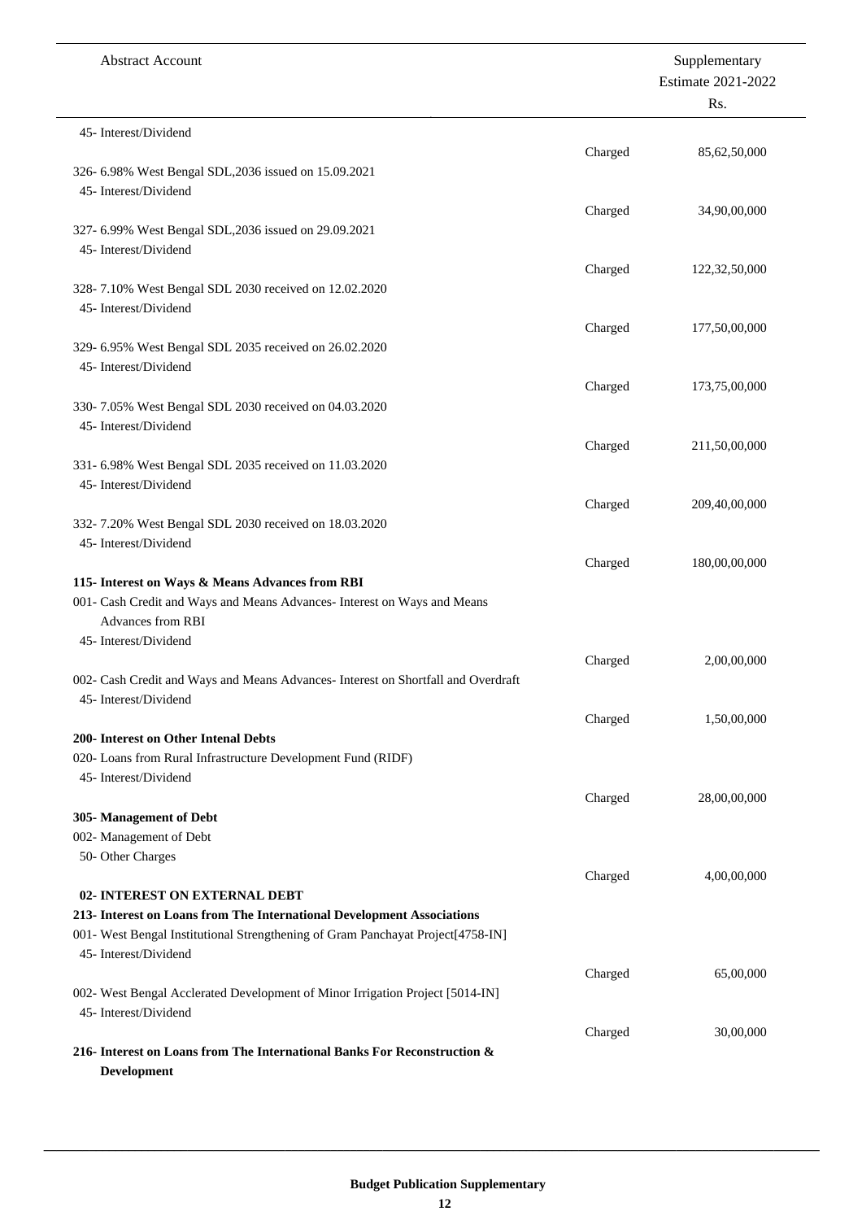| Abstract Account | | Supplementary Estimate 2021-2022 Rs. |
|---|---|---|
| 45- Interest/Dividend | Charged | 85,62,50,000 |
| 326- 6.98% West Bengal SDL,2036 issued on 15.09.2021 | | |
| 45- Interest/Dividend | Charged | 34,90,00,000 |
| 327- 6.99% West Bengal SDL,2036 issued on 29.09.2021 | | |
| 45- Interest/Dividend | Charged | 122,32,50,000 |
| 328- 7.10% West Bengal SDL 2030 received on 12.02.2020 | | |
| 45- Interest/Dividend | Charged | 177,50,00,000 |
| 329- 6.95% West Bengal SDL 2035 received on 26.02.2020 | | |
| 45- Interest/Dividend | Charged | 173,75,00,000 |
| 330- 7.05% West Bengal SDL 2030 received on 04.03.2020 | | |
| 45- Interest/Dividend | Charged | 211,50,00,000 |
| 331- 6.98% West Bengal SDL 2035 received on 11.03.2020 | | |
| 45- Interest/Dividend | Charged | 209,40,00,000 |
| 332- 7.20% West Bengal SDL 2030 received on 18.03.2020 | | |
| 45- Interest/Dividend | Charged | 180,00,00,000 |
| **115- Interest on Ways & Means Advances from RBI** | | |
| 001- Cash Credit and Ways and Means Advances- Interest on Ways and Means Advances from RBI | | |
| 45- Interest/Dividend | Charged | 2,00,00,000 |
| 002- Cash Credit and Ways and Means Advances- Interest on Shortfall and Overdraft | | |
| 45- Interest/Dividend | Charged | 1,50,00,000 |
| **200- Interest on Other Intenal Debts** | | |
| 020- Loans from Rural Infrastructure Development Fund (RIDF) | | |
| 45- Interest/Dividend | Charged | 28,00,00,000 |
| **305- Management of Debt** | | |
| 002- Management of Debt | | |
| 50- Other Charges | Charged | 4,00,00,000 |
| **02- INTEREST ON EXTERNAL DEBT** | | |
| **213- Interest on Loans from The International Development Associations** | | |
| 001- West Bengal Institutional Strengthening of Gram Panchayat Project[4758-IN] | | |
| 45- Interest/Dividend | Charged | 65,00,000 |
| 002- West Bengal Acclerated Development of Minor Irrigation Project [5014-IN] | | |
| 45- Interest/Dividend | Charged | 30,00,000 |
| **216- Interest on Loans from The International Banks For Reconstruction & Development** | | |

**Budget Publication Supplementary**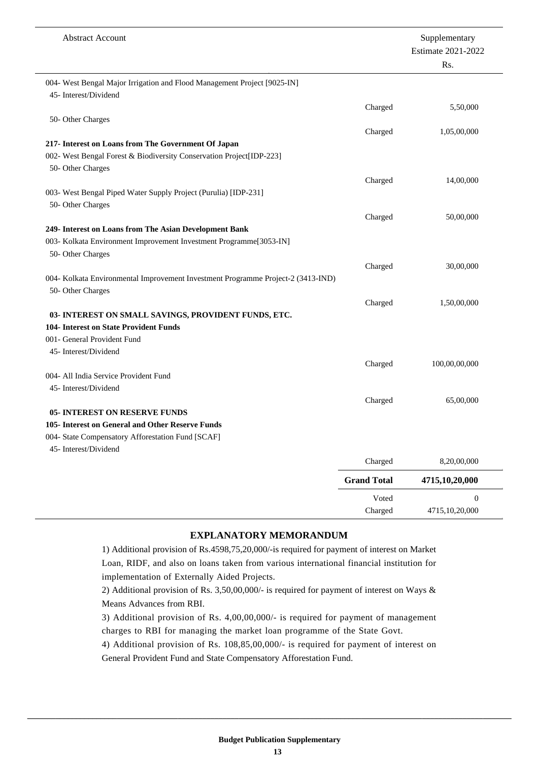| Abstract Account | | Supplementary Estimate 2021-2022 Rs. |
|---|---|---|
| 004- West Bengal Major Irrigation and Flood Management Project [9025-IN] | | |
| 45- Interest/Dividend | | |
| | Charged | 5,50,000 |
| 50- Other Charges | | |
| | Charged | 1,05,00,000 |
| **217- Interest on Loans from The Government Of Japan** | | |
| 002- West Bengal Forest & Biodiversity Conservation Project[IDP-223] | | |
| 50- Other Charges | | |
| | Charged | 14,00,000 |
| 003- West Bengal Piped Water Supply Project (Purulia) [IDP-231] | | |
| 50- Other Charges | | |
| | Charged | 50,00,000 |
| **249- Interest on Loans from The Asian Development Bank** | | |
| 003- Kolkata Environment Improvement Investment Programme[3053-IN] | | |
| 50- Other Charges | | |
| | Charged | 30,00,000 |
| 004- Kolkata Environmental Improvement Investment Programme Project-2 (3413-IND) | | |
| 50- Other Charges | | |
| | Charged | 1,50,00,000 |
| **03- INTEREST ON SMALL SAVINGS, PROVIDENT FUNDS, ETC.** | | |
| **104- Interest on State Provident Funds** | | |
| 001- General Provident Fund | | |
| 45- Interest/Dividend | | |
| | Charged | 100,00,00,000 |
| 004- All India Service Provident Fund | | |
| 45- Interest/Dividend | | |
| | Charged | 65,00,000 |
| **05- INTEREST ON RESERVE FUNDS** | | |
| **105- Interest on General and Other Reserve Funds** | | |
| 004- State Compensatory Afforestation Fund [SCAF] | | |
| 45- Interest/Dividend | | |
| | Charged | 8,20,00,000 |
| | **Grand Total** | **4715,10,20,000** |
| | Voted | 0 |
| | Charged | 4715,10,20,000 |

## EXPLANATORY MEMORANDUM

1) Additional provision of Rs.4598,75,20,000/-is required for payment of interest on Market Loan, RIDF, and also on loans taken from various international financial institution for implementation of Externally Aided Projects.

2) Additional provision of Rs. 3,50,00,000/- is required for payment of interest on Ways & Means Advances from RBI.

3) Additional provision of Rs. 4,00,00,000/- is required for payment of management charges to RBI for managing the market loan programme of the State Govt.

4) Additional provision of Rs. 108,85,00,000/- is required for payment of interest on General Provident Fund and State Compensatory Afforestation Fund.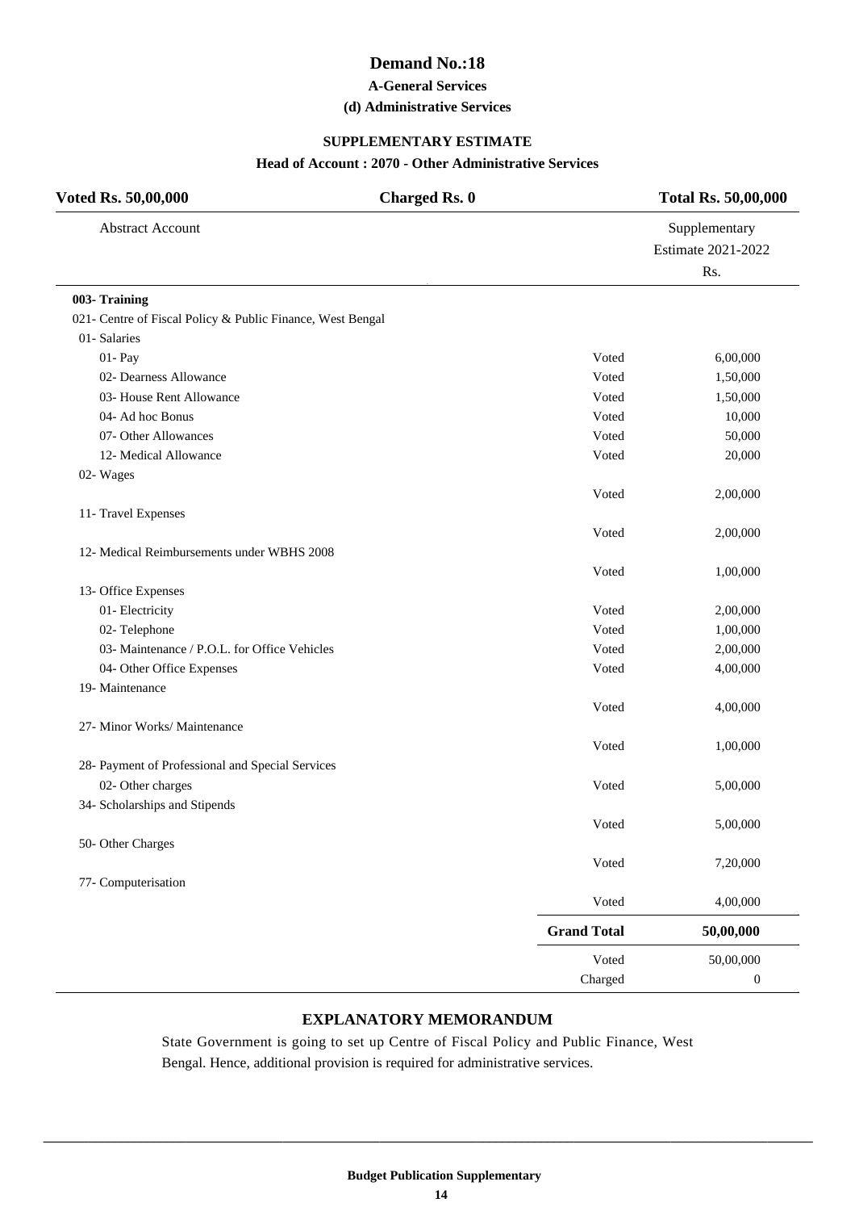# Demand No.:18

## A-General Services

### (d) Administrative Services

**SUPPLEMENTARY ESTIMATE**

**Head of Account : 2070 - Other Administrative Services**

| **Voted Rs. 50,00,000** | **Charged Rs. 0** | **Total Rs. 50,00,000** |
|---|---|---|

| Abstract Account | | Supplementary Estimate 2021-2022 Rs. |
|---|---|---|
| **003- Training** | | |
| 021- Centre of Fiscal Policy & Public Finance, West Bengal | | |
| 01- Salaries | | |
| 01- Pay | Voted | 6,00,000 |
| 02- Dearness Allowance | Voted | 1,50,000 |
| 03- House Rent Allowance | Voted | 1,50,000 |
| 04- Ad hoc Bonus | Voted | 10,000 |
| 07- Other Allowances | Voted | 50,000 |
| 12- Medical Allowance | Voted | 20,000 |
| 02- Wages | | |
| | Voted | 2,00,000 |
| 11- Travel Expenses | | |
| | Voted | 2,00,000 |
| 12- Medical Reimbursements under WBHS 2008 | | |
| | Voted | 1,00,000 |
| 13- Office Expenses | | |
| 01- Electricity | Voted | 2,00,000 |
| 02- Telephone | Voted | 1,00,000 |
| 03- Maintenance / P.O.L. for Office Vehicles | Voted | 2,00,000 |
| 04- Other Office Expenses | Voted | 4,00,000 |
| 19- Maintenance | | |
| | Voted | 4,00,000 |
| 27- Minor Works/ Maintenance | | |
| | Voted | 1,00,000 |
| 28- Payment of Professional and Special Services | | |
| 02- Other charges | Voted | 5,00,000 |
| 34- Scholarships and Stipends | | |
| | Voted | 5,00,000 |
| 50- Other Charges | | |
| | Voted | 7,20,000 |
| 77- Computerisation | | |
| | Voted | 4,00,000 |
| | **Grand Total** | **50,00,000** |
| | Voted | 50,00,000 |
| | Charged | 0 |

## EXPLANATORY MEMORANDUM

State Government is going to set up Centre of Fiscal Policy and Public Finance, West Bengal. Hence, additional provision is required for administrative services.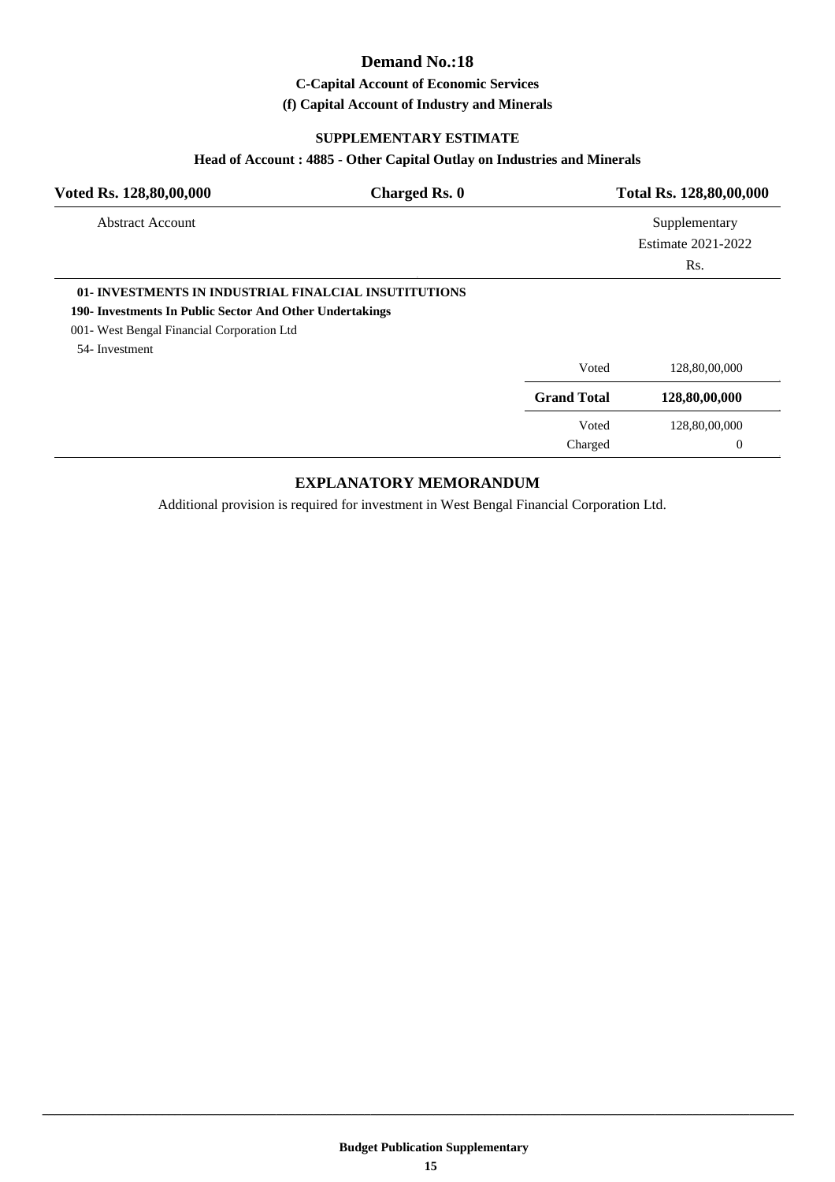# Demand No.:18

### C-Capital Account of Economic Services

### (f) Capital Account of Industry and Minerals

### SUPPLEMENTARY ESTIMATE

### Head of Account : 4885 - Other Capital Outlay on Industries and Minerals

| Voted Rs. 128,80,00,000 | Charged Rs. 0 | Total Rs. 128,80,00,000 |
|---|---|---|

| Abstract Account | | Supplementary Estimate 2021-2022 Rs. |
|---|---|---|
| **01- INVESTMENTS IN INDUSTRIAL FINALCIAL INSUTITUTIONS** | | |
| **190- Investments In Public Sector And Other Undertakings** | | |
| 001- West Bengal Financial Corporation Ltd | | |
| 54- Investment | | |
| | Voted | 128,80,00,000 |
| | **Grand Total** | **128,80,00,000** |
| | Voted | 128,80,00,000 |
| | Charged | 0 |

### EXPLANATORY MEMORANDUM

Additional provision is required for investment in West Bengal Financial Corporation Ltd.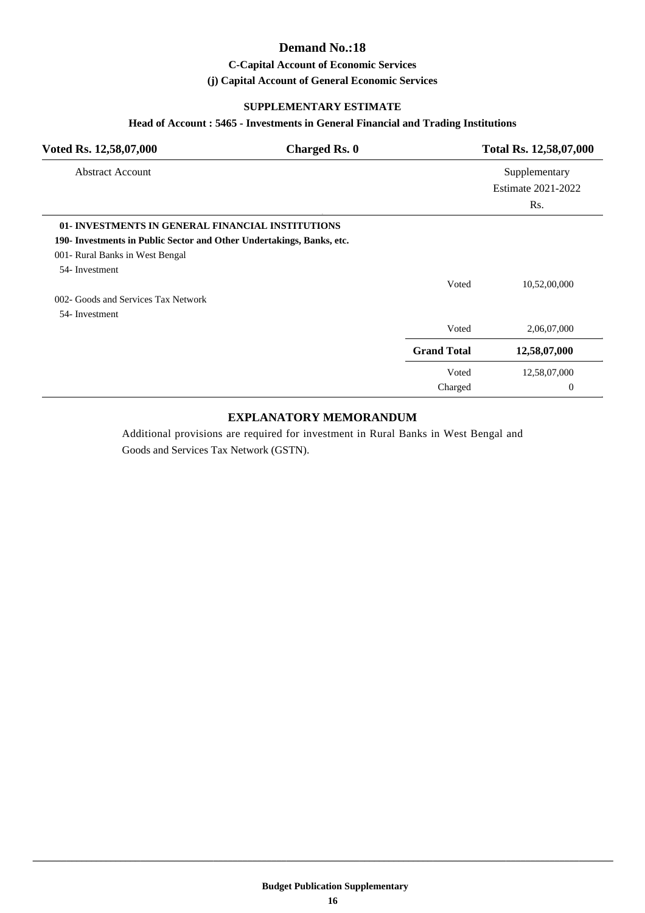# Demand No.:18

### C-Capital Account of Economic Services

### (j) Capital Account of General Economic Services

### SUPPLEMENTARY ESTIMATE

**Head of Account : 5465 - Investments in General Financial and Trading Institutions**

| **Voted Rs. 12,58,07,000** | **Charged Rs. 0** | **Total Rs. 12,58,07,000** |
|---|---|---|

| Abstract Account | | Supplementary Estimate 2021-2022 Rs. |
|---|---|---|
| **01- INVESTMENTS IN GENERAL FINANCIAL INSTITUTIONS** | | |
| **190- Investments in Public Sector and Other Undertakings, Banks, etc.** | | |
| 001- Rural Banks in West Bengal | | |
| 54- Investment | | |
| | Voted | 10,52,00,000 |
| 002- Goods and Services Tax Network | | |
| 54- Investment | | |
| | Voted | 2,06,07,000 |
| | **Grand Total** | **12,58,07,000** |
| | Voted | 12,58,07,000 |
| | Charged | 0 |

### EXPLANATORY MEMORANDUM

Additional provisions are required for investment in Rural Banks in West Bengal and Goods and Services Tax Network (GSTN).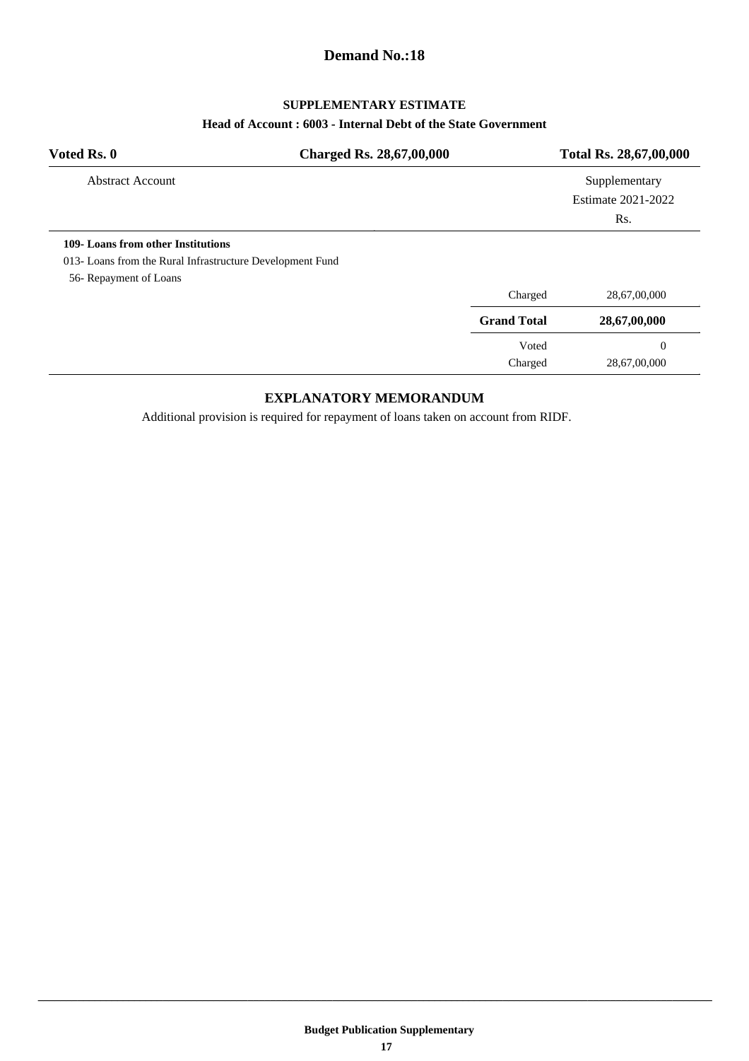# Demand No.:18

## SUPPLEMENTARY ESTIMATE

**Head of Account : 6003 - Internal Debt of the State Government**

| **Voted Rs. 0** | **Charged Rs. 28,67,00,000** | **Total Rs. 28,67,00,000** |
|---|---|---|

| Abstract Account | | Supplementary Estimate 2021-2022 Rs. |
|---|---|---|
| **109- Loans from other Institutions** | | |
| 013- Loans from the Rural Infrastructure Development Fund | | |
| 56- Repayment of Loans | | |
| | Charged | 28,67,00,000 |
| | **Grand Total** | **28,67,00,000** |
| | Voted | 0 |
| | Charged | 28,67,00,000 |

### EXPLANATORY MEMORANDUM

Additional provision is required for repayment of loans taken on account from RIDF.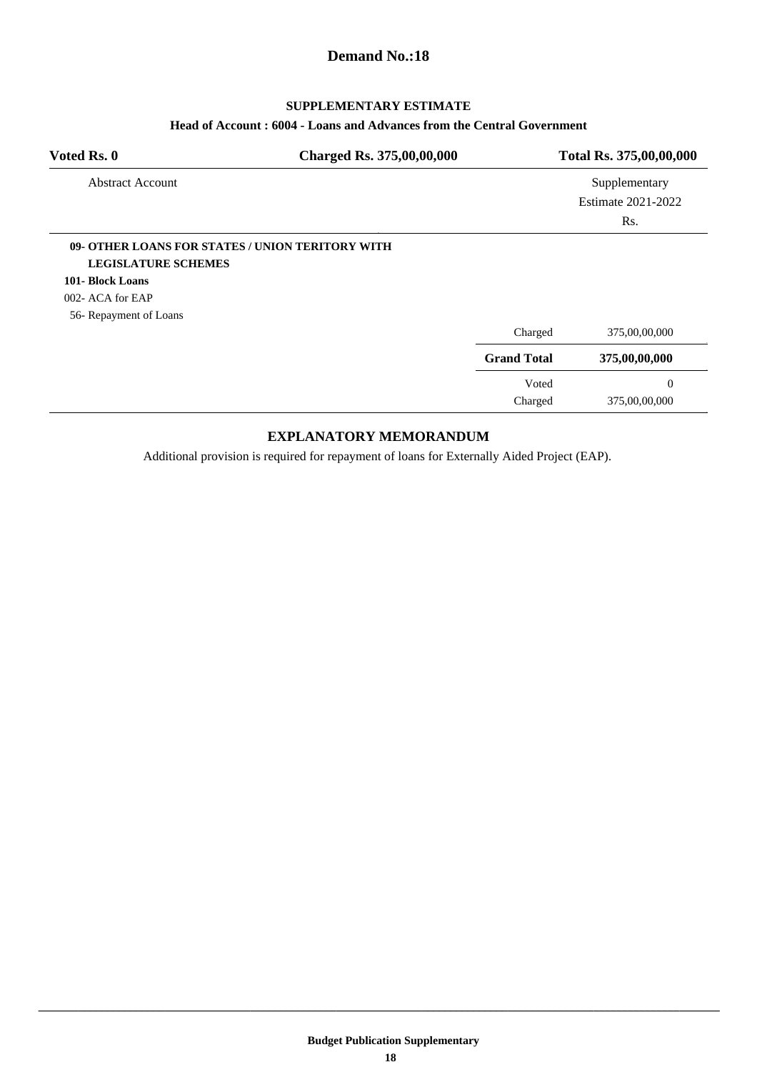## Demand No.:18

### SUPPLEMENTARY ESTIMATE

**Head of Account : 6004 - Loans and Advances from the Central Government**

| **Voted Rs. 0** | **Charged Rs. 375,00,00,000** | **Total Rs. 375,00,00,000** |
|---|---|---|

| Abstract Account | | Supplementary Estimate 2021-2022 Rs. |
|---|---|---|
| **09- OTHER LOANS FOR STATES / UNION TERITORY WITH LEGISLATURE SCHEMES** | | |
| **101- Block Loans** | | |
| 002- ACA for EAP | | |
| 56- Repayment of Loans | | |
| | Charged | 375,00,00,000 |
| | **Grand Total** | **375,00,00,000** |
| | Voted | 0 |
| | Charged | 375,00,00,000 |

### EXPLANATORY MEMORANDUM

Additional provision is required for repayment of loans for Externally Aided Project (EAP).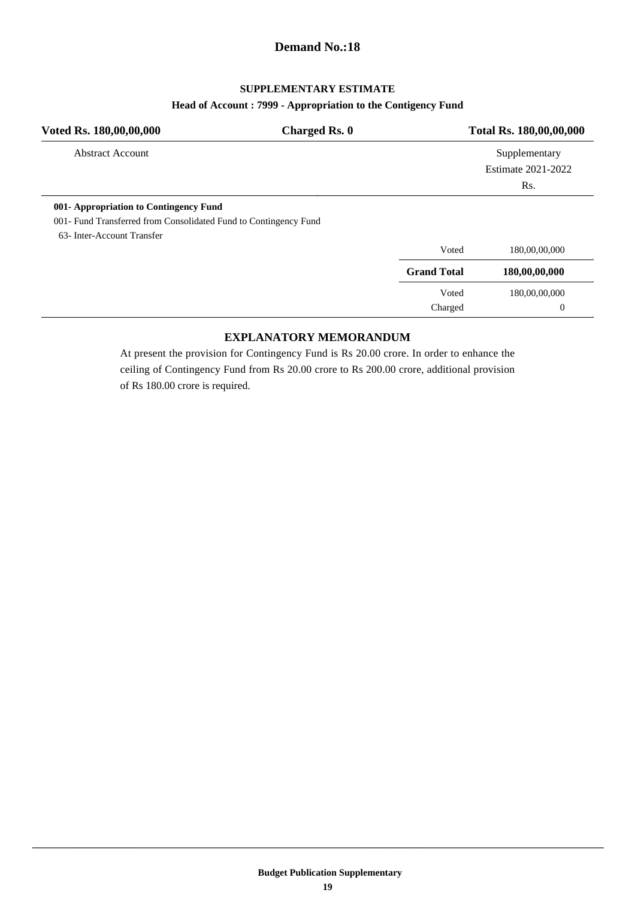## Demand No.:18

### SUPPLEMENTARY ESTIMATE

**Head of Account : 7999 - Appropriation to the Contigency Fund**

| Voted Rs. 180,00,00,000 | Charged Rs. 0 | Total Rs. 180,00,00,000 |
|---|---|---|
| Abstract Account | | Supplementary Estimate 2021-2022 Rs. |
| **001- Appropriation to Contingency Fund** | | |
| 001- Fund Transferred from Consolidated Fund to Contingency Fund | | |
| 63- Inter-Account Transfer | | |
| | Voted | 180,00,00,000 |
| | **Grand Total** | **180,00,00,000** |
| | Voted | 180,00,00,000 |
| | Charged | 0 |

### EXPLANATORY MEMORANDUM

At present the provision for Contingency Fund is Rs 20.00 crore. In order to enhance the ceiling of Contingency Fund from Rs 20.00 crore to Rs 200.00 crore, additional provision of Rs 180.00 crore is required.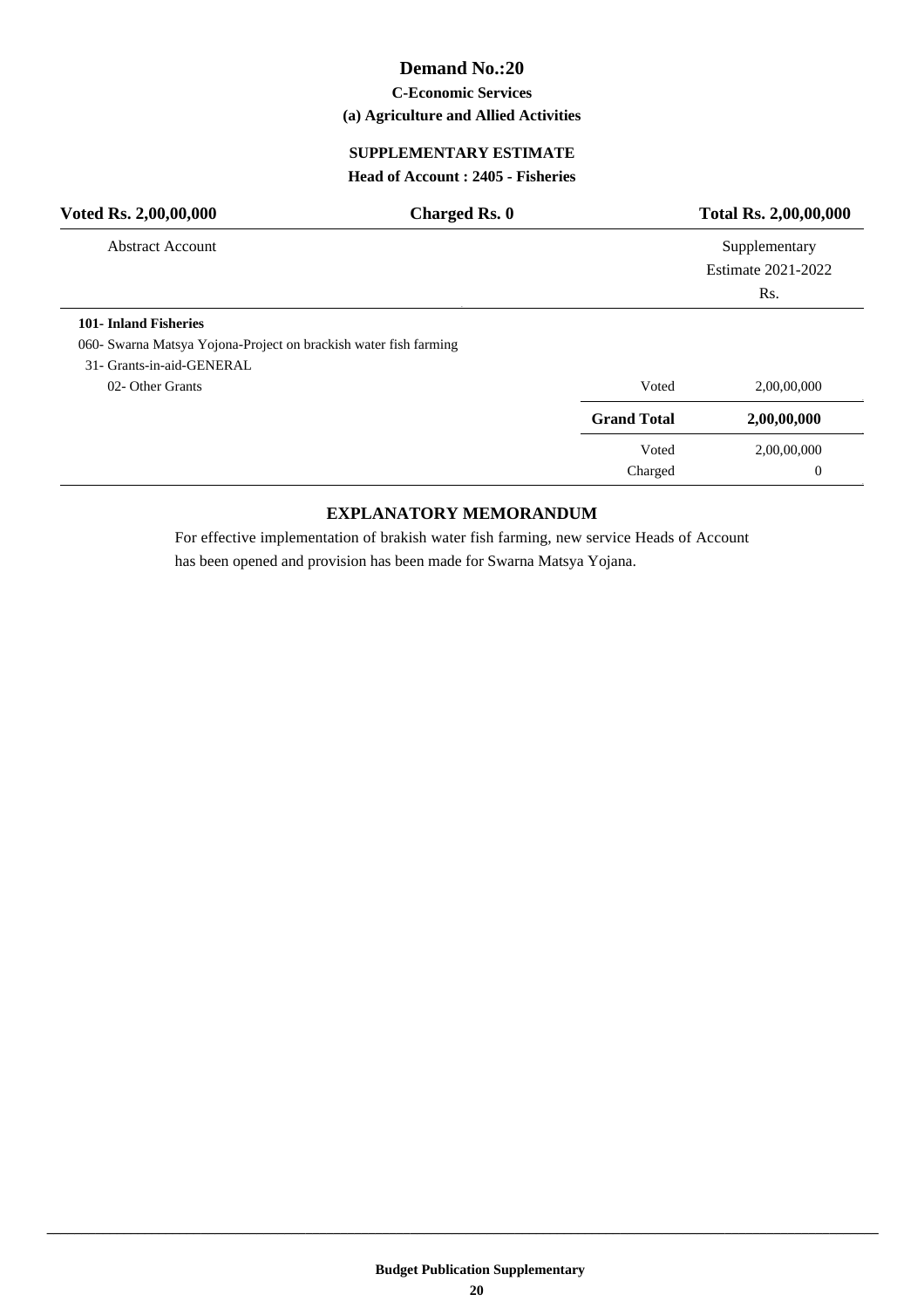# Demand No.:20

### C-Economic Services

### (a) Agriculture and Allied Activities

### SUPPLEMENTARY ESTIMATE

### Head of Account : 2405 - Fisheries

| Voted Rs. 2,00,00,000 | Charged Rs. 0 | Total Rs. 2,00,00,000 |
|---|---|---|

| Abstract Account | | Supplementary Estimate 2021-2022 Rs. |
|---|---|---|
| **101- Inland Fisheries** | | |
| 060- Swarna Matsya Yojona-Project on brackish water fish farming | | |
| 31- Grants-in-aid-GENERAL | | |
| 02- Other Grants | Voted | 2,00,00,000 |
| | **Grand Total** | **2,00,00,000** |
| | Voted | 2,00,00,000 |
| | Charged | 0 |

### EXPLANATORY MEMORANDUM

For effective implementation of brakish water fish farming, new service Heads of Account has been opened and provision has been made for Swarna Matsya Yojana.

**Budget Publication Supplementary**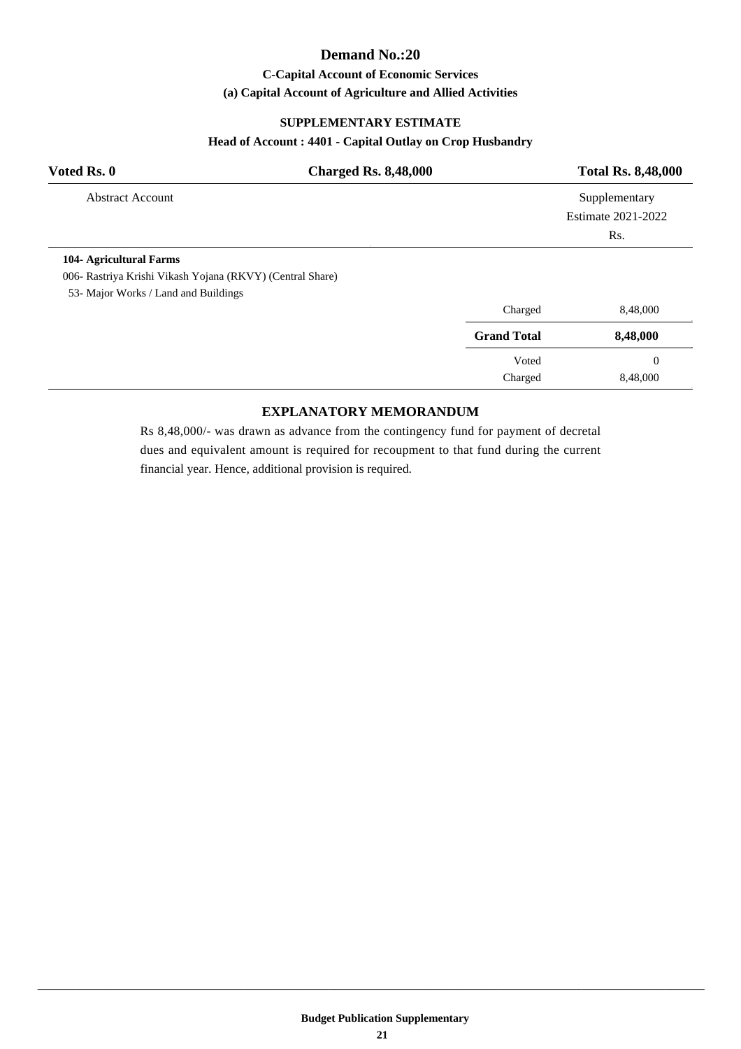# Demand No.:20

### C-Capital Account of Economic Services

### (a) Capital Account of Agriculture and Allied Activities

### SUPPLEMENTARY ESTIMATE

### Head of Account : 4401 - Capital Outlay on Crop Husbandry

| Voted Rs. 0 | Charged Rs. 8,48,000 | Total Rs. 8,48,000 |
|---|---|---|

| Abstract Account | | Supplementary Estimate 2021-2022 Rs. |
|---|---|---|
| **104- Agricultural Farms** | | |
| 006- Rastriya Krishi Vikash Yojana (RKVY) (Central Share) | | |
| 53- Major Works / Land and Buildings | | |
| | Charged | 8,48,000 |
| | **Grand Total** | **8,48,000** |
| | Voted | 0 |
| | Charged | 8,48,000 |

### EXPLANATORY MEMORANDUM

Rs 8,48,000/- was drawn as advance from the contingency fund for payment of decretal dues and equivalent amount is required for recoupment to that fund during the current financial year. Hence, additional provision is required.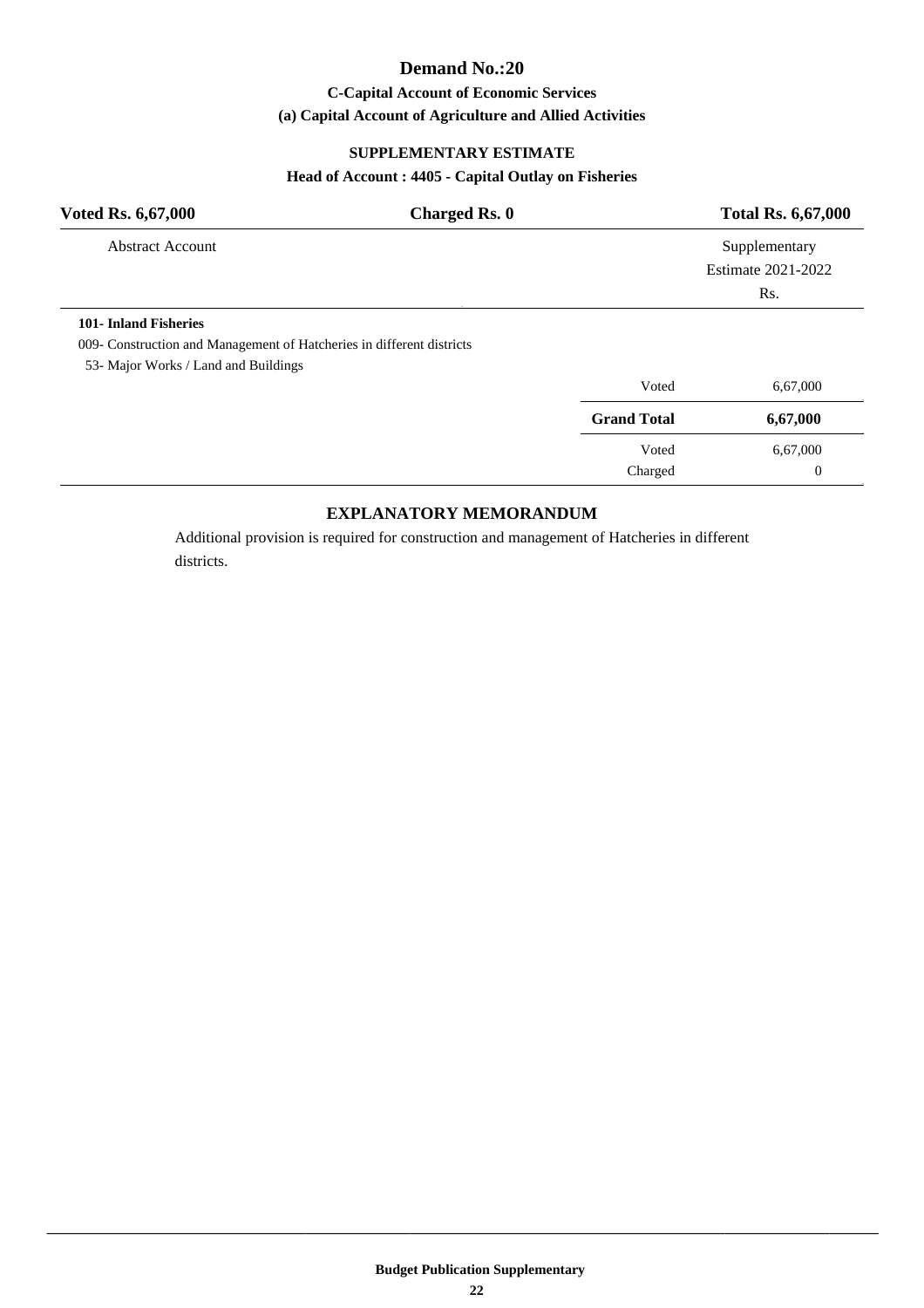# Demand No.:20

### C-Capital Account of Economic Services

### (a) Capital Account of Agriculture and Allied Activities

### SUPPLEMENTARY ESTIMATE

### Head of Account : 4405 - Capital Outlay on Fisheries

| **Voted Rs. 6,67,000** | **Charged Rs. 0** | **Total Rs. 6,67,000** |
|---|---|---|

| Abstract Account | | Supplementary Estimate 2021-2022 Rs. |
|---|---|---|
| **101- Inland Fisheries** | | |
| 009- Construction and Management of Hatcheries in different districts | | |
| 53- Major Works / Land and Buildings | | |
| | Voted | 6,67,000 |
| | **Grand Total** | **6,67,000** |
| | Voted | 6,67,000 |
| | Charged | 0 |

## EXPLANATORY MEMORANDUM

Additional provision is required for construction and management of Hatcheries in different districts.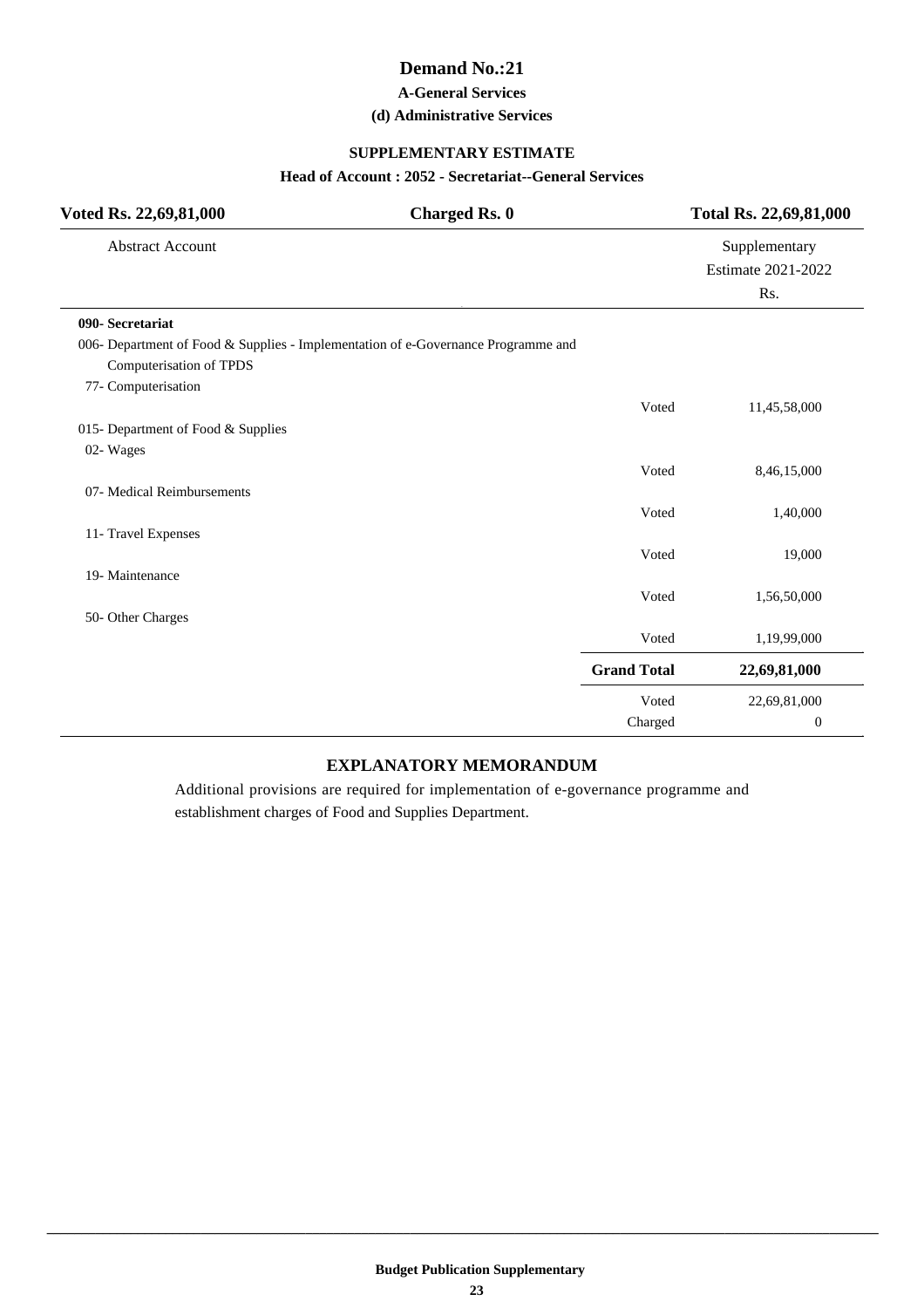# Demand No.:21

### A-General Services

### (d) Administrative Services

### SUPPLEMENTARY ESTIMATE

**Head of Account : 2052 - Secretariat--General Services**

| Voted Rs. 22,69,81,000 | Charged Rs. 0 | Total Rs. 22,69,81,000 |
|---|---|---|
| Abstract Account | | Supplementary Estimate 2021-2022 Rs. |
| **090- Secretariat** | | |
| 006- Department of Food & Supplies - Implementation of e-Governance Programme and Computerisation of TPDS | | |
| 77- Computerisation | | |
| | Voted | 11,45,58,000 |
| 015- Department of Food & Supplies | | |
| 02- Wages | | |
| | Voted | 8,46,15,000 |
| 07- Medical Reimbursements | | |
| | Voted | 1,40,000 |
| 11- Travel Expenses | | |
| | Voted | 19,000 |
| 19- Maintenance | | |
| | Voted | 1,56,50,000 |
| 50- Other Charges | | |
| | Voted | 1,19,99,000 |
| | **Grand Total** | **22,69,81,000** |
| | Voted | 22,69,81,000 |
| | Charged | 0 |

### EXPLANATORY MEMORANDUM

Additional provisions are required for implementation of e-governance programme and establishment charges of Food and Supplies Department.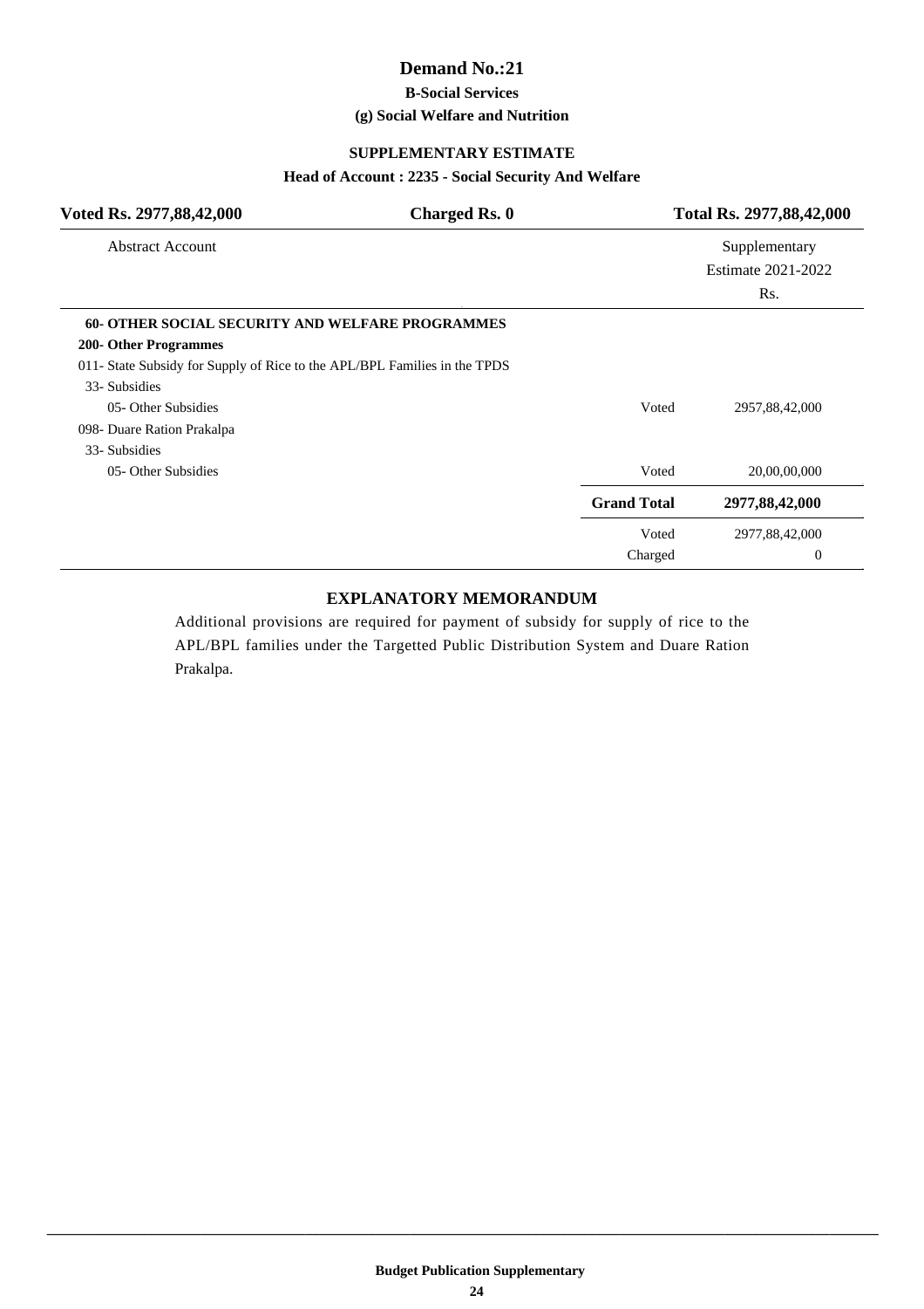# Demand No.:21

**B-Social Services**

**(g) Social Welfare and Nutrition**

**SUPPLEMENTARY ESTIMATE**

**Head of Account : 2235 - Social Security And Welfare**

| Voted Rs. 2977,88,42,000 | Charged Rs. 0 | Total Rs. 2977,88,42,000 |
|---|---|---|

| Abstract Account | | Supplementary Estimate 2021-2022 Rs. |
|---|---|---|
| **60- OTHER SOCIAL SECURITY AND WELFARE PROGRAMMES** | | |
| **200- Other Programmes** | | |
| 011- State Subsidy for Supply of Rice to the APL/BPL Families in the TPDS | | |
| 33- Subsidies | | |
| 05- Other Subsidies | Voted | 2957,88,42,000 |
| 098- Duare Ration Prakalpa | | |
| 33- Subsidies | | |
| 05- Other Subsidies | Voted | 20,00,00,000 |
| | **Grand Total** | **2977,88,42,000** |
| | Voted | 2977,88,42,000 |
| | Charged | 0 |

## EXPLANATORY MEMORANDUM

Additional provisions are required for payment of subsidy for supply of rice to the APL/BPL families under the Targetted Public Distribution System and Duare Ration Prakalpa.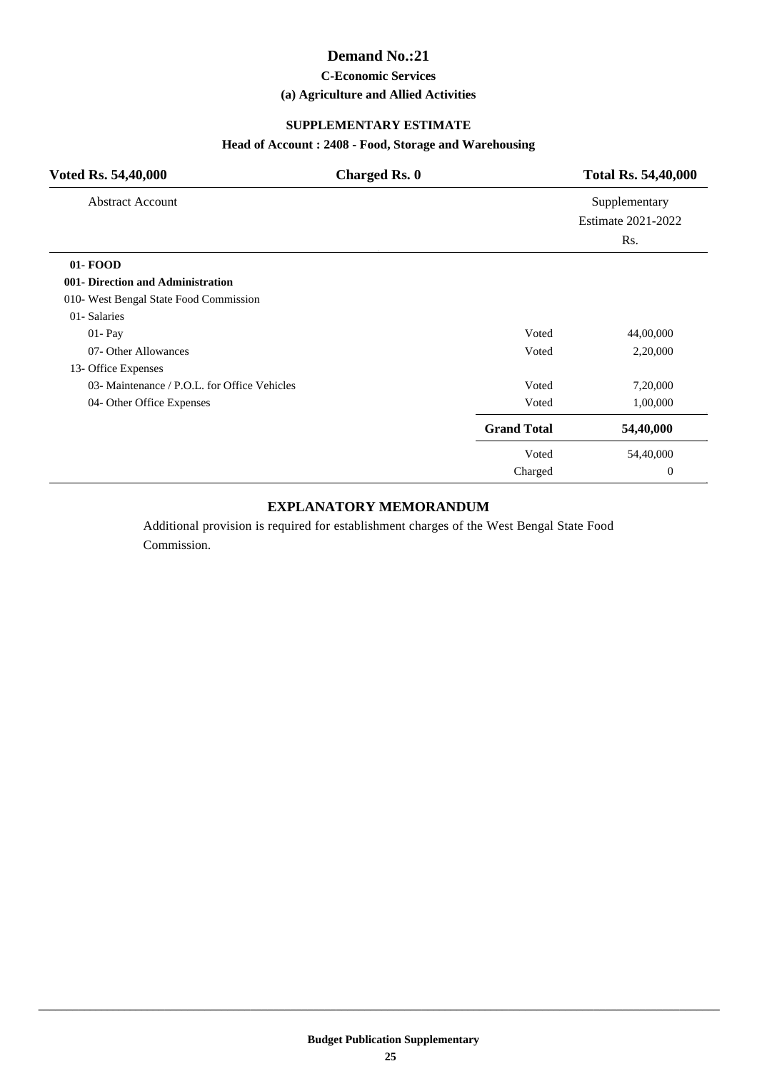# Demand No.:21

### C-Economic Services

### (a) Agriculture and Allied Activities

### SUPPLEMENTARY ESTIMATE

### Head of Account : 2408 - Food, Storage and Warehousing

| **Voted Rs. 54,40,000** | **Charged Rs. 0** | **Total Rs. 54,40,000** |
|---|---|---|

| Abstract Account | | Supplementary Estimate 2021-2022 Rs. |
|---|---|---|
| **01- FOOD** | | |
| **001- Direction and Administration** | | |
| 010- West Bengal State Food Commission | | |
| 01- Salaries | | |
| 01- Pay | Voted | 44,00,000 |
| 07- Other Allowances | Voted | 2,20,000 |
| 13- Office Expenses | | |
| 03- Maintenance / P.O.L. for Office Vehicles | Voted | 7,20,000 |
| 04- Other Office Expenses | Voted | 1,00,000 |
| | **Grand Total** | **54,40,000** |
| | Voted | 54,40,000 |
| | Charged | 0 |

### EXPLANATORY MEMORANDUM

Additional provision is required for establishment charges of the West Bengal State Food Commission.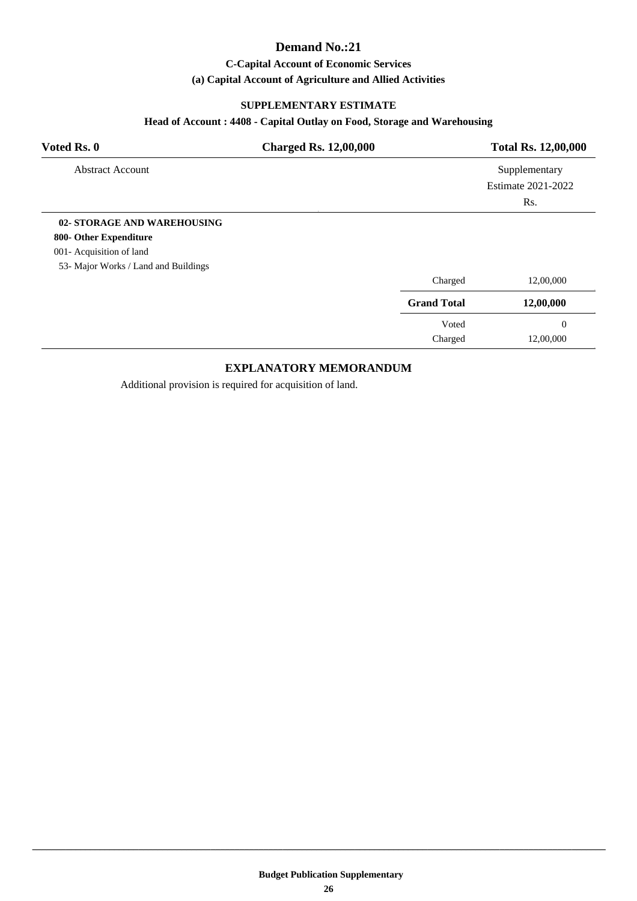# Demand No.:21

### C-Capital Account of Economic Services

### (a) Capital Account of Agriculture and Allied Activities

### SUPPLEMENTARY ESTIMATE

### Head of Account : 4408 - Capital Outlay on Food, Storage and Warehousing

| Voted Rs. 0 | Charged Rs. 12,00,000 | Total Rs. 12,00,000 |
|---|---|---|

| Abstract Account | | Supplementary Estimate 2021-2022 Rs. |
|---|---|---|
| **02- STORAGE AND WAREHOUSING** | | |
| **800- Other Expenditure** | | |
| 001- Acquisition of land | | |
| 53- Major Works / Land and Buildings | | |
| | Charged | 12,00,000 |
| | **Grand Total** | **12,00,000** |
| | Voted | 0 |
| | Charged | 12,00,000 |

### EXPLANATORY MEMORANDUM

Additional provision is required for acquisition of land.

**Budget Publication Supplementary**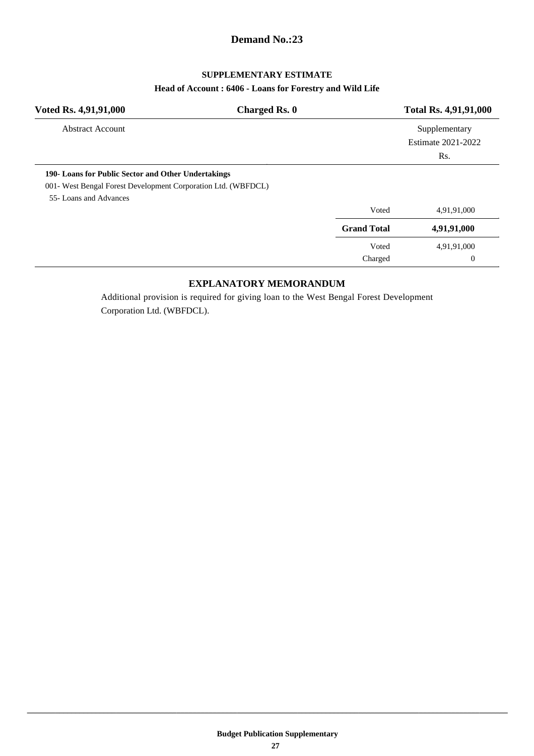# Demand No.:23

## SUPPLEMENTARY ESTIMATE

### Head of Account : 6406 - Loans for Forestry and Wild Life

| **Voted Rs. 4,91,91,000** | **Charged Rs. 0** | **Total Rs. 4,91,91,000** |
|---|---|---|

| Abstract Account | | Supplementary Estimate 2021-2022 Rs. |
|---|---|---|
| **190- Loans for Public Sector and Other Undertakings** | | |
| 001- West Bengal Forest Development Corporation Ltd. (WBFDCL) | | |
| 55- Loans and Advances | | |
| | Voted | 4,91,91,000 |
| | **Grand Total** | **4,91,91,000** |
| | Voted | 4,91,91,000 |
| | Charged | 0 |

## EXPLANATORY MEMORANDUM

Additional provision is required for giving loan to the West Bengal Forest Development Corporation Ltd. (WBFDCL).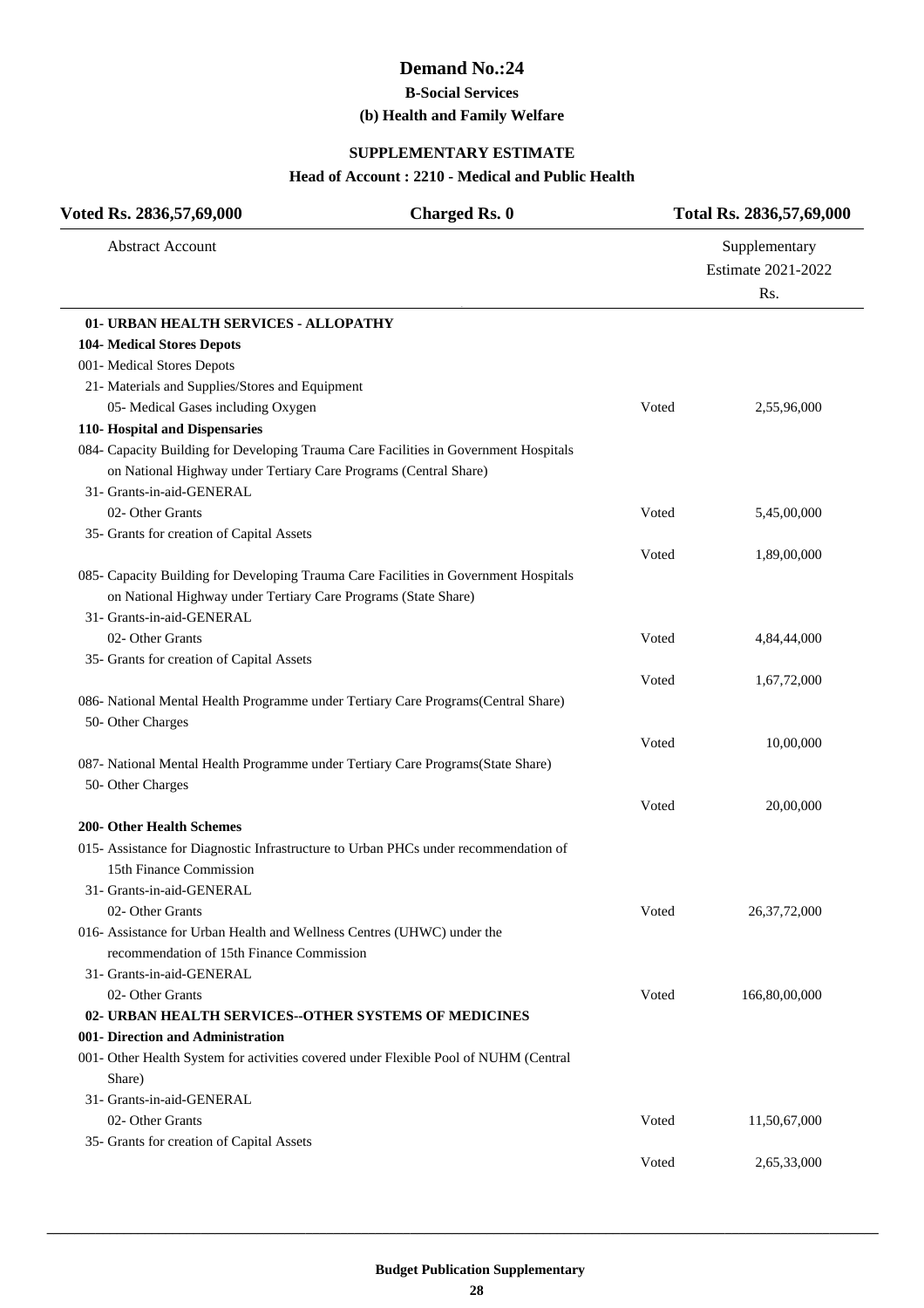# Demand No.:24

## B-Social Services

### (b) Health and Family Welfare

### SUPPLEMENTARY ESTIMATE

### Head of Account : 2210 - Medical and Public Health

| Voted Rs. 2836,57,69,000 | Charged Rs. 0 | Total Rs. 2836,57,69,000 |
|---|---|---|
| Abstract Account | | Supplementary Estimate 2021-2022 Rs. |
| **01- URBAN HEALTH SERVICES - ALLOPATHY** | | |
| **104- Medical Stores Depots** | | |
| 001- Medical Stores Depots | | |
| 21- Materials and Supplies/Stores and Equipment | | |
| 05- Medical Gases including Oxygen | Voted | 2,55,96,000 |
| **110- Hospital and Dispensaries** | | |
| 084- Capacity Building for Developing Trauma Care Facilities in Government Hospitals on National Highway under Tertiary Care Programs (Central Share) | | |
| 31- Grants-in-aid-GENERAL | | |
| 02- Other Grants | Voted | 5,45,00,000 |
| 35- Grants for creation of Capital Assets | Voted | 1,89,00,000 |
| 085- Capacity Building for Developing Trauma Care Facilities in Government Hospitals on National Highway under Tertiary Care Programs (State Share) | | |
| 31- Grants-in-aid-GENERAL | | |
| 02- Other Grants | Voted | 4,84,44,000 |
| 35- Grants for creation of Capital Assets | Voted | 1,67,72,000 |
| 086- National Mental Health Programme under Tertiary Care Programs(Central Share) | | |
| 50- Other Charges | Voted | 10,00,000 |
| 087- National Mental Health Programme under Tertiary Care Programs(State Share) | | |
| 50- Other Charges | Voted | 20,00,000 |
| **200- Other Health Schemes** | | |
| 015- Assistance for Diagnostic Infrastructure to Urban PHCs under recommendation of 15th Finance Commission | | |
| 31- Grants-in-aid-GENERAL | | |
| 02- Other Grants | Voted | 26,37,72,000 |
| 016- Assistance for Urban Health and Wellness Centres (UHWC) under the recommendation of 15th Finance Commission | | |
| 31- Grants-in-aid-GENERAL | | |
| 02- Other Grants | Voted | 166,80,00,000 |
| **02- URBAN HEALTH SERVICES--OTHER SYSTEMS OF MEDICINES** | | |
| **001- Direction and Administration** | | |
| 001- Other Health System for activities covered under Flexible Pool of NUHM (Central Share) | | |
| 31- Grants-in-aid-GENERAL | | |
| 02- Other Grants | Voted | 11,50,67,000 |
| 35- Grants for creation of Capital Assets | Voted | 2,65,33,000 |

**Budget Publication Supplementary**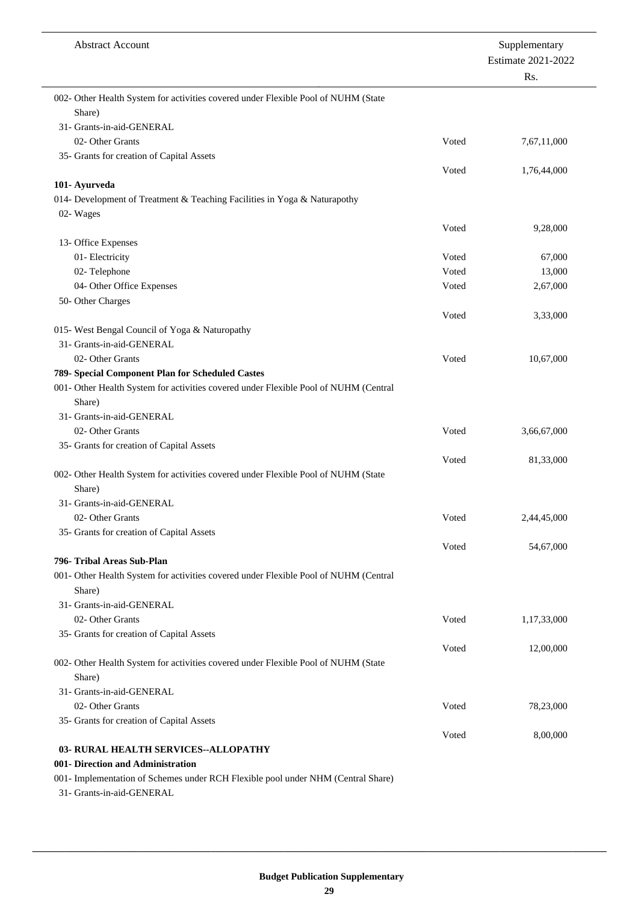| Abstract Account | | Supplementary Estimate 2021-2022 Rs. |
|---|---|---|
| 002- Other Health System for activities covered under Flexible Pool of NUHM (State Share) | | |
| 31- Grants-in-aid-GENERAL | | |
| 02- Other Grants | Voted | 7,67,11,000 |
| 35- Grants for creation of Capital Assets | Voted | 1,76,44,000 |
| **101- Ayurveda** | | |
| 014- Development of Treatment & Teaching Facilities in Yoga & Naturapothy | | |
| 02- Wages | Voted | 9,28,000 |
| 13- Office Expenses | | |
| 01- Electricity | Voted | 67,000 |
| 02- Telephone | Voted | 13,000 |
| 04- Other Office Expenses | Voted | 2,67,000 |
| 50- Other Charges | Voted | 3,33,000 |
| 015- West Bengal Council of Yoga & Naturopathy | | |
| 31- Grants-in-aid-GENERAL | | |
| 02- Other Grants | Voted | 10,67,000 |
| **789- Special Component Plan for Scheduled Castes** | | |
| 001- Other Health System for activities covered under Flexible Pool of NUHM (Central Share) | | |
| 31- Grants-in-aid-GENERAL | | |
| 02- Other Grants | Voted | 3,66,67,000 |
| 35- Grants for creation of Capital Assets | Voted | 81,33,000 |
| 002- Other Health System for activities covered under Flexible Pool of NUHM (State Share) | | |
| 31- Grants-in-aid-GENERAL | | |
| 02- Other Grants | Voted | 2,44,45,000 |
| 35- Grants for creation of Capital Assets | Voted | 54,67,000 |
| **796- Tribal Areas Sub-Plan** | | |
| 001- Other Health System for activities covered under Flexible Pool of NUHM (Central Share) | | |
| 31- Grants-in-aid-GENERAL | | |
| 02- Other Grants | Voted | 1,17,33,000 |
| 35- Grants for creation of Capital Assets | Voted | 12,00,000 |
| 002- Other Health System for activities covered under Flexible Pool of NUHM (State Share) | | |
| 31- Grants-in-aid-GENERAL | | |
| 02- Other Grants | Voted | 78,23,000 |
| 35- Grants for creation of Capital Assets | Voted | 8,00,000 |
| **03- RURAL HEALTH SERVICES--ALLOPATHY** | | |
| **001- Direction and Administration** | | |
| 001- Implementation of Schemes under RCH Flexible pool under NHM (Central Share) | | |
| 31- Grants-in-aid-GENERAL | | |

Budget Publication Supplementary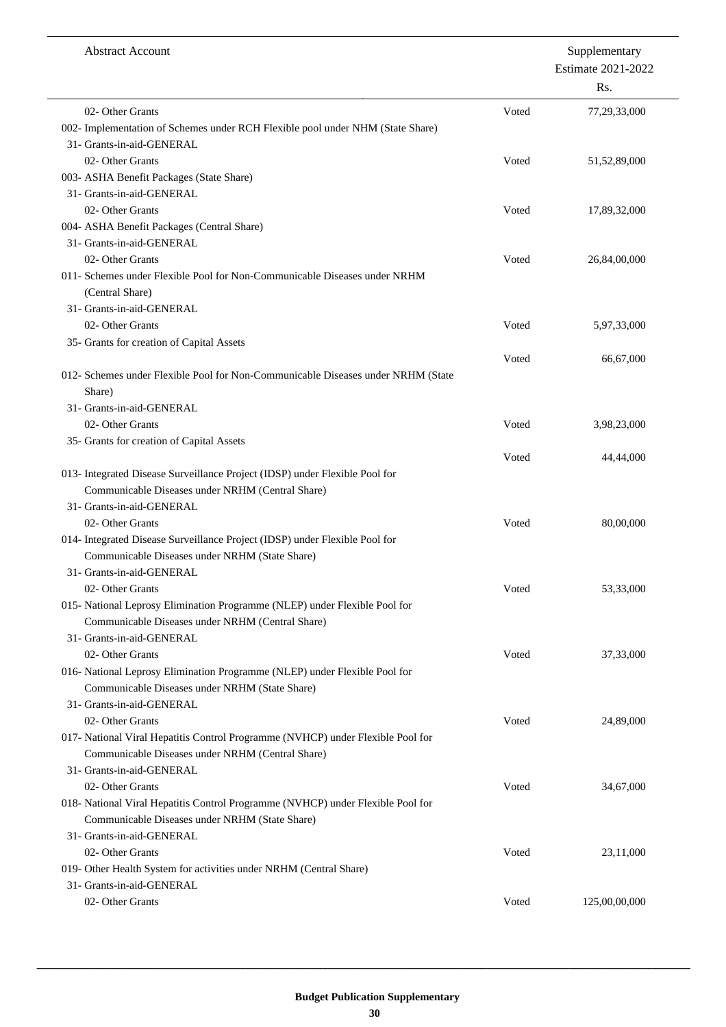| Abstract Account | | Supplementary Estimate 2021-2022 Rs. |
|---|---|---|
| 02- Other Grants | Voted | 77,29,33,000 |
| 002- Implementation of Schemes under RCH Flexible pool under NHM (State Share) | | |
| 31- Grants-in-aid-GENERAL | | |
| 02- Other Grants | Voted | 51,52,89,000 |
| 003- ASHA Benefit Packages (State Share) | | |
| 31- Grants-in-aid-GENERAL | | |
| 02- Other Grants | Voted | 17,89,32,000 |
| 004- ASHA Benefit Packages (Central Share) | | |
| 31- Grants-in-aid-GENERAL | | |
| 02- Other Grants | Voted | 26,84,00,000 |
| 011- Schemes under Flexible Pool for Non-Communicable Diseases under NRHM (Central Share) | | |
| 31- Grants-in-aid-GENERAL | | |
| 02- Other Grants | Voted | 5,97,33,000 |
| 35- Grants for creation of Capital Assets | Voted | 66,67,000 |
| 012- Schemes under Flexible Pool for Non-Communicable Diseases under NRHM (State Share) | | |
| 31- Grants-in-aid-GENERAL | | |
| 02- Other Grants | Voted | 3,98,23,000 |
| 35- Grants for creation of Capital Assets | Voted | 44,44,000 |
| 013- Integrated Disease Surveillance Project (IDSP) under Flexible Pool for Communicable Diseases under NRHM (Central Share) | | |
| 31- Grants-in-aid-GENERAL | | |
| 02- Other Grants | Voted | 80,00,000 |
| 014- Integrated Disease Surveillance Project (IDSP) under Flexible Pool for Communicable Diseases under NRHM (State Share) | | |
| 31- Grants-in-aid-GENERAL | | |
| 02- Other Grants | Voted | 53,33,000 |
| 015- National Leprosy Elimination Programme (NLEP) under Flexible Pool for Communicable Diseases under NRHM (Central Share) | | |
| 31- Grants-in-aid-GENERAL | | |
| 02- Other Grants | Voted | 37,33,000 |
| 016- National Leprosy Elimination Programme (NLEP) under Flexible Pool for Communicable Diseases under NRHM (State Share) | | |
| 31- Grants-in-aid-GENERAL | | |
| 02- Other Grants | Voted | 24,89,000 |
| 017- National Viral Hepatitis Control Programme (NVHCP) under Flexible Pool for Communicable Diseases under NRHM (Central Share) | | |
| 31- Grants-in-aid-GENERAL | | |
| 02- Other Grants | Voted | 34,67,000 |
| 018- National Viral Hepatitis Control Programme (NVHCP) under Flexible Pool for Communicable Diseases under NRHM (State Share) | | |
| 31- Grants-in-aid-GENERAL | | |
| 02- Other Grants | Voted | 23,11,000 |
| 019- Other Health System for activities under NRHM (Central Share) | | |
| 31- Grants-in-aid-GENERAL | | |
| 02- Other Grants | Voted | 125,00,00,000 |

**Budget Publication Supplementary**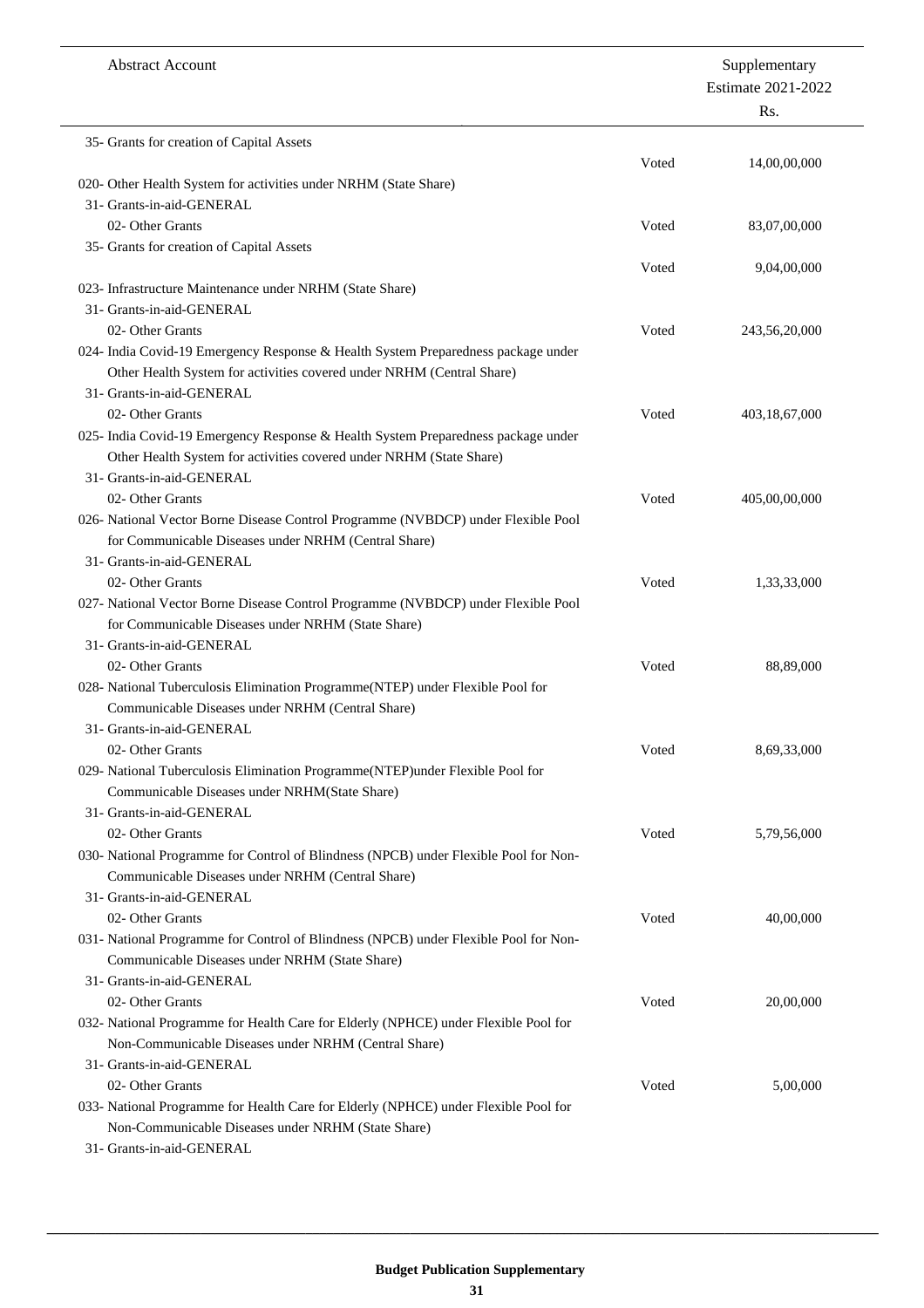| Abstract Account | | Supplementary Estimate 2021-2022 Rs. |
|---|---|---|
| 35- Grants for creation of Capital Assets | Voted | 14,00,00,000 |
| 020- Other Health System for activities under NRHM (State Share) | | |
| 31- Grants-in-aid-GENERAL | | |
| 02- Other Grants | Voted | 83,07,00,000 |
| 35- Grants for creation of Capital Assets | Voted | 9,04,00,000 |
| 023- Infrastructure Maintenance under NRHM (State Share) | | |
| 31- Grants-in-aid-GENERAL | | |
| 02- Other Grants | Voted | 243,56,20,000 |
| 024- India Covid-19 Emergency Response & Health System Preparedness package under Other Health System for activities covered under NRHM (Central Share) | | |
| 31- Grants-in-aid-GENERAL | | |
| 02- Other Grants | Voted | 403,18,67,000 |
| 025- India Covid-19 Emergency Response & Health System Preparedness package under Other Health System for activities covered under NRHM (State Share) | | |
| 31- Grants-in-aid-GENERAL | | |
| 02- Other Grants | Voted | 405,00,00,000 |
| 026- National Vector Borne Disease Control Programme (NVBDCP) under Flexible Pool for Communicable Diseases under NRHM (Central Share) | | |
| 31- Grants-in-aid-GENERAL | | |
| 02- Other Grants | Voted | 1,33,33,000 |
| 027- National Vector Borne Disease Control Programme (NVBDCP) under Flexible Pool for Communicable Diseases under NRHM (State Share) | | |
| 31- Grants-in-aid-GENERAL | | |
| 02- Other Grants | Voted | 88,89,000 |
| 028- National Tuberculosis Elimination Programme(NTEP) under Flexible Pool for Communicable Diseases under NRHM (Central Share) | | |
| 31- Grants-in-aid-GENERAL | | |
| 02- Other Grants | Voted | 8,69,33,000 |
| 029- National Tuberculosis Elimination Programme(NTEP)under Flexible Pool for Communicable Diseases under NRHM(State Share) | | |
| 31- Grants-in-aid-GENERAL | | |
| 02- Other Grants | Voted | 5,79,56,000 |
| 030- National Programme for Control of Blindness (NPCB) under Flexible Pool for Non-Communicable Diseases under NRHM (Central Share) | | |
| 31- Grants-in-aid-GENERAL | | |
| 02- Other Grants | Voted | 40,00,000 |
| 031- National Programme for Control of Blindness (NPCB) under Flexible Pool for Non-Communicable Diseases under NRHM (State Share) | | |
| 31- Grants-in-aid-GENERAL | | |
| 02- Other Grants | Voted | 20,00,000 |
| 032- National Programme for Health Care for Elderly (NPHCE) under Flexible Pool for Non-Communicable Diseases under NRHM (Central Share) | | |
| 31- Grants-in-aid-GENERAL | | |
| 02- Other Grants | Voted | 5,00,000 |
| 033- National Programme for Health Care for Elderly (NPHCE) under Flexible Pool for Non-Communicable Diseases under NRHM (State Share) | | |
| 31- Grants-in-aid-GENERAL | | |

**Budget Publication Supplementary**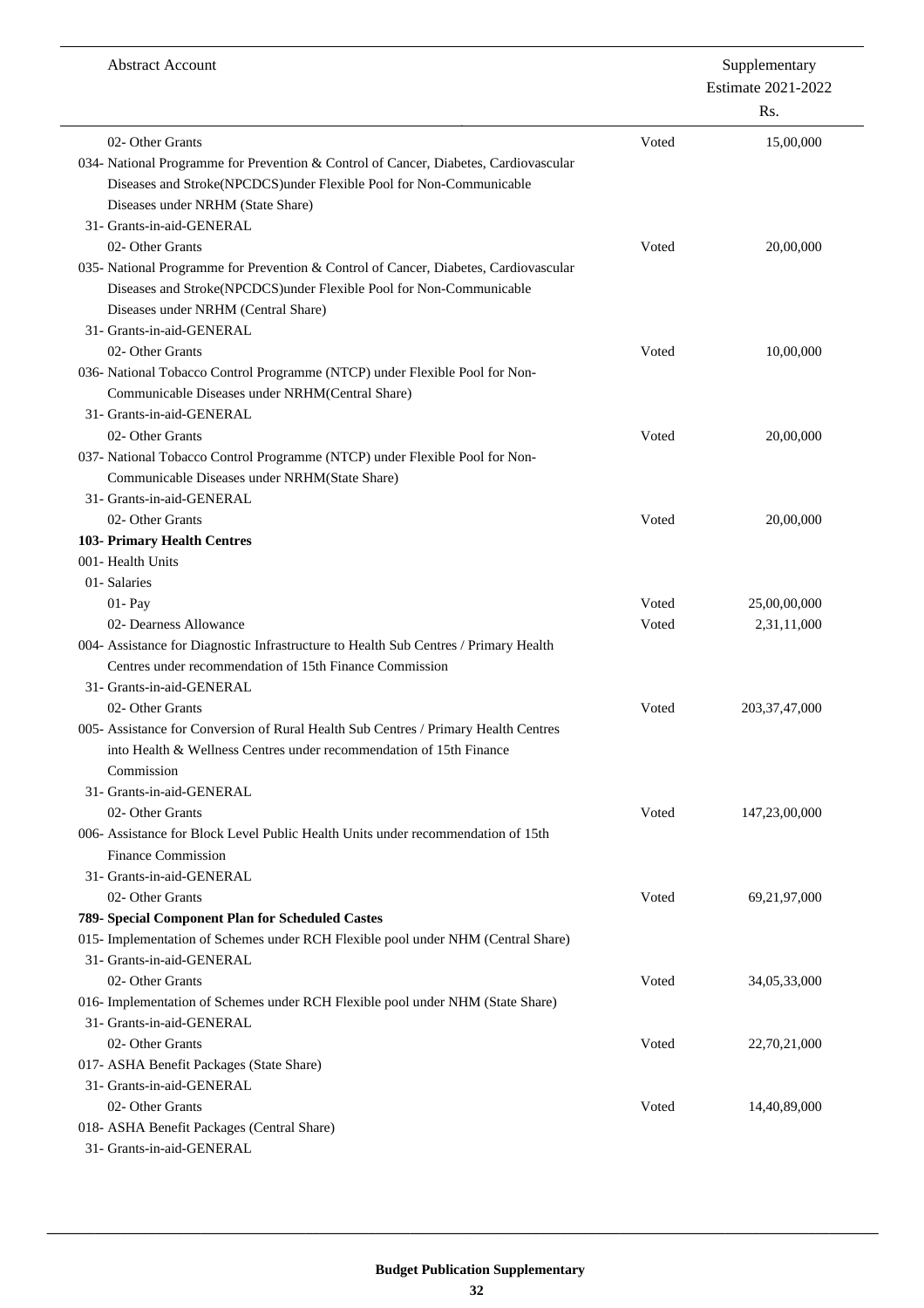| Abstract Account | | Supplementary Estimate 2021-2022 Rs. |
|---|---|---|
| 02- Other Grants | Voted | 15,00,000 |
| 034- National Programme for Prevention & Control of Cancer, Diabetes, Cardiovascular Diseases and Stroke(NPCDCS)under Flexible Pool for Non-Communicable Diseases under NRHM (State Share) | | |
| 31- Grants-in-aid-GENERAL | | |
| 02- Other Grants | Voted | 20,00,000 |
| 035- National Programme for Prevention & Control of Cancer, Diabetes, Cardiovascular Diseases and Stroke(NPCDCS)under Flexible Pool for Non-Communicable Diseases under NRHM (Central Share) | | |
| 31- Grants-in-aid-GENERAL | | |
| 02- Other Grants | Voted | 10,00,000 |
| 036- National Tobacco Control Programme (NTCP) under Flexible Pool for Non-Communicable Diseases under NRHM(Central Share) | | |
| 31- Grants-in-aid-GENERAL | | |
| 02- Other Grants | Voted | 20,00,000 |
| 037- National Tobacco Control Programme (NTCP) under Flexible Pool for Non-Communicable Diseases under NRHM(State Share) | | |
| 31- Grants-in-aid-GENERAL | | |
| 02- Other Grants | Voted | 20,00,000 |
| **103- Primary Health Centres** | | |
| 001- Health Units | | |
| 01- Salaries | | |
| 01- Pay | Voted | 25,00,00,000 |
| 02- Dearness Allowance | Voted | 2,31,11,000 |
| 004- Assistance for Diagnostic Infrastructure to Health Sub Centres / Primary Health Centres under recommendation of 15th Finance Commission | | |
| 31- Grants-in-aid-GENERAL | | |
| 02- Other Grants | Voted | 203,37,47,000 |
| 005- Assistance for Conversion of Rural Health Sub Centres / Primary Health Centres into Health & Wellness Centres under recommendation of 15th Finance Commission | | |
| 31- Grants-in-aid-GENERAL | | |
| 02- Other Grants | Voted | 147,23,00,000 |
| 006- Assistance for Block Level Public Health Units under recommendation of 15th Finance Commission | | |
| 31- Grants-in-aid-GENERAL | | |
| 02- Other Grants | Voted | 69,21,97,000 |
| **789- Special Component Plan for Scheduled Castes** | | |
| 015- Implementation of Schemes under RCH Flexible pool under NHM (Central Share) | | |
| 31- Grants-in-aid-GENERAL | | |
| 02- Other Grants | Voted | 34,05,33,000 |
| 016- Implementation of Schemes under RCH Flexible pool under NHM (State Share) | | |
| 31- Grants-in-aid-GENERAL | | |
| 02- Other Grants | Voted | 22,70,21,000 |
| 017- ASHA Benefit Packages (State Share) | | |
| 31- Grants-in-aid-GENERAL | | |
| 02- Other Grants | Voted | 14,40,89,000 |
| 018- ASHA Benefit Packages (Central Share) | | |
| 31- Grants-in-aid-GENERAL | | |

Budget Publication Supplementary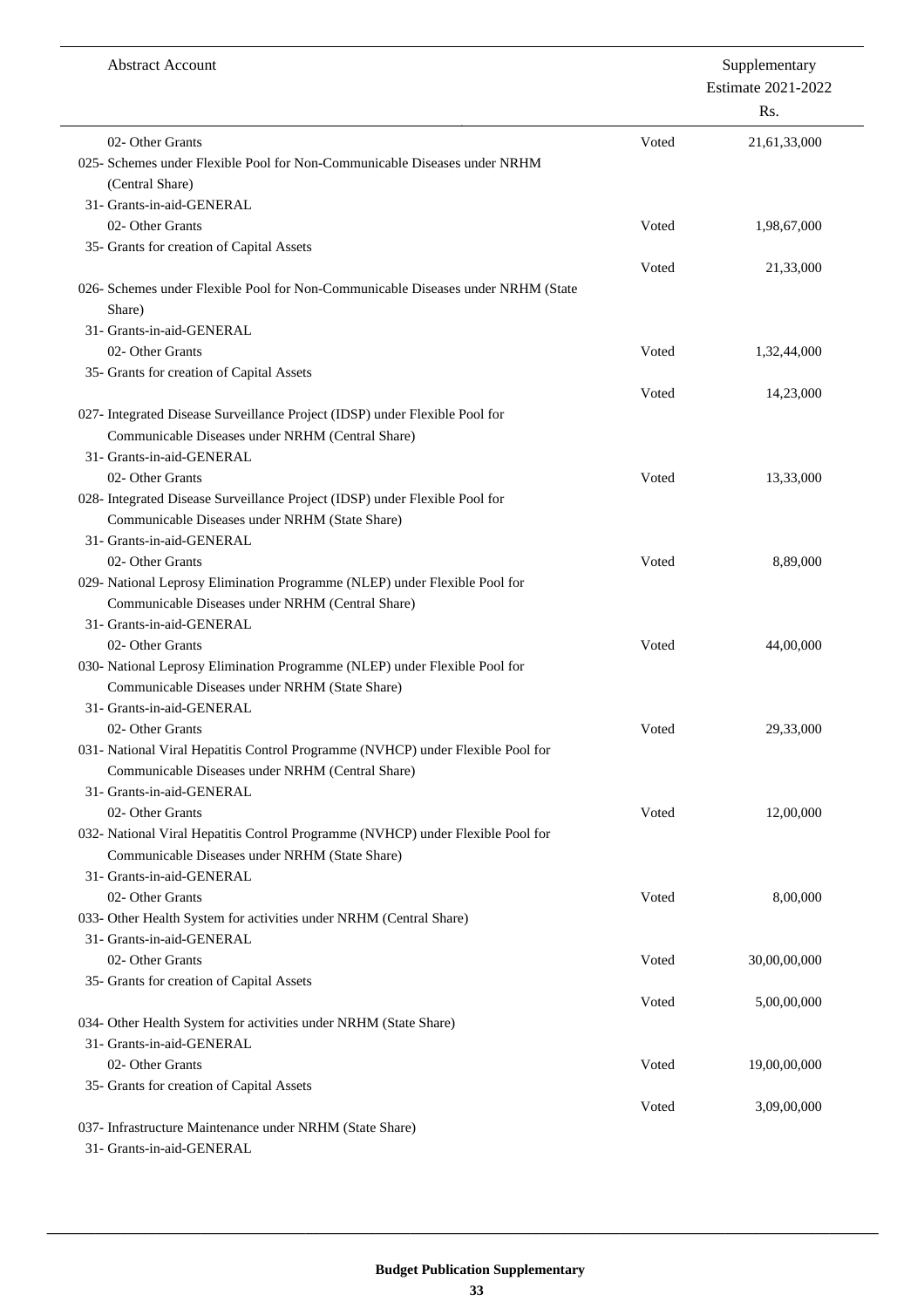| Abstract Account | | Supplementary Estimate 2021-2022 Rs. |
|---|---|---|
| 02- Other Grants | Voted | 21,61,33,000 |
| 025- Schemes under Flexible Pool for Non-Communicable Diseases under NRHM (Central Share) | | |
| 31- Grants-in-aid-GENERAL | | |
| 02- Other Grants | Voted | 1,98,67,000 |
| 35- Grants for creation of Capital Assets | Voted | 21,33,000 |
| 026- Schemes under Flexible Pool for Non-Communicable Diseases under NRHM (State Share) | | |
| 31- Grants-in-aid-GENERAL | | |
| 02- Other Grants | Voted | 1,32,44,000 |
| 35- Grants for creation of Capital Assets | Voted | 14,23,000 |
| 027- Integrated Disease Surveillance Project (IDSP) under Flexible Pool for Communicable Diseases under NRHM (Central Share) | | |
| 31- Grants-in-aid-GENERAL | | |
| 02- Other Grants | Voted | 13,33,000 |
| 028- Integrated Disease Surveillance Project (IDSP) under Flexible Pool for Communicable Diseases under NRHM (State Share) | | |
| 31- Grants-in-aid-GENERAL | | |
| 02- Other Grants | Voted | 8,89,000 |
| 029- National Leprosy Elimination Programme (NLEP) under Flexible Pool for Communicable Diseases under NRHM (Central Share) | | |
| 31- Grants-in-aid-GENERAL | | |
| 02- Other Grants | Voted | 44,00,000 |
| 030- National Leprosy Elimination Programme (NLEP) under Flexible Pool for Communicable Diseases under NRHM (State Share) | | |
| 31- Grants-in-aid-GENERAL | | |
| 02- Other Grants | Voted | 29,33,000 |
| 031- National Viral Hepatitis Control Programme (NVHCP) under Flexible Pool for Communicable Diseases under NRHM (Central Share) | | |
| 31- Grants-in-aid-GENERAL | | |
| 02- Other Grants | Voted | 12,00,000 |
| 032- National Viral Hepatitis Control Programme (NVHCP) under Flexible Pool for Communicable Diseases under NRHM (State Share) | | |
| 31- Grants-in-aid-GENERAL | | |
| 02- Other Grants | Voted | 8,00,000 |
| 033- Other Health System for activities under NRHM (Central Share) | | |
| 31- Grants-in-aid-GENERAL | | |
| 02- Other Grants | Voted | 30,00,00,000 |
| 35- Grants for creation of Capital Assets | Voted | 5,00,00,000 |
| 034- Other Health System for activities under NRHM (State Share) | | |
| 31- Grants-in-aid-GENERAL | | |
| 02- Other Grants | Voted | 19,00,00,000 |
| 35- Grants for creation of Capital Assets | Voted | 3,09,00,000 |
| 037- Infrastructure Maintenance under NRHM (State Share) | | |
| 31- Grants-in-aid-GENERAL | | |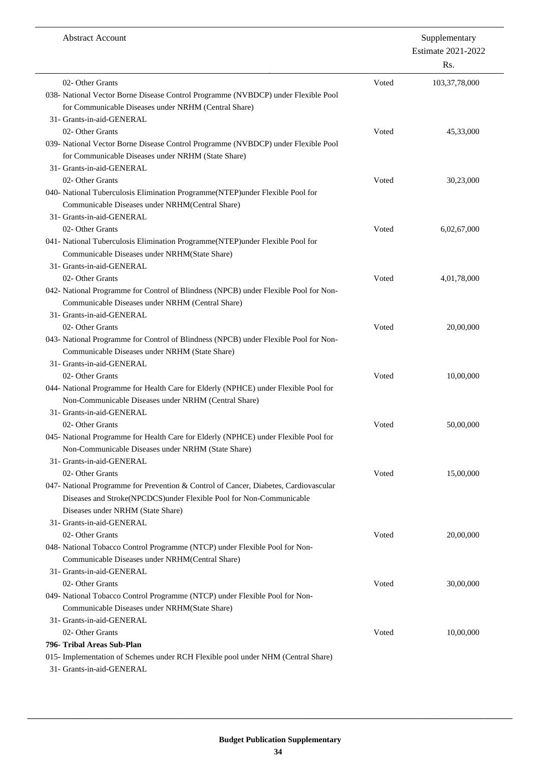| Abstract Account | | Supplementary Estimate 2021-2022 Rs. |
|---|---|---|
| 02- Other Grants | Voted | 103,37,78,000 |
| 038- National Vector Borne Disease Control Programme (NVBDCP) under Flexible Pool for Communicable Diseases under NRHM (Central Share) | | |
| 31- Grants-in-aid-GENERAL | | |
| 02- Other Grants | Voted | 45,33,000 |
| 039- National Vector Borne Disease Control Programme (NVBDCP) under Flexible Pool for Communicable Diseases under NRHM (State Share) | | |
| 31- Grants-in-aid-GENERAL | | |
| 02- Other Grants | Voted | 30,23,000 |
| 040- National Tuberculosis Elimination Programme(NTEP)under Flexible Pool for Communicable Diseases under NRHM(Central Share) | | |
| 31- Grants-in-aid-GENERAL | | |
| 02- Other Grants | Voted | 6,02,67,000 |
| 041- National Tuberculosis Elimination Programme(NTEP)under Flexible Pool for Communicable Diseases under NRHM(State Share) | | |
| 31- Grants-in-aid-GENERAL | | |
| 02- Other Grants | Voted | 4,01,78,000 |
| 042- National Programme for Control of Blindness (NPCB) under Flexible Pool for Non-Communicable Diseases under NRHM (Central Share) | | |
| 31- Grants-in-aid-GENERAL | | |
| 02- Other Grants | Voted | 20,00,000 |
| 043- National Programme for Control of Blindness (NPCB) under Flexible Pool for Non-Communicable Diseases under NRHM (State Share) | | |
| 31- Grants-in-aid-GENERAL | | |
| 02- Other Grants | Voted | 10,00,000 |
| 044- National Programme for Health Care for Elderly (NPHCE) under Flexible Pool for Non-Communicable Diseases under NRHM (Central Share) | | |
| 31- Grants-in-aid-GENERAL | | |
| 02- Other Grants | Voted | 50,00,000 |
| 045- National Programme for Health Care for Elderly (NPHCE) under Flexible Pool for Non-Communicable Diseases under NRHM (State Share) | | |
| 31- Grants-in-aid-GENERAL | | |
| 02- Other Grants | Voted | 15,00,000 |
| 047- National Programme for Prevention & Control of Cancer, Diabetes, Cardiovascular Diseases and Stroke(NPCDCS)under Flexible Pool for Non-Communicable Diseases under NRHM (State Share) | | |
| 31- Grants-in-aid-GENERAL | | |
| 02- Other Grants | Voted | 20,00,000 |
| 048- National Tobacco Control Programme (NTCP) under Flexible Pool for Non-Communicable Diseases under NRHM(Central Share) | | |
| 31- Grants-in-aid-GENERAL | | |
| 02- Other Grants | Voted | 30,00,000 |
| 049- National Tobacco Control Programme (NTCP) under Flexible Pool for Non-Communicable Diseases under NRHM(State Share) | | |
| 31- Grants-in-aid-GENERAL | | |
| 02- Other Grants | Voted | 10,00,000 |
| **796- Tribal Areas Sub-Plan** | | |
| 015- Implementation of Schemes under RCH Flexible pool under NHM (Central Share) | | |
| 31- Grants-in-aid-GENERAL | | |

**Budget Publication Supplementary**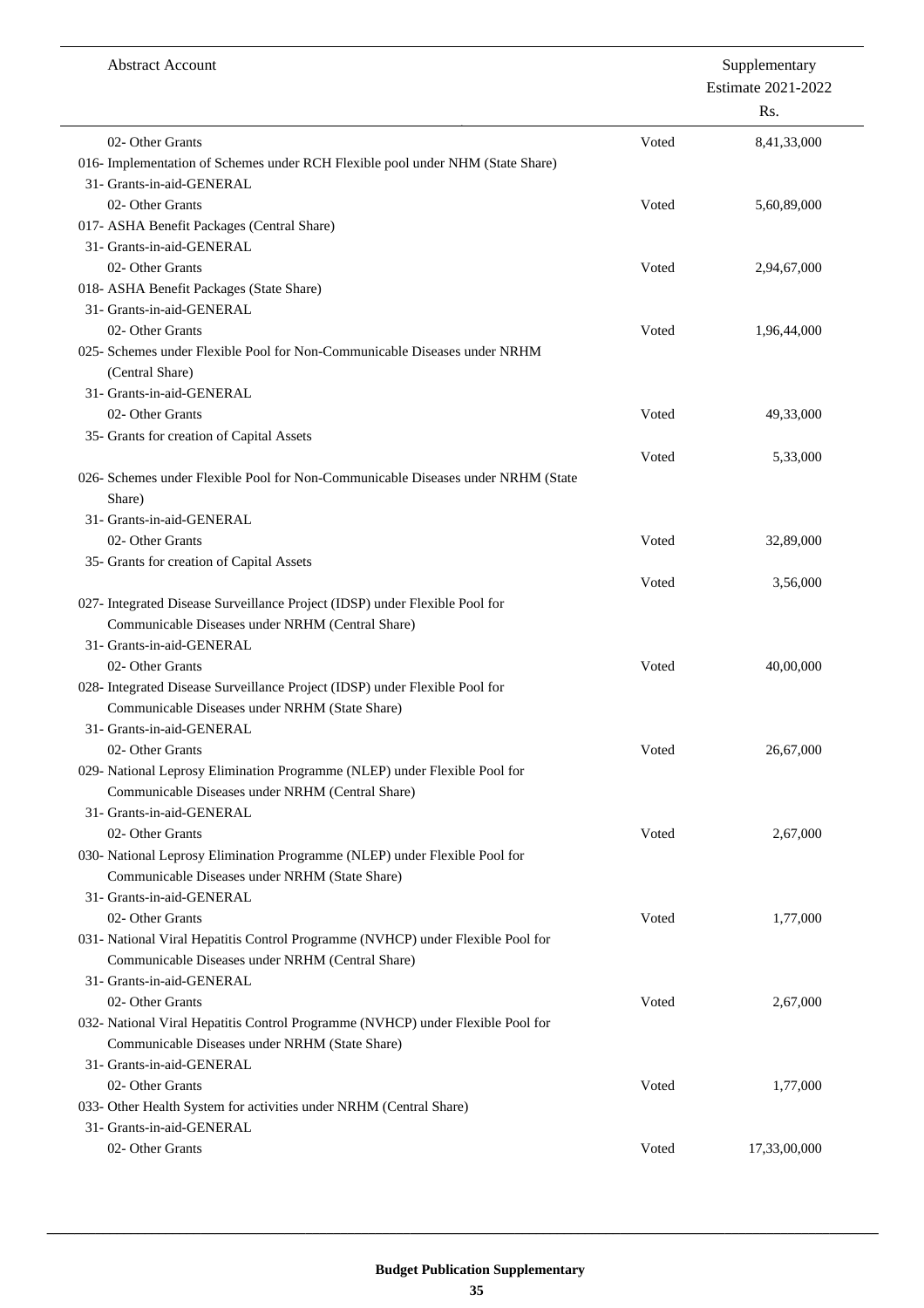| Abstract Account | | Supplementary Estimate 2021-2022 Rs. |
|---|---|---|
| 02- Other Grants | Voted | 8,41,33,000 |
| 016- Implementation of Schemes under RCH Flexible pool under NHM (State Share) | | |
| 31- Grants-in-aid-GENERAL | | |
| 02- Other Grants | Voted | 5,60,89,000 |
| 017- ASHA Benefit Packages (Central Share) | | |
| 31- Grants-in-aid-GENERAL | | |
| 02- Other Grants | Voted | 2,94,67,000 |
| 018- ASHA Benefit Packages (State Share) | | |
| 31- Grants-in-aid-GENERAL | | |
| 02- Other Grants | Voted | 1,96,44,000 |
| 025- Schemes under Flexible Pool for Non-Communicable Diseases under NRHM (Central Share) | | |
| 31- Grants-in-aid-GENERAL | | |
| 02- Other Grants | Voted | 49,33,000 |
| 35- Grants for creation of Capital Assets | Voted | 5,33,000 |
| 026- Schemes under Flexible Pool for Non-Communicable Diseases under NRHM (State Share) | | |
| 31- Grants-in-aid-GENERAL | | |
| 02- Other Grants | Voted | 32,89,000 |
| 35- Grants for creation of Capital Assets | Voted | 3,56,000 |
| 027- Integrated Disease Surveillance Project (IDSP) under Flexible Pool for Communicable Diseases under NRHM (Central Share) | | |
| 31- Grants-in-aid-GENERAL | | |
| 02- Other Grants | Voted | 40,00,000 |
| 028- Integrated Disease Surveillance Project (IDSP) under Flexible Pool for Communicable Diseases under NRHM (State Share) | | |
| 31- Grants-in-aid-GENERAL | | |
| 02- Other Grants | Voted | 26,67,000 |
| 029- National Leprosy Elimination Programme (NLEP) under Flexible Pool for Communicable Diseases under NRHM (Central Share) | | |
| 31- Grants-in-aid-GENERAL | | |
| 02- Other Grants | Voted | 2,67,000 |
| 030- National Leprosy Elimination Programme (NLEP) under Flexible Pool for Communicable Diseases under NRHM (State Share) | | |
| 31- Grants-in-aid-GENERAL | | |
| 02- Other Grants | Voted | 1,77,000 |
| 031- National Viral Hepatitis Control Programme (NVHCP) under Flexible Pool for Communicable Diseases under NRHM (Central Share) | | |
| 31- Grants-in-aid-GENERAL | | |
| 02- Other Grants | Voted | 2,67,000 |
| 032- National Viral Hepatitis Control Programme (NVHCP) under Flexible Pool for Communicable Diseases under NRHM (State Share) | | |
| 31- Grants-in-aid-GENERAL | | |
| 02- Other Grants | Voted | 1,77,000 |
| 033- Other Health System for activities under NRHM (Central Share) | | |
| 31- Grants-in-aid-GENERAL | | |
| 02- Other Grants | Voted | 17,33,00,000 |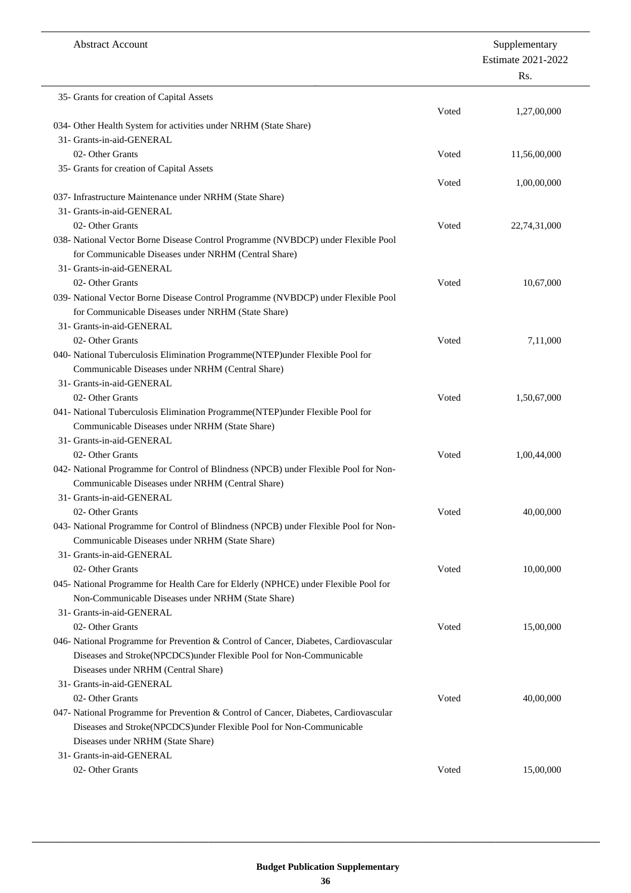| Abstract Account | | Supplementary Estimate 2021-2022 Rs. |
|---|---|---|
| 35- Grants for creation of Capital Assets | Voted | 1,27,00,000 |
| 034- Other Health System for activities under NRHM (State Share) | | |
| 31- Grants-in-aid-GENERAL | | |
| 02- Other Grants | Voted | 11,56,00,000 |
| 35- Grants for creation of Capital Assets | Voted | 1,00,00,000 |
| 037- Infrastructure Maintenance under NRHM (State Share) | | |
| 31- Grants-in-aid-GENERAL | | |
| 02- Other Grants | Voted | 22,74,31,000 |
| 038- National Vector Borne Disease Control Programme (NVBDCP) under Flexible Pool for Communicable Diseases under NRHM (Central Share) | | |
| 31- Grants-in-aid-GENERAL | | |
| 02- Other Grants | Voted | 10,67,000 |
| 039- National Vector Borne Disease Control Programme (NVBDCP) under Flexible Pool for Communicable Diseases under NRHM (State Share) | | |
| 31- Grants-in-aid-GENERAL | | |
| 02- Other Grants | Voted | 7,11,000 |
| 040- National Tuberculosis Elimination Programme(NTEP)under Flexible Pool for Communicable Diseases under NRHM (Central Share) | | |
| 31- Grants-in-aid-GENERAL | | |
| 02- Other Grants | Voted | 1,50,67,000 |
| 041- National Tuberculosis Elimination Programme(NTEP)under Flexible Pool for Communicable Diseases under NRHM (State Share) | | |
| 31- Grants-in-aid-GENERAL | | |
| 02- Other Grants | Voted | 1,00,44,000 |
| 042- National Programme for Control of Blindness (NPCB) under Flexible Pool for Non-Communicable Diseases under NRHM (Central Share) | | |
| 31- Grants-in-aid-GENERAL | | |
| 02- Other Grants | Voted | 40,00,000 |
| 043- National Programme for Control of Blindness (NPCB) under Flexible Pool for Non-Communicable Diseases under NRHM (State Share) | | |
| 31- Grants-in-aid-GENERAL | | |
| 02- Other Grants | Voted | 10,00,000 |
| 045- National Programme for Health Care for Elderly (NPHCE) under Flexible Pool for Non-Communicable Diseases under NRHM (State Share) | | |
| 31- Grants-in-aid-GENERAL | | |
| 02- Other Grants | Voted | 15,00,000 |
| 046- National Programme for Prevention & Control of Cancer, Diabetes, Cardiovascular Diseases and Stroke(NPCDCS)under Flexible Pool for Non-Communicable Diseases under NRHM (Central Share) | | |
| 31- Grants-in-aid-GENERAL | | |
| 02- Other Grants | Voted | 40,00,000 |
| 047- National Programme for Prevention & Control of Cancer, Diabetes, Cardiovascular Diseases and Stroke(NPCDCS)under Flexible Pool for Non-Communicable Diseases under NRHM (State Share) | | |
| 31- Grants-in-aid-GENERAL | | |
| 02- Other Grants | Voted | 15,00,000 |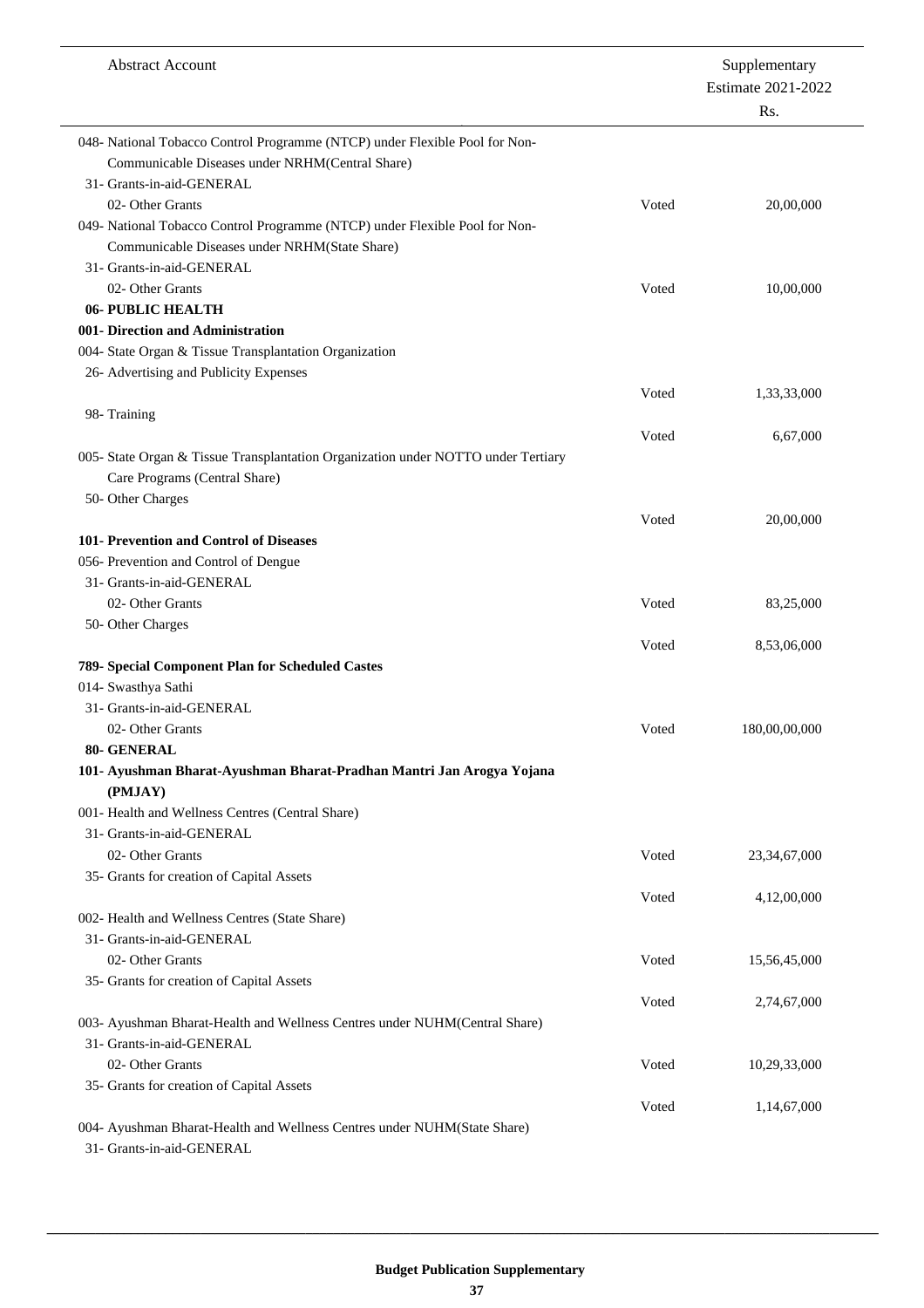| Abstract Account | | Supplementary Estimate 2021-2022 Rs. |
|---|---|---|
| 048- National Tobacco Control Programme (NTCP) under Flexible Pool for Non-Communicable Diseases under NRHM(Central Share) | | |
| 31- Grants-in-aid-GENERAL | | |
| 02- Other Grants | Voted | 20,00,000 |
| 049- National Tobacco Control Programme (NTCP) under Flexible Pool for Non-Communicable Diseases under NRHM(State Share) | | |
| 31- Grants-in-aid-GENERAL | | |
| 02- Other Grants | Voted | 10,00,000 |
| **06- PUBLIC HEALTH** | | |
| **001- Direction and Administration** | | |
| 004- State Organ & Tissue Transplantation Organization | | |
| 26- Advertising and Publicity Expenses | Voted | 1,33,33,000 |
| 98- Training | Voted | 6,67,000 |
| 005- State Organ & Tissue Transplantation Organization under NOTTO under Tertiary Care Programs (Central Share) | | |
| 50- Other Charges | Voted | 20,00,000 |
| **101- Prevention and Control of Diseases** | | |
| 056- Prevention and Control of Dengue | | |
| 31- Grants-in-aid-GENERAL | | |
| 02- Other Grants | Voted | 83,25,000 |
| 50- Other Charges | Voted | 8,53,06,000 |
| **789- Special Component Plan for Scheduled Castes** | | |
| 014- Swasthya Sathi | | |
| 31- Grants-in-aid-GENERAL | | |
| 02- Other Grants | Voted | 180,00,00,000 |
| **80- GENERAL** | | |
| **101- Ayushman Bharat-Ayushman Bharat-Pradhan Mantri Jan Arogya Yojana (PMJAY)** | | |
| 001- Health and Wellness Centres (Central Share) | | |
| 31- Grants-in-aid-GENERAL | | |
| 02- Other Grants | Voted | 23,34,67,000 |
| 35- Grants for creation of Capital Assets | Voted | 4,12,00,000 |
| 002- Health and Wellness Centres (State Share) | | |
| 31- Grants-in-aid-GENERAL | | |
| 02- Other Grants | Voted | 15,56,45,000 |
| 35- Grants for creation of Capital Assets | Voted | 2,74,67,000 |
| 003- Ayushman Bharat-Health and Wellness Centres under NUHM(Central Share) | | |
| 31- Grants-in-aid-GENERAL | | |
| 02- Other Grants | Voted | 10,29,33,000 |
| 35- Grants for creation of Capital Assets | Voted | 1,14,67,000 |
| 004- Ayushman Bharat-Health and Wellness Centres under NUHM(State Share) | | |
| 31- Grants-in-aid-GENERAL | | |

Budget Publication Supplementary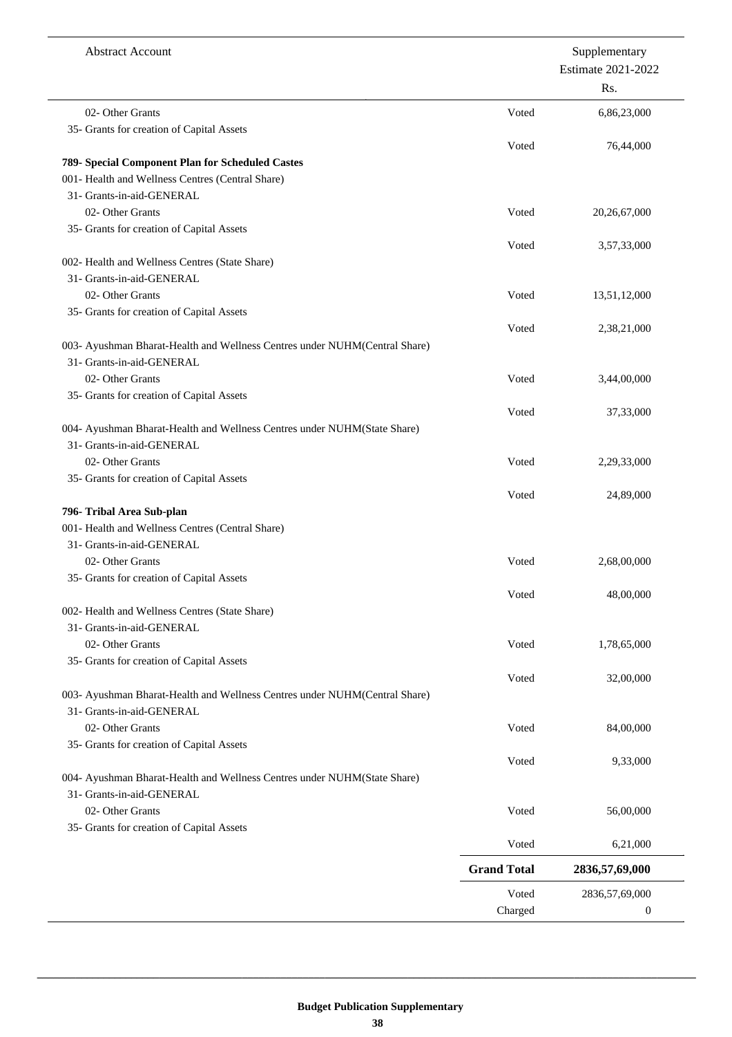| Abstract Account | | Supplementary Estimate 2021-2022 Rs. |
|---|---|---|
| 02- Other Grants | Voted | 6,86,23,000 |
| 35- Grants for creation of Capital Assets | | |
| | Voted | 76,44,000 |
| **789- Special Component Plan for Scheduled Castes** | | |
| 001- Health and Wellness Centres (Central Share) | | |
| 31- Grants-in-aid-GENERAL | | |
| 02- Other Grants | Voted | 20,26,67,000 |
| 35- Grants for creation of Capital Assets | | |
| | Voted | 3,57,33,000 |
| 002- Health and Wellness Centres (State Share) | | |
| 31- Grants-in-aid-GENERAL | | |
| 02- Other Grants | Voted | 13,51,12,000 |
| 35- Grants for creation of Capital Assets | | |
| | Voted | 2,38,21,000 |
| 003- Ayushman Bharat-Health and Wellness Centres under NUHM(Central Share) | | |
| 31- Grants-in-aid-GENERAL | | |
| 02- Other Grants | Voted | 3,44,00,000 |
| 35- Grants for creation of Capital Assets | | |
| | Voted | 37,33,000 |
| 004- Ayushman Bharat-Health and Wellness Centres under NUHM(State Share) | | |
| 31- Grants-in-aid-GENERAL | | |
| 02- Other Grants | Voted | 2,29,33,000 |
| 35- Grants for creation of Capital Assets | | |
| | Voted | 24,89,000 |
| **796- Tribal Area Sub-plan** | | |
| 001- Health and Wellness Centres (Central Share) | | |
| 31- Grants-in-aid-GENERAL | | |
| 02- Other Grants | Voted | 2,68,00,000 |
| 35- Grants for creation of Capital Assets | | |
| | Voted | 48,00,000 |
| 002- Health and Wellness Centres (State Share) | | |
| 31- Grants-in-aid-GENERAL | | |
| 02- Other Grants | Voted | 1,78,65,000 |
| 35- Grants for creation of Capital Assets | | |
| | Voted | 32,00,000 |
| 003- Ayushman Bharat-Health and Wellness Centres under NUHM(Central Share) | | |
| 31- Grants-in-aid-GENERAL | | |
| 02- Other Grants | Voted | 84,00,000 |
| 35- Grants for creation of Capital Assets | | |
| | Voted | 9,33,000 |
| 004- Ayushman Bharat-Health and Wellness Centres under NUHM(State Share) | | |
| 31- Grants-in-aid-GENERAL | | |
| 02- Other Grants | Voted | 56,00,000 |
| 35- Grants for creation of Capital Assets | | |
| | Voted | 6,21,000 |
| | **Grand Total** | **2836,57,69,000** |
| | Voted | 2836,57,69,000 |
| | Charged | 0 |

**Budget Publication Supplementary**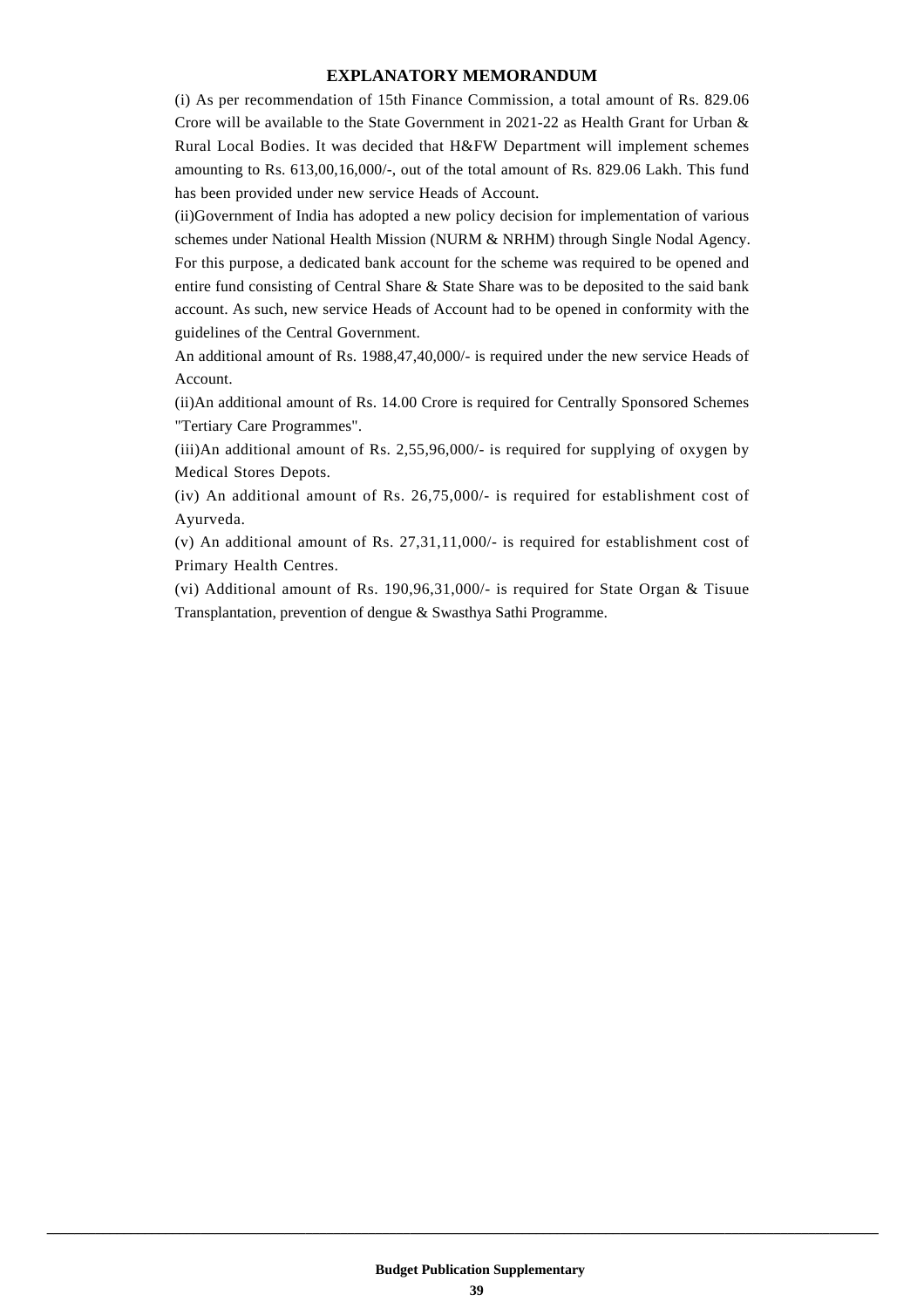## EXPLANATORY MEMORANDUM

(i) As per recommendation of 15th Finance Commission, a total amount of Rs. 829.06 Crore will be available to the State Government in 2021-22 as Health Grant for Urban & Rural Local Bodies. It was decided that H&FW Department will implement schemes amounting to Rs. 613,00,16,000/-, out of the total amount of Rs. 829.06 Lakh. This fund has been provided under new service Heads of Account.

(ii)Government of India has adopted a new policy decision for implementation of various schemes under National Health Mission (NURM & NRHM) through Single Nodal Agency. For this purpose, a dedicated bank account for the scheme was required to be opened and entire fund consisting of Central Share & State Share was to be deposited to the said bank account. As such, new service Heads of Account had to be opened in conformity with the guidelines of the Central Government.

An additional amount of Rs. 1988,47,40,000/- is required under the new service Heads of Account.

(ii)An additional amount of Rs. 14.00 Crore is required for Centrally Sponsored Schemes "Tertiary Care Programmes".

(iii)An additional amount of Rs. 2,55,96,000/- is required for supplying of oxygen by Medical Stores Depots.

(iv) An additional amount of Rs. 26,75,000/- is required for establishment cost of Ayurveda.

(v) An additional amount of Rs. 27,31,11,000/- is required for establishment cost of Primary Health Centres.

(vi) Additional amount of Rs. 190,96,31,000/- is required for State Organ & Tisuue Transplantation, prevention of dengue & Swasthya Sathi Programme.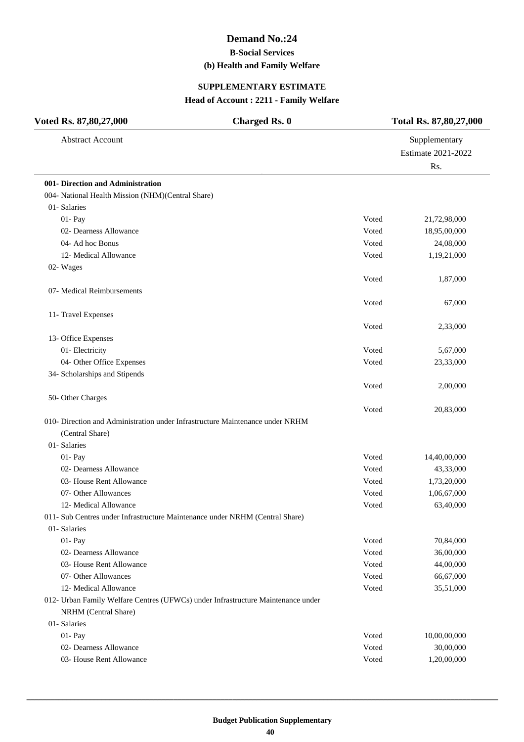# Demand No.:24

## B-Social Services

### (b) Health and Family Welfare

### SUPPLEMENTARY ESTIMATE

### Head of Account : 2211 - Family Welfare

| Voted Rs. 87,80,27,000 | Charged Rs. 0 | Total Rs. 87,80,27,000 |
|---|---|---|

| Abstract Account | | Supplementary Estimate 2021-2022 Rs. |
|---|---|---|
| **001- Direction and Administration** | | |
| 004- National Health Mission (NHM)(Central Share) | | |
| 01- Salaries | | |
| 01- Pay | Voted | 21,72,98,000 |
| 02- Dearness Allowance | Voted | 18,95,00,000 |
| 04- Ad hoc Bonus | Voted | 24,08,000 |
| 12- Medical Allowance | Voted | 1,19,21,000 |
| 02- Wages | | |
| | Voted | 1,87,000 |
| 07- Medical Reimbursements | | |
| | Voted | 67,000 |
| 11- Travel Expenses | | |
| | Voted | 2,33,000 |
| 13- Office Expenses | | |
| 01- Electricity | Voted | 5,67,000 |
| 04- Other Office Expenses | Voted | 23,33,000 |
| 34- Scholarships and Stipends | | |
| | Voted | 2,00,000 |
| 50- Other Charges | | |
| | Voted | 20,83,000 |
| 010- Direction and Administration under Infrastructure Maintenance under NRHM (Central Share) | | |
| 01- Salaries | | |
| 01- Pay | Voted | 14,40,00,000 |
| 02- Dearness Allowance | Voted | 43,33,000 |
| 03- House Rent Allowance | Voted | 1,73,20,000 |
| 07- Other Allowances | Voted | 1,06,67,000 |
| 12- Medical Allowance | Voted | 63,40,000 |
| 011- Sub Centres under Infrastructure Maintenance under NRHM (Central Share) | | |
| 01- Salaries | | |
| 01- Pay | Voted | 70,84,000 |
| 02- Dearness Allowance | Voted | 36,00,000 |
| 03- House Rent Allowance | Voted | 44,00,000 |
| 07- Other Allowances | Voted | 66,67,000 |
| 12- Medical Allowance | Voted | 35,51,000 |
| 012- Urban Family Welfare Centres (UFWCs) under Infrastructure Maintenance under NRHM (Central Share) | | |
| 01- Salaries | | |
| 01- Pay | Voted | 10,00,00,000 |
| 02- Dearness Allowance | Voted | 30,00,000 |
| 03- House Rent Allowance | Voted | 1,20,00,000 |

Budget Publication Supplementary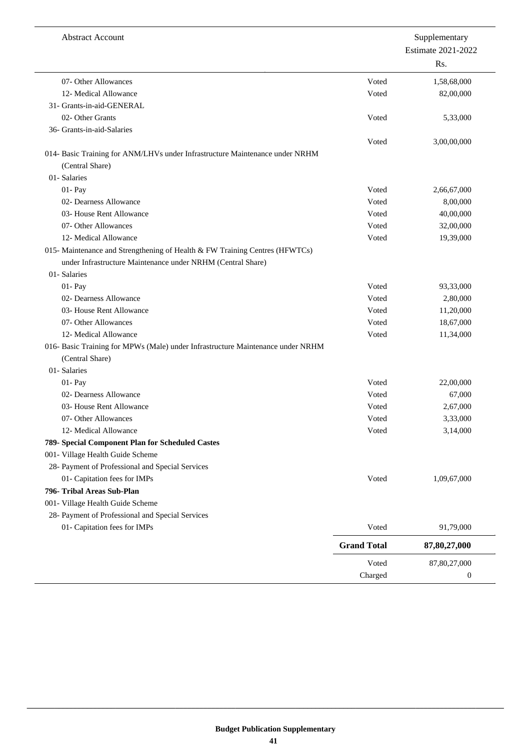| Abstract Account | | Supplementary Estimate 2021-2022 Rs. |
|---|---|---|
| 07- Other Allowances | Voted | 1,58,68,000 |
| 12- Medical Allowance | Voted | 82,00,000 |
| 31- Grants-in-aid-GENERAL | | |
| 02- Other Grants | Voted | 5,33,000 |
| 36- Grants-in-aid-Salaries | | |
| | Voted | 3,00,00,000 |
| 014- Basic Training for ANM/LHVs under Infrastructure Maintenance under NRHM (Central Share) | | |
| 01- Salaries | | |
| 01- Pay | Voted | 2,66,67,000 |
| 02- Dearness Allowance | Voted | 8,00,000 |
| 03- House Rent Allowance | Voted | 40,00,000 |
| 07- Other Allowances | Voted | 32,00,000 |
| 12- Medical Allowance | Voted | 19,39,000 |
| 015- Maintenance and Strengthening of Health & FW Training Centres (HFWTCs) under Infrastructure Maintenance under NRHM (Central Share) | | |
| 01- Salaries | | |
| 01- Pay | Voted | 93,33,000 |
| 02- Dearness Allowance | Voted | 2,80,000 |
| 03- House Rent Allowance | Voted | 11,20,000 |
| 07- Other Allowances | Voted | 18,67,000 |
| 12- Medical Allowance | Voted | 11,34,000 |
| 016- Basic Training for MPWs (Male) under Infrastructure Maintenance under NRHM (Central Share) | | |
| 01- Salaries | | |
| 01- Pay | Voted | 22,00,000 |
| 02- Dearness Allowance | Voted | 67,000 |
| 03- House Rent Allowance | Voted | 2,67,000 |
| 07- Other Allowances | Voted | 3,33,000 |
| 12- Medical Allowance | Voted | 3,14,000 |
| **789- Special Component Plan for Scheduled Castes** | | |
| 001- Village Health Guide Scheme | | |
| 28- Payment of Professional and Special Services | | |
| 01- Capitation fees for IMPs | Voted | 1,09,67,000 |
| **796- Tribal Areas Sub-Plan** | | |
| 001- Village Health Guide Scheme | | |
| 28- Payment of Professional and Special Services | | |
| 01- Capitation fees for IMPs | Voted | 91,79,000 |
| | **Grand Total** | **87,80,27,000** |
| | Voted | 87,80,27,000 |
| | Charged | 0 |

**Budget Publication Supplementary**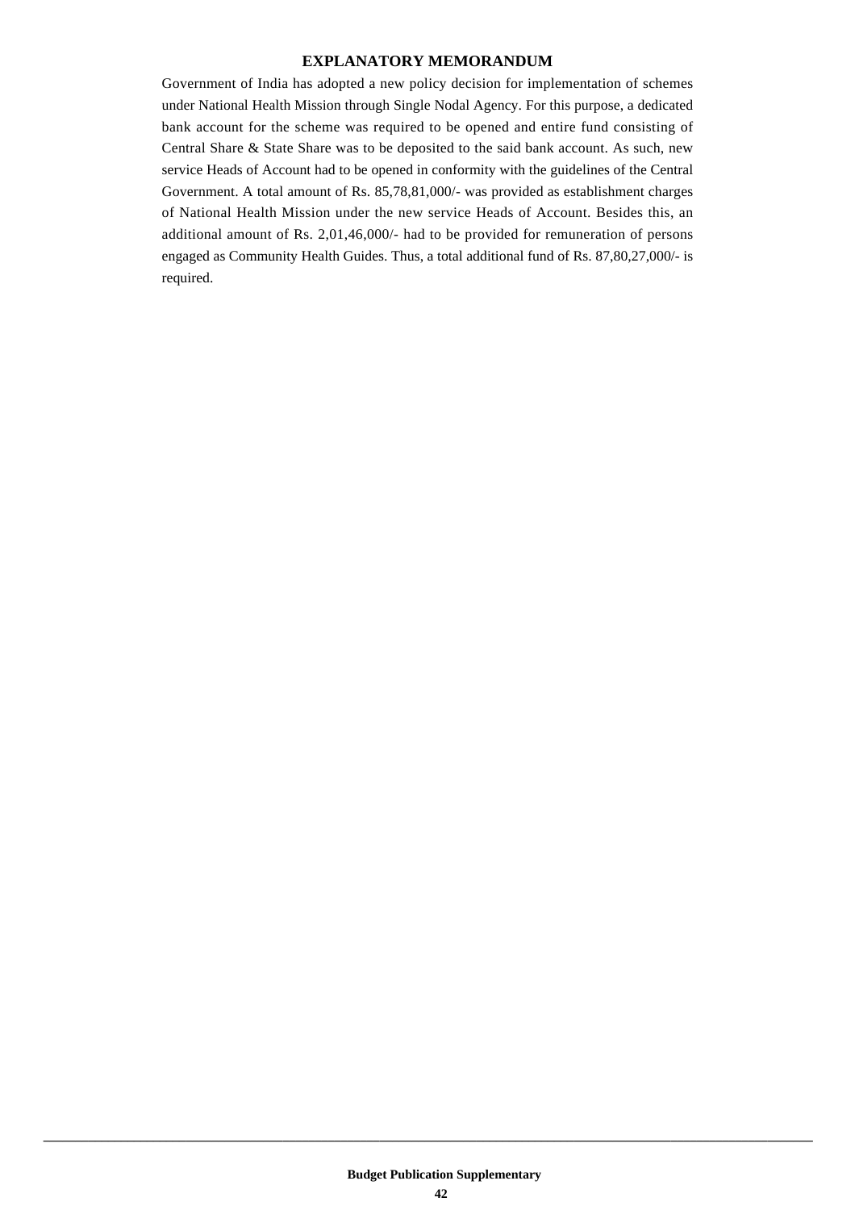# EXPLANATORY MEMORANDUM

Government of India has adopted a new policy decision for implementation of schemes under National Health Mission through Single Nodal Agency. For this purpose, a dedicated bank account for the scheme was required to be opened and entire fund consisting of Central Share & State Share was to be deposited to the said bank account. As such, new service Heads of Account had to be opened in conformity with the guidelines of the Central Government. A total amount of Rs. 85,78,81,000/- was provided as establishment charges of National Health Mission under the new service Heads of Account. Besides this, an additional amount of Rs. 2,01,46,000/- had to be provided for remuneration of persons engaged as Community Health Guides. Thus, a total additional fund of Rs. 87,80,27,000/- is required.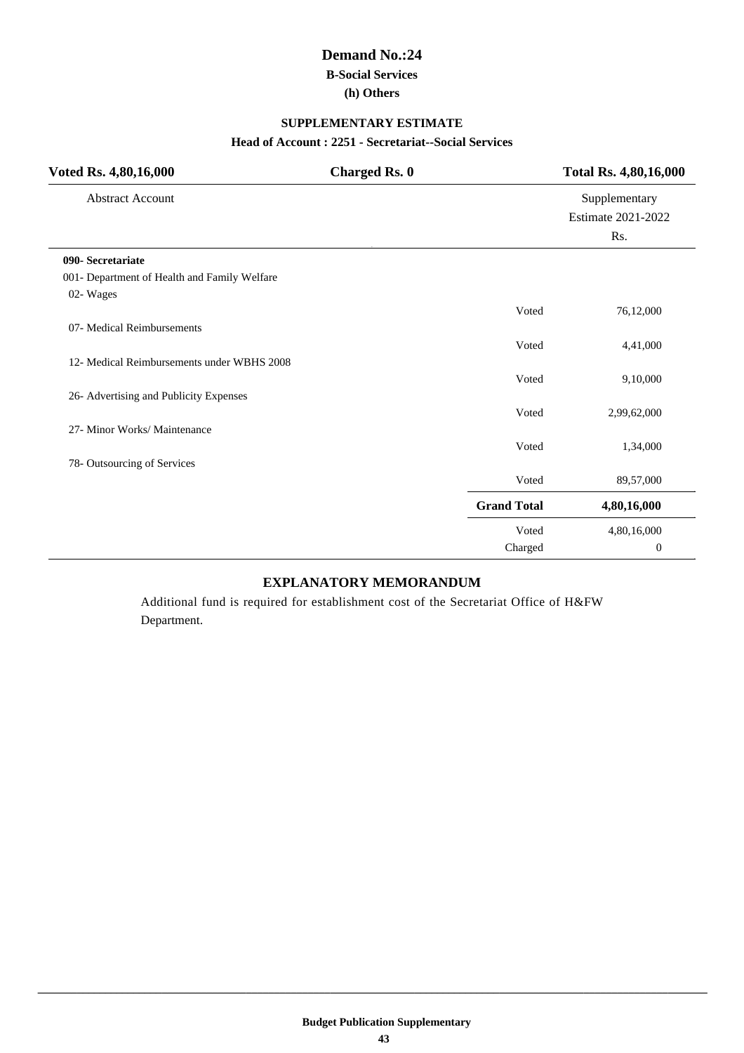# Demand No.:24

### B-Social Services

### (h) Others

### SUPPLEMENTARY ESTIMATE

**Head of Account : 2251 - Secretariat--Social Services**

| **Voted Rs. 4,80,16,000** | **Charged Rs. 0** | **Total Rs. 4,80,16,000** |
|---|---|---|

| Abstract Account | | Supplementary Estimate 2021-2022 Rs. |
|---|---|---|
| **090- Secretariat** | | |
| 001- Department of Health and Family Welfare | | |
| 02- Wages | | |
| | Voted | 76,12,000 |
| 07- Medical Reimbursements | | |
| | Voted | 4,41,000 |
| 12- Medical Reimbursements under WBHS 2008 | | |
| | Voted | 9,10,000 |
| 26- Advertising and Publicity Expenses | | |
| | Voted | 2,99,62,000 |
| 27- Minor Works/ Maintenance | | |
| | Voted | 1,34,000 |
| 78- Outsourcing of Services | | |
| | Voted | 89,57,000 |
| | **Grand Total** | **4,80,16,000** |
| | Voted | 4,80,16,000 |
| | Charged | 0 |

### EXPLANATORY MEMORANDUM

Additional fund is required for establishment cost of the Secretariat Office of H&FW Department.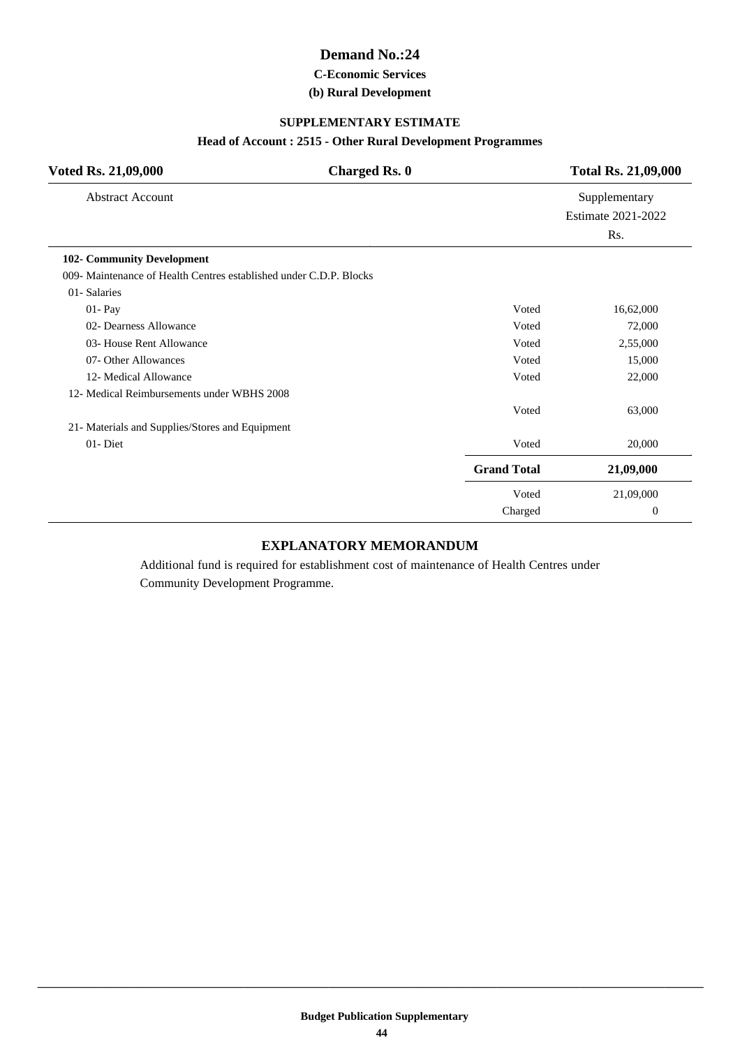# Demand No.:24

### C-Economic Services

### (b) Rural Development

### SUPPLEMENTARY ESTIMATE

### Head of Account : 2515 - Other Rural Development Programmes

| **Voted Rs. 21,09,000** | **Charged Rs. 0** | **Total Rs. 21,09,000** |
|---|---|---|

| Abstract Account | | Supplementary Estimate 2021-2022 Rs. |
|---|---|---|
| **102- Community Development** | | |
| 009- Maintenance of Health Centres established under C.D.P. Blocks | | |
| 01- Salaries | | |
| 01- Pay | Voted | 16,62,000 |
| 02- Dearness Allowance | Voted | 72,000 |
| 03- House Rent Allowance | Voted | 2,55,000 |
| 07- Other Allowances | Voted | 15,000 |
| 12- Medical Allowance | Voted | 22,000 |
| 12- Medical Reimbursements under WBHS 2008 | | |
| | Voted | 63,000 |
| 21- Materials and Supplies/Stores and Equipment | | |
| 01- Diet | Voted | 20,000 |
| | **Grand Total** | **21,09,000** |
| | Voted | 21,09,000 |
| | Charged | 0 |

### EXPLANATORY MEMORANDUM

Additional fund is required for establishment cost of maintenance of Health Centres under Community Development Programme.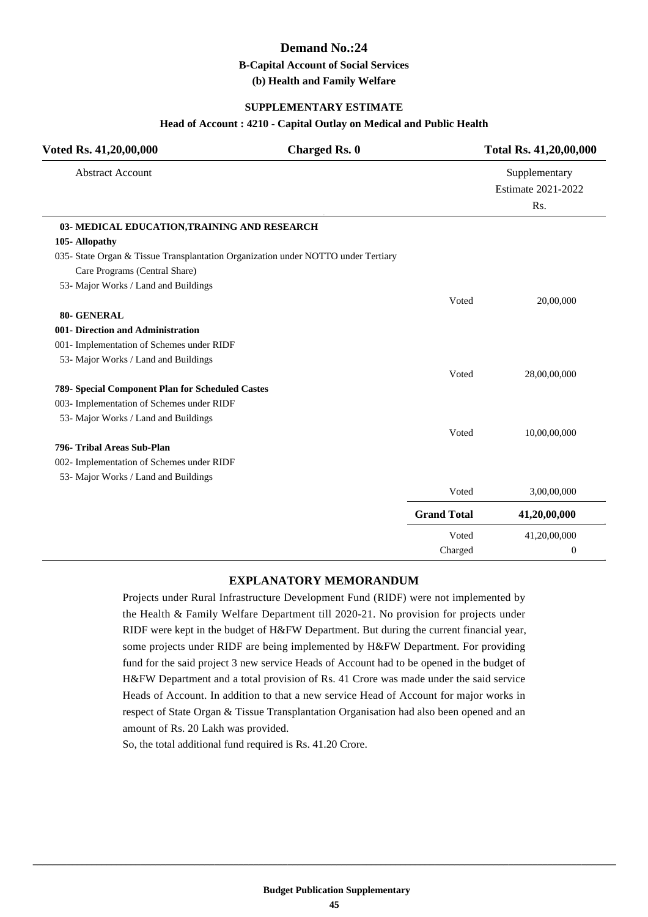# Demand No.:24

### B-Capital Account of Social Services

### (b) Health and Family Welfare

#### SUPPLEMENTARY ESTIMATE

#### Head of Account : 4210 - Capital Outlay on Medical and Public Health

| Voted Rs. 41,20,00,000 | Charged Rs. 0 | Total Rs. 41,20,00,000 |
|---|---|---|

| Abstract Account | | Supplementary Estimate 2021-2022 Rs. |
|---|---|---|
| **03- MEDICAL EDUCATION,TRAINING AND RESEARCH** | | |
| **105- Allopathy** | | |
| 035- State Organ & Tissue Transplantation Organization under NOTTO under Tertiary Care Programs (Central Share) | | |
| 53- Major Works / Land and Buildings | | |
| | Voted | 20,00,000 |
| **80- GENERAL** | | |
| **001- Direction and Administration** | | |
| 001- Implementation of Schemes under RIDF | | |
| 53- Major Works / Land and Buildings | | |
| | Voted | 28,00,00,000 |
| **789- Special Component Plan for Scheduled Castes** | | |
| 003- Implementation of Schemes under RIDF | | |
| 53- Major Works / Land and Buildings | | |
| | Voted | 10,00,00,000 |
| **796- Tribal Areas Sub-Plan** | | |
| 002- Implementation of Schemes under RIDF | | |
| 53- Major Works / Land and Buildings | | |
| | Voted | 3,00,00,000 |
| | **Grand Total** | **41,20,00,000** |
| | Voted | 41,20,00,000 |
| | Charged | 0 |

## EXPLANATORY MEMORANDUM

Projects under Rural Infrastructure Development Fund (RIDF) were not implemented by the Health & Family Welfare Department till 2020-21. No provision for projects under RIDF were kept in the budget of H&FW Department. But during the current financial year, some projects under RIDF are being implemented by H&FW Department. For providing fund for the said project 3 new service Heads of Account had to be opened in the budget of H&FW Department and a total provision of Rs. 41 Crore was made under the said service Heads of Account. In addition to that a new service Head of Account for major works in respect of State Organ & Tissue Transplantation Organisation had also been opened and an amount of Rs. 20 Lakh was provided.

So, the total additional fund required is Rs. 41.20 Crore.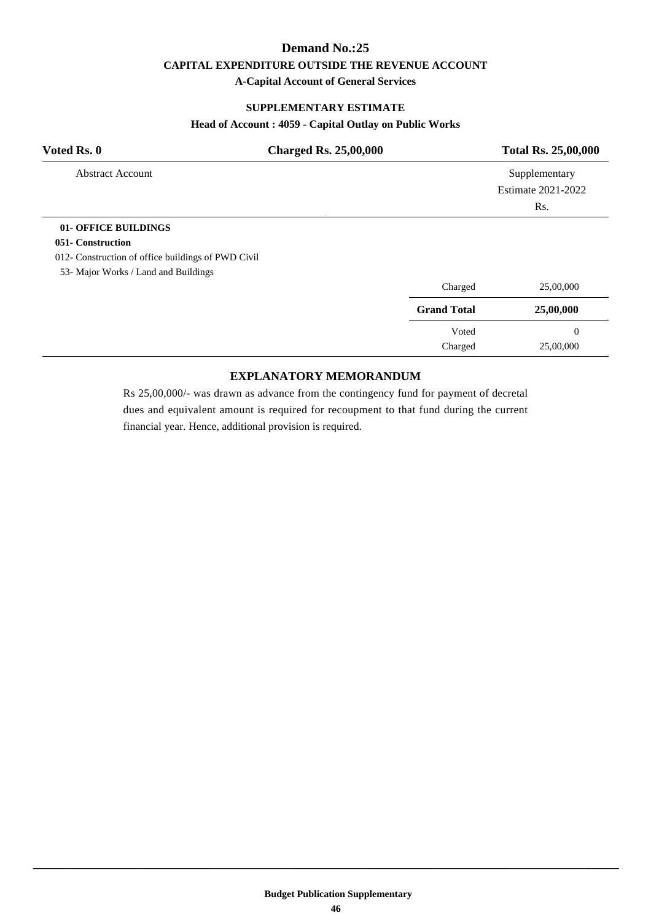# Demand No.:25

## CAPITAL EXPENDITURE OUTSIDE THE REVENUE ACCOUNT

### A-Capital Account of General Services

### SUPPLEMENTARY ESTIMATE

**Head of Account : 4059 - Capital Outlay on Public Works**

| Voted Rs. 0 | Charged Rs. 25,00,000 | Total Rs. 25,00,000 |
|---|---|---|

| Abstract Account | | Supplementary Estimate 2021-2022 Rs. |
|---|---|---|
| **01- OFFICE BUILDINGS** | | |
| **051- Construction** | | |
| 012- Construction of office buildings of PWD Civil | | |
| 53- Major Works / Land and Buildings | | |
| | Charged | 25,00,000 |
| | **Grand Total** | **25,00,000** |
| | Voted | 0 |
| | Charged | 25,00,000 |

### EXPLANATORY MEMORANDUM

Rs 25,00,000/- was drawn as advance from the contingency fund for payment of decretal dues and equivalent amount is required for recoupment to that fund during the current financial year. Hence, additional provision is required.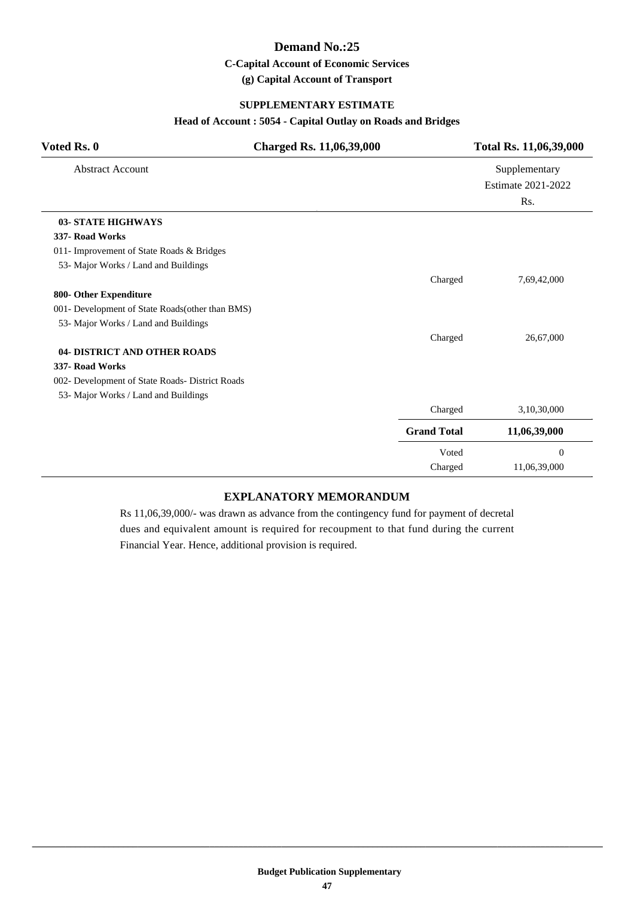# Demand No.:25

### C-Capital Account of Economic Services

### (g) Capital Account of Transport

### SUPPLEMENTARY ESTIMATE

### Head of Account : 5054 - Capital Outlay on Roads and Bridges

| Voted Rs. 0 | Charged Rs. 11,06,39,000 | Total Rs. 11,06,39,000 |
|---|---|---|
| Abstract Account | | Supplementary Estimate 2021-2022 Rs. |
| **03- STATE HIGHWAYS** | | |
| **337- Road Works** | | |
| 011- Improvement of State Roads & Bridges | | |
| 53- Major Works / Land and Buildings | | |
| | Charged | 7,69,42,000 |
| **800- Other Expenditure** | | |
| 001- Development of State Roads(other than BMS) | | |
| 53- Major Works / Land and Buildings | | |
| | Charged | 26,67,000 |
| **04- DISTRICT AND OTHER ROADS** | | |
| **337- Road Works** | | |
| 002- Development of State Roads- District Roads | | |
| 53- Major Works / Land and Buildings | | |
| | Charged | 3,10,30,000 |
| | **Grand Total** | **11,06,39,000** |
| | Voted | 0 |
| | Charged | 11,06,39,000 |

### EXPLANATORY MEMORANDUM

Rs 11,06,39,000/- was drawn as advance from the contingency fund for payment of decretal dues and equivalent amount is required for recoupment to that fund during the current Financial Year. Hence, additional provision is required.

**Budget Publication Supplementary**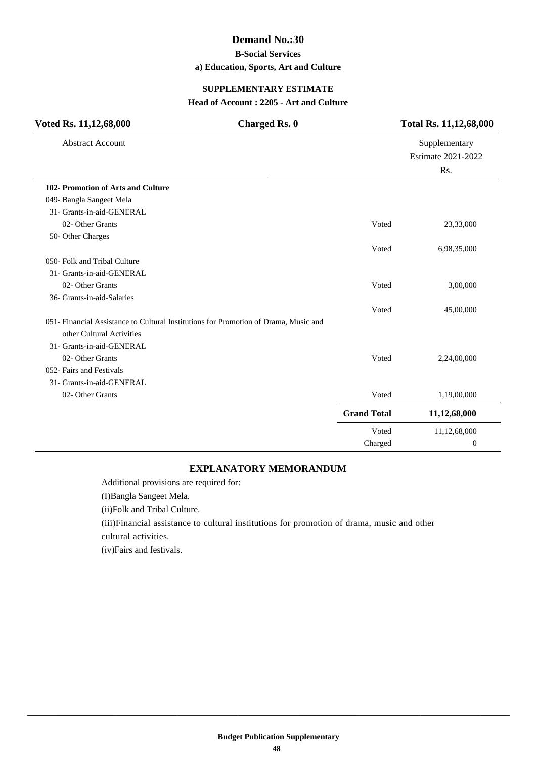# Demand No.:30

**B-Social Services**

**a) Education, Sports, Art and Culture**

**SUPPLEMENTARY ESTIMATE**

**Head of Account : 2205 - Art and Culture**

| **Voted Rs. 11,12,68,000** | **Charged Rs. 0** | **Total Rs. 11,12,68,000** |
|---|---|---|

| Abstract Account | | Supplementary Estimate 2021-2022 Rs. |
|---|---|---|
| **102- Promotion of Arts and Culture** | | |
| 049- Bangla Sangeet Mela | | |
| 31- Grants-in-aid-GENERAL | | |
| 02- Other Grants | Voted | 23,33,000 |
| 50- Other Charges | | |
| | Voted | 6,98,35,000 |
| 050- Folk and Tribal Culture | | |
| 31- Grants-in-aid-GENERAL | | |
| 02- Other Grants | Voted | 3,00,000 |
| 36- Grants-in-aid-Salaries | | |
| | Voted | 45,00,000 |
| 051- Financial Assistance to Cultural Institutions for Promotion of Drama, Music and other Cultural Activities | | |
| 31- Grants-in-aid-GENERAL | | |
| 02- Other Grants | Voted | 2,24,00,000 |
| 052- Fairs and Festivals | | |
| 31- Grants-in-aid-GENERAL | | |
| 02- Other Grants | Voted | 1,19,00,000 |
| | **Grand Total** | **11,12,68,000** |
| | Voted | 11,12,68,000 |
| | Charged | 0 |

## EXPLANATORY MEMORANDUM

Additional provisions are required for:

(I)Bangla Sangeet Mela.

(ii)Folk and Tribal Culture.

(iii)Financial assistance to cultural institutions for promotion of drama, music and other cultural activities.

(iv)Fairs and festivals.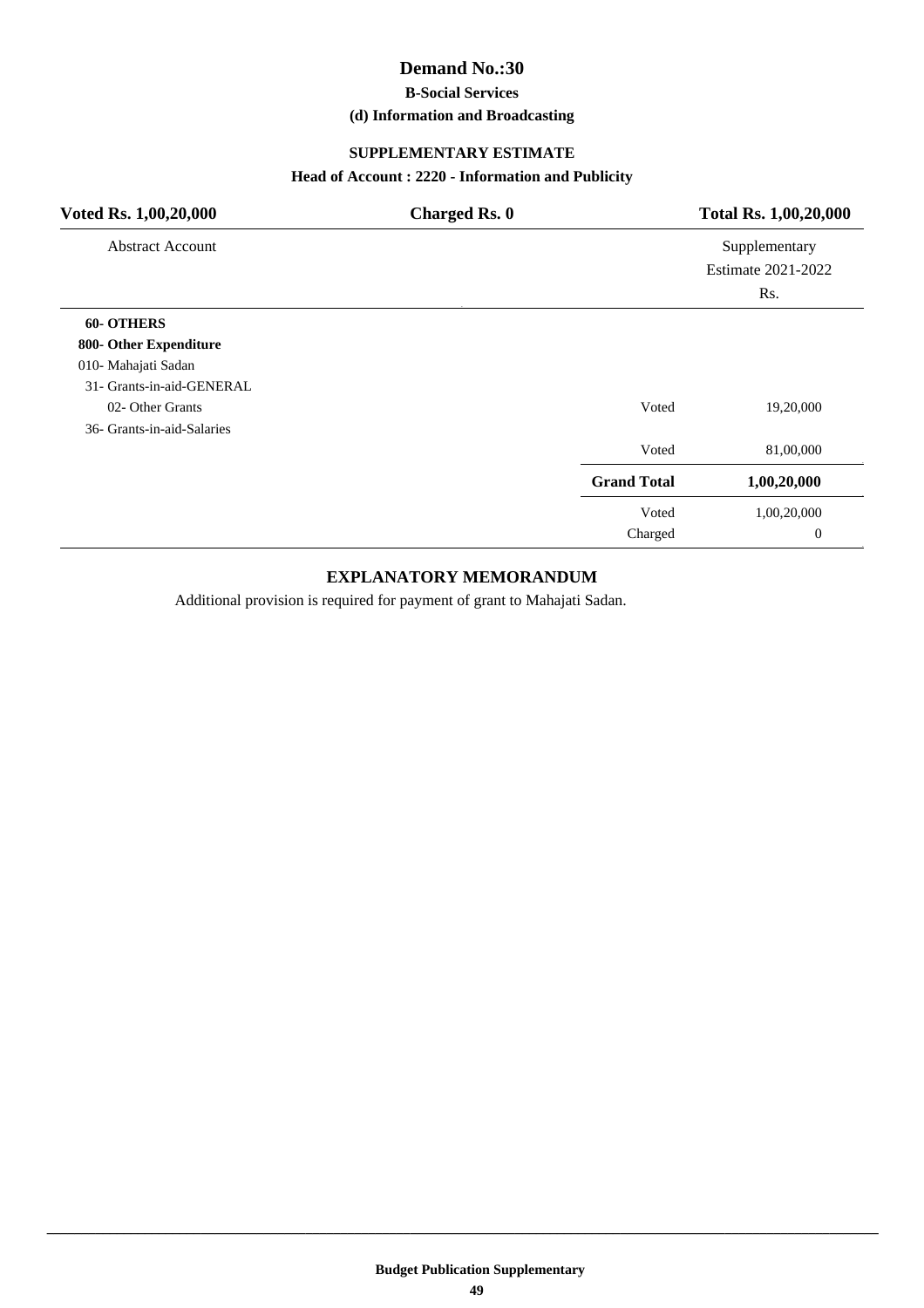# Demand No.:30

**B-Social Services**

**(d) Information and Broadcasting**

**SUPPLEMENTARY ESTIMATE**

**Head of Account : 2220 - Information and Publicity**

| **Voted Rs. 1,00,20,000** | **Charged Rs. 0** | **Total Rs. 1,00,20,000** |
|---|---|---|

| Abstract Account | | Supplementary Estimate 2021-2022 Rs. |
|---|---|---|
| **60- OTHERS** | | |
| **800- Other Expenditure** | | |
| 010- Mahajati Sadan | | |
| 31- Grants-in-aid-GENERAL | | |
| 02- Other Grants | Voted | 19,20,000 |
| 36- Grants-in-aid-Salaries | | |
| | Voted | 81,00,000 |
| | **Grand Total** | **1,00,20,000** |
| | Voted | 1,00,20,000 |
| | Charged | 0 |

## EXPLANATORY MEMORANDUM

Additional provision is required for payment of grant to Mahajati Sadan.

**Budget Publication Supplementary**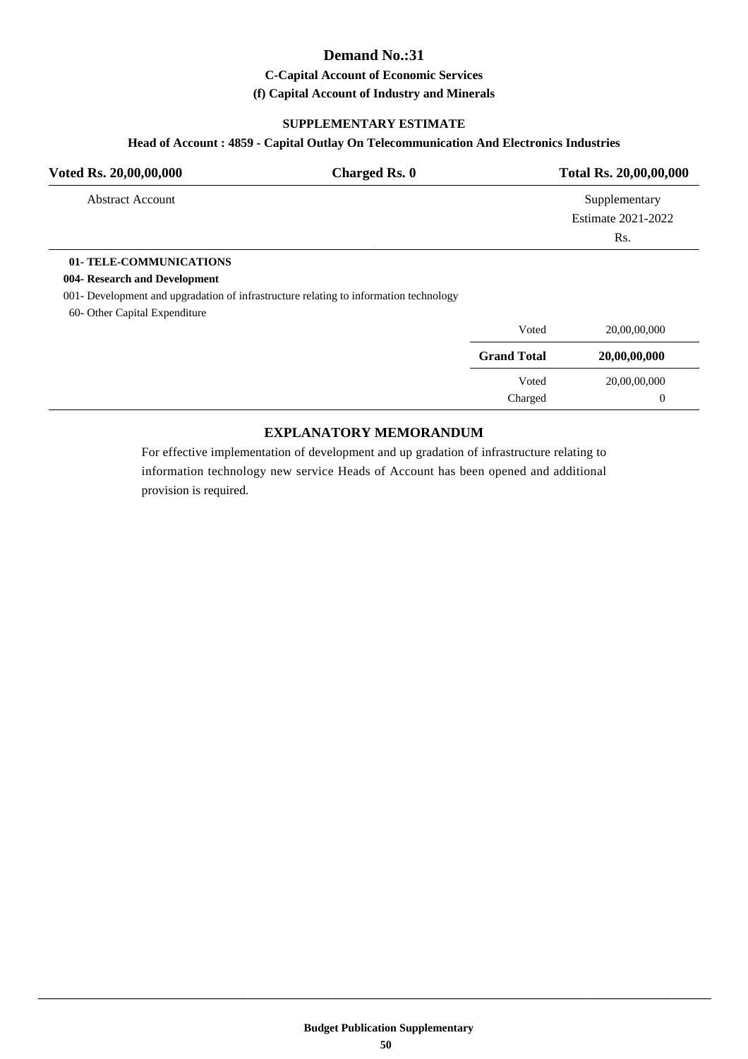# Demand No.:31

### C-Capital Account of Economic Services

### (f) Capital Account of Industry and Minerals

#### SUPPLEMENTARY ESTIMATE

#### Head of Account : 4859 - Capital Outlay On Telecommunication And Electronics Industries

| Voted Rs. 20,00,00,000 | Charged Rs. 0 | Total Rs. 20,00,00,000 |
|---|---|---|

| Abstract Account | | Supplementary Estimate 2021-2022 Rs. |
|---|---|---|
| **01- TELE-COMMUNICATIONS** | | |
| **004- Research and Development** | | |
| 001- Development and upgradation of infrastructure relating to information technology | | |
| 60- Other Capital Expenditure | | |
| | Voted | 20,00,00,000 |
| | **Grand Total** | **20,00,00,000** |
| | Voted | 20,00,00,000 |
| | Charged | 0 |

## EXPLANATORY MEMORANDUM

For effective implementation of development and up gradation of infrastructure relating to information technology new service Heads of Account has been opened and additional provision is required.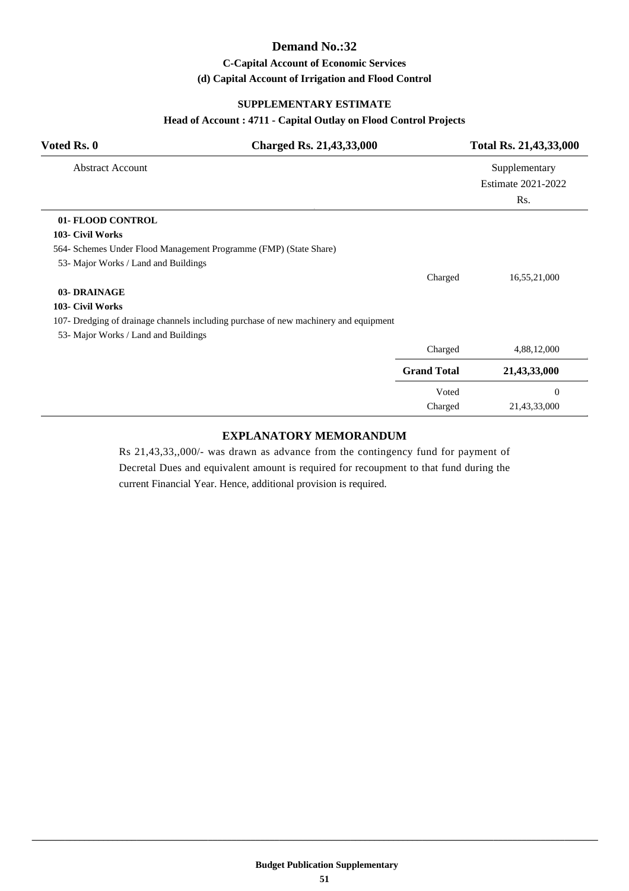# Demand No.:32

### C-Capital Account of Economic Services

### (d) Capital Account of Irrigation and Flood Control

#### SUPPLEMENTARY ESTIMATE

#### Head of Account : 4711 - Capital Outlay on Flood Control Projects

| Voted Rs. 0 | Charged Rs. 21,43,33,000 | Total Rs. 21,43,33,000 |
|---|---|---|

| Abstract Account | | Supplementary Estimate 2021-2022 Rs. |
|---|---|---|
| **01- FLOOD CONTROL** | | |
| **103- Civil Works** | | |
| 564- Schemes Under Flood Management Programme (FMP) (State Share) | | |
| 53- Major Works / Land and Buildings | | |
| | Charged | 16,55,21,000 |
| **03- DRAINAGE** | | |
| **103- Civil Works** | | |
| 107- Dredging of drainage channels including purchase of new machinery and equipment | | |
| 53- Major Works / Land and Buildings | | |
| | Charged | 4,88,12,000 |
| | **Grand Total** | **21,43,33,000** |
| | Voted | 0 |
| | Charged | 21,43,33,000 |

## EXPLANATORY MEMORANDUM

Rs 21,43,33,,000/- was drawn as advance from the contingency fund for payment of Decretal Dues and equivalent amount is required for recoupment to that fund during the current Financial Year. Hence, additional provision is required.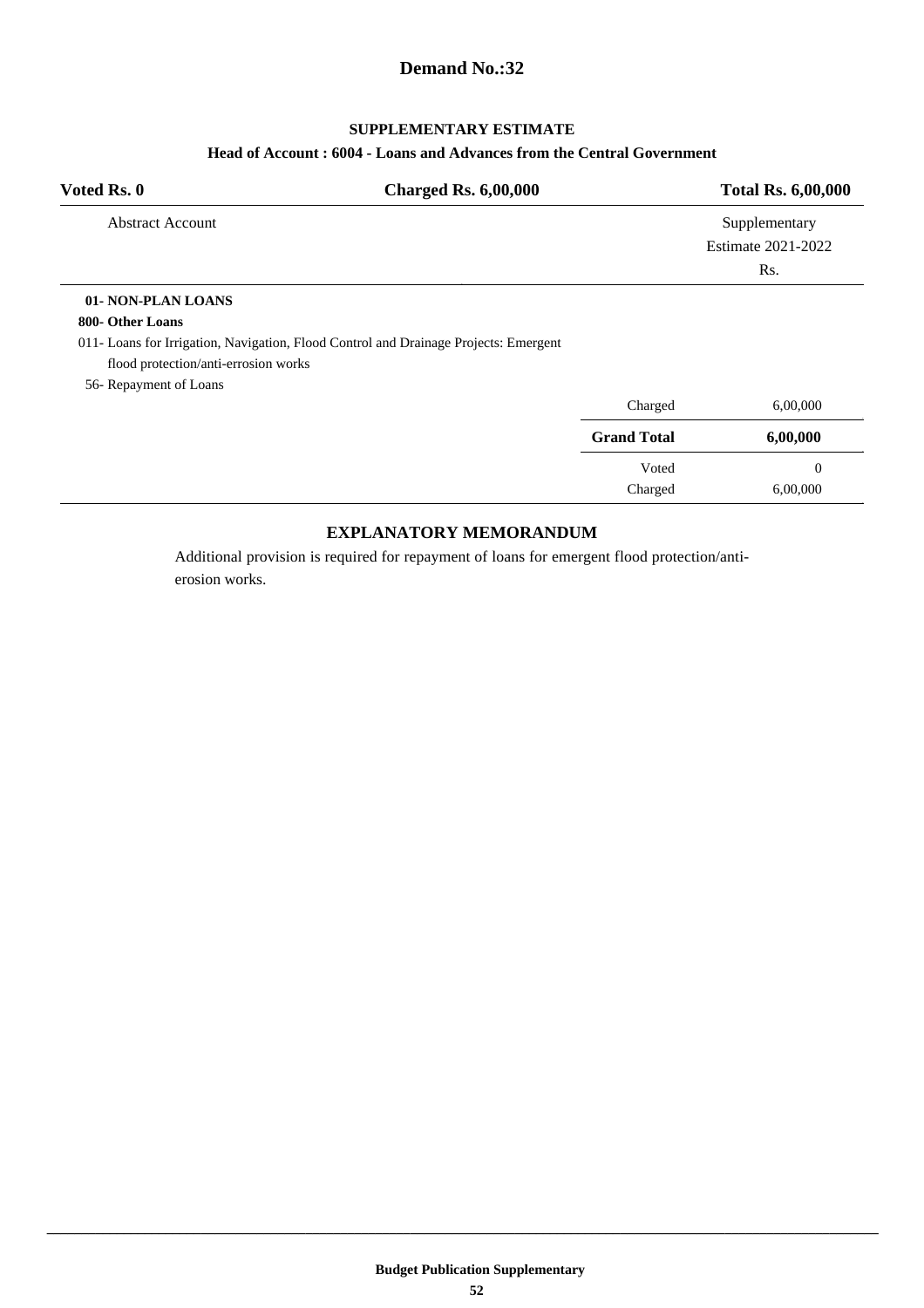## Demand No.:32

### SUPPLEMENTARY ESTIMATE

**Head of Account : 6004 - Loans and Advances from the Central Government**

| Voted Rs. 0 | Charged Rs. 6,00,000 | Total Rs. 6,00,000 |
|---|---|---|
| Abstract Account | | Supplementary Estimate 2021-2022 Rs. |
| **01- NON-PLAN LOANS** | | |
| **800- Other Loans** | | |
| 011- Loans for Irrigation, Navigation, Flood Control and Drainage Projects: Emergent flood protection/anti-errosion works | | |
| 56- Repayment of Loans | | |
| | Charged | 6,00,000 |
| | **Grand Total** | **6,00,000** |
| | Voted | 0 |
| | Charged | 6,00,000 |

### EXPLANATORY MEMORANDUM

Additional provision is required for repayment of loans for emergent flood protection/anti-erosion works.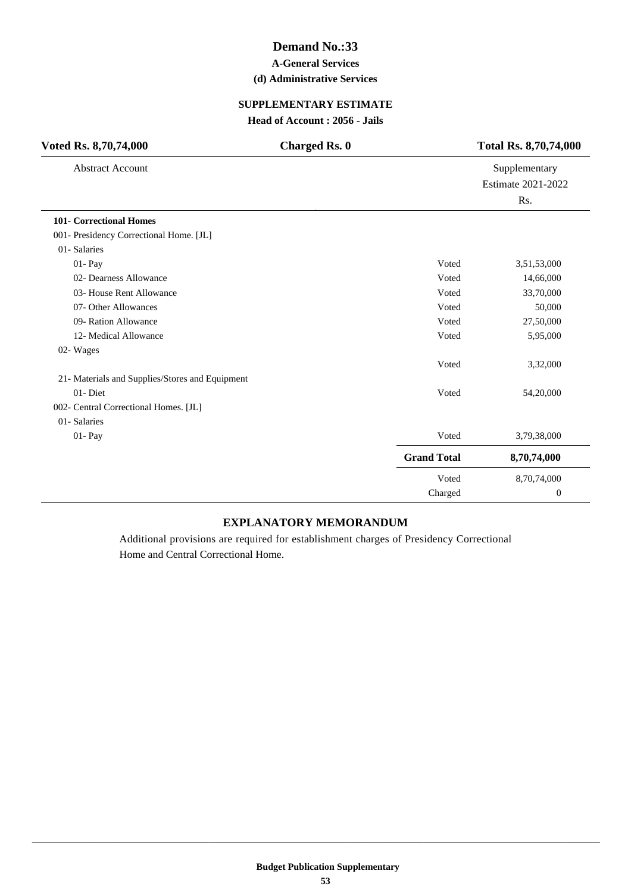# Demand No.:33

**A-General Services**

**(d) Administrative Services**

**SUPPLEMENTARY ESTIMATE**

**Head of Account : 2056 - Jails**

| **Voted Rs. 8,70,74,000** | **Charged Rs. 0** | **Total Rs. 8,70,74,000** |
|---|---|---|

| Abstract Account | | Supplementary Estimate 2021-2022 Rs. |
|---|---|---|
| **101- Correctional Homes** | | |
| 001- Presidency Correctional Home. [JL] | | |
| 01- Salaries | | |
| 01- Pay | Voted | 3,51,53,000 |
| 02- Dearness Allowance | Voted | 14,66,000 |
| 03- House Rent Allowance | Voted | 33,70,000 |
| 07- Other Allowances | Voted | 50,000 |
| 09- Ration Allowance | Voted | 27,50,000 |
| 12- Medical Allowance | Voted | 5,95,000 |
| 02- Wages | | |
| | Voted | 3,32,000 |
| 21- Materials and Supplies/Stores and Equipment | | |
| 01- Diet | Voted | 54,20,000 |
| 002- Central Correctional Homes. [JL] | | |
| 01- Salaries | | |
| 01- Pay | Voted | 3,79,38,000 |
| | **Grand Total** | **8,70,74,000** |
| | Voted | 8,70,74,000 |
| | Charged | 0 |

## EXPLANATORY MEMORANDUM

Additional provisions are required for establishment charges of Presidency Correctional Home and Central Correctional Home.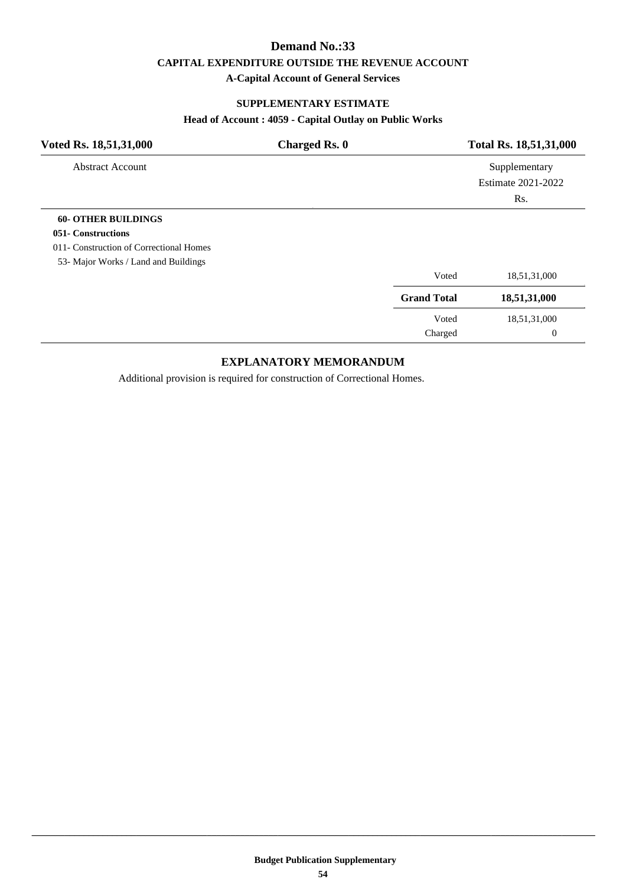# Demand No.:33

## CAPITAL EXPENDITURE OUTSIDE THE REVENUE ACCOUNT

### A-Capital Account of General Services

### SUPPLEMENTARY ESTIMATE

**Head of Account : 4059 - Capital Outlay on Public Works**

| Voted Rs. 18,51,31,000 | Charged Rs. 0 | Total Rs. 18,51,31,000 |
|---|---|---|

| Abstract Account | | Supplementary Estimate 2021-2022 Rs. |
|---|---|---|
| **60- OTHER BUILDINGS** | | |
| **051- Constructions** | | |
| 011- Construction of Correctional Homes | | |
| 53- Major Works / Land and Buildings | | |
| | Voted | 18,51,31,000 |
| | **Grand Total** | **18,51,31,000** |
| | Voted | 18,51,31,000 |
| | Charged | 0 |

### EXPLANATORY MEMORANDUM

Additional provision is required for construction of Correctional Homes.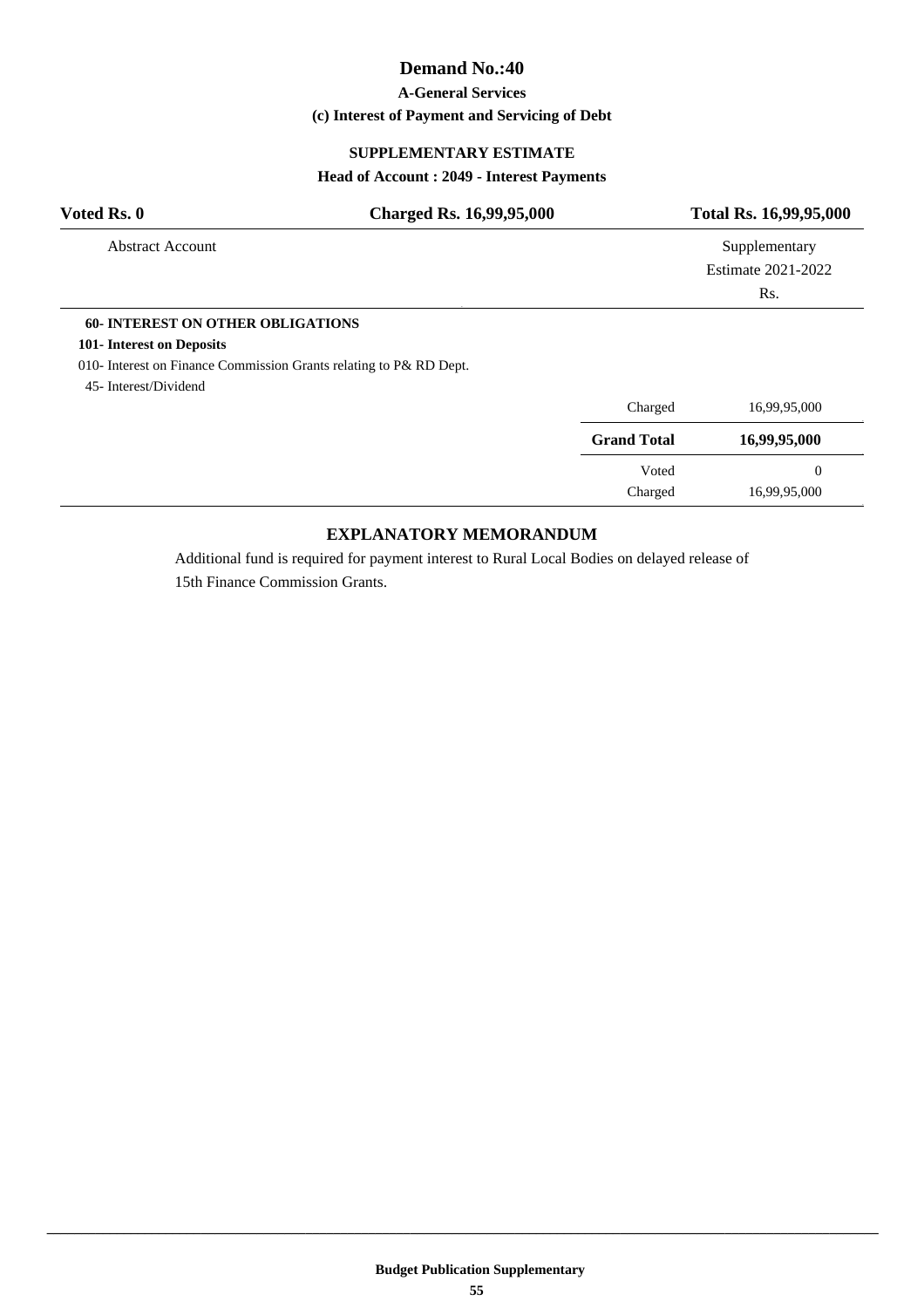# Demand No.:40

**A-General Services**

**(c) Interest of Payment and Servicing of Debt**

**SUPPLEMENTARY ESTIMATE**

**Head of Account : 2049 - Interest Payments**

| **Voted Rs. 0** | **Charged Rs. 16,99,95,000** | **Total Rs. 16,99,95,000** |
|---|---|---|

| Abstract Account | | Supplementary Estimate 2021-2022 Rs. |
|---|---|---|
| **60- INTEREST ON OTHER OBLIGATIONS** | | |
| **101- Interest on Deposits** | | |
| 010- Interest on Finance Commission Grants relating to P& RD Dept. | | |
| 45- Interest/Dividend | | |
| | Charged | 16,99,95,000 |
| | **Grand Total** | **16,99,95,000** |
| | Voted | 0 |
| | Charged | 16,99,95,000 |

## EXPLANATORY MEMORANDUM

Additional fund is required for payment interest to Rural Local Bodies on delayed release of 15th Finance Commission Grants.

Budget Publication Supplementary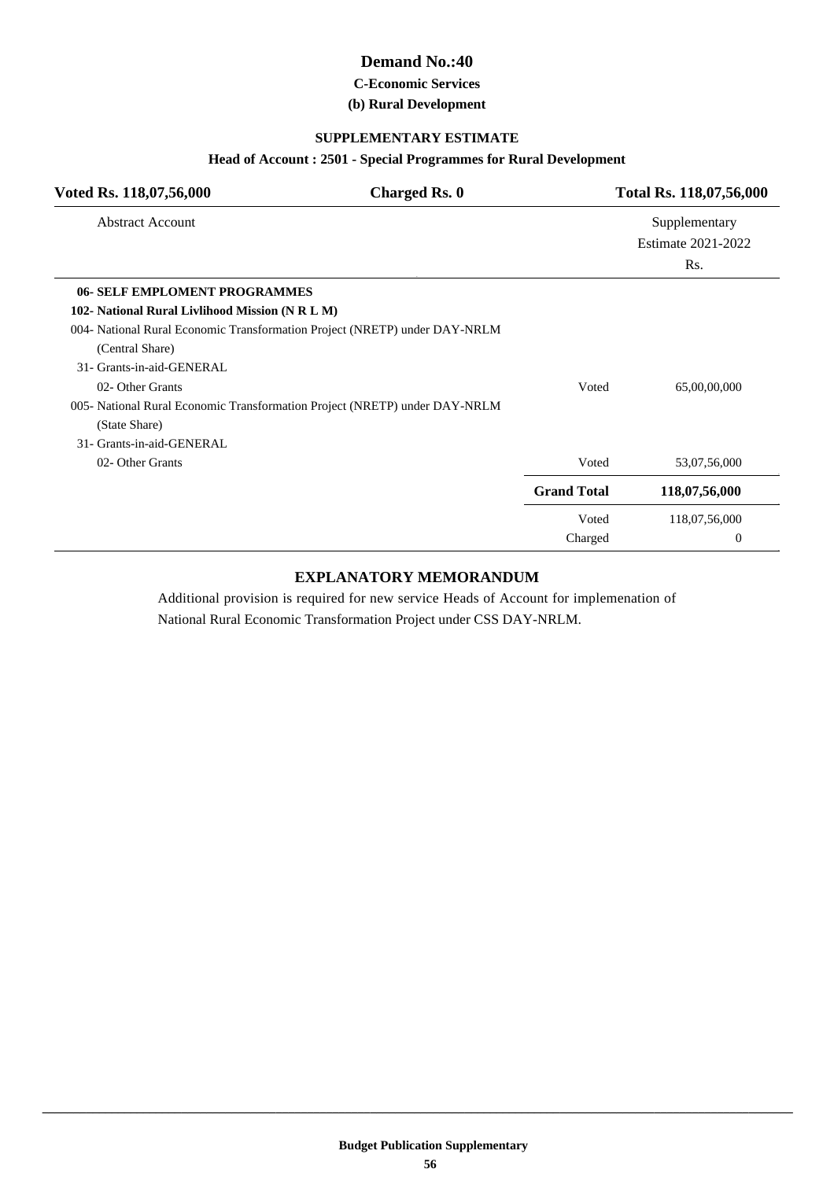# Demand No.:40

### C-Economic Services

### (b) Rural Development

#### SUPPLEMENTARY ESTIMATE

#### Head of Account : 2501 - Special Programmes for Rural Development

| Voted Rs. 118,07,56,000 | Charged Rs. 0 | Total Rs. 118,07,56,000 |
|---|---|---|

| Abstract Account | | Supplementary Estimate 2021-2022 Rs. |
|---|---|---|
| **06- SELF EMPLOMENT PROGRAMMES** | | |
| **102- National Rural Livlihood Mission (N R L M)** | | |
| 004- National Rural Economic Transformation Project (NRETP) under DAY-NRLM (Central Share) | | |
| 31- Grants-in-aid-GENERAL | | |
| 02- Other Grants | Voted | 65,00,00,000 |
| 005- National Rural Economic Transformation Project (NRETP) under DAY-NRLM (State Share) | | |
| 31- Grants-in-aid-GENERAL | | |
| 02- Other Grants | Voted | 53,07,56,000 |
| | **Grand Total** | **118,07,56,000** |
| | Voted | 118,07,56,000 |
| | Charged | 0 |

### EXPLANATORY MEMORANDUM

Additional provision is required for new service Heads of Account for implemenation of National Rural Economic Transformation Project under CSS DAY-NRLM.

Budget Publication Supplementary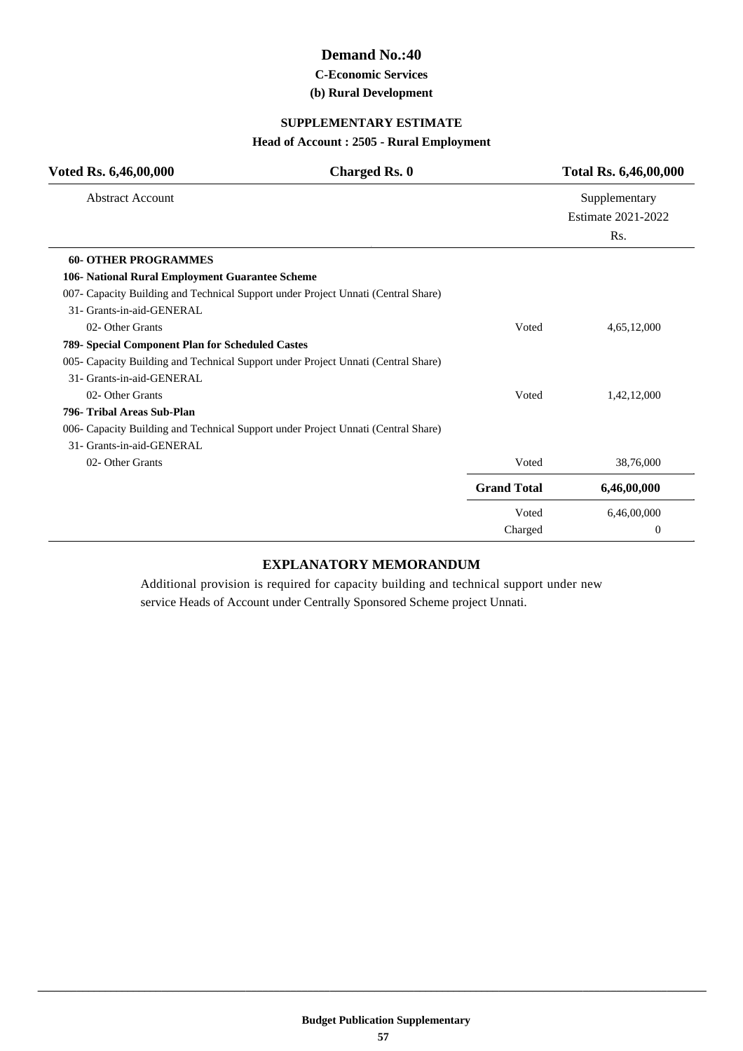# Demand No.:40

### C-Economic Services

### (b) Rural Development

## SUPPLEMENTARY ESTIMATE

### Head of Account : 2505 - Rural Employment

| Voted Rs. 6,46,00,000 | Charged Rs. 0 | Total Rs. 6,46,00,000 |
|---|---|---|

| Abstract Account | | Supplementary Estimate 2021-2022 Rs. |
|---|---|---|
| **60- OTHER PROGRAMMES** | | |
| **106- National Rural Employment Guarantee Scheme** | | |
| 007- Capacity Building and Technical Support under Project Unnati (Central Share) | | |
| 31- Grants-in-aid-GENERAL | | |
| 02- Other Grants | Voted | 4,65,12,000 |
| **789- Special Component Plan for Scheduled Castes** | | |
| 005- Capacity Building and Technical Support under Project Unnati (Central Share) | | |
| 31- Grants-in-aid-GENERAL | | |
| 02- Other Grants | Voted | 1,42,12,000 |
| **796- Tribal Areas Sub-Plan** | | |
| 006- Capacity Building and Technical Support under Project Unnati (Central Share) | | |
| 31- Grants-in-aid-GENERAL | | |
| 02- Other Grants | Voted | 38,76,000 |
| | **Grand Total** | **6,46,00,000** |
| | Voted | 6,46,00,000 |
| | Charged | 0 |

## EXPLANATORY MEMORANDUM

Additional provision is required for capacity building and technical support under new service Heads of Account under Centrally Sponsored Scheme project Unnati.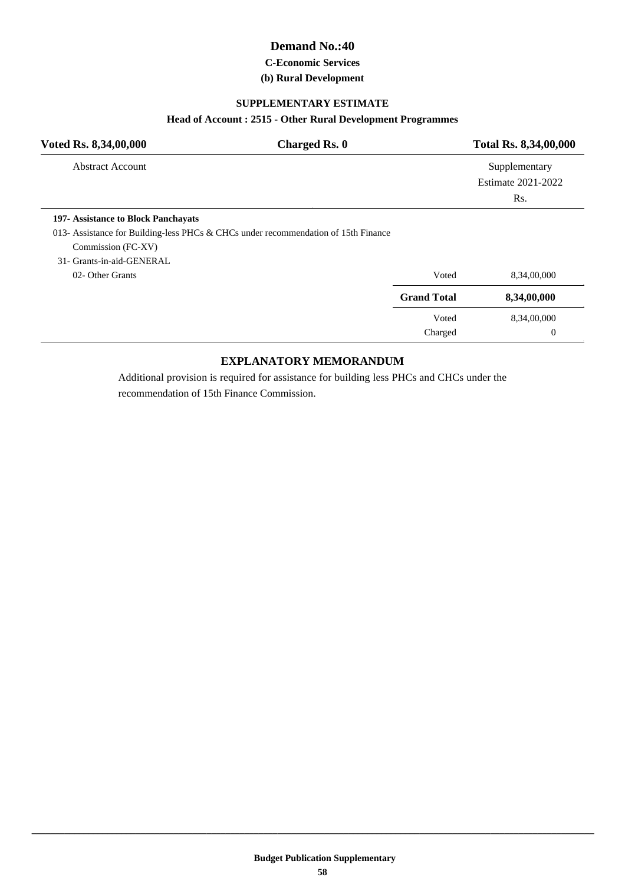# Demand No.:40

### C-Economic Services

### (b) Rural Development

### SUPPLEMENTARY ESTIMATE

### Head of Account : 2515 - Other Rural Development Programmes

| Voted Rs. 8,34,00,000 | Charged Rs. 0 | Total Rs. 8,34,00,000 |
|---|---|---|

| Abstract Account | | Supplementary Estimate 2021-2022 Rs. |
|---|---|---|
| **197- Assistance to Block Panchayats** | | |
| 013- Assistance for Building-less PHCs & CHCs under recommendation of 15th Finance Commission (FC-XV) | | |
| 31- Grants-in-aid-GENERAL | | |
| 02- Other Grants | Voted | 8,34,00,000 |
| | **Grand Total** | **8,34,00,000** |
| | Voted | 8,34,00,000 |
| | Charged | 0 |

### EXPLANATORY MEMORANDUM

Additional provision is required for assistance for building less PHCs and CHCs under the recommendation of 15th Finance Commission.

Budget Publication Supplementary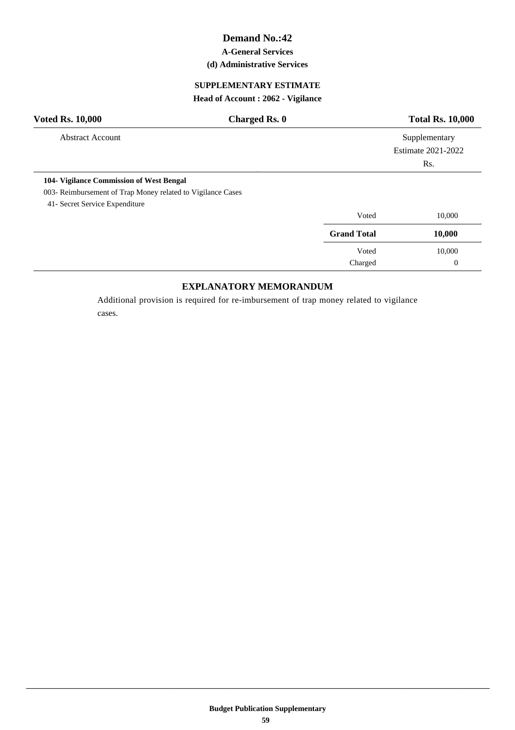# Demand No.:42

**A-General Services**

**(d) Administrative Services**

**SUPPLEMENTARY ESTIMATE**

**Head of Account : 2062 - Vigilance**

| **Voted Rs. 10,000** | **Charged Rs. 0** | **Total Rs. 10,000** |
|---|---|---|

| Abstract Account | | Supplementary Estimate 2021-2022 Rs. |
|---|---|---|
| **104- Vigilance Commission of West Bengal** | | |
| 003- Reimbursement of Trap Money related to Vigilance Cases | | |
| 41- Secret Service Expenditure | | |
| | Voted | 10,000 |
| | **Grand Total** | **10,000** |
| | Voted | 10,000 |
| | Charged | 0 |

## EXPLANATORY MEMORANDUM

Additional provision is required for re-imbursement of trap money related to vigilance cases.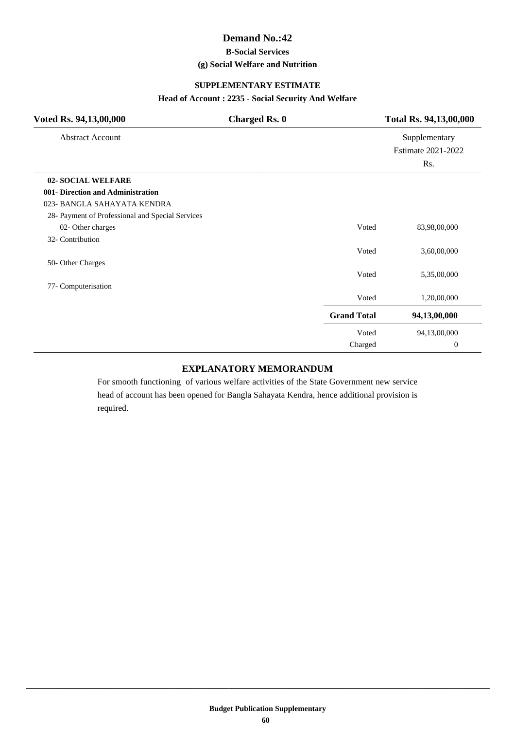# Demand No.:42

### B-Social Services

### (g) Social Welfare and Nutrition

### SUPPLEMENTARY ESTIMATE

### Head of Account : 2235 - Social Security And Welfare

| **Voted Rs. 94,13,00,000** | **Charged Rs. 0** | **Total Rs. 94,13,00,000** |
|---|---|---|

| Abstract Account | | Supplementary Estimate 2021-2022 Rs. |
|---|---|---|
| **02- SOCIAL WELFARE** | | |
| **001- Direction and Administration** | | |
| 023- BANGLA SAHAYATA KENDRA | | |
| 28- Payment of Professional and Special Services | | |
| 02- Other charges | Voted | 83,98,00,000 |
| 32- Contribution | | |
| | Voted | 3,60,00,000 |
| 50- Other Charges | | |
| | Voted | 5,35,00,000 |
| 77- Computerisation | | |
| | Voted | 1,20,00,000 |
| | **Grand Total** | **94,13,00,000** |
| | Voted | 94,13,00,000 |
| | Charged | 0 |

## EXPLANATORY MEMORANDUM

For smooth functioning of various welfare activities of the State Government new service head of account has been opened for Bangla Sahayata Kendra, hence additional provision is required.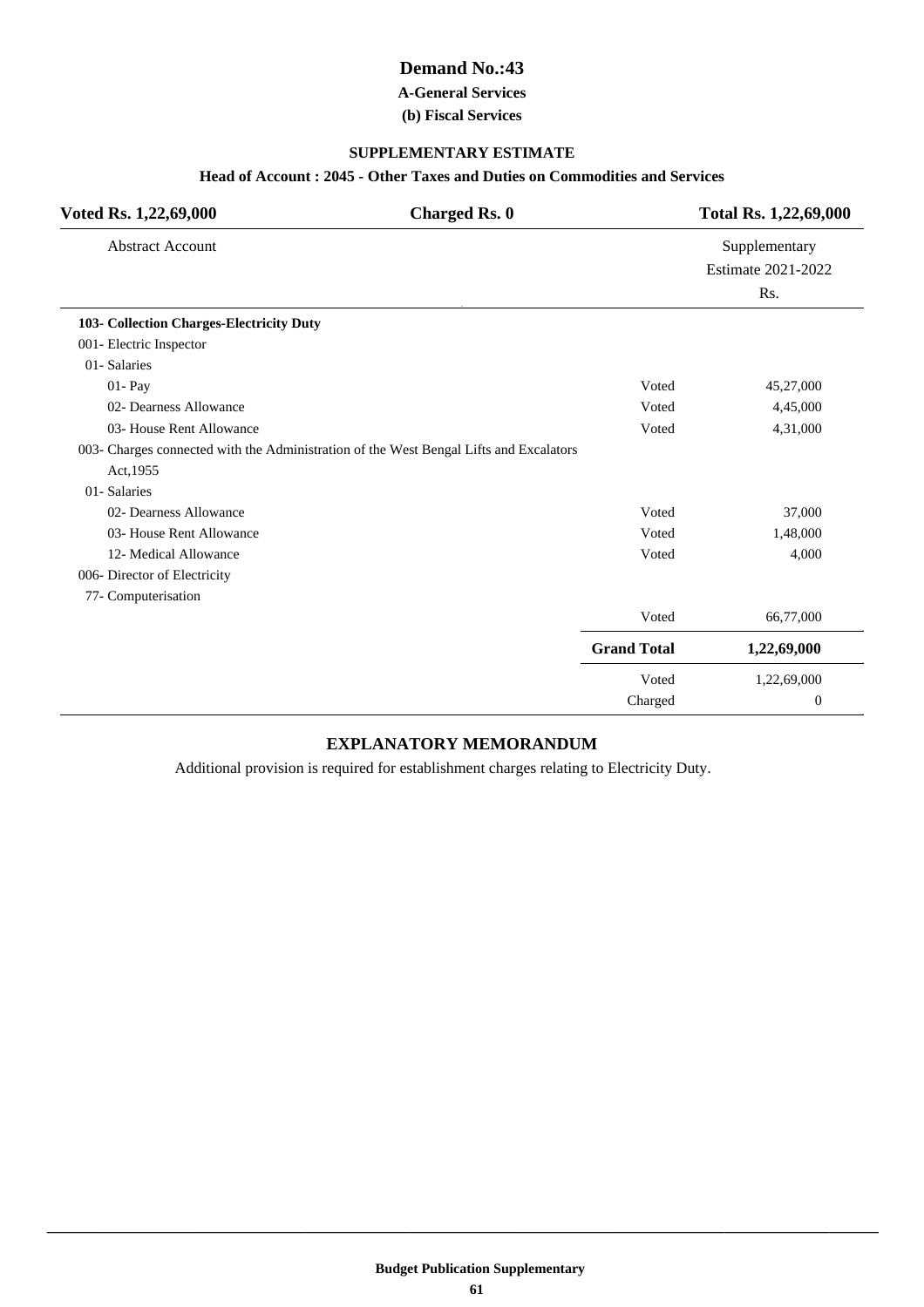# Demand No.:43

### A-General Services

### (b) Fiscal Services

## SUPPLEMENTARY ESTIMATE

### Head of Account : 2045 - Other Taxes and Duties on Commodities and Services

| Voted Rs. 1,22,69,000 | Charged Rs. 0 | Total Rs. 1,22,69,000 |
|---|---|---|

| Abstract Account | | Supplementary Estimate 2021-2022 Rs. |
|---|---|---|
| **103- Collection Charges-Electricity Duty** | | |
| 001- Electric Inspector | | |
| 01- Salaries | | |
| 01- Pay | Voted | 45,27,000 |
| 02- Dearness Allowance | Voted | 4,45,000 |
| 03- House Rent Allowance | Voted | 4,31,000 |
| 003- Charges connected with the Administration of the West Bengal Lifts and Excalators Act,1955 | | |
| 01- Salaries | | |
| 02- Dearness Allowance | Voted | 37,000 |
| 03- House Rent Allowance | Voted | 1,48,000 |
| 12- Medical Allowance | Voted | 4,000 |
| 006- Director of Electricity | | |
| 77- Computerisation | | |
| | Voted | 66,77,000 |
| | **Grand Total** | **1,22,69,000** |
| | Voted | 1,22,69,000 |
| | Charged | 0 |

## EXPLANATORY MEMORANDUM

Additional provision is required for establishment charges relating to Electricity Duty.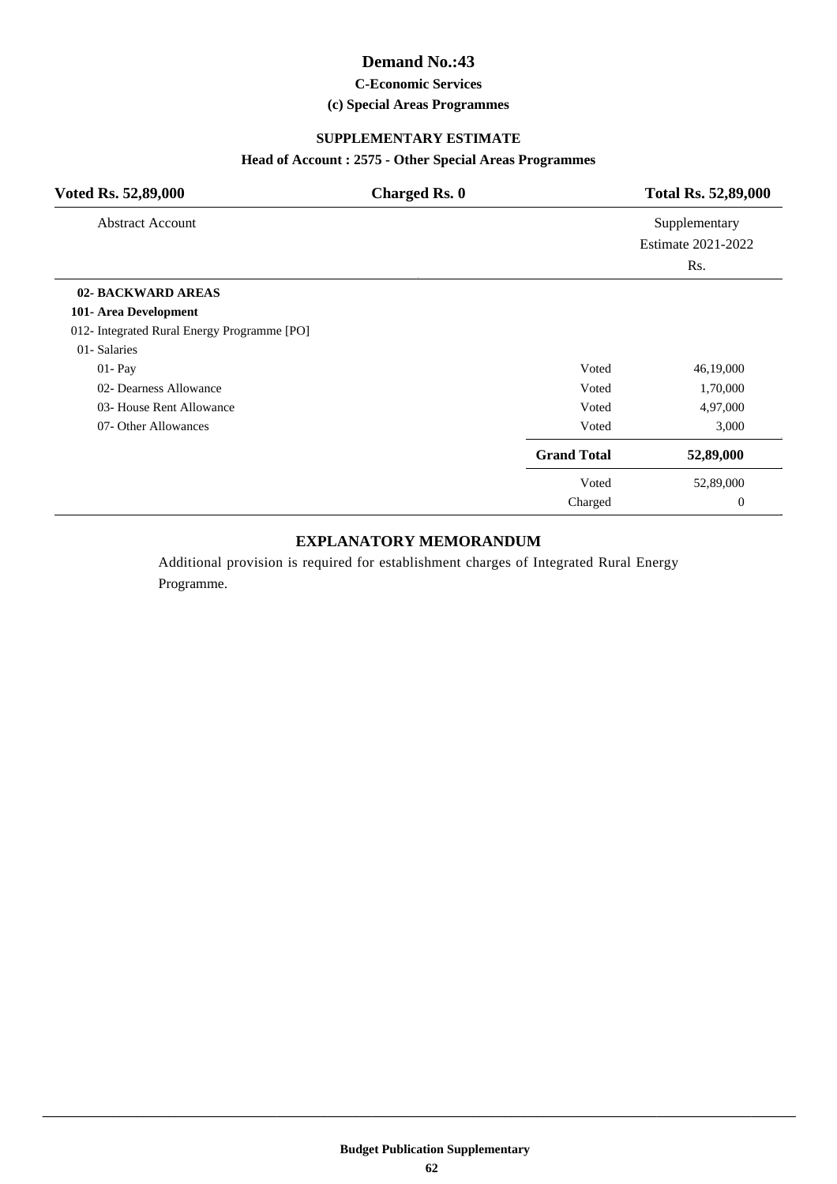# Demand No.:43

### C-Economic Services

### (c) Special Areas Programmes

### SUPPLEMENTARY ESTIMATE

### Head of Account : 2575 - Other Special Areas Programmes

| **Voted Rs. 52,89,000** | **Charged Rs. 0** | **Total Rs. 52,89,000** |
|---|---|---|

| Abstract Account | | Supplementary Estimate 2021-2022 Rs. |
|---|---|---|
| **02- BACKWARD AREAS** | | |
| **101- Area Development** | | |
| 012- Integrated Rural Energy Programme [PO] | | |
| 01- Salaries | | |
| 01- Pay | Voted | 46,19,000 |
| 02- Dearness Allowance | Voted | 1,70,000 |
| 03- House Rent Allowance | Voted | 4,97,000 |
| 07- Other Allowances | Voted | 3,000 |
| | **Grand Total** | **52,89,000** |
| | Voted | 52,89,000 |
| | Charged | 0 |

### EXPLANATORY MEMORANDUM

Additional provision is required for establishment charges of Integrated Rural Energy Programme.

Budget Publication Supplementary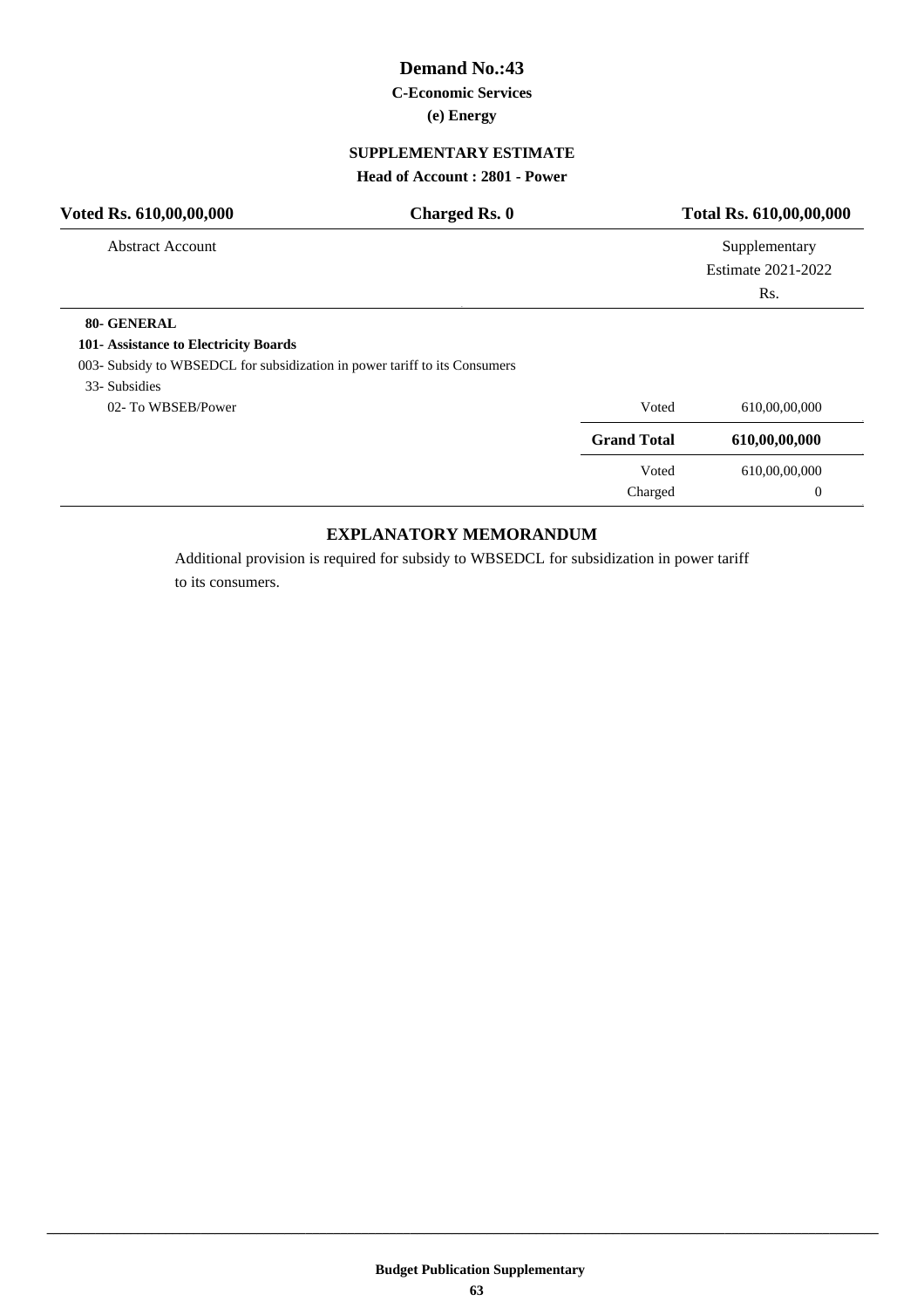# Demand No.:43

### C-Economic Services

### (e) Energy

## SUPPLEMENTARY ESTIMATE

### Head of Account : 2801 - Power

| Voted Rs. 610,00,00,000 | Charged Rs. 0 | Total Rs. 610,00,00,000 |
|---|---|---|

| Abstract Account | | Supplementary Estimate 2021-2022 Rs. |
|---|---|---|
| **80- GENERAL** | | |
| **101- Assistance to Electricity Boards** | | |
| 003- Subsidy to WBSEDCL for subsidization in power tariff to its Consumers | | |
| 33- Subsidies | | |
| 02- To WBSEB/Power | Voted | 610,00,00,000 |
| | **Grand Total** | **610,00,00,000** |
| | Voted | 610,00,00,000 |
| | Charged | 0 |

## EXPLANATORY MEMORANDUM

Additional provision is required for subsidy to WBSEDCL for subsidization in power tariff to its consumers.

**Budget Publication Supplementary**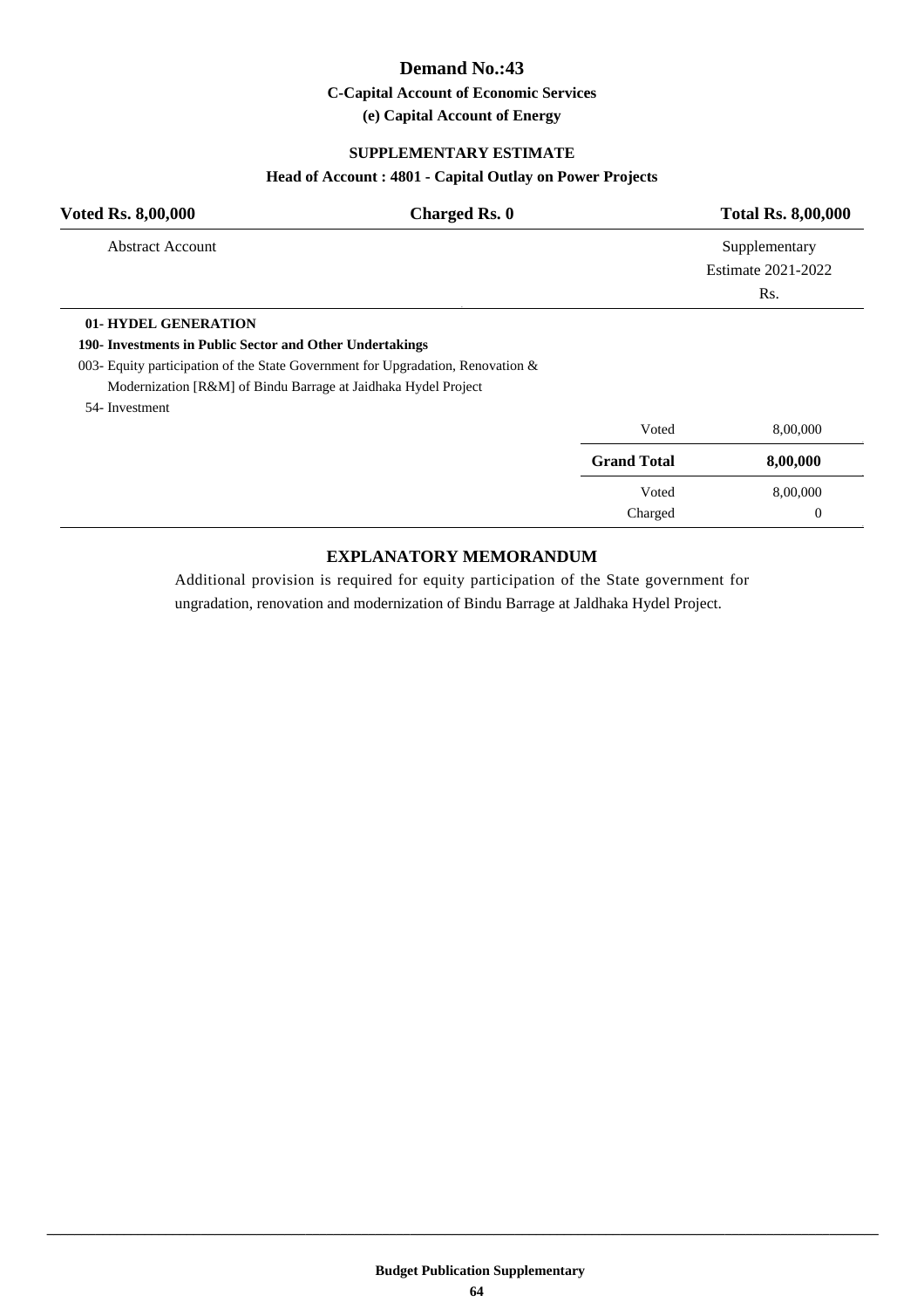# Demand No.:43

### C-Capital Account of Economic Services

### (e) Capital Account of Energy

### SUPPLEMENTARY ESTIMATE

### Head of Account : 4801 - Capital Outlay on Power Projects

| **Voted Rs. 8,00,000** | **Charged Rs. 0** | **Total Rs. 8,00,000** |
|---|---|---|

| Abstract Account | | Supplementary Estimate 2021-2022 Rs. |
|---|---|---|
| **01- HYDEL GENERATION** | | |
| **190- Investments in Public Sector and Other Undertakings** | | |
| 003- Equity participation of the State Government for Upgradation, Renovation & Modernization [R&M] of Bindu Barrage at Jaidhaka Hydel Project | | |
| 54- Investment | | |
| | Voted | 8,00,000 |
| | **Grand Total** | **8,00,000** |
| | Voted | 8,00,000 |
| | Charged | 0 |

### EXPLANATORY MEMORANDUM

Additional provision is required for equity participation of the State government for ungradation, renovation and modernization of Bindu Barrage at Jaldhaka Hydel Project.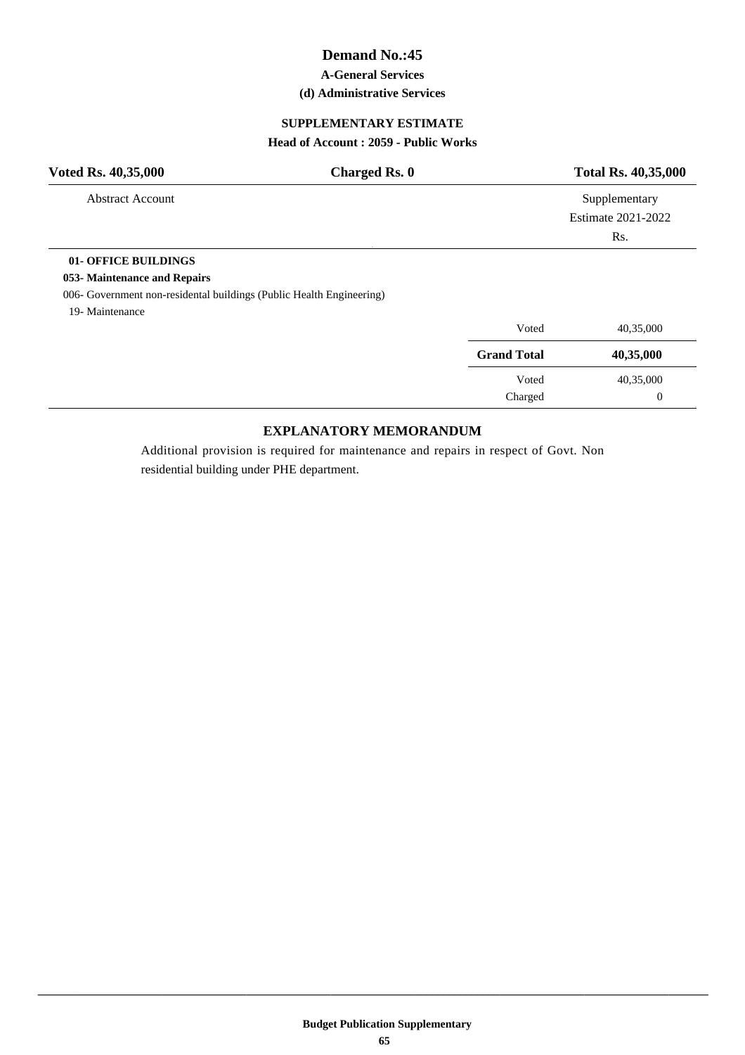# Demand No.:45

### A-General Services

### (d) Administrative Services

### SUPPLEMENTARY ESTIMATE

### Head of Account : 2059 - Public Works

| Voted Rs. 40,35,000 | Charged Rs. 0 | Total Rs. 40,35,000 |
|---|---|---|

| Abstract Account | | Supplementary Estimate 2021-2022 Rs. |
|---|---|---|
| **01- OFFICE BUILDINGS** | | |
| **053- Maintenance and Repairs** | | |
| 006- Government non-residental buildings (Public Health Engineering) | | |
| 19- Maintenance | | |
| | Voted | 40,35,000 |
| | **Grand Total** | **40,35,000** |
| | Voted | 40,35,000 |
| | Charged | 0 |

### EXPLANATORY MEMORANDUM

Additional provision is required for maintenance and repairs in respect of Govt. Non residential building under PHE department.

**Budget Publication Supplementary**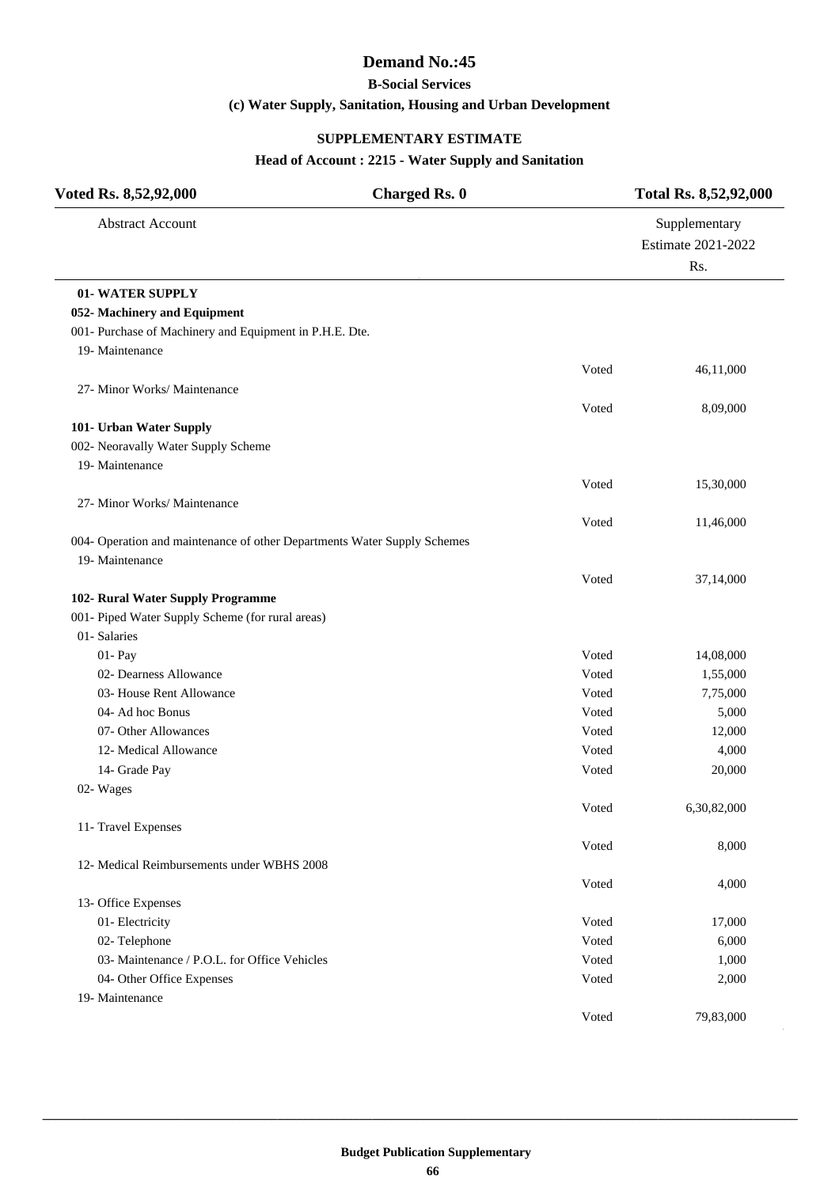# Demand No.:45

**B-Social Services**

**(c) Water Supply, Sanitation, Housing and Urban Development**

**SUPPLEMENTARY ESTIMATE**

**Head of Account : 2215 - Water Supply and Sanitation**

| **Voted Rs. 8,52,92,000** | **Charged Rs. 0** | **Total Rs. 8,52,92,000** |
|---|---|---|

| Abstract Account | | Supplementary Estimate 2021-2022 Rs. |
|---|---|---|
| **01- WATER SUPPLY** | | |
| **052- Machinery and Equipment** | | |
| 001- Purchase of Machinery and Equipment in P.H.E. Dte. | | |
| 19- Maintenance | | |
| | Voted | 46,11,000 |
| 27- Minor Works/ Maintenance | | |
| | Voted | 8,09,000 |
| **101- Urban Water Supply** | | |
| 002- Neoravally Water Supply Scheme | | |
| 19- Maintenance | | |
| | Voted | 15,30,000 |
| 27- Minor Works/ Maintenance | | |
| | Voted | 11,46,000 |
| 004- Operation and maintenance of other Departments Water Supply Schemes | | |
| 19- Maintenance | | |
| | Voted | 37,14,000 |
| **102- Rural Water Supply Programme** | | |
| 001- Piped Water Supply Scheme (for rural areas) | | |
| 01- Salaries | | |
| 01- Pay | Voted | 14,08,000 |
| 02- Dearness Allowance | Voted | 1,55,000 |
| 03- House Rent Allowance | Voted | 7,75,000 |
| 04- Ad hoc Bonus | Voted | 5,000 |
| 07- Other Allowances | Voted | 12,000 |
| 12- Medical Allowance | Voted | 4,000 |
| 14- Grade Pay | Voted | 20,000 |
| 02- Wages | | |
| | Voted | 6,30,82,000 |
| 11- Travel Expenses | | |
| | Voted | 8,000 |
| 12- Medical Reimbursements under WBHS 2008 | | |
| | Voted | 4,000 |
| 13- Office Expenses | | |
| 01- Electricity | Voted | 17,000 |
| 02- Telephone | Voted | 6,000 |
| 03- Maintenance / P.O.L. for Office Vehicles | Voted | 1,000 |
| 04- Other Office Expenses | Voted | 2,000 |
| 19- Maintenance | | |
| | Voted | 79,83,000 |

**Budget Publication Supplementary**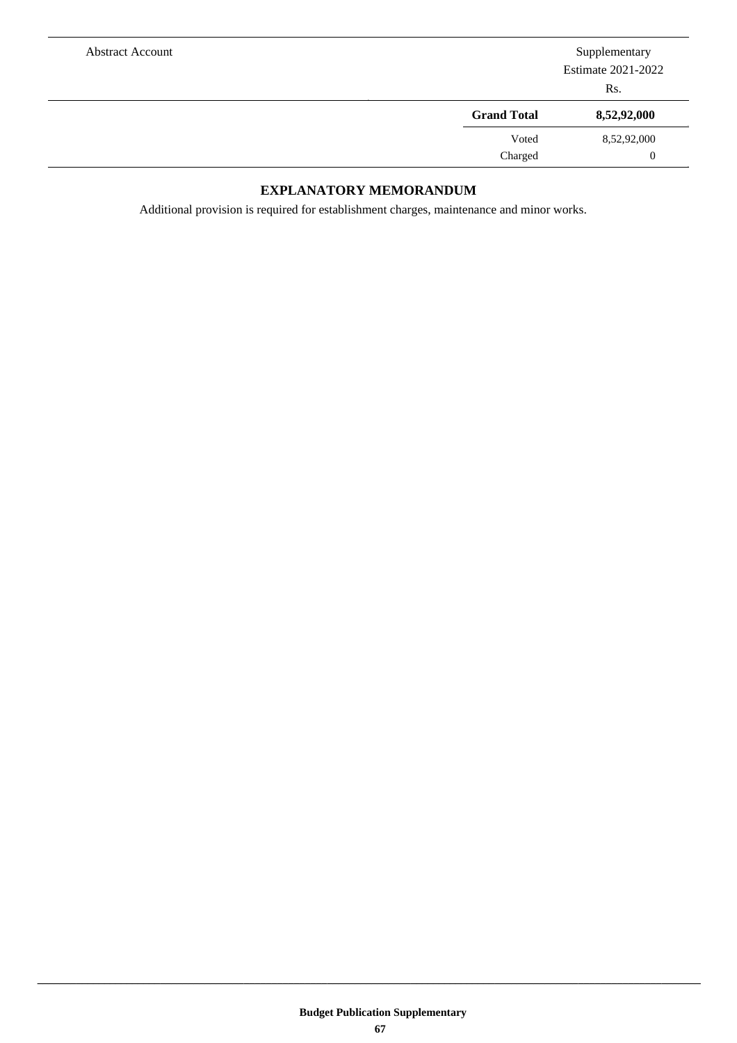| Abstract Account | | Supplementary Estimate 2021-2022 Rs. |
|---|---|---|
| | **Grand Total** | **8,52,92,000** |
| | Voted | 8,52,92,000 |
| | Charged | 0 |

## EXPLANATORY MEMORANDUM

Additional provision is required for establishment charges, maintenance and minor works.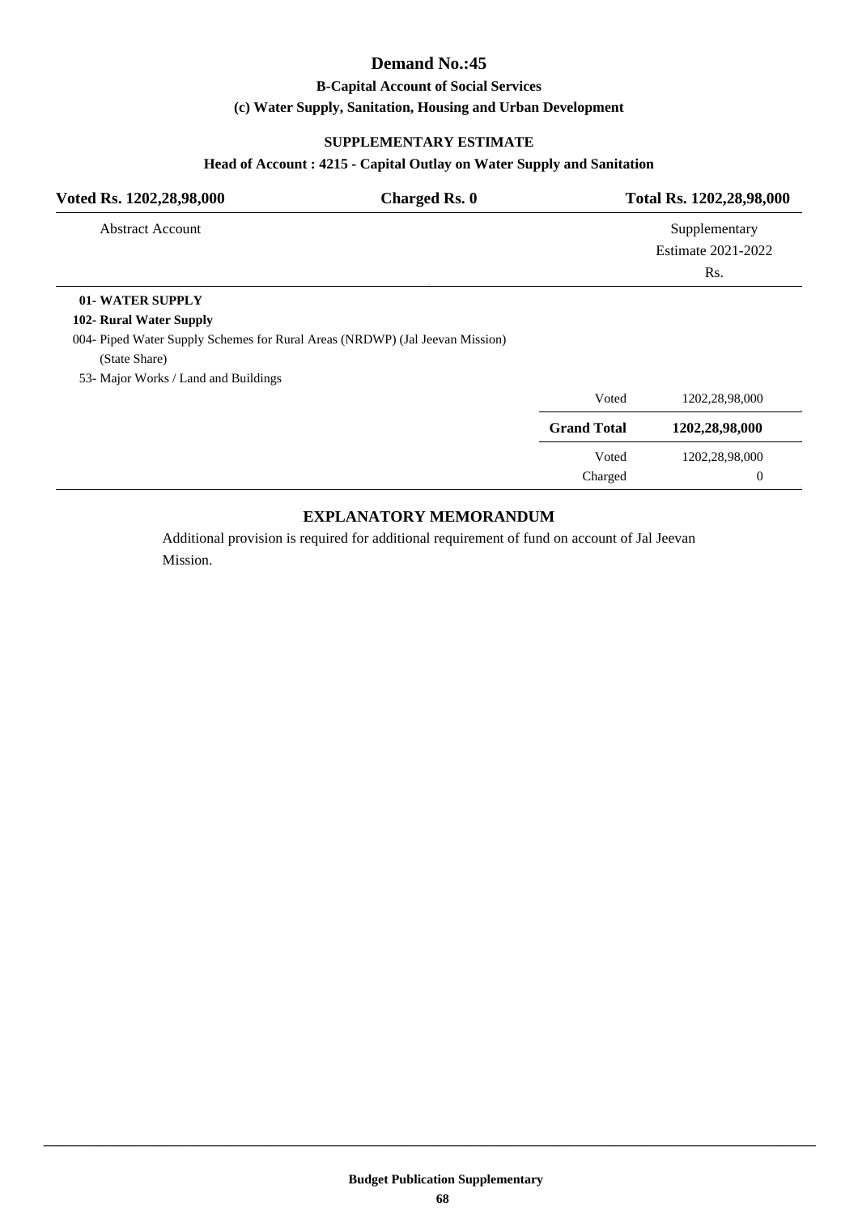# Demand No.:45

### B-Capital Account of Social Services

### (c) Water Supply, Sanitation, Housing and Urban Development

#### SUPPLEMENTARY ESTIMATE

#### Head of Account : 4215 - Capital Outlay on Water Supply and Sanitation

| Voted Rs. 1202,28,98,000 | Charged Rs. 0 | Total Rs. 1202,28,98,000 |
|---|---|---|

| Abstract Account | | Supplementary Estimate 2021-2022 Rs. |
|---|---|---|
| **01- WATER SUPPLY** | | |
| **102- Rural Water Supply** | | |
| 004- Piped Water Supply Schemes for Rural Areas (NRDWP) (Jal Jeevan Mission) (State Share) | | |
| 53- Major Works / Land and Buildings | | |
| | Voted | 1202,28,98,000 |
| | **Grand Total** | **1202,28,98,000** |
| | Voted | 1202,28,98,000 |
| | Charged | 0 |

#### EXPLANATORY MEMORANDUM

Additional provision is required for additional requirement of fund on account of Jal Jeevan Mission.

Budget Publication Supplementary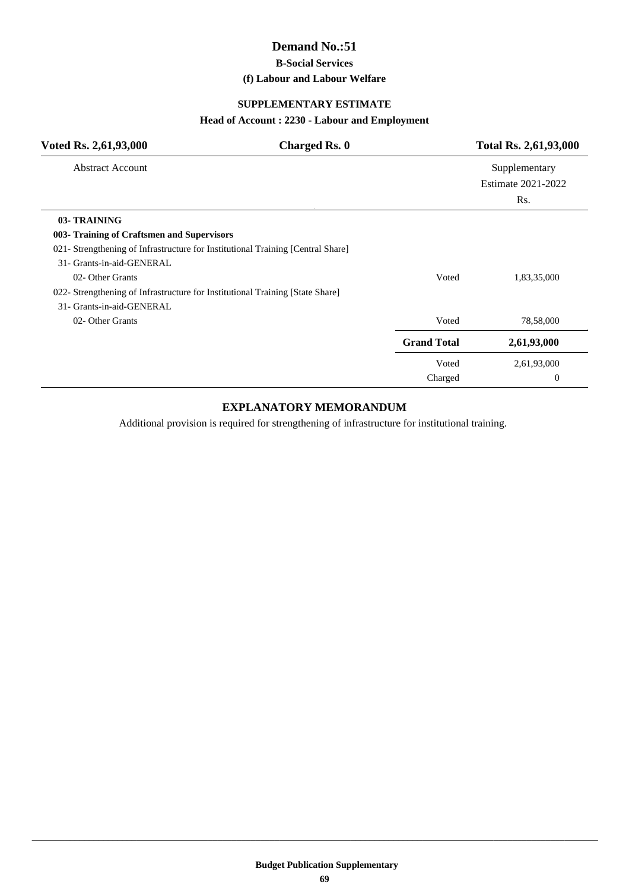# Demand No.:51

### B-Social Services

### (f) Labour and Labour Welfare

### SUPPLEMENTARY ESTIMATE

### Head of Account : 2230 - Labour and Employment

| Voted Rs. 2,61,93,000 | Charged Rs. 0 | Total Rs. 2,61,93,000 |
|---|---|---|
| Abstract Account | | Supplementary Estimate 2021-2022 Rs. |
| **03- TRAINING** | | |
| **003- Training of Craftsmen and Supervisors** | | |
| 021- Strengthening of Infrastructure for Institutional Training [Central Share] | | |
| 31- Grants-in-aid-GENERAL | | |
| 02- Other Grants | Voted | 1,83,35,000 |
| 022- Strengthening of Infrastructure for Institutional Training [State Share] | | |
| 31- Grants-in-aid-GENERAL | | |
| 02- Other Grants | Voted | 78,58,000 |
| | **Grand Total** | **2,61,93,000** |
| | Voted | 2,61,93,000 |
| | Charged | 0 |

### EXPLANATORY MEMORANDUM

Additional provision is required for strengthening of infrastructure for institutional training.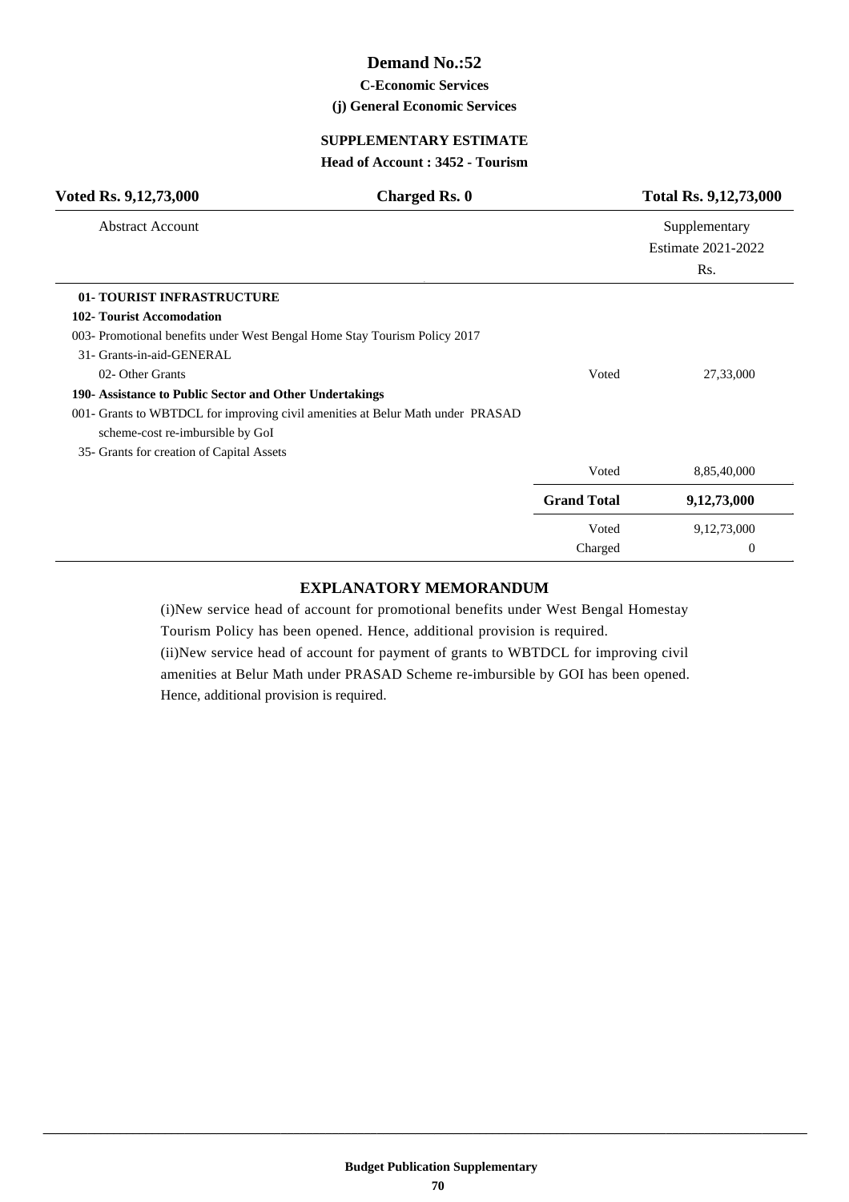# Demand No.:52

### C-Economic Services

### (j) General Economic Services

### SUPPLEMENTARY ESTIMATE

### Head of Account : 3452 - Tourism

| Voted Rs. 9,12,73,000 | Charged Rs. 0 | Total Rs. 9,12,73,000 |
|---|---|---|

| Abstract Account | | Supplementary Estimate 2021-2022 Rs. |
|---|---|---|
| **01- TOURIST INFRASTRUCTURE** | | |
| **102- Tourist Accomodation** | | |
| 003- Promotional benefits under West Bengal Home Stay Tourism Policy 2017 | | |
| 31- Grants-in-aid-GENERAL | | |
| 02- Other Grants | Voted | 27,33,000 |
| **190- Assistance to Public Sector and Other Undertakings** | | |
| 001- Grants to WBTDCL for improving civil amenities at Belur Math under PRASAD scheme-cost re-imbursible by GoI | | |
| 35- Grants for creation of Capital Assets | | |
| | Voted | 8,85,40,000 |
| | **Grand Total** | **9,12,73,000** |
| | Voted | 9,12,73,000 |
| | Charged | 0 |

### EXPLANATORY MEMORANDUM

(i)New service head of account for promotional benefits under West Bengal Homestay Tourism Policy has been opened. Hence, additional provision is required.

(ii)New service head of account for payment of grants to WBTDCL for improving civil amenities at Belur Math under PRASAD Scheme re-imbursible by GOI has been opened. Hence, additional provision is required.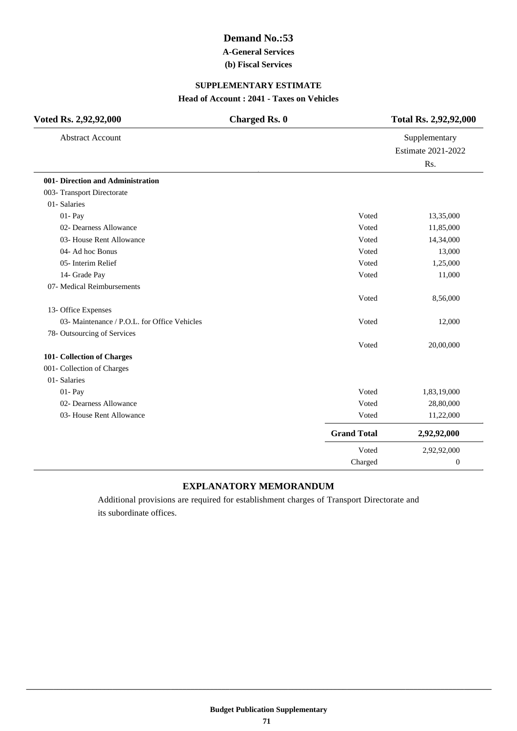# Demand No.:53

### A-General Services

### (b) Fiscal Services

## SUPPLEMENTARY ESTIMATE

### Head of Account : 2041 - Taxes on Vehicles

| **Voted Rs. 2,92,92,000** | **Charged Rs. 0** | **Total Rs. 2,92,92,000** |
|---|---|---|

| Abstract Account | | Supplementary Estimate 2021-2022 Rs. |
|---|---|---|
| **001- Direction and Administration** | | |
| 003- Transport Directorate | | |
| 01- Salaries | | |
| 01- Pay | Voted | 13,35,000 |
| 02- Dearness Allowance | Voted | 11,85,000 |
| 03- House Rent Allowance | Voted | 14,34,000 |
| 04- Ad hoc Bonus | Voted | 13,000 |
| 05- Interim Relief | Voted | 1,25,000 |
| 14- Grade Pay | Voted | 11,000 |
| 07- Medical Reimbursements | | |
| | Voted | 8,56,000 |
| 13- Office Expenses | | |
| 03- Maintenance / P.O.L. for Office Vehicles | Voted | 12,000 |
| 78- Outsourcing of Services | | |
| | Voted | 20,00,000 |
| **101- Collection of Charges** | | |
| 001- Collection of Charges | | |
| 01- Salaries | | |
| 01- Pay | Voted | 1,83,19,000 |
| 02- Dearness Allowance | Voted | 28,80,000 |
| 03- House Rent Allowance | Voted | 11,22,000 |
| | **Grand Total** | **2,92,92,000** |
| | Voted | 2,92,92,000 |
| | Charged | 0 |

## EXPLANATORY MEMORANDUM

Additional provisions are required for establishment charges of Transport Directorate and its subordinate offices.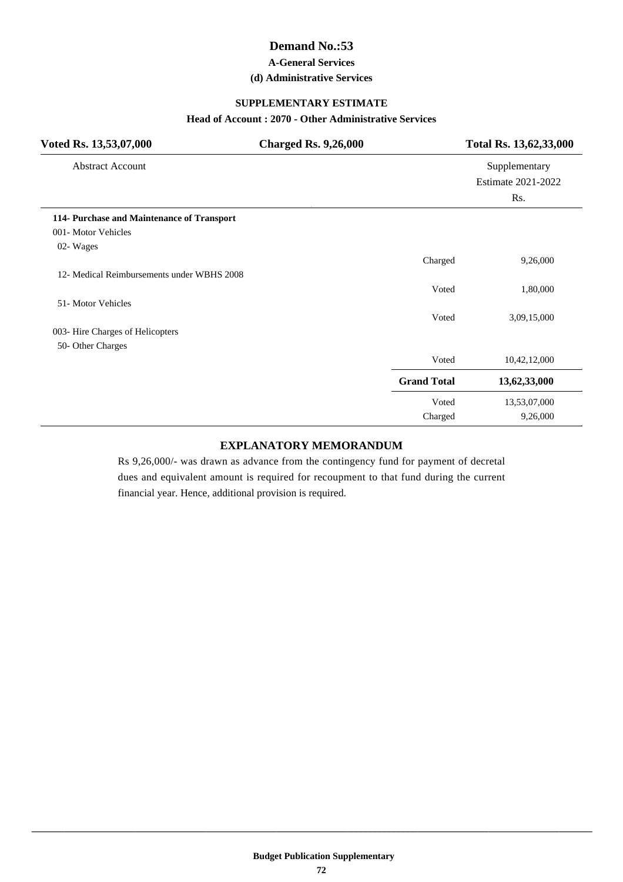# Demand No.:53

### A-General Services

### (d) Administrative Services

## SUPPLEMENTARY ESTIMATE

### Head of Account : 2070 - Other Administrative Services

| Voted Rs. 13,53,07,000 | Charged Rs. 9,26,000 | Total Rs. 13,62,33,000 |
|---|---|---|

| Abstract Account | | Supplementary Estimate 2021-2022 Rs. |
|---|---|---|
| **114- Purchase and Maintenance of Transport** | | |
| 001- Motor Vehicles | | |
| 02- Wages | | |
| | Charged | 9,26,000 |
| 12- Medical Reimbursements under WBHS 2008 | | |
| | Voted | 1,80,000 |
| 51- Motor Vehicles | | |
| | Voted | 3,09,15,000 |
| 003- Hire Charges of Helicopters | | |
| 50- Other Charges | | |
| | Voted | 10,42,12,000 |
| | **Grand Total** | **13,62,33,000** |
| | Voted | 13,53,07,000 |
| | Charged | 9,26,000 |

## EXPLANATORY MEMORANDUM

Rs 9,26,000/- was drawn as advance from the contingency fund for payment of decretal dues and equivalent amount is required for recoupment to that fund during the current financial year. Hence, additional provision is required.

Budget Publication Supplementary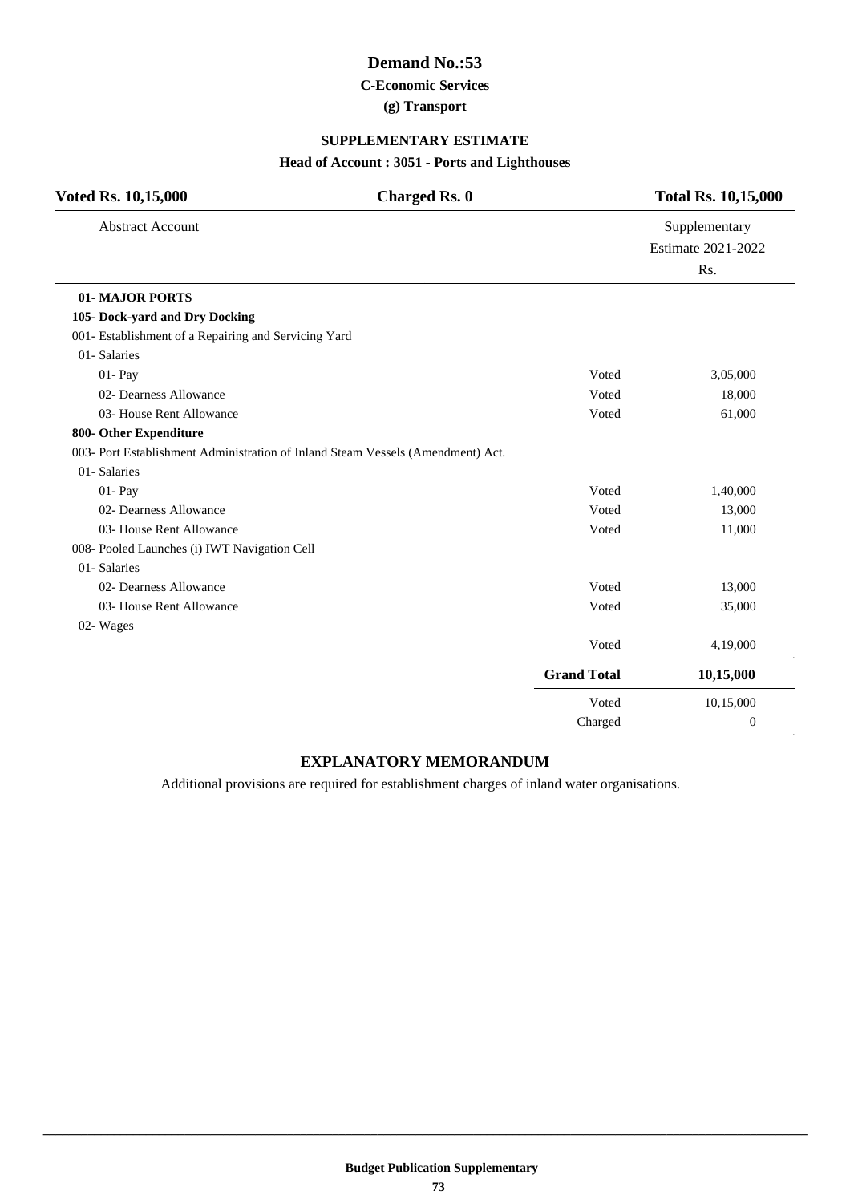# Demand No.:53

### C-Economic Services

### (g) Transport

## SUPPLEMENTARY ESTIMATE

### Head of Account : 3051 - Ports and Lighthouses

| **Voted Rs. 10,15,000** | **Charged Rs. 0** | **Total Rs. 10,15,000** |
|---|---|---|

| Abstract Account | | Supplementary Estimate 2021-2022 Rs. |
|---|---|---|
| **01- MAJOR PORTS** | | |
| **105- Dock-yard and Dry Docking** | | |
| 001- Establishment of a Repairing and Servicing Yard | | |
| 01- Salaries | | |
| 01- Pay | Voted | 3,05,000 |
| 02- Dearness Allowance | Voted | 18,000 |
| 03- House Rent Allowance | Voted | 61,000 |
| **800- Other Expenditure** | | |
| 003- Port Establishment Administration of Inland Steam Vessels (Amendment) Act. | | |
| 01- Salaries | | |
| 01- Pay | Voted | 1,40,000 |
| 02- Dearness Allowance | Voted | 13,000 |
| 03- House Rent Allowance | Voted | 11,000 |
| 008- Pooled Launches (i) IWT Navigation Cell | | |
| 01- Salaries | | |
| 02- Dearness Allowance | Voted | 13,000 |
| 03- House Rent Allowance | Voted | 35,000 |
| 02- Wages | | |
| | Voted | 4,19,000 |
| | **Grand Total** | **10,15,000** |
| | Voted | 10,15,000 |
| | Charged | 0 |

## EXPLANATORY MEMORANDUM

Additional provisions are required for establishment charges of inland water organisations.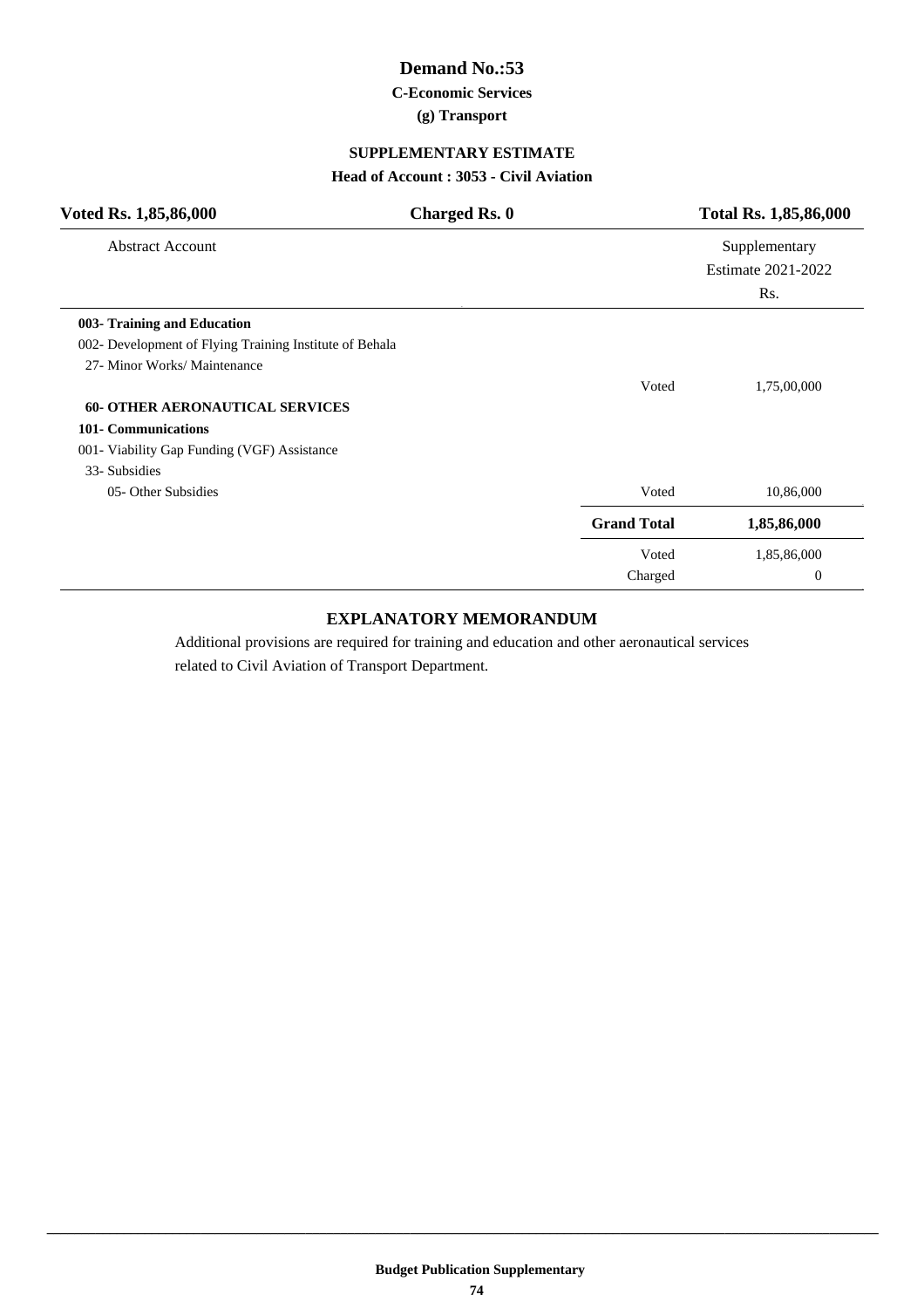# Demand No.:53

### C-Economic Services

### (g) Transport

### SUPPLEMENTARY ESTIMATE

### Head of Account : 3053 - Civil Aviation

| Voted Rs. 1,85,86,000 | Charged Rs. 0 | Total Rs. 1,85,86,000 |
|---|---|---|

| Abstract Account | | Supplementary Estimate 2021-2022 Rs. |
|---|---|---|
| **003- Training and Education** | | |
| 002- Development of Flying Training Institute of Behala | | |
| 27- Minor Works/ Maintenance | | |
| | Voted | 1,75,00,000 |
| **60- OTHER AERONAUTICAL SERVICES** | | |
| **101- Communications** | | |
| 001- Viability Gap Funding (VGF) Assistance | | |
| 33- Subsidies | | |
| 05- Other Subsidies | Voted | 10,86,000 |
| | **Grand Total** | **1,85,86,000** |
| | Voted | 1,85,86,000 |
| | Charged | 0 |

## EXPLANATORY MEMORANDUM

Additional provisions are required for training and education and other aeronautical services related to Civil Aviation of Transport Department.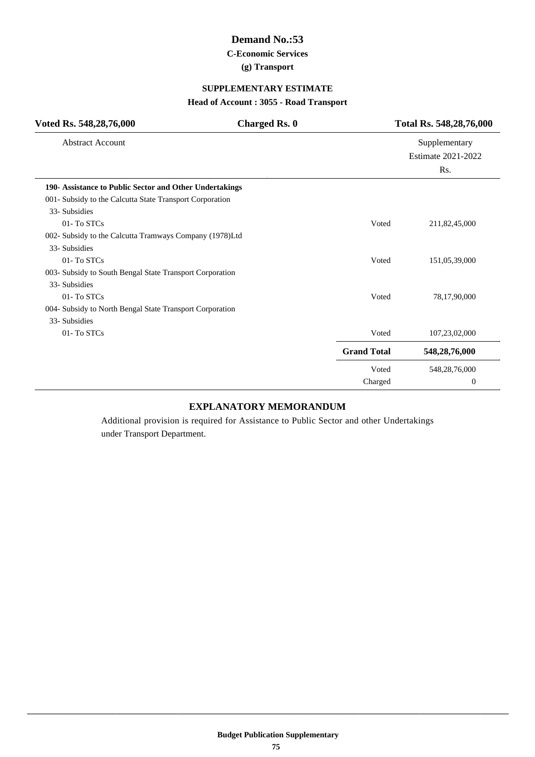# Demand No.:53

### C-Economic Services

### (g) Transport

## SUPPLEMENTARY ESTIMATE

### Head of Account : 3055 - Road Transport

| Voted Rs. 548,28,76,000 | Charged Rs. 0 | Total Rs. 548,28,76,000 |
|---|---|---|

| Abstract Account | | Supplementary Estimate 2021-2022 Rs. |
|---|---|---|
| **190- Assistance to Public Sector and Other Undertakings** | | |
| 001- Subsidy to the Calcutta State Transport Corporation | | |
| 33- Subsidies | | |
| 01- To STCs | Voted | 211,82,45,000 |
| 002- Subsidy to the Calcutta Tramways Company (1978)Ltd | | |
| 33- Subsidies | | |
| 01- To STCs | Voted | 151,05,39,000 |
| 003- Subsidy to South Bengal State Transport Corporation | | |
| 33- Subsidies | | |
| 01- To STCs | Voted | 78,17,90,000 |
| 004- Subsidy to North Bengal State Transport Corporation | | |
| 33- Subsidies | | |
| 01- To STCs | Voted | 107,23,02,000 |
| | **Grand Total** | **548,28,76,000** |
| | Voted | 548,28,76,000 |
| | Charged | 0 |

## EXPLANATORY MEMORANDUM

Additional provision is required for Assistance to Public Sector and other Undertakings under Transport Department.

Budget Publication Supplementary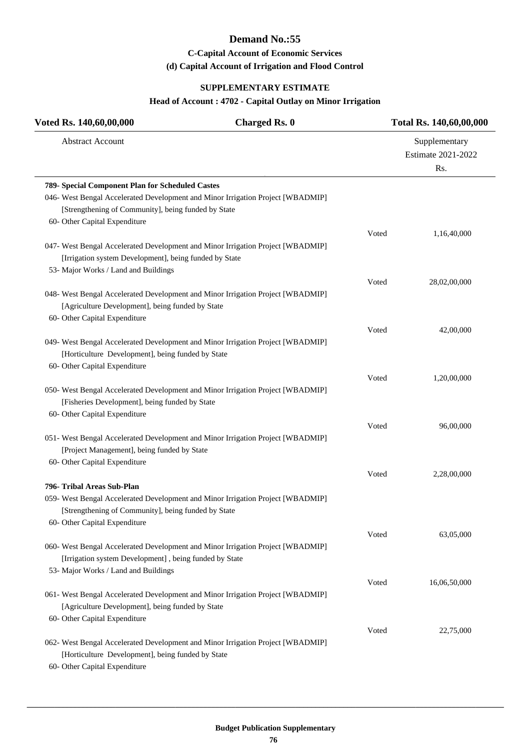# Demand No.:55

### C-Capital Account of Economic Services

### (d) Capital Account of Irrigation and Flood Control

### SUPPLEMENTARY ESTIMATE

### Head of Account : 4702 - Capital Outlay on Minor Irrigation

| Voted Rs. 140,60,00,000 | Charged Rs. 0 | Total Rs. 140,60,00,000 |
|---|---|---|

| Abstract Account | | Supplementary Estimate 2021-2022 Rs. |
|---|---|---|
| **789- Special Component Plan for Scheduled Castes** | | |
| 046- West Bengal Accelerated Development and Minor Irrigation Project [WBADMIP] [Strengthening of Community], being funded by State | | |
| 60- Other Capital Expenditure | Voted | 1,16,40,000 |
| 047- West Bengal Accelerated Development and Minor Irrigation Project [WBADMIP] [Irrigation system Development], being funded by State | | |
| 53- Major Works / Land and Buildings | Voted | 28,02,00,000 |
| 048- West Bengal Accelerated Development and Minor Irrigation Project [WBADMIP] [Agriculture Development], being funded by State | | |
| 60- Other Capital Expenditure | Voted | 42,00,000 |
| 049- West Bengal Accelerated Development and Minor Irrigation Project [WBADMIP] [Horticulture Development], being funded by State | | |
| 60- Other Capital Expenditure | Voted | 1,20,00,000 |
| 050- West Bengal Accelerated Development and Minor Irrigation Project [WBADMIP] [Fisheries Development], being funded by State | | |
| 60- Other Capital Expenditure | Voted | 96,00,000 |
| 051- West Bengal Accelerated Development and Minor Irrigation Project [WBADMIP] [Project Management], being funded by State | | |
| 60- Other Capital Expenditure | Voted | 2,28,00,000 |
| **796- Tribal Areas Sub-Plan** | | |
| 059- West Bengal Accelerated Development and Minor Irrigation Project [WBADMIP] [Strengthening of Community], being funded by State | | |
| 60- Other Capital Expenditure | Voted | 63,05,000 |
| 060- West Bengal Accelerated Development and Minor Irrigation Project [WBADMIP] [Irrigation system Development] , being funded by State | | |
| 53- Major Works / Land and Buildings | Voted | 16,06,50,000 |
| 061- West Bengal Accelerated Development and Minor Irrigation Project [WBADMIP] [Agriculture Development], being funded by State | | |
| 60- Other Capital Expenditure | Voted | 22,75,000 |
| 062- West Bengal Accelerated Development and Minor Irrigation Project [WBADMIP] [Horticulture Development], being funded by State | | |
| 60- Other Capital Expenditure | | |

**Budget Publication Supplementary**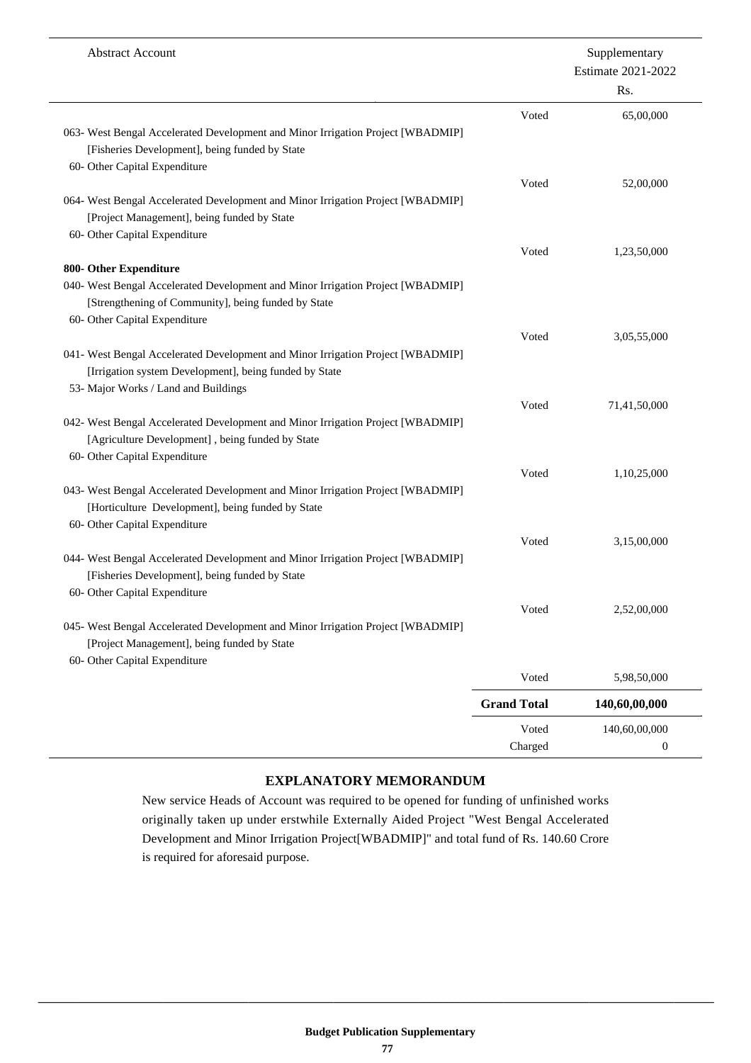| Abstract Account | | Supplementary Estimate 2021-2022 Rs. |
|---|---|---|
| | Voted | 65,00,000 |
| 063- West Bengal Accelerated Development and Minor Irrigation Project [WBADMIP] [Fisheries Development], being funded by State | | |
| 60- Other Capital Expenditure | | |
| | Voted | 52,00,000 |
| 064- West Bengal Accelerated Development and Minor Irrigation Project [WBADMIP] [Project Management], being funded by State | | |
| 60- Other Capital Expenditure | | |
| | Voted | 1,23,50,000 |
| **800- Other Expenditure** | | |
| 040- West Bengal Accelerated Development and Minor Irrigation Project [WBADMIP] [Strengthening of Community], being funded by State | | |
| 60- Other Capital Expenditure | | |
| | Voted | 3,05,55,000 |
| 041- West Bengal Accelerated Development and Minor Irrigation Project [WBADMIP] [Irrigation system Development], being funded by State | | |
| 53- Major Works / Land and Buildings | | |
| | Voted | 71,41,50,000 |
| 042- West Bengal Accelerated Development and Minor Irrigation Project [WBADMIP] [Agriculture Development] , being funded by State | | |
| 60- Other Capital Expenditure | | |
| | Voted | 1,10,25,000 |
| 043- West Bengal Accelerated Development and Minor Irrigation Project [WBADMIP] [Horticulture Development], being funded by State | | |
| 60- Other Capital Expenditure | | |
| | Voted | 3,15,00,000 |
| 044- West Bengal Accelerated Development and Minor Irrigation Project [WBADMIP] [Fisheries Development], being funded by State | | |
| 60- Other Capital Expenditure | | |
| | Voted | 2,52,00,000 |
| 045- West Bengal Accelerated Development and Minor Irrigation Project [WBADMIP] [Project Management], being funded by State | | |
| 60- Other Capital Expenditure | | |
| | Voted | 5,98,50,000 |
| | **Grand Total** | **140,60,00,000** |
| | Voted | 140,60,00,000 |
| | Charged | 0 |

## EXPLANATORY MEMORANDUM

New service Heads of Account was required to be opened for funding of unfinished works originally taken up under erstwhile Externally Aided Project "West Bengal Accelerated Development and Minor Irrigation Project[WBADMIP]" and total fund of Rs. 140.60 Crore is required for aforesaid purpose.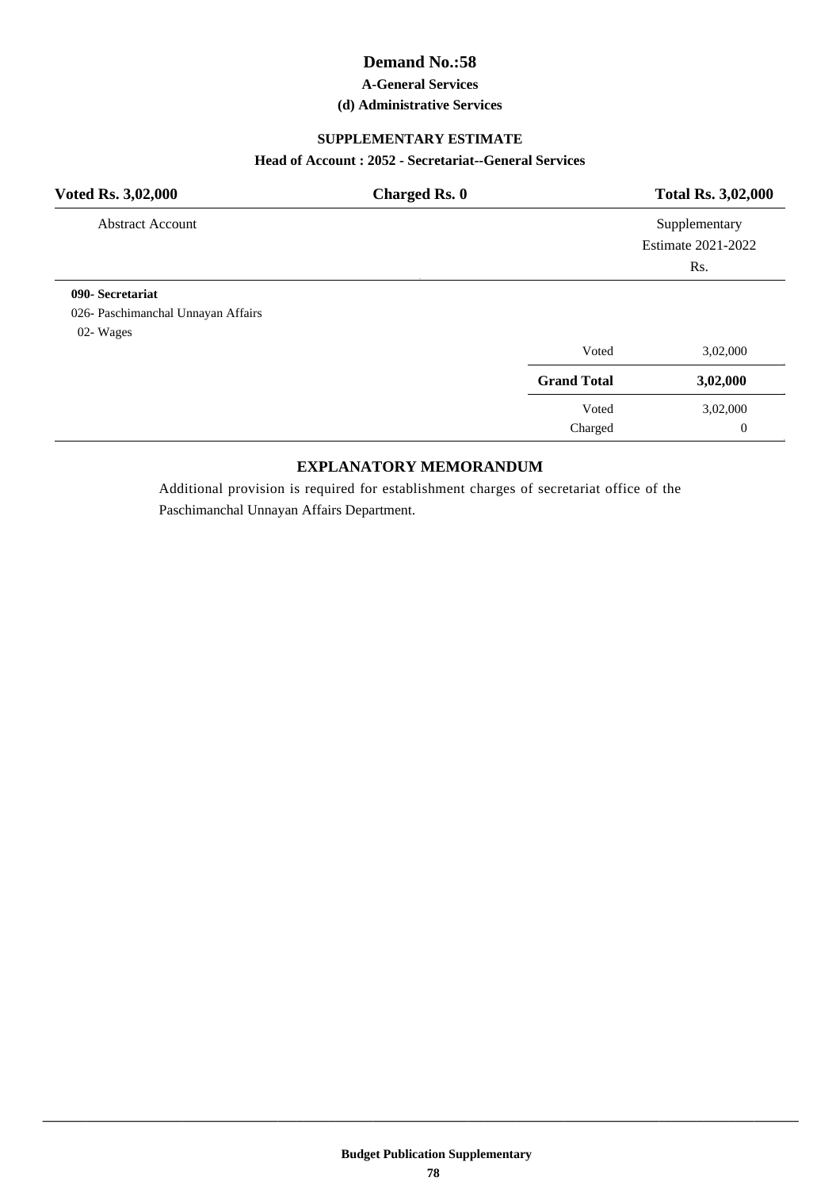# Demand No.:58

**A-General Services**

**(d) Administrative Services**

**SUPPLEMENTARY ESTIMATE**

**Head of Account : 2052 - Secretariat--General Services**

| **Voted Rs. 3,02,000** | **Charged Rs. 0** | **Total Rs. 3,02,000** |
|---|---|---|
| Abstract Account | | Supplementary Estimate 2021-2022 Rs. |
| **090- Secretariat** | | |
| 026- Paschimanchal Unnayan Affairs | | |
| 02- Wages | | |
| | Voted | 3,02,000 |
| | **Grand Total** | **3,02,000** |
| | Voted | 3,02,000 |
| | Charged | 0 |

**EXPLANATORY MEMORANDUM**

Additional provision is required for establishment charges of secretariat office of the Paschimanchal Unnayan Affairs Department.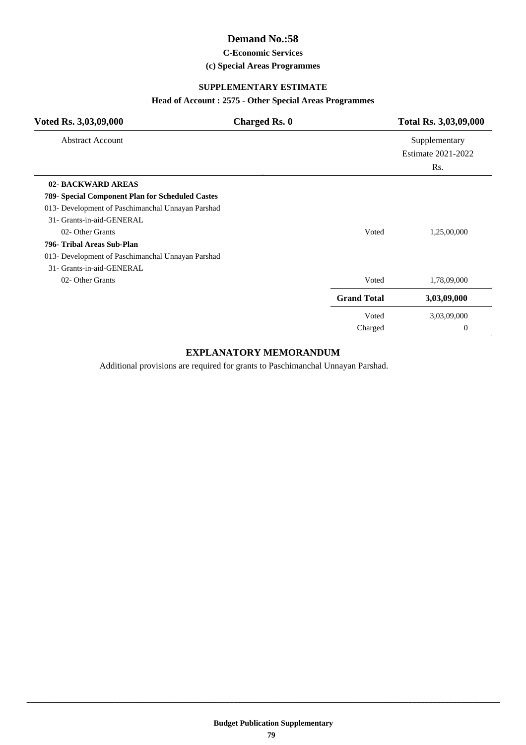# Demand No.:58

**C-Economic Services**

**(c) Special Areas Programmes**

**SUPPLEMENTARY ESTIMATE**

**Head of Account : 2575 - Other Special Areas Programmes**

| **Voted Rs. 3,03,09,000** | **Charged Rs. 0** | **Total Rs. 3,03,09,000** |
|---|---|---|

| Abstract Account | | Supplementary Estimate 2021-2022 Rs. |
|---|---|---|
| **02- BACKWARD AREAS** | | |
| **789- Special Component Plan for Scheduled Castes** | | |
| 013- Development of Paschimanchal Unnayan Parshad | | |
| 31- Grants-in-aid-GENERAL | | |
| 02- Other Grants | Voted | 1,25,00,000 |
| **796- Tribal Areas Sub-Plan** | | |
| 013- Development of Paschimanchal Unnayan Parshad | | |
| 31- Grants-in-aid-GENERAL | | |
| 02- Other Grants | Voted | 1,78,09,000 |
| | **Grand Total** | **3,03,09,000** |
| | Voted | 3,03,09,000 |
| | Charged | 0 |

## EXPLANATORY MEMORANDUM

Additional provisions are required for grants to Paschimanchal Unnayan Parshad.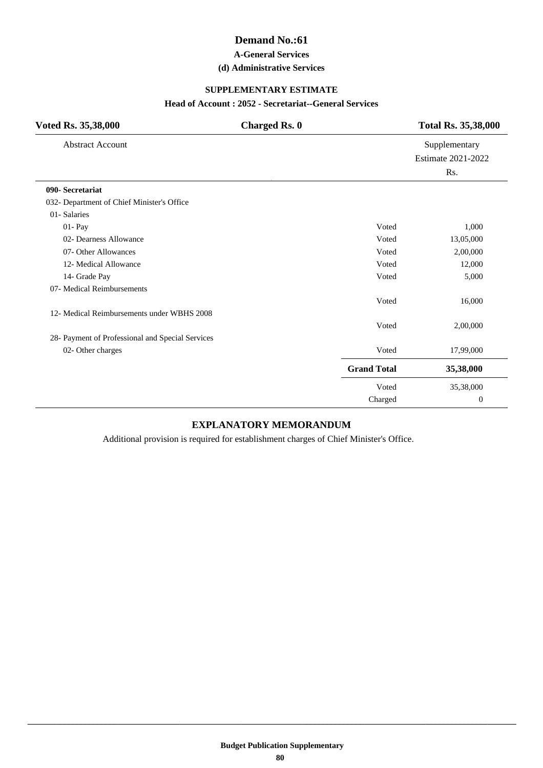# Demand No.:61

### A-General Services

### (d) Administrative Services

### SUPPLEMENTARY ESTIMATE

**Head of Account : 2052 - Secretariat--General Services**

| **Voted Rs. 35,38,000** | **Charged Rs. 0** | **Total Rs. 35,38,000** |
|---|---|---|

| Abstract Account | | Supplementary Estimate 2021-2022 Rs. |
|---|---|---|
| **090- Secretariat** | | |
| 032- Department of Chief Minister's Office | | |
| 01- Salaries | | |
| 01- Pay | Voted | 1,000 |
| 02- Dearness Allowance | Voted | 13,05,000 |
| 07- Other Allowances | Voted | 2,00,000 |
| 12- Medical Allowance | Voted | 12,000 |
| 14- Grade Pay | Voted | 5,000 |
| 07- Medical Reimbursements | | |
| | Voted | 16,000 |
| 12- Medical Reimbursements under WBHS 2008 | | |
| | Voted | 2,00,000 |
| 28- Payment of Professional and Special Services | | |
| 02- Other charges | Voted | 17,99,000 |
| | **Grand Total** | **35,38,000** |
| | Voted | 35,38,000 |
| | Charged | 0 |

### EXPLANATORY MEMORANDUM

Additional provision is required for establishment charges of Chief Minister's Office.

**Budget Publication Supplementary**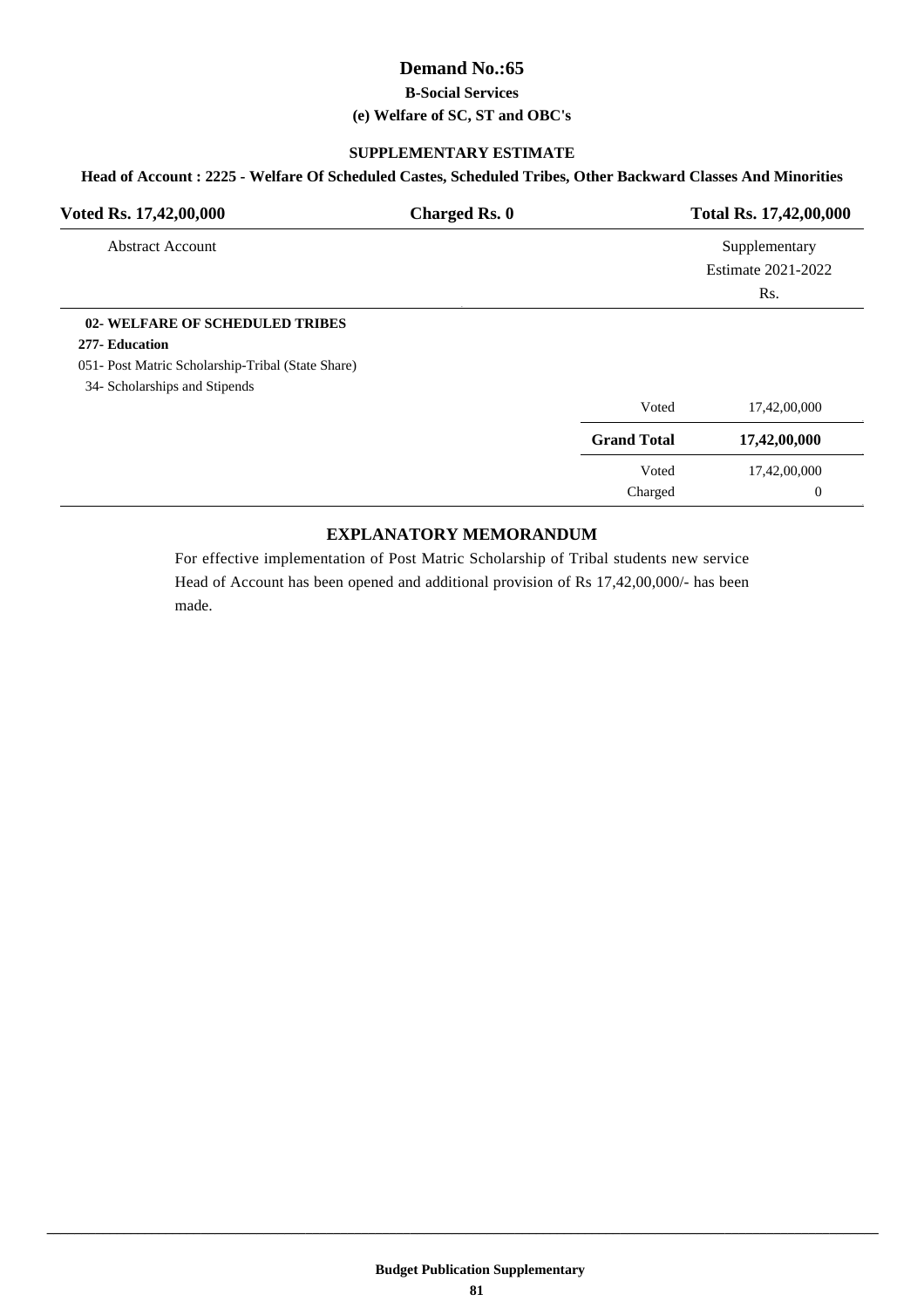# Demand No.:65

**B-Social Services**

**(e) Welfare of SC, ST and OBC's**

**SUPPLEMENTARY ESTIMATE**

**Head of Account : 2225 - Welfare Of Scheduled Castes, Scheduled Tribes, Other Backward Classes And Minorities**

| Voted Rs. 17,42,00,000 | Charged Rs. 0 | Total Rs. 17,42,00,000 |
|---|---|---|

| Abstract Account | | Supplementary Estimate 2021-2022 Rs. |
|---|---|---|
| **02- WELFARE OF SCHEDULED TRIBES** | | |
| **277- Education** | | |
| 051- Post Matric Scholarship-Tribal (State Share) | | |
| 34- Scholarships and Stipends | | |
| | Voted | 17,42,00,000 |
| | **Grand Total** | **17,42,00,000** |
| | Voted | 17,42,00,000 |
| | Charged | 0 |

**EXPLANATORY MEMORANDUM**

For effective implementation of Post Matric Scholarship of Tribal students new service Head of Account has been opened and additional provision of Rs 17,42,00,000/- has been made.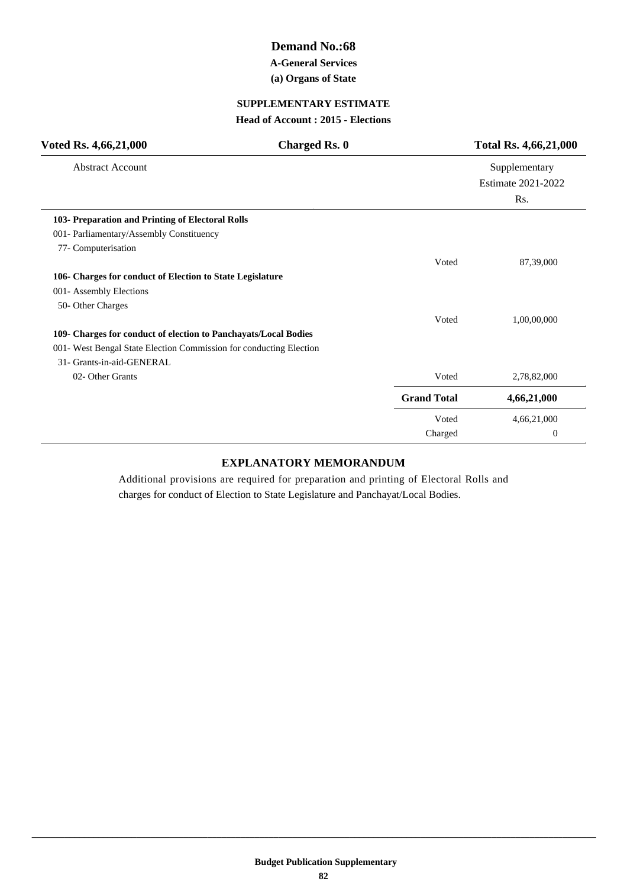# Demand No.:68

### A-General Services

### (a) Organs of State

### SUPPLEMENTARY ESTIMATE

### Head of Account : 2015 - Elections

| Voted Rs. 4,66,21,000 | Charged Rs. 0 | Total Rs. 4,66,21,000 |
|---|---|---|
| Abstract Account | | Supplementary Estimate 2021-2022 Rs. |
| **103- Preparation and Printing of Electoral Rolls** | | |
| 001- Parliamentary/Assembly Constituency | | |
| 77- Computerisation | | |
| | Voted | 87,39,000 |
| **106- Charges for conduct of Election to State Legislature** | | |
| 001- Assembly Elections | | |
| 50- Other Charges | | |
| | Voted | 1,00,00,000 |
| **109- Charges for conduct of election to Panchayats/Local Bodies** | | |
| 001- West Bengal State Election Commission for conducting Election | | |
| 31- Grants-in-aid-GENERAL | | |
| 02- Other Grants | Voted | 2,78,82,000 |
| | **Grand Total** | **4,66,21,000** |
| | Voted | 4,66,21,000 |
| | Charged | 0 |

### EXPLANATORY MEMORANDUM

Additional provisions are required for preparation and printing of Electoral Rolls and charges for conduct of Election to State Legislature and Panchayat/Local Bodies.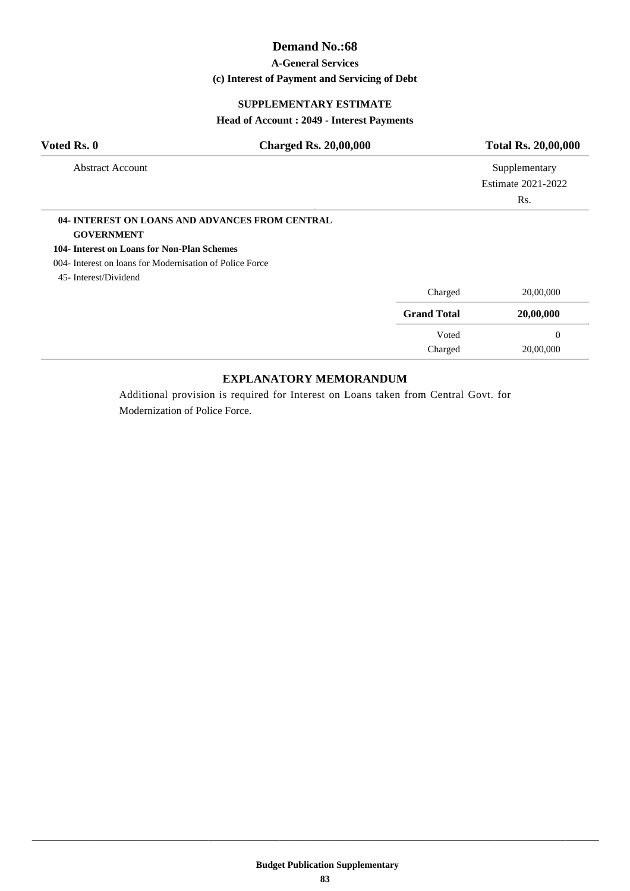# Demand No.:68

### A-General Services

### (c) Interest of Payment and Servicing of Debt

### SUPPLEMENTARY ESTIMATE

### Head of Account : 2049 - Interest Payments

| Voted Rs. 0 | Charged Rs. 20,00,000 | Total Rs. 20,00,000 |
|---|---|---|

| Abstract Account | | Supplementary Estimate 2021-2022 Rs. |
|---|---|---|
| **04- INTEREST ON LOANS AND ADVANCES FROM CENTRAL GOVERNMENT** | | |
| **104- Interest on Loans for Non-Plan Schemes** | | |
| 004- Interest on loans for Modernisation of Police Force | | |
| 45- Interest/Dividend | | |
| | Charged | 20,00,000 |
| | **Grand Total** | **20,00,000** |
| | Voted | 0 |
| | Charged | 20,00,000 |

## EXPLANATORY MEMORANDUM

Additional provision is required for Interest on Loans taken from Central Govt. for Modernization of Police Force.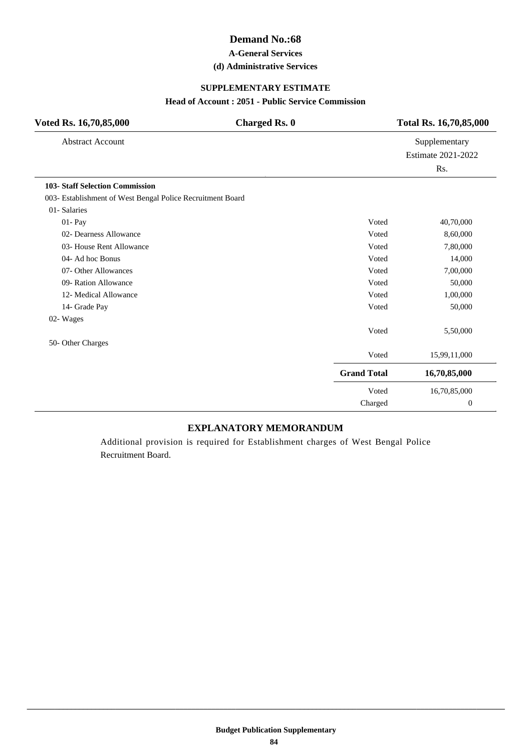# Demand No.:68

### A-General Services

### (d) Administrative Services

## SUPPLEMENTARY ESTIMATE

### Head of Account : 2051 - Public Service Commission

| Voted Rs. 16,70,85,000 | Charged Rs. 0 | Total Rs. 16,70,85,000 |
|---|---|---|
| Abstract Account | | Supplementary Estimate 2021-2022 Rs. |
| **103- Staff Selection Commission** | | |
| 003- Establishment of West Bengal Police Recruitment Board | | |
| 01- Salaries | | |
| 01- Pay | Voted | 40,70,000 |
| 02- Dearness Allowance | Voted | 8,60,000 |
| 03- House Rent Allowance | Voted | 7,80,000 |
| 04- Ad hoc Bonus | Voted | 14,000 |
| 07- Other Allowances | Voted | 7,00,000 |
| 09- Ration Allowance | Voted | 50,000 |
| 12- Medical Allowance | Voted | 1,00,000 |
| 14- Grade Pay | Voted | 50,000 |
| 02- Wages | | |
| | Voted | 5,50,000 |
| 50- Other Charges | | |
| | Voted | 15,99,11,000 |
| | **Grand Total** | **16,70,85,000** |
| | Voted | 16,70,85,000 |
| | Charged | 0 |

## EXPLANATORY MEMORANDUM

Additional provision is required for Establishment charges of West Bengal Police Recruitment Board.

**Budget Publication Supplementary**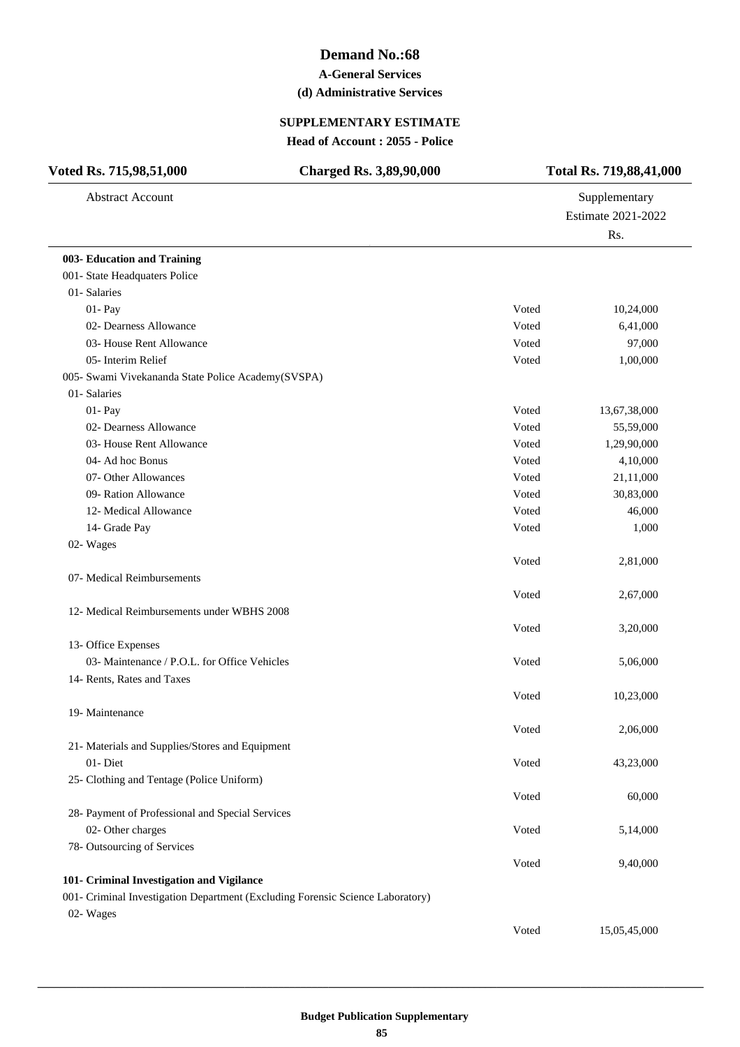# Demand No.:68

### A-General Services

### (d) Administrative Services

### SUPPLEMENTARY ESTIMATE

### Head of Account : 2055 - Police

| Voted Rs. 715,98,51,000 | Charged Rs. 3,89,90,000 | Total Rs. 719,88,41,000 |
|---|---|---|

| Abstract Account | | Supplementary Estimate 2021-2022 Rs. |
|---|---|---|
| **003- Education and Training** | | |
| 001- State Headquaters Police | | |
| 01- Salaries | | |
| 01- Pay | Voted | 10,24,000 |
| 02- Dearness Allowance | Voted | 6,41,000 |
| 03- House Rent Allowance | Voted | 97,000 |
| 05- Interim Relief | Voted | 1,00,000 |
| 005- Swami Vivekananda State Police Academy(SVSPA) | | |
| 01- Salaries | | |
| 01- Pay | Voted | 13,67,38,000 |
| 02- Dearness Allowance | Voted | 55,59,000 |
| 03- House Rent Allowance | Voted | 1,29,90,000 |
| 04- Ad hoc Bonus | Voted | 4,10,000 |
| 07- Other Allowances | Voted | 21,11,000 |
| 09- Ration Allowance | Voted | 30,83,000 |
| 12- Medical Allowance | Voted | 46,000 |
| 14- Grade Pay | Voted | 1,000 |
| 02- Wages | | |
| | Voted | 2,81,000 |
| 07- Medical Reimbursements | | |
| | Voted | 2,67,000 |
| 12- Medical Reimbursements under WBHS 2008 | | |
| | Voted | 3,20,000 |
| 13- Office Expenses | | |
| 03- Maintenance / P.O.L. for Office Vehicles | Voted | 5,06,000 |
| 14- Rents, Rates and Taxes | | |
| | Voted | 10,23,000 |
| 19- Maintenance | | |
| | Voted | 2,06,000 |
| 21- Materials and Supplies/Stores and Equipment | | |
| 01- Diet | Voted | 43,23,000 |
| 25- Clothing and Tentage (Police Uniform) | | |
| | Voted | 60,000 |
| 28- Payment of Professional and Special Services | | |
| 02- Other charges | Voted | 5,14,000 |
| 78- Outsourcing of Services | | |
| | Voted | 9,40,000 |
| **101- Criminal Investigation and Vigilance** | | |
| 001- Criminal Investigation Department (Excluding Forensic Science Laboratory) | | |
| 02- Wages | | |
| | Voted | 15,05,45,000 |

**Budget Publication Supplementary**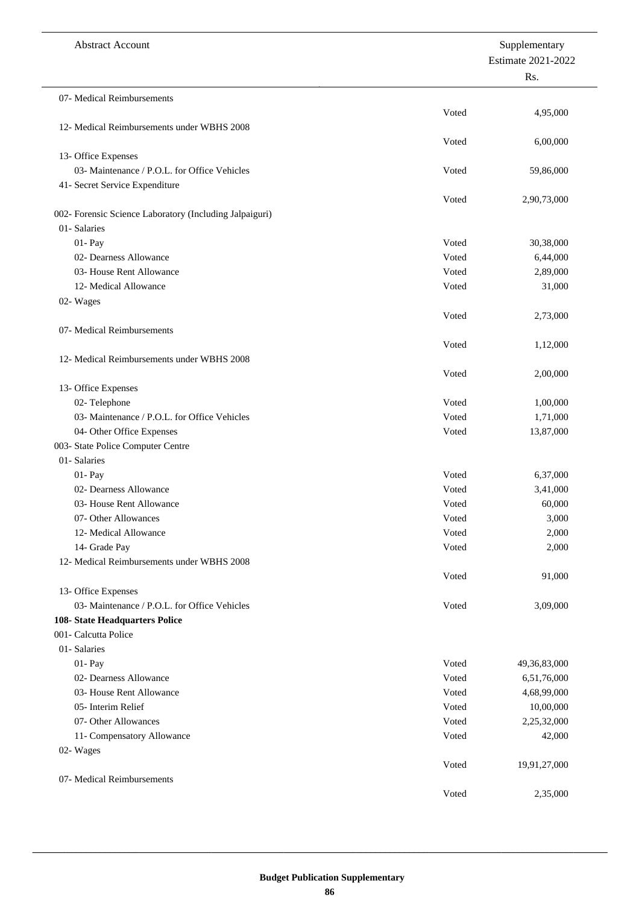| Abstract Account | | Supplementary Estimate 2021-2022 Rs. |
|---|---|---|
| 07- Medical Reimbursements | | |
| | Voted | 4,95,000 |
| 12- Medical Reimbursements under WBHS 2008 | | |
| | Voted | 6,00,000 |
| 13- Office Expenses | | |
| 03- Maintenance / P.O.L. for Office Vehicles | Voted | 59,86,000 |
| 41- Secret Service Expenditure | | |
| | Voted | 2,90,73,000 |
| 002- Forensic Science Laboratory (Including Jalpaiguri) | | |
| 01- Salaries | | |
| 01- Pay | Voted | 30,38,000 |
| 02- Dearness Allowance | Voted | 6,44,000 |
| 03- House Rent Allowance | Voted | 2,89,000 |
| 12- Medical Allowance | Voted | 31,000 |
| 02- Wages | | |
| | Voted | 2,73,000 |
| 07- Medical Reimbursements | | |
| | Voted | 1,12,000 |
| 12- Medical Reimbursements under WBHS 2008 | | |
| | Voted | 2,00,000 |
| 13- Office Expenses | | |
| 02- Telephone | Voted | 1,00,000 |
| 03- Maintenance / P.O.L. for Office Vehicles | Voted | 1,71,000 |
| 04- Other Office Expenses | Voted | 13,87,000 |
| 003- State Police Computer Centre | | |
| 01- Salaries | | |
| 01- Pay | Voted | 6,37,000 |
| 02- Dearness Allowance | Voted | 3,41,000 |
| 03- House Rent Allowance | Voted | 60,000 |
| 07- Other Allowances | Voted | 3,000 |
| 12- Medical Allowance | Voted | 2,000 |
| 14- Grade Pay | Voted | 2,000 |
| 12- Medical Reimbursements under WBHS 2008 | | |
| | Voted | 91,000 |
| 13- Office Expenses | | |
| 03- Maintenance / P.O.L. for Office Vehicles | Voted | 3,09,000 |
| **108- State Headquarters Police** | | |
| 001- Calcutta Police | | |
| 01- Salaries | | |
| 01- Pay | Voted | 49,36,83,000 |
| 02- Dearness Allowance | Voted | 6,51,76,000 |
| 03- House Rent Allowance | Voted | 4,68,99,000 |
| 05- Interim Relief | Voted | 10,00,000 |
| 07- Other Allowances | Voted | 2,25,32,000 |
| 11- Compensatory Allowance | Voted | 42,000 |
| 02- Wages | | |
| | Voted | 19,91,27,000 |
| 07- Medical Reimbursements | | |
| | Voted | 2,35,000 |

**Budget Publication Supplementary**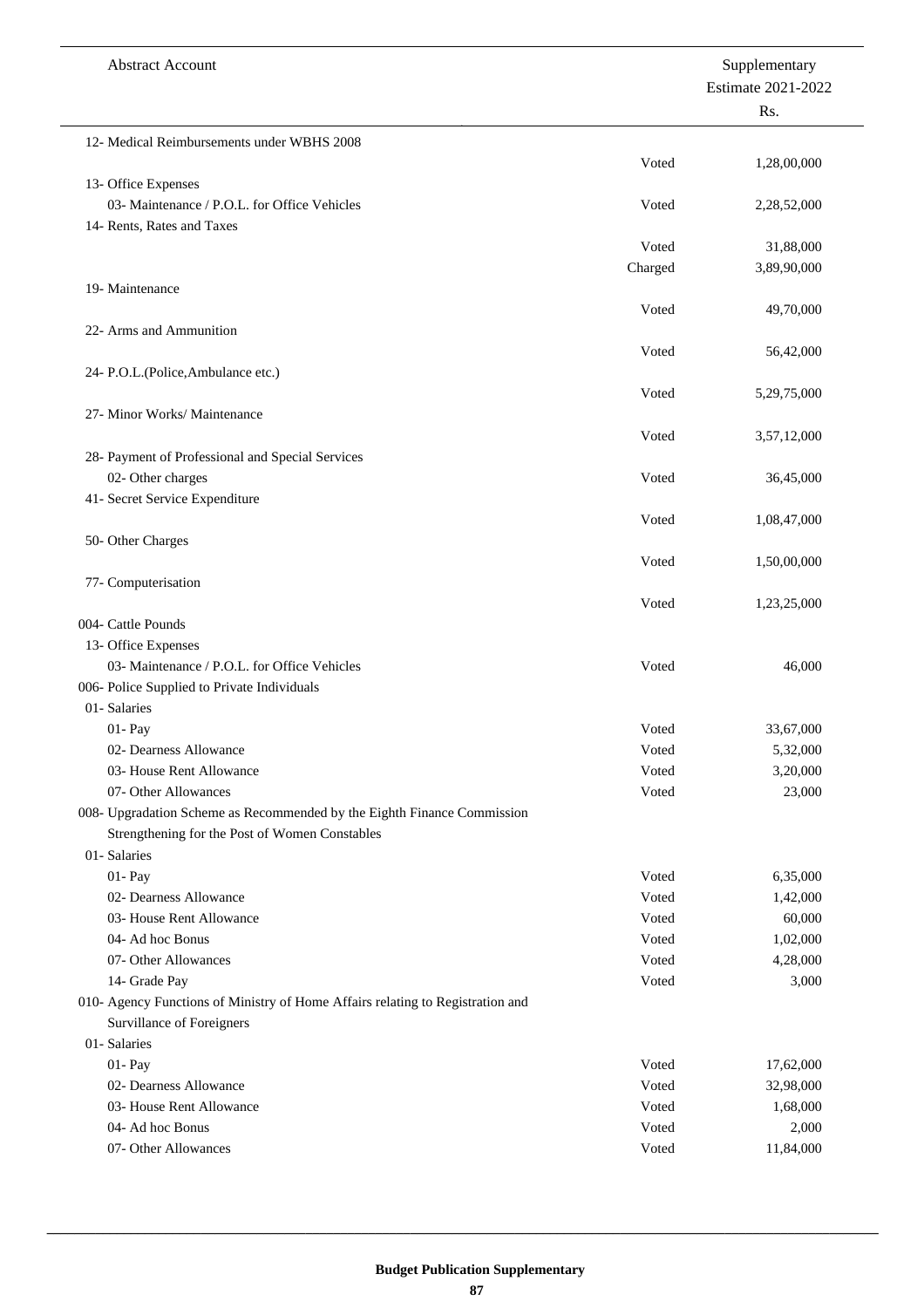| Abstract Account | | Supplementary Estimate 2021-2022 Rs. |
|---|---|---|
| 12- Medical Reimbursements under WBHS 2008 | | |
| | Voted | 1,28,00,000 |
| 13- Office Expenses | | |
| 03- Maintenance / P.O.L. for Office Vehicles | Voted | 2,28,52,000 |
| 14- Rents, Rates and Taxes | | |
| | Voted | 31,88,000 |
| | Charged | 3,89,90,000 |
| 19- Maintenance | | |
| | Voted | 49,70,000 |
| 22- Arms and Ammunition | | |
| | Voted | 56,42,000 |
| 24- P.O.L.(Police,Ambulance etc.) | | |
| | Voted | 5,29,75,000 |
| 27- Minor Works/ Maintenance | | |
| | Voted | 3,57,12,000 |
| 28- Payment of Professional and Special Services | | |
| 02- Other charges | Voted | 36,45,000 |
| 41- Secret Service Expenditure | | |
| | Voted | 1,08,47,000 |
| 50- Other Charges | | |
| | Voted | 1,50,00,000 |
| 77- Computerisation | | |
| | Voted | 1,23,25,000 |
| 004- Cattle Pounds | | |
| 13- Office Expenses | | |
| 03- Maintenance / P.O.L. for Office Vehicles | Voted | 46,000 |
| 006- Police Supplied to Private Individuals | | |
| 01- Salaries | | |
| 01- Pay | Voted | 33,67,000 |
| 02- Dearness Allowance | Voted | 5,32,000 |
| 03- House Rent Allowance | Voted | 3,20,000 |
| 07- Other Allowances | Voted | 23,000 |
| 008- Upgradation Scheme as Recommended by the Eighth Finance Commission Strengthening for the Post of Women Constables | | |
| 01- Salaries | | |
| 01- Pay | Voted | 6,35,000 |
| 02- Dearness Allowance | Voted | 1,42,000 |
| 03- House Rent Allowance | Voted | 60,000 |
| 04- Ad hoc Bonus | Voted | 1,02,000 |
| 07- Other Allowances | Voted | 4,28,000 |
| 14- Grade Pay | Voted | 3,000 |
| 010- Agency Functions of Ministry of Home Affairs relating to Registration and Survillance of Foreigners | | |
| 01- Salaries | | |
| 01- Pay | Voted | 17,62,000 |
| 02- Dearness Allowance | Voted | 32,98,000 |
| 03- House Rent Allowance | Voted | 1,68,000 |
| 04- Ad hoc Bonus | Voted | 2,000 |
| 07- Other Allowances | Voted | 11,84,000 |

**Budget Publication Supplementary**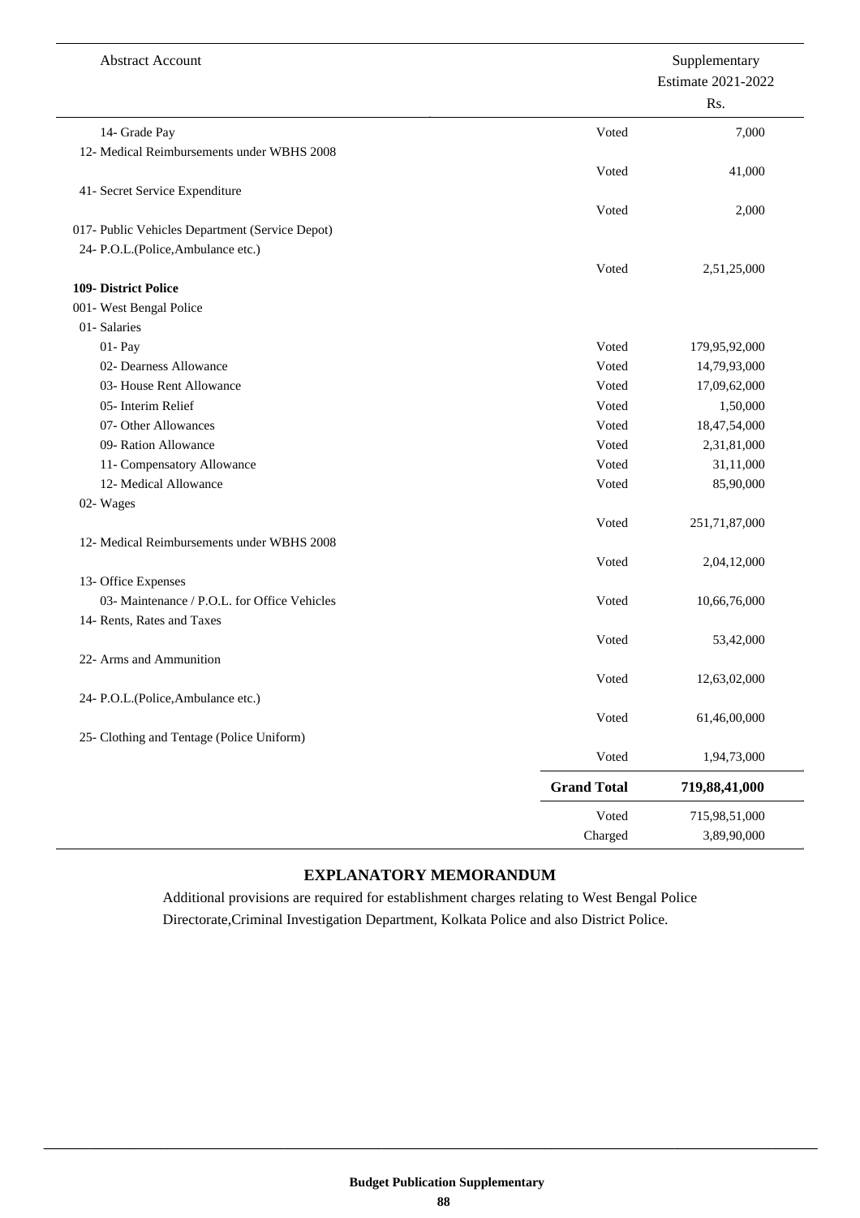| Abstract Account | | Supplementary Estimate 2021-2022 Rs. |
|---|---|---|
| 14- Grade Pay | Voted | 7,000 |
| 12- Medical Reimbursements under WBHS 2008 | | |
| | Voted | 41,000 |
| 41- Secret Service Expenditure | | |
| | Voted | 2,000 |
| 017- Public Vehicles Department (Service Depot) | | |
| 24- P.O.L.(Police,Ambulance etc.) | | |
| | Voted | 2,51,25,000 |
| **109- District Police** | | |
| 001- West Bengal Police | | |
| 01- Salaries | | |
| 01- Pay | Voted | 179,95,92,000 |
| 02- Dearness Allowance | Voted | 14,79,93,000 |
| 03- House Rent Allowance | Voted | 17,09,62,000 |
| 05- Interim Relief | Voted | 1,50,000 |
| 07- Other Allowances | Voted | 18,47,54,000 |
| 09- Ration Allowance | Voted | 2,31,81,000 |
| 11- Compensatory Allowance | Voted | 31,11,000 |
| 12- Medical Allowance | Voted | 85,90,000 |
| 02- Wages | | |
| | Voted | 251,71,87,000 |
| 12- Medical Reimbursements under WBHS 2008 | | |
| | Voted | 2,04,12,000 |
| 13- Office Expenses | | |
| 03- Maintenance / P.O.L. for Office Vehicles | Voted | 10,66,76,000 |
| 14- Rents, Rates and Taxes | | |
| | Voted | 53,42,000 |
| 22- Arms and Ammunition | | |
| | Voted | 12,63,02,000 |
| 24- P.O.L.(Police,Ambulance etc.) | | |
| | Voted | 61,46,00,000 |
| 25- Clothing and Tentage (Police Uniform) | | |
| | Voted | 1,94,73,000 |
| | **Grand Total** | **719,88,41,000** |
| | Voted | 715,98,51,000 |
| | Charged | 3,89,90,000 |

## EXPLANATORY MEMORANDUM

Additional provisions are required for establishment charges relating to West Bengal Police Directorate,Criminal Investigation Department, Kolkata Police and also District Police.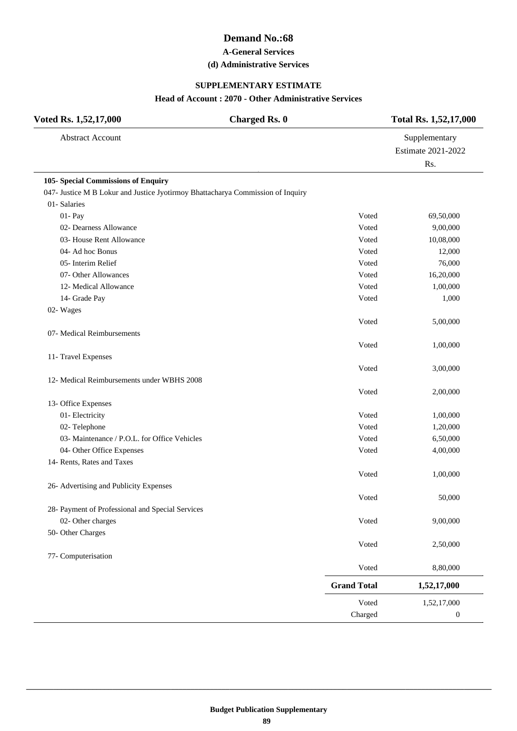# Demand No.:68

## A-General Services

### (d) Administrative Services

### SUPPLEMENTARY ESTIMATE

### Head of Account : 2070 - Other Administrative Services

| Voted Rs. 1,52,17,000 | Charged Rs. 0 | Total Rs. 1,52,17,000 |
|---|---|---|

| Abstract Account | | Supplementary Estimate 2021-2022 Rs. |
|---|---|---|
| **105- Special Commissions of Enquiry** | | |
| 047- Justice M B Lokur and Justice Jyotirmoy Bhattacharya Commission of Inquiry | | |
| 01- Salaries | | |
| 01- Pay | Voted | 69,50,000 |
| 02- Dearness Allowance | Voted | 9,00,000 |
| 03- House Rent Allowance | Voted | 10,08,000 |
| 04- Ad hoc Bonus | Voted | 12,000 |
| 05- Interim Relief | Voted | 76,000 |
| 07- Other Allowances | Voted | 16,20,000 |
| 12- Medical Allowance | Voted | 1,00,000 |
| 14- Grade Pay | Voted | 1,000 |
| 02- Wages | | |
| | Voted | 5,00,000 |
| 07- Medical Reimbursements | | |
| | Voted | 1,00,000 |
| 11- Travel Expenses | | |
| | Voted | 3,00,000 |
| 12- Medical Reimbursements under WBHS 2008 | | |
| | Voted | 2,00,000 |
| 13- Office Expenses | | |
| 01- Electricity | Voted | 1,00,000 |
| 02- Telephone | Voted | 1,20,000 |
| 03- Maintenance / P.O.L. for Office Vehicles | Voted | 6,50,000 |
| 04- Other Office Expenses | Voted | 4,00,000 |
| 14- Rents, Rates and Taxes | | |
| | Voted | 1,00,000 |
| 26- Advertising and Publicity Expenses | | |
| | Voted | 50,000 |
| 28- Payment of Professional and Special Services | | |
| 02- Other charges | Voted | 9,00,000 |
| 50- Other Charges | | |
| | Voted | 2,50,000 |
| 77- Computerisation | | |
| | Voted | 8,80,000 |
| | **Grand Total** | **1,52,17,000** |
| | Voted | 1,52,17,000 |
| | Charged | 0 |

**Budget Publication Supplementary**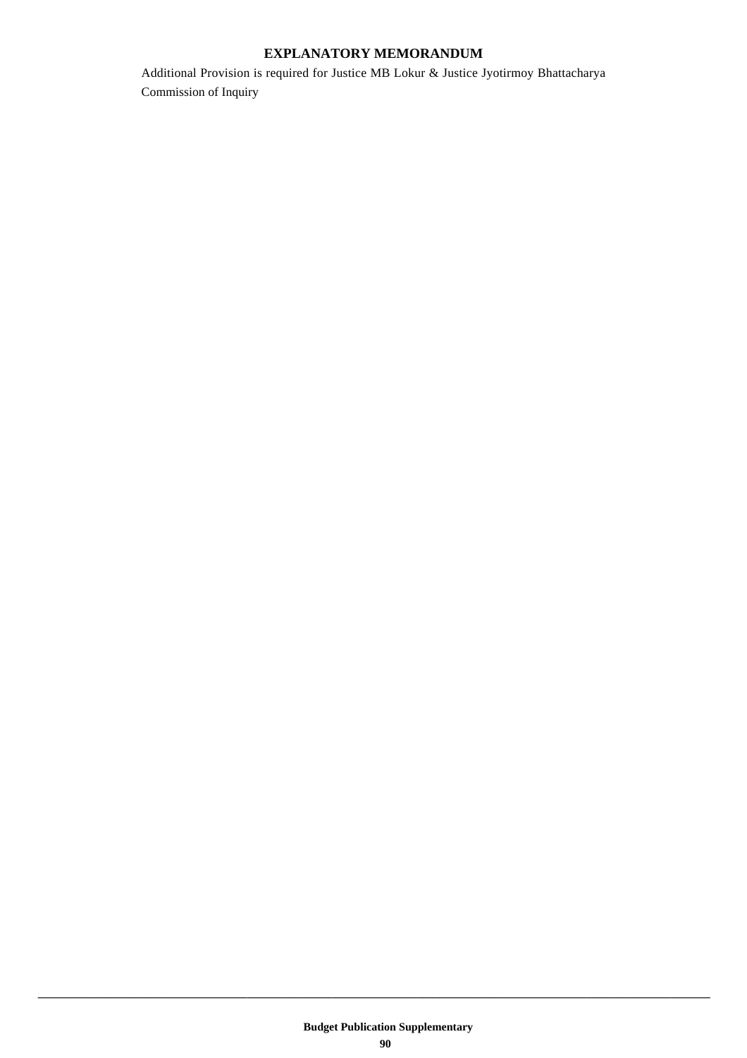## EXPLANATORY MEMORANDUM

Additional Provision is required for Justice MB Lokur & Justice Jyotirmoy Bhattacharya Commission of Inquiry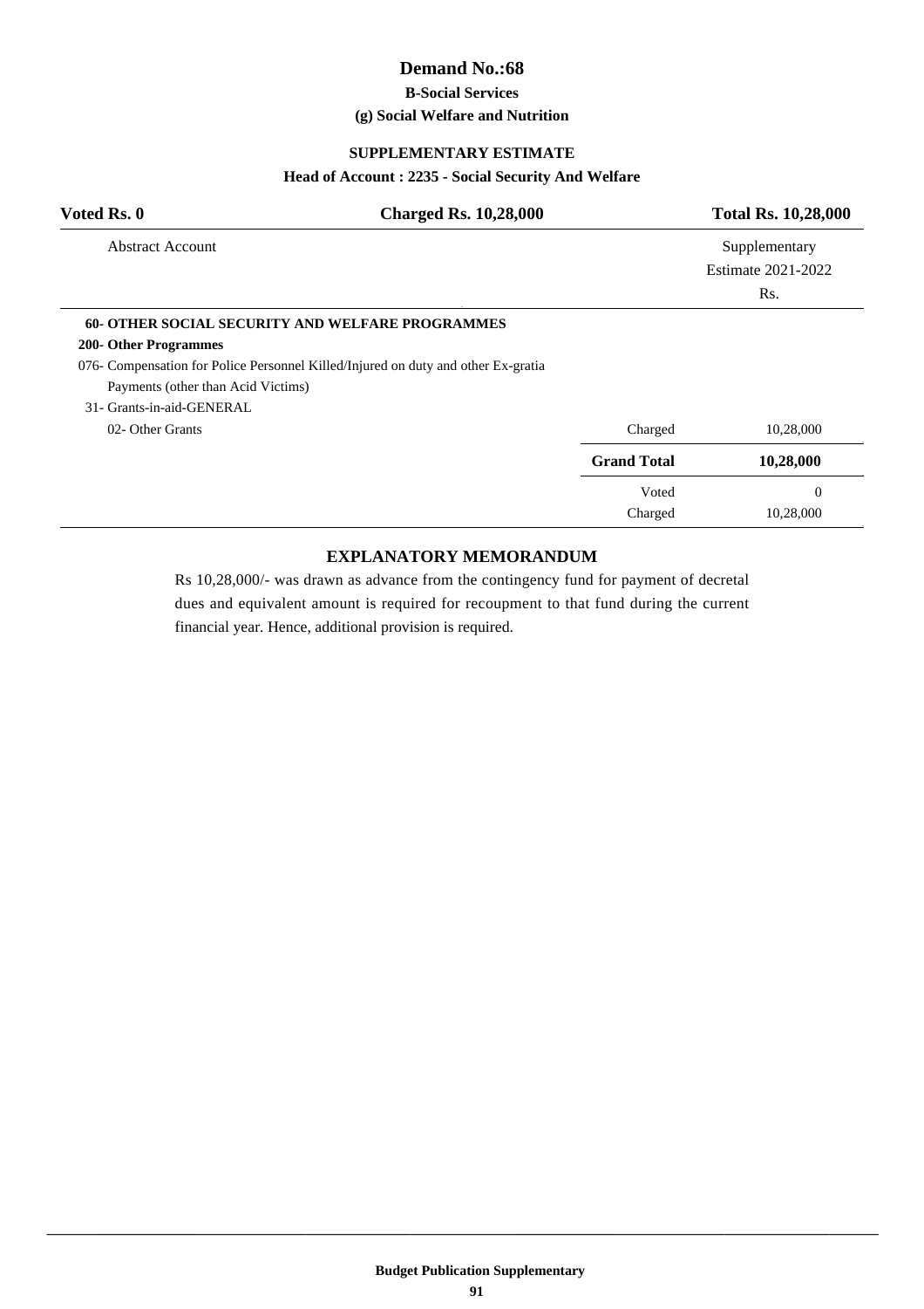# Demand No.:68

**B-Social Services**

**(g) Social Welfare and Nutrition**

**SUPPLEMENTARY ESTIMATE**

**Head of Account : 2235 - Social Security And Welfare**

| Voted Rs. 0 | Charged Rs. 10,28,000 | Total Rs. 10,28,000 |
|---|---|---|

| Abstract Account | | Supplementary Estimate 2021-2022 Rs. |
|---|---|---|
| **60- OTHER SOCIAL SECURITY AND WELFARE PROGRAMMES** | | |
| **200- Other Programmes** | | |
| 076- Compensation for Police Personnel Killed/Injured on duty and other Ex-gratia Payments (other than Acid Victims) | | |
| 31- Grants-in-aid-GENERAL | | |
| 02- Other Grants | Charged | 10,28,000 |
| | **Grand Total** | **10,28,000** |
| | Voted | 0 |
| | Charged | 10,28,000 |

## EXPLANATORY MEMORANDUM

Rs 10,28,000/- was drawn as advance from the contingency fund for payment of decretal dues and equivalent amount is required for recoupment to that fund during the current financial year. Hence, additional provision is required.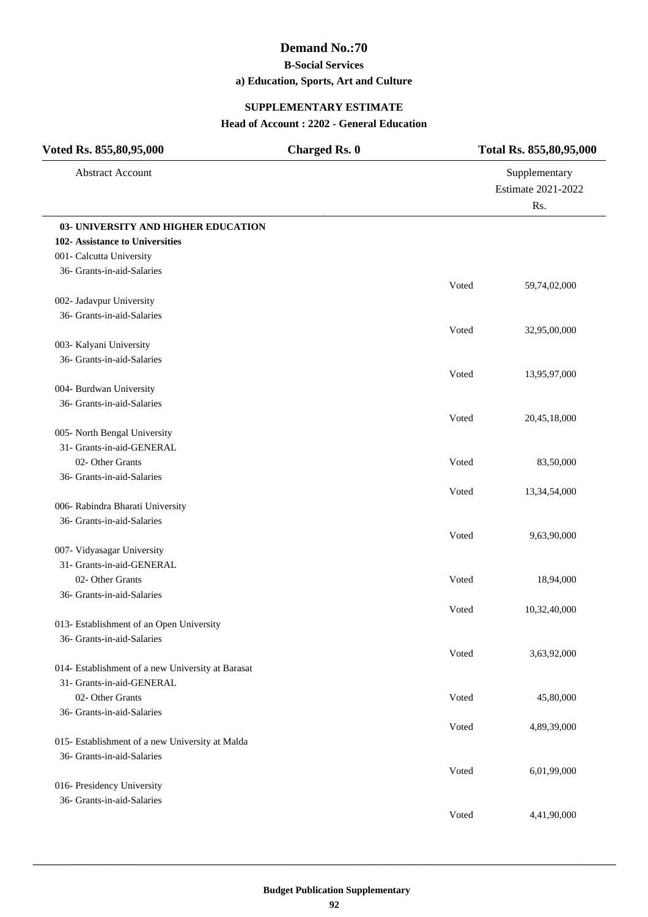# Demand No.:70

## B-Social Services

### a) Education, Sports, Art and Culture

**SUPPLEMENTARY ESTIMATE**

**Head of Account : 2202 - General Education**

| Voted Rs. 855,80,95,000 | Charged Rs. 0 | Total Rs. 855,80,95,000 |
|---|---|---|

| Abstract Account | | Supplementary Estimate 2021-2022 Rs. |
|---|---|---|
| **03- UNIVERSITY AND HIGHER EDUCATION** | | |
| **102- Assistance to Universities** | | |
| 001- Calcutta University | | |
| 36- Grants-in-aid-Salaries | | |
| | Voted | 59,74,02,000 |
| 002- Jadavpur University | | |
| 36- Grants-in-aid-Salaries | | |
| | Voted | 32,95,00,000 |
| 003- Kalyani University | | |
| 36- Grants-in-aid-Salaries | | |
| | Voted | 13,95,97,000 |
| 004- Burdwan University | | |
| 36- Grants-in-aid-Salaries | | |
| | Voted | 20,45,18,000 |
| 005- North Bengal University | | |
| 31- Grants-in-aid-GENERAL | | |
| 02- Other Grants | Voted | 83,50,000 |
| 36- Grants-in-aid-Salaries | | |
| | Voted | 13,34,54,000 |
| 006- Rabindra Bharati University | | |
| 36- Grants-in-aid-Salaries | | |
| | Voted | 9,63,90,000 |
| 007- Vidyasagar University | | |
| 31- Grants-in-aid-GENERAL | | |
| 02- Other Grants | Voted | 18,94,000 |
| 36- Grants-in-aid-Salaries | | |
| | Voted | 10,32,40,000 |
| 013- Establishment of an Open University | | |
| 36- Grants-in-aid-Salaries | | |
| | Voted | 3,63,92,000 |
| 014- Establishment of a new University at Barasat | | |
| 31- Grants-in-aid-GENERAL | | |
| 02- Other Grants | Voted | 45,80,000 |
| 36- Grants-in-aid-Salaries | | |
| | Voted | 4,89,39,000 |
| 015- Establishment of a new University at Malda | | |
| 36- Grants-in-aid-Salaries | | |
| | Voted | 6,01,99,000 |
| 016- Presidency University | | |
| 36- Grants-in-aid-Salaries | | |
| | Voted | 4,41,90,000 |

**Budget Publication Supplementary**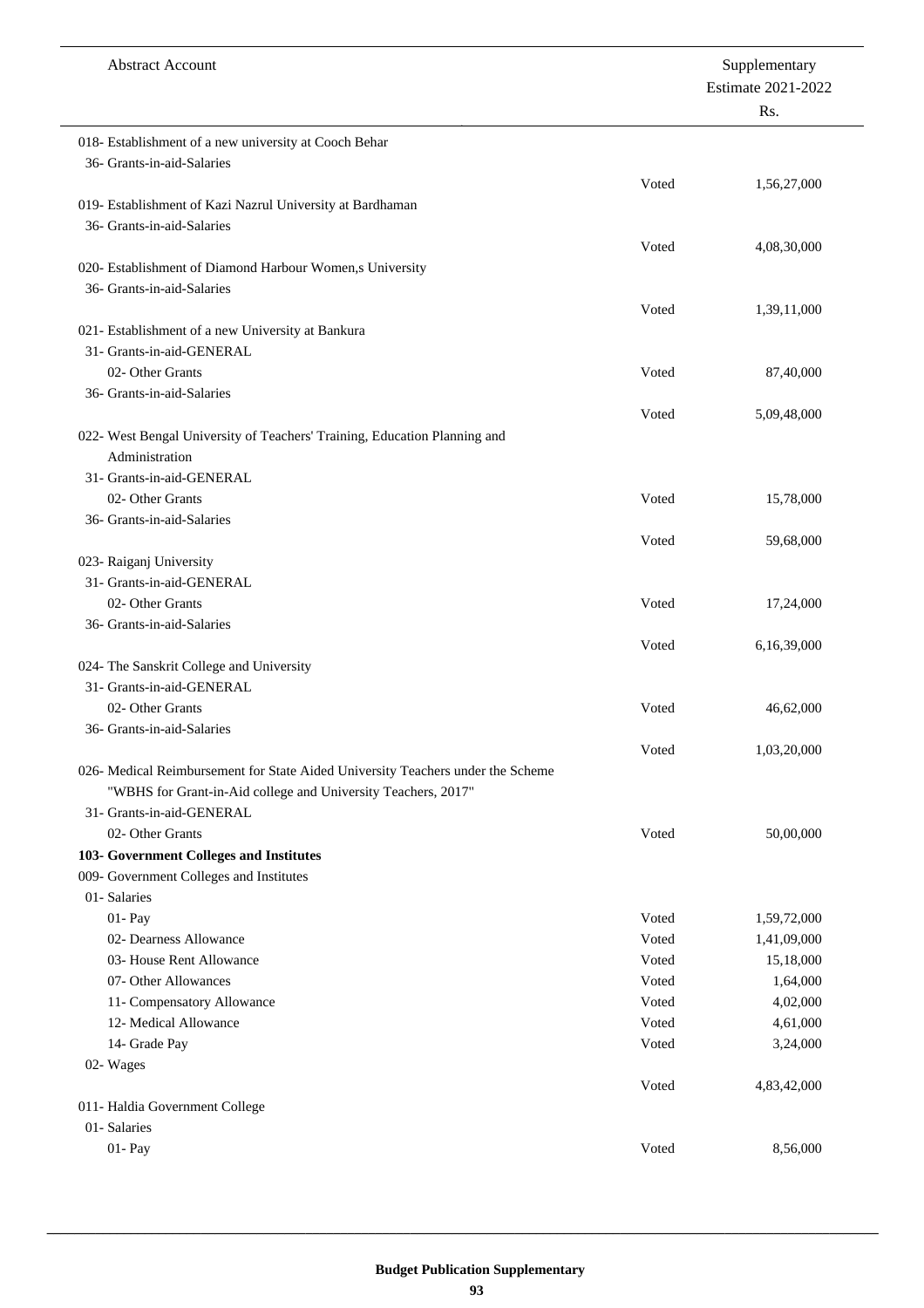| Abstract Account | | Supplementary Estimate 2021-2022 Rs. |
|---|---|---|
| 018- Establishment of a new university at Cooch Behar | | |
| 36- Grants-in-aid-Salaries | | |
| | Voted | 1,56,27,000 |
| 019- Establishment of Kazi Nazrul University at Bardhaman | | |
| 36- Grants-in-aid-Salaries | | |
| | Voted | 4,08,30,000 |
| 020- Establishment of Diamond Harbour Women,s University | | |
| 36- Grants-in-aid-Salaries | | |
| | Voted | 1,39,11,000 |
| 021- Establishment of a new University at Bankura | | |
| 31- Grants-in-aid-GENERAL | | |
| 02- Other Grants | Voted | 87,40,000 |
| 36- Grants-in-aid-Salaries | | |
| | Voted | 5,09,48,000 |
| 022- West Bengal University of Teachers' Training, Education Planning and Administration | | |
| 31- Grants-in-aid-GENERAL | | |
| 02- Other Grants | Voted | 15,78,000 |
| 36- Grants-in-aid-Salaries | | |
| | Voted | 59,68,000 |
| 023- Raiganj University | | |
| 31- Grants-in-aid-GENERAL | | |
| 02- Other Grants | Voted | 17,24,000 |
| 36- Grants-in-aid-Salaries | | |
| | Voted | 6,16,39,000 |
| 024- The Sanskrit College and University | | |
| 31- Grants-in-aid-GENERAL | | |
| 02- Other Grants | Voted | 46,62,000 |
| 36- Grants-in-aid-Salaries | | |
| | Voted | 1,03,20,000 |
| 026- Medical Reimbursement for State Aided University Teachers under the Scheme "WBHS for Grant-in-Aid college and University Teachers, 2017" | | |
| 31- Grants-in-aid-GENERAL | | |
| 02- Other Grants | Voted | 50,00,000 |
| **103- Government Colleges and Institutes** | | |
| 009- Government Colleges and Institutes | | |
| 01- Salaries | | |
| 01- Pay | Voted | 1,59,72,000 |
| 02- Dearness Allowance | Voted | 1,41,09,000 |
| 03- House Rent Allowance | Voted | 15,18,000 |
| 07- Other Allowances | Voted | 1,64,000 |
| 11- Compensatory Allowance | Voted | 4,02,000 |
| 12- Medical Allowance | Voted | 4,61,000 |
| 14- Grade Pay | Voted | 3,24,000 |
| 02- Wages | | |
| | Voted | 4,83,42,000 |
| 011- Haldia Government College | | |
| 01- Salaries | | |
| 01- Pay | Voted | 8,56,000 |

**Budget Publication Supplementary**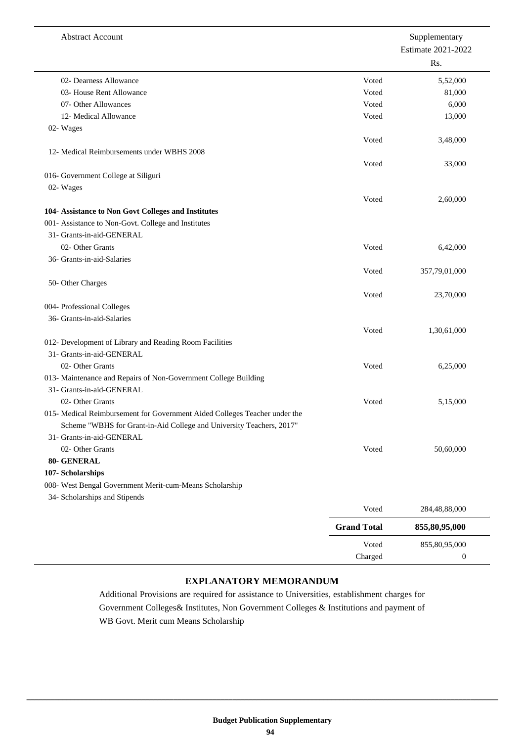| Abstract Account | | Supplementary Estimate 2021-2022 Rs. |
|---|---|---|
| 02- Dearness Allowance | Voted | 5,52,000 |
| 03- House Rent Allowance | Voted | 81,000 |
| 07- Other Allowances | Voted | 6,000 |
| 12- Medical Allowance | Voted | 13,000 |
| 02- Wages | | |
| | Voted | 3,48,000 |
| 12- Medical Reimbursements under WBHS 2008 | | |
| | Voted | 33,000 |
| 016- Government College at Siliguri | | |
| 02- Wages | | |
| | Voted | 2,60,000 |
| **104- Assistance to Non Govt Colleges and Institutes** | | |
| 001- Assistance to Non-Govt. College and Institutes | | |
| 31- Grants-in-aid-GENERAL | | |
| 02- Other Grants | Voted | 6,42,000 |
| 36- Grants-in-aid-Salaries | | |
| | Voted | 357,79,01,000 |
| 50- Other Charges | | |
| | Voted | 23,70,000 |
| 004- Professional Colleges | | |
| 36- Grants-in-aid-Salaries | | |
| | Voted | 1,30,61,000 |
| 012- Development of Library and Reading Room Facilities | | |
| 31- Grants-in-aid-GENERAL | | |
| 02- Other Grants | Voted | 6,25,000 |
| 013- Maintenance and Repairs of Non-Government College Building | | |
| 31- Grants-in-aid-GENERAL | | |
| 02- Other Grants | Voted | 5,15,000 |
| 015- Medical Reimbursement for Government Aided Colleges Teacher under the Scheme "WBHS for Grant-in-Aid College and University Teachers, 2017" | | |
| 31- Grants-in-aid-GENERAL | | |
| 02- Other Grants | Voted | 50,60,000 |
| **80- GENERAL** | | |
| **107- Scholarships** | | |
| 008- West Bengal Government Merit-cum-Means Scholarship | | |
| 34- Scholarships and Stipends | | |
| | Voted | 284,48,88,000 |
| | **Grand Total** | **855,80,95,000** |
| | Voted | 855,80,95,000 |
| | Charged | 0 |

## EXPLANATORY MEMORANDUM

Additional Provisions are required for assistance to Universities, establishment charges for Government Colleges& Institutes, Non Government Colleges & Institutions and payment of WB Govt. Merit cum Means Scholarship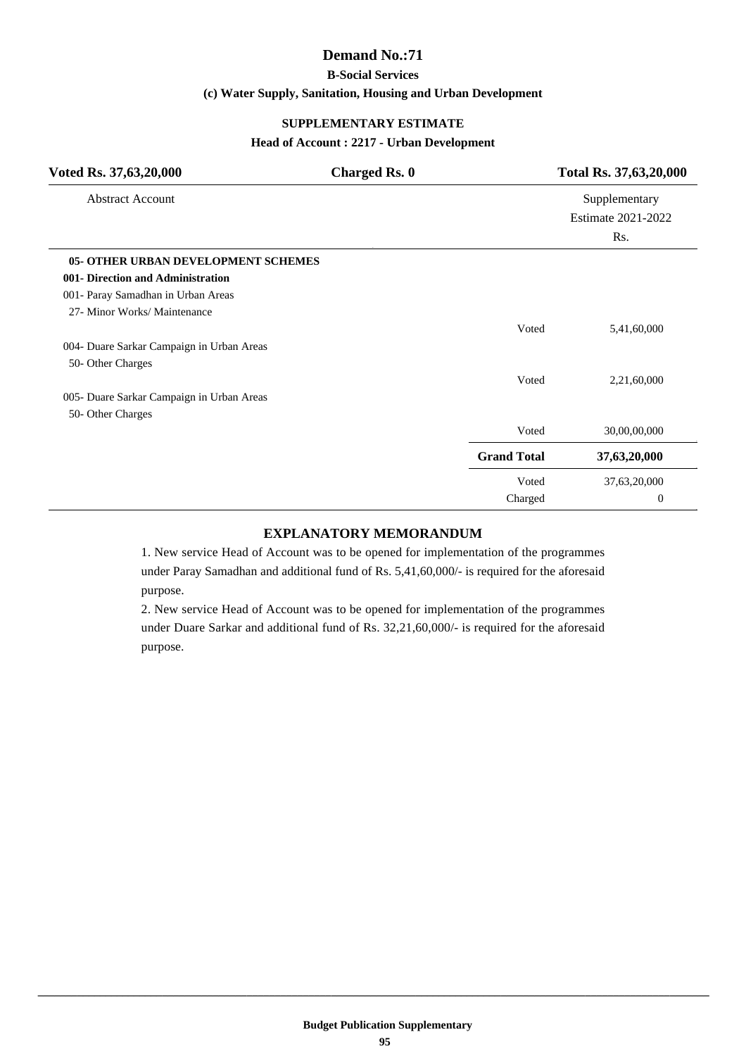# Demand No.:71

**B-Social Services**

**(c) Water Supply, Sanitation, Housing and Urban Development**

**SUPPLEMENTARY ESTIMATE**

**Head of Account : 2217 - Urban Development**

| **Voted Rs. 37,63,20,000** | **Charged Rs. 0** | **Total Rs. 37,63,20,000** |
|---|---|---|

| Abstract Account | | Supplementary Estimate 2021-2022 Rs. |
|---|---|---|
| **05- OTHER URBAN DEVELOPMENT SCHEMES** | | |
| **001- Direction and Administration** | | |
| 001- Paray Samadhan in Urban Areas | | |
| 27- Minor Works/ Maintenance | | |
| | Voted | 5,41,60,000 |
| 004- Duare Sarkar Campaign in Urban Areas | | |
| 50- Other Charges | | |
| | Voted | 2,21,60,000 |
| 005- Duare Sarkar Campaign in Urban Areas | | |
| 50- Other Charges | | |
| | Voted | 30,00,00,000 |
| | **Grand Total** | **37,63,20,000** |
| | Voted | 37,63,20,000 |
| | Charged | 0 |

## EXPLANATORY MEMORANDUM

1. New service Head of Account was to be opened for implementation of the programmes under Paray Samadhan and additional fund of Rs. 5,41,60,000/- is required for the aforesaid purpose.

2. New service Head of Account was to be opened for implementation of the programmes under Duare Sarkar and additional fund of Rs. 32,21,60,000/- is required for the aforesaid purpose.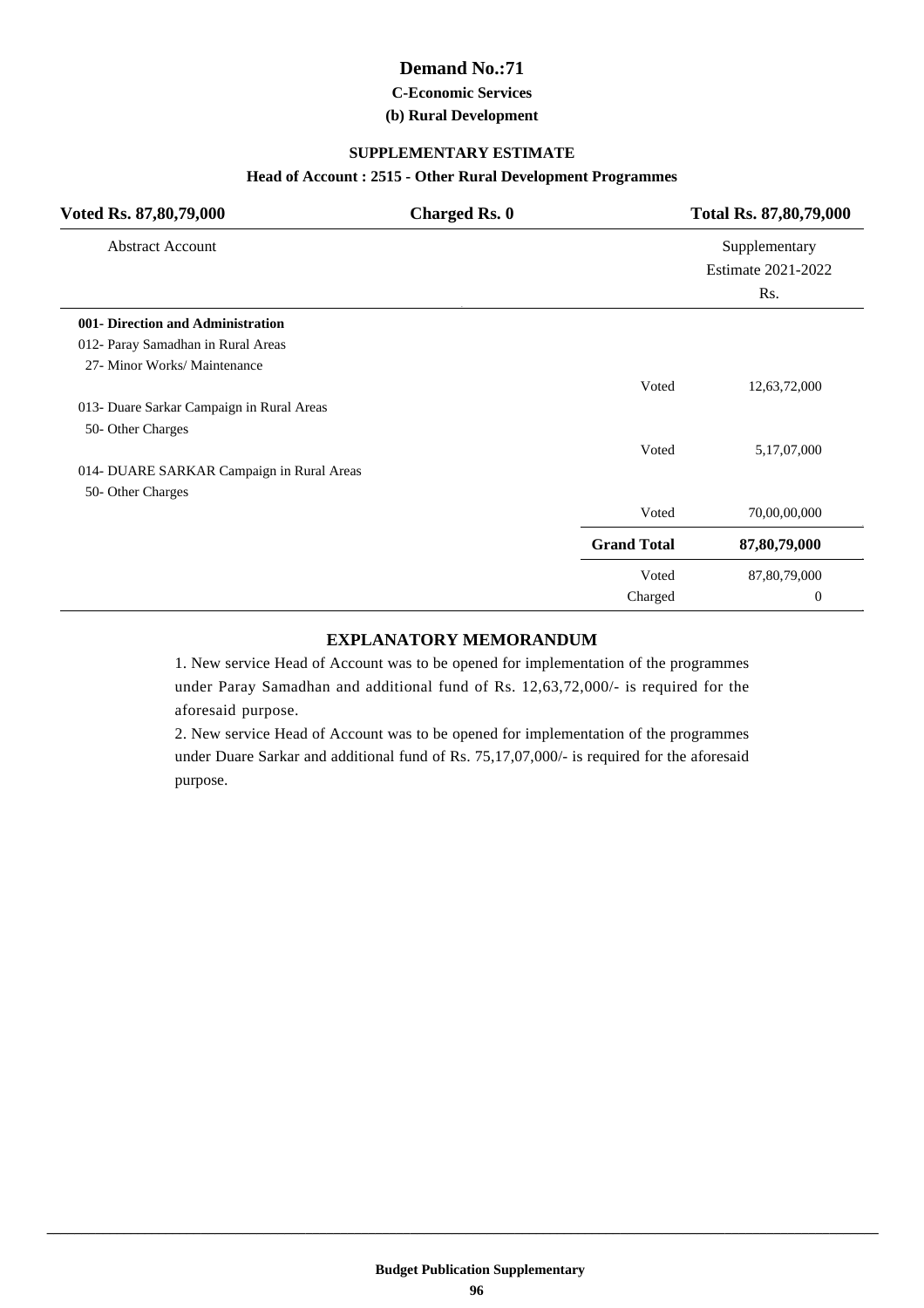# Demand No.:71

### C-Economic Services

### (b) Rural Development

#### SUPPLEMENTARY ESTIMATE

#### Head of Account : 2515 - Other Rural Development Programmes

| Voted Rs. 87,80,79,000 | Charged Rs. 0 | Total Rs. 87,80,79,000 |
|---|---|---|

| Abstract Account | | Supplementary Estimate 2021-2022 Rs. |
|---|---|---|
| **001- Direction and Administration** | | |
| 012- Paray Samadhan in Rural Areas | | |
| 27- Minor Works/ Maintenance | | |
| | Voted | 12,63,72,000 |
| 013- Duare Sarkar Campaign in Rural Areas | | |
| 50- Other Charges | | |
| | Voted | 5,17,07,000 |
| 014- DUARE SARKAR Campaign in Rural Areas | | |
| 50- Other Charges | | |
| | Voted | 70,00,00,000 |
| | **Grand Total** | **87,80,79,000** |
| | Voted | 87,80,79,000 |
| | Charged | 0 |

#### EXPLANATORY MEMORANDUM

1. New service Head of Account was to be opened for implementation of the programmes under Paray Samadhan and additional fund of Rs. 12,63,72,000/- is required for the aforesaid purpose.

2. New service Head of Account was to be opened for implementation of the programmes under Duare Sarkar and additional fund of Rs. 75,17,07,000/- is required for the aforesaid purpose.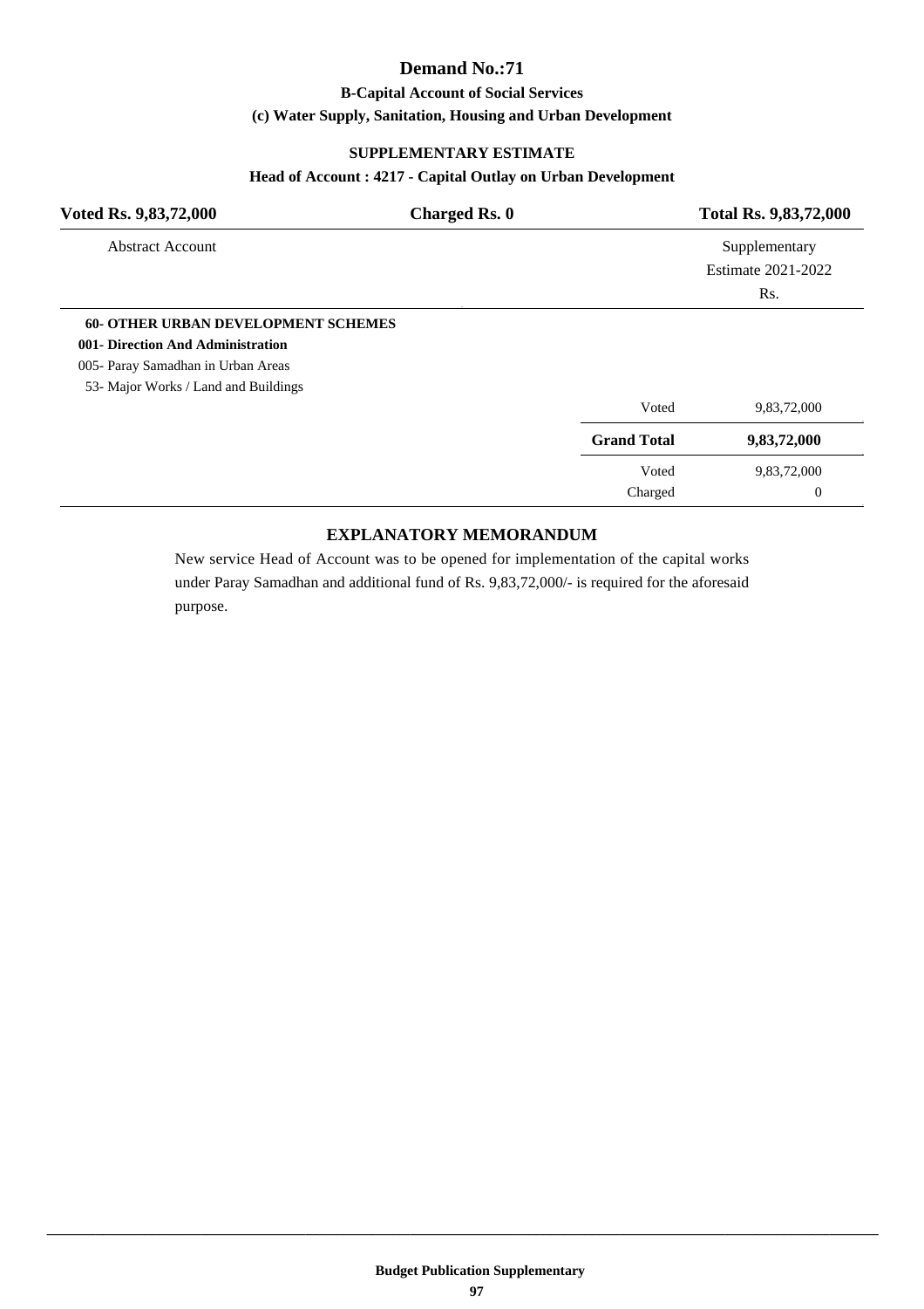# Demand No.:71

### B-Capital Account of Social Services

### (c) Water Supply, Sanitation, Housing and Urban Development

### SUPPLEMENTARY ESTIMATE

### Head of Account : 4217 - Capital Outlay on Urban Development

| Voted Rs. 9,83,72,000 | Charged Rs. 0 | Total Rs. 9,83,72,000 |
|---|---|---|

| Abstract Account | | Supplementary Estimate 2021-2022 Rs. |
|---|---|---|
| **60- OTHER URBAN DEVELOPMENT SCHEMES** | | |
| **001- Direction And Administration** | | |
| 005- Paray Samadhan in Urban Areas | | |
| 53- Major Works / Land and Buildings | | |
| | Voted | 9,83,72,000 |
| | **Grand Total** | **9,83,72,000** |
| | Voted | 9,83,72,000 |
| | Charged | 0 |

### EXPLANATORY MEMORANDUM

New service Head of Account was to be opened for implementation of the capital works under Paray Samadhan and additional fund of Rs. 9,83,72,000/- is required for the aforesaid purpose.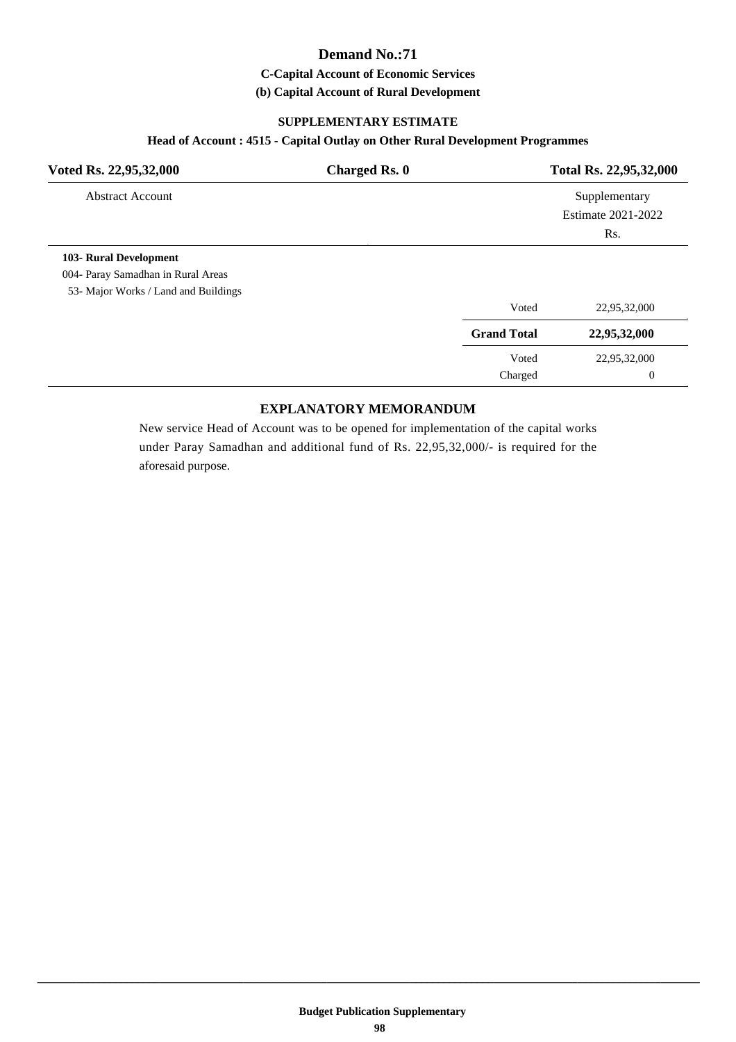# Demand No.:71

### C-Capital Account of Economic Services

### (b) Capital Account of Rural Development

#### SUPPLEMENTARY ESTIMATE

#### Head of Account : 4515 - Capital Outlay on Other Rural Development Programmes

| Voted Rs. 22,95,32,000 | Charged Rs. 0 | Total Rs. 22,95,32,000 |
|---|---|---|

| Abstract Account | | Supplementary Estimate 2021-2022 Rs. |
|---|---|---|
| **103- Rural Development** | | |
| 004- Paray Samadhan in Rural Areas | | |
| 53- Major Works / Land and Buildings | | |
| | Voted | 22,95,32,000 |
| | **Grand Total** | **22,95,32,000** |
| | Voted | 22,95,32,000 |
| | Charged | 0 |

## EXPLANATORY MEMORANDUM

New service Head of Account was to be opened for implementation of the capital works under Paray Samadhan and additional fund of Rs. 22,95,32,000/- is required for the aforesaid purpose.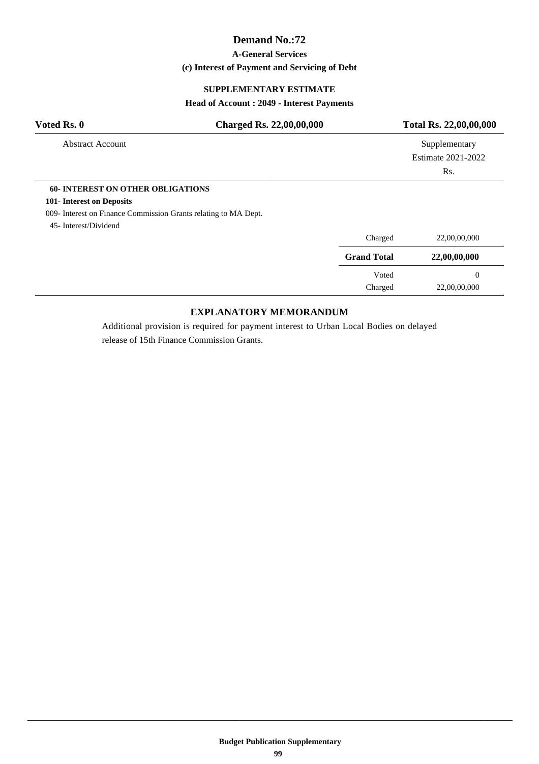# Demand No.:72

### A-General Services

### (c) Interest of Payment and Servicing of Debt

### SUPPLEMENTARY ESTIMATE

### Head of Account : 2049 - Interest Payments

| **Voted Rs. 0** | **Charged Rs. 22,00,00,000** | **Total Rs. 22,00,00,000** |
|---|---|---|

| Abstract Account | | Supplementary Estimate 2021-2022 Rs. |
|---|---|---|
| **60- INTEREST ON OTHER OBLIGATIONS** | | |
| **101- Interest on Deposits** | | |
| 009- Interest on Finance Commission Grants relating to MA Dept. | | |
| 45- Interest/Dividend | | |
| | Charged | 22,00,00,000 |
| | **Grand Total** | **22,00,00,000** |
| | Voted | 0 |
| | Charged | 22,00,00,000 |

### EXPLANATORY MEMORANDUM

Additional provision is required for payment interest to Urban Local Bodies on delayed release of 15th Finance Commission Grants.

Budget Publication Supplementary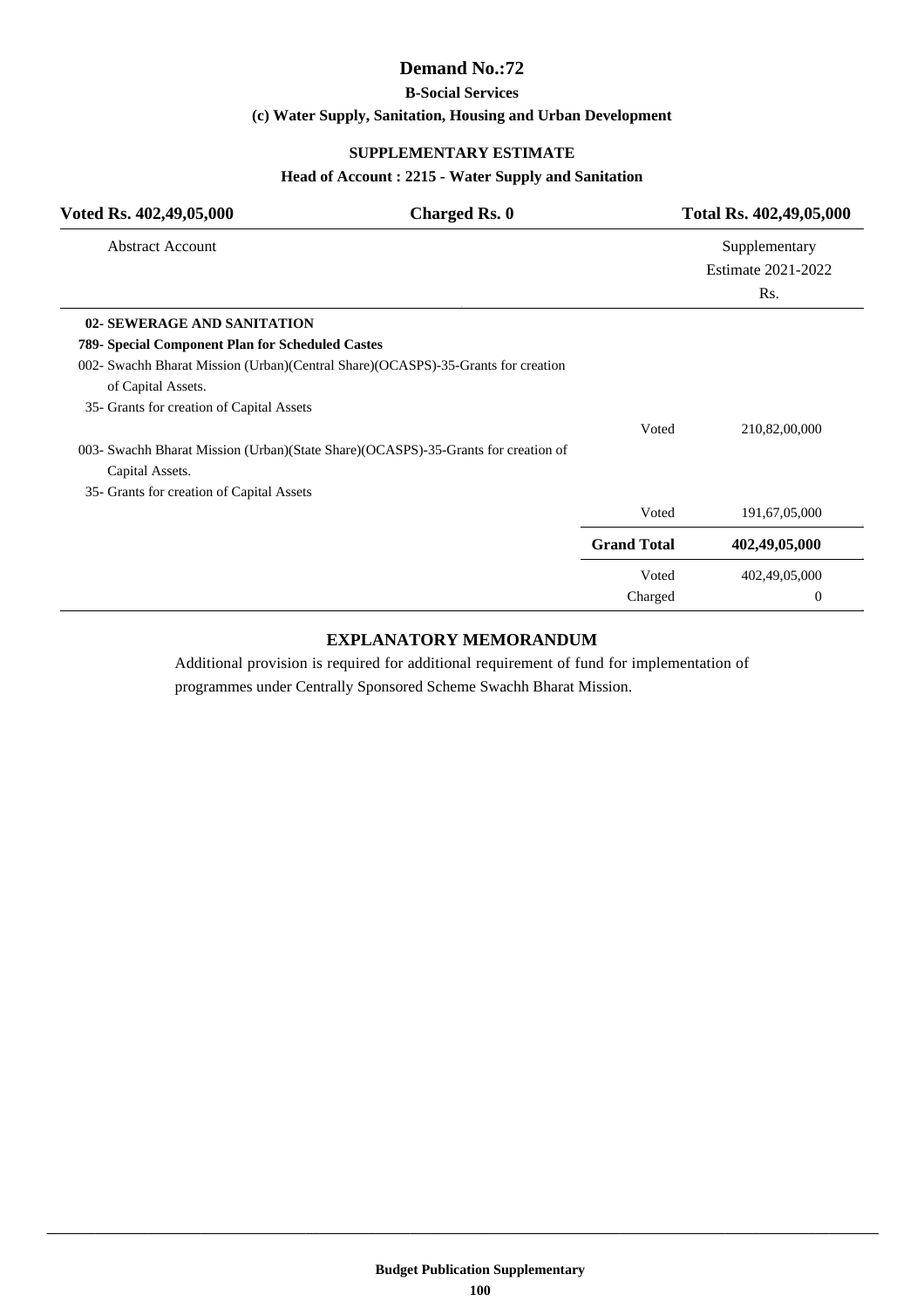# Demand No.:72

### B-Social Services

### (c) Water Supply, Sanitation, Housing and Urban Development

### SUPPLEMENTARY ESTIMATE

### Head of Account : 2215 - Water Supply and Sanitation

| Voted Rs. 402,49,05,000 | Charged Rs. 0 | Total Rs. 402,49,05,000 |
|---|---|---|

| Abstract Account | | Supplementary Estimate 2021-2022 Rs. |
|---|---|---|
| **02- SEWERAGE AND SANITATION** | | |
| **789- Special Component Plan for Scheduled Castes** | | |
| 002- Swachh Bharat Mission (Urban)(Central Share)(OCASPS)-35-Grants for creation of Capital Assets. | | |
| 35- Grants for creation of Capital Assets | | |
| | Voted | 210,82,00,000 |
| 003- Swachh Bharat Mission (Urban)(State Share)(OCASPS)-35-Grants for creation of Capital Assets. | | |
| 35- Grants for creation of Capital Assets | | |
| | Voted | 191,67,05,000 |
| | **Grand Total** | **402,49,05,000** |
| | Voted | 402,49,05,000 |
| | Charged | 0 |

## EXPLANATORY MEMORANDUM

Additional provision is required for additional requirement of fund for implementation of programmes under Centrally Sponsored Scheme Swachh Bharat Mission.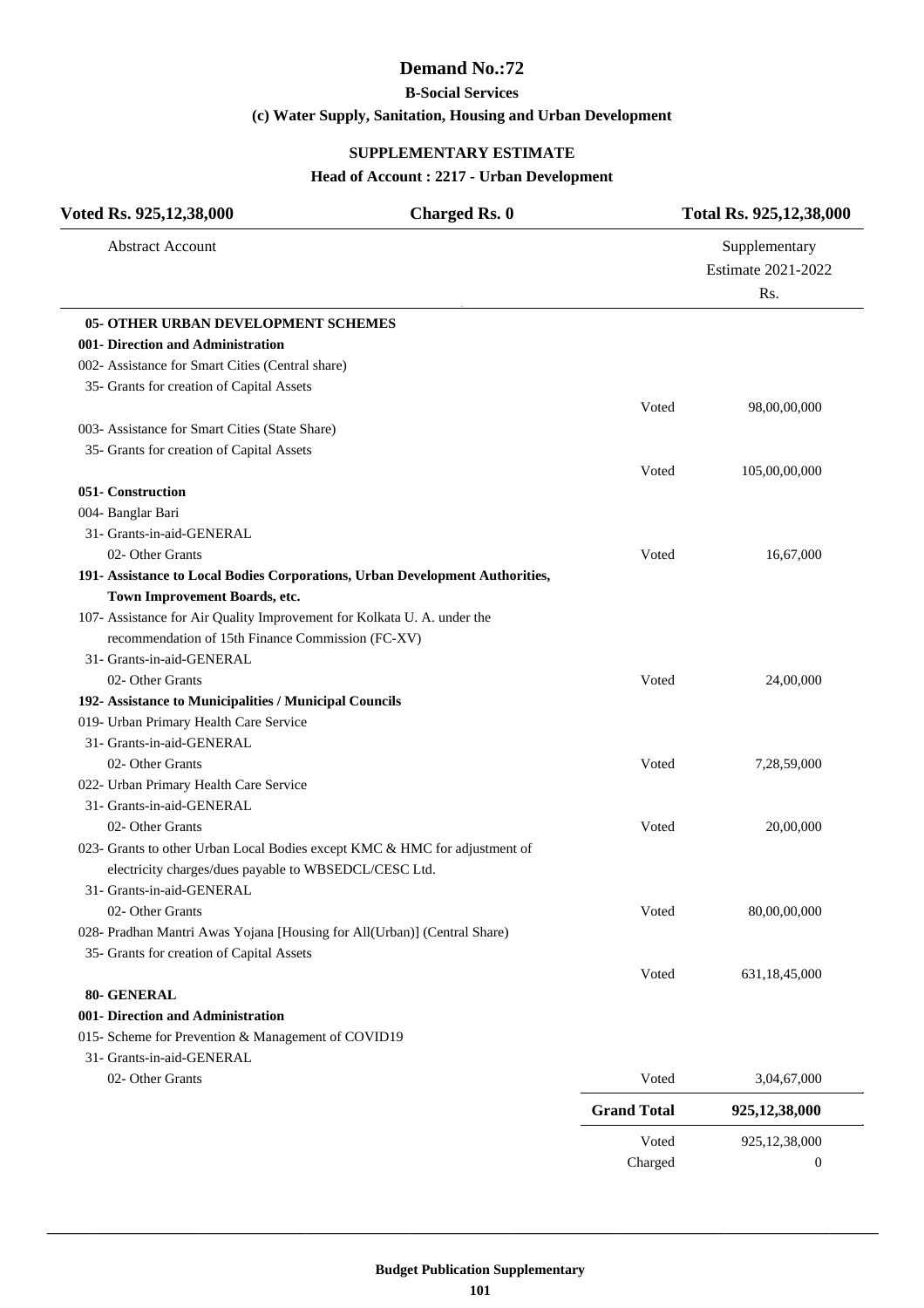# Demand No.:72

## B-Social Services

### (c) Water Supply, Sanitation, Housing and Urban Development

### SUPPLEMENTARY ESTIMATE

### Head of Account : 2217 - Urban Development

| Voted Rs. 925,12,38,000 | Charged Rs. 0 | Total Rs. 925,12,38,000 |
|---|---|---|

| Abstract Account | | Supplementary Estimate 2021-2022 Rs. |
|---|---|---|
| **05- OTHER URBAN DEVELOPMENT SCHEMES** | | |
| **001- Direction and Administration** | | |
| 002- Assistance for Smart Cities (Central share) | | |
| 35- Grants for creation of Capital Assets | | |
| | Voted | 98,00,00,000 |
| 003- Assistance for Smart Cities (State Share) | | |
| 35- Grants for creation of Capital Assets | | |
| | Voted | 105,00,00,000 |
| **051- Construction** | | |
| 004- Banglar Bari | | |
| 31- Grants-in-aid-GENERAL | | |
| 02- Other Grants | Voted | 16,67,000 |
| **191- Assistance to Local Bodies Corporations, Urban Development Authorities, Town Improvement Boards, etc.** | | |
| 107- Assistance for Air Quality Improvement for Kolkata U. A. under the recommendation of 15th Finance Commission (FC-XV) | | |
| 31- Grants-in-aid-GENERAL | | |
| 02- Other Grants | Voted | 24,00,000 |
| **192- Assistance to Municipalities / Municipal Councils** | | |
| 019- Urban Primary Health Care Service | | |
| 31- Grants-in-aid-GENERAL | | |
| 02- Other Grants | Voted | 7,28,59,000 |
| 022- Urban Primary Health Care Service | | |
| 31- Grants-in-aid-GENERAL | | |
| 02- Other Grants | Voted | 20,00,000 |
| 023- Grants to other Urban Local Bodies except KMC & HMC for adjustment of electricity charges/dues payable to WBSEDCL/CESC Ltd. | | |
| 31- Grants-in-aid-GENERAL | | |
| 02- Other Grants | Voted | 80,00,00,000 |
| 028- Pradhan Mantri Awas Yojana [Housing for All(Urban)] (Central Share) | | |
| 35- Grants for creation of Capital Assets | | |
| | Voted | 631,18,45,000 |
| **80- GENERAL** | | |
| **001- Direction and Administration** | | |
| 015- Scheme for Prevention & Management of COVID19 | | |
| 31- Grants-in-aid-GENERAL | | |
| 02- Other Grants | Voted | 3,04,67,000 |
| | **Grand Total** | **925,12,38,000** |
| | Voted | 925,12,38,000 |
| | Charged | 0 |

Budget Publication Supplementary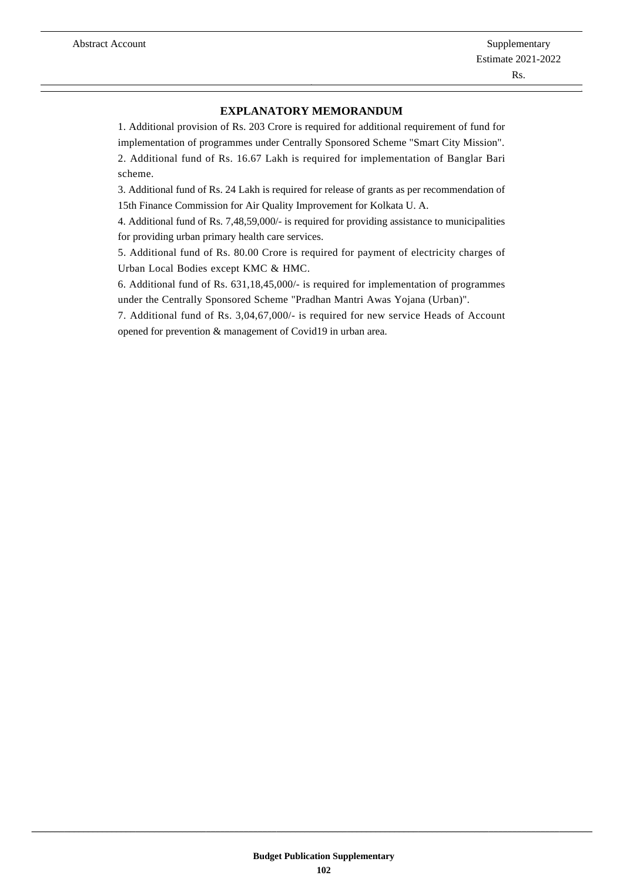## EXPLANATORY MEMORANDUM

1. Additional provision of Rs. 203 Crore is required for additional requirement of fund for implementation of programmes under Centrally Sponsored Scheme "Smart City Mission".
2. Additional fund of Rs. 16.67 Lakh is required for implementation of Banglar Bari scheme.
3. Additional fund of Rs. 24 Lakh is required for release of grants as per recommendation of 15th Finance Commission for Air Quality Improvement for Kolkata U. A.
4. Additional fund of Rs. 7,48,59,000/- is required for providing assistance to municipalities for providing urban primary health care services.
5. Additional fund of Rs. 80.00 Crore is required for payment of electricity charges of Urban Local Bodies except KMC & HMC.
6. Additional fund of Rs. 631,18,45,000/- is required for implementation of programmes under the Centrally Sponsored Scheme "Pradhan Mantri Awas Yojana (Urban)".
7. Additional fund of Rs. 3,04,67,000/- is required for new service Heads of Account opened for prevention & management of Covid19 in urban area.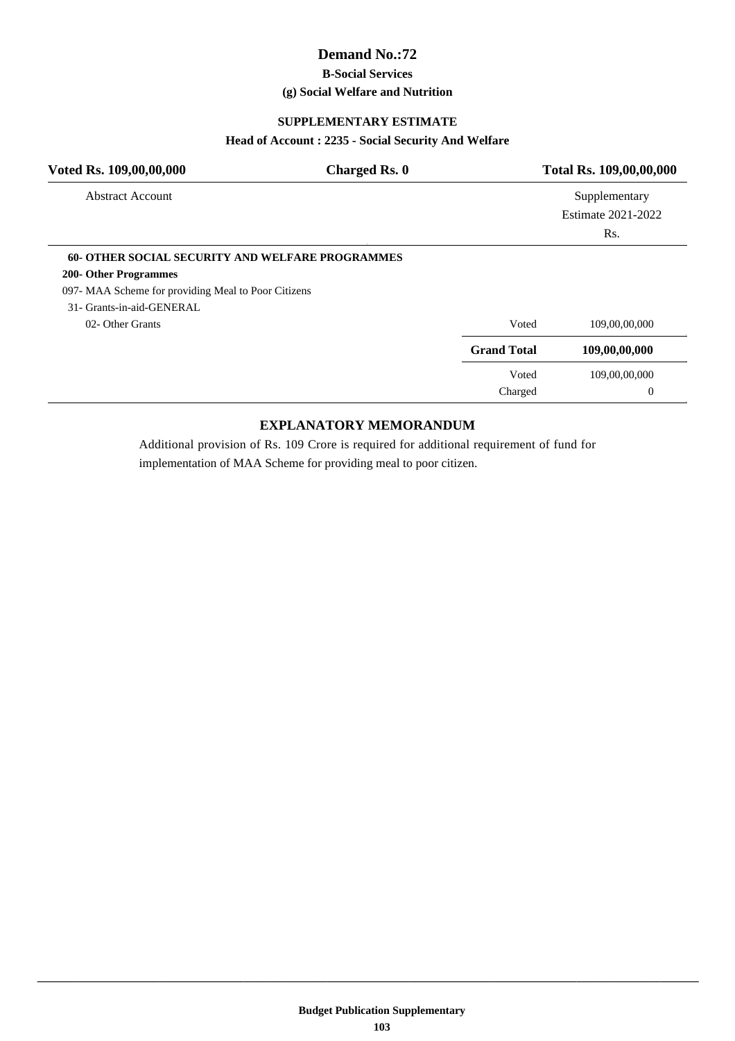# Demand No.:72

**B-Social Services**

**(g) Social Welfare and Nutrition**

**SUPPLEMENTARY ESTIMATE**

**Head of Account : 2235 - Social Security And Welfare**

| **Voted Rs. 109,00,00,000** | **Charged Rs. 0** | **Total Rs. 109,00,00,000** |
|---|---|---|

| Abstract Account | | Supplementary Estimate 2021-2022 Rs. |
|---|---|---|
| **60- OTHER SOCIAL SECURITY AND WELFARE PROGRAMMES** | | |
| **200- Other Programmes** | | |
| 097- MAA Scheme for providing Meal to Poor Citizens | | |
| 31- Grants-in-aid-GENERAL | | |
| 02- Other Grants | Voted | 109,00,00,000 |
| | **Grand Total** | **109,00,00,000** |
| | Voted | 109,00,00,000 |
| | Charged | 0 |

## EXPLANATORY MEMORANDUM

Additional provision of Rs. 109 Crore is required for additional requirement of fund for implementation of MAA Scheme for providing meal to poor citizen.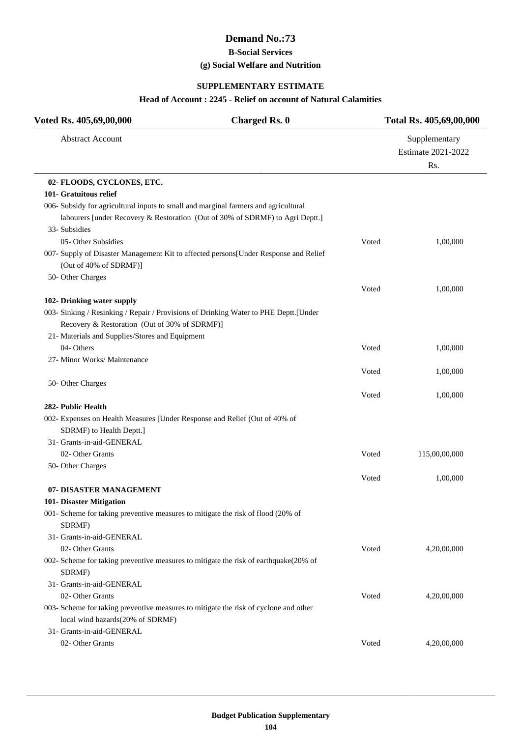# Demand No.:73

### B-Social Services

### (g) Social Welfare and Nutrition

### SUPPLEMENTARY ESTIMATE

### Head of Account : 2245 - Relief on account of Natural Calamities

| Voted Rs. 405,69,00,000 | Charged Rs. 0 | Total Rs. 405,69,00,000 |
|---|---|---|
| Abstract Account | | Supplementary Estimate 2021-2022 Rs. |
| **02- FLOODS, CYCLONES, ETC.** | | |
| **101- Gratuitous relief** | | |
| 006- Subsidy for agricultural inputs to small and marginal farmers and agricultural labourers [under Recovery & Restoration (Out of 30% of SDRMF) to Agri Deptt.] | | |
| 33- Subsidies | | |
| 05- Other Subsidies | Voted | 1,00,000 |
| 007- Supply of Disaster Management Kit to affected persons[Under Response and Relief (Out of 40% of SDRMF)] | | |
| 50- Other Charges | | |
| | Voted | 1,00,000 |
| **102- Drinking water supply** | | |
| 003- Sinking / Resinking / Repair / Provisions of Drinking Water to PHE Deptt.[Under Recovery & Restoration (Out of 30% of SDRMF)] | | |
| 21- Materials and Supplies/Stores and Equipment | | |
| 04- Others | Voted | 1,00,000 |
| 27- Minor Works/ Maintenance | | |
| | Voted | 1,00,000 |
| 50- Other Charges | | |
| | Voted | 1,00,000 |
| **282- Public Health** | | |
| 002- Expenses on Health Measures [Under Response and Relief (Out of 40% of SDRMF) to Health Deptt.] | | |
| 31- Grants-in-aid-GENERAL | | |
| 02- Other Grants | Voted | 115,00,00,000 |
| 50- Other Charges | | |
| | Voted | 1,00,000 |
| **07- DISASTER MANAGEMENT** | | |
| **101- Disaster Mitigation** | | |
| 001- Scheme for taking preventive measures to mitigate the risk of flood (20% of SDRMF) | | |
| 31- Grants-in-aid-GENERAL | | |
| 02- Other Grants | Voted | 4,20,00,000 |
| 002- Scheme for taking preventive measures to mitigate the risk of earthquake(20% of SDRMF) | | |
| 31- Grants-in-aid-GENERAL | | |
| 02- Other Grants | Voted | 4,20,00,000 |
| 003- Scheme for taking preventive measures to mitigate the risk of cyclone and other local wind hazards(20% of SDRMF) | | |
| 31- Grants-in-aid-GENERAL | | |
| 02- Other Grants | Voted | 4,20,00,000 |

Budget Publication Supplementary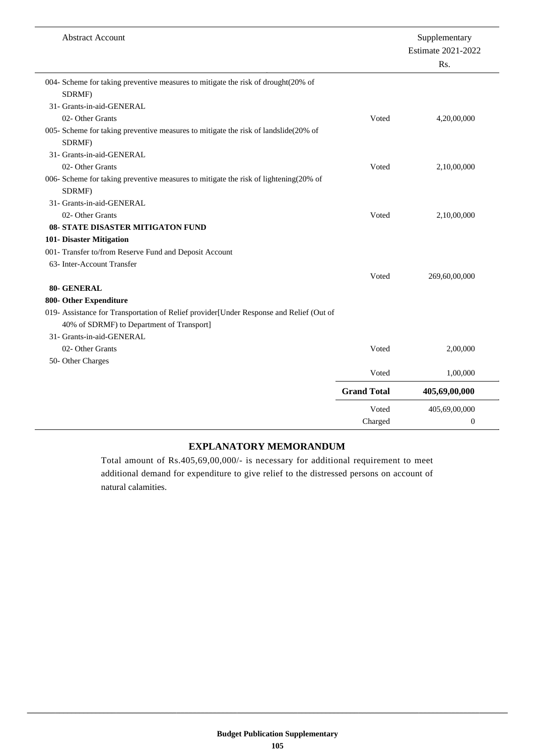| Abstract Account | | Supplementary Estimate 2021-2022 Rs. |
|---|---|---|
| 004- Scheme for taking preventive measures to mitigate the risk of drought(20% of SDRMF) | | |
| 31- Grants-in-aid-GENERAL | | |
| 02- Other Grants | Voted | 4,20,00,000 |
| 005- Scheme for taking preventive measures to mitigate the risk of landslide(20% of SDRMF) | | |
| 31- Grants-in-aid-GENERAL | | |
| 02- Other Grants | Voted | 2,10,00,000 |
| 006- Scheme for taking preventive measures to mitigate the risk of lightening(20% of SDRMF) | | |
| 31- Grants-in-aid-GENERAL | | |
| 02- Other Grants | Voted | 2,10,00,000 |
| **08- STATE DISASTER MITIGATON FUND** | | |
| **101- Disaster Mitigation** | | |
| 001- Transfer to/from Reserve Fund and Deposit Account | | |
| 63- Inter-Account Transfer | | |
| | Voted | 269,60,00,000 |
| **80- GENERAL** | | |
| **800- Other Expenditure** | | |
| 019- Assistance for Transportation of Relief provider[Under Response and Relief (Out of 40% of SDRMF) to Department of Transport] | | |
| 31- Grants-in-aid-GENERAL | | |
| 02- Other Grants | Voted | 2,00,000 |
| 50- Other Charges | | |
| | Voted | 1,00,000 |
| | **Grand Total** | **405,69,00,000** |
| | Voted | 405,69,00,000 |
| | Charged | 0 |

## EXPLANATORY MEMORANDUM

Total amount of Rs.405,69,00,000/- is necessary for additional requirement to meet additional demand for expenditure to give relief to the distressed persons on account of natural calamities.

**Budget Publication Supplementary**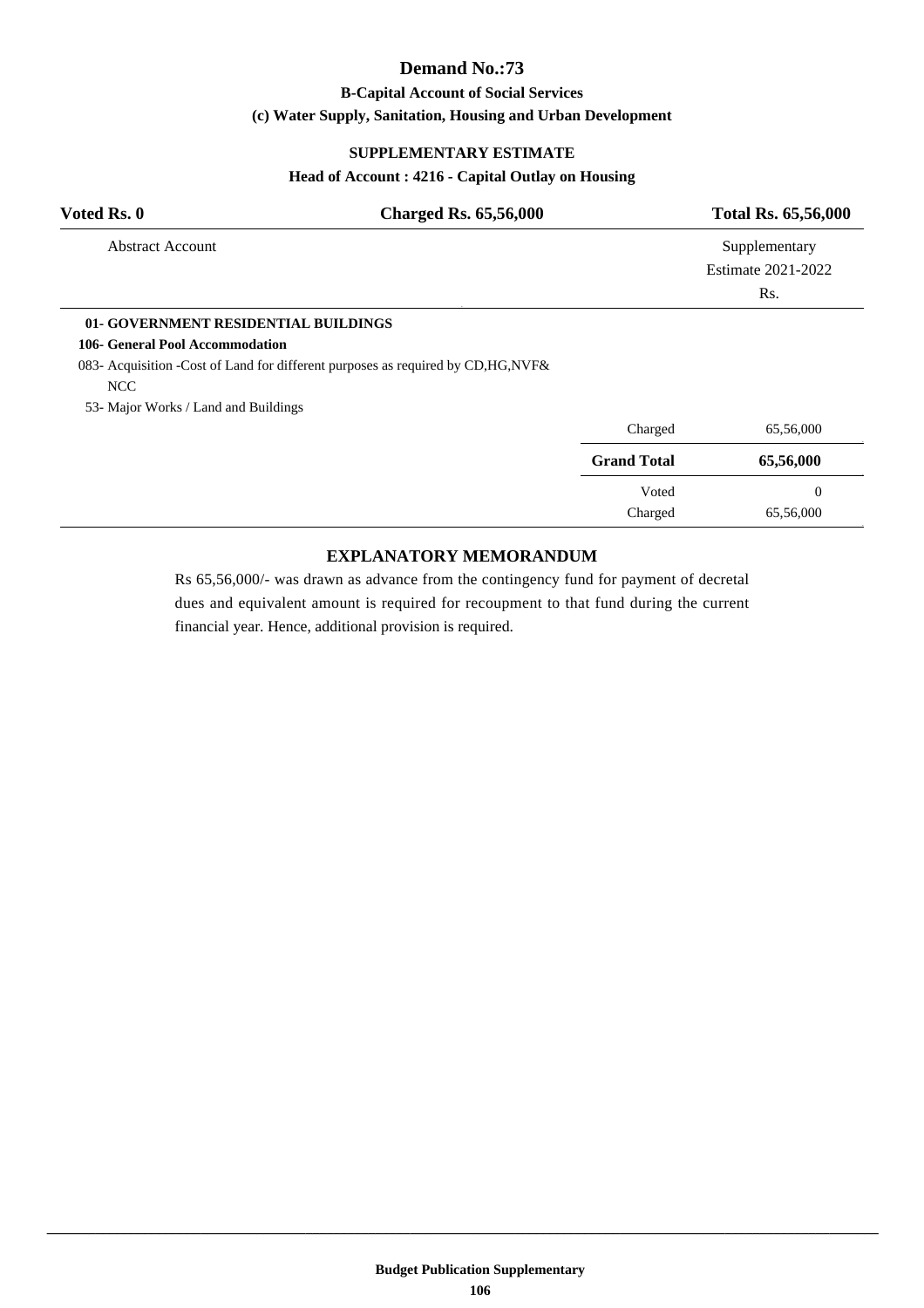# Demand No.:73

### B-Capital Account of Social Services

### (c) Water Supply, Sanitation, Housing and Urban Development

### SUPPLEMENTARY ESTIMATE

### Head of Account : 4216 - Capital Outlay on Housing

| Voted Rs. 0 | Charged Rs. 65,56,000 | Total Rs. 65,56,000 |
|---|---|---|

| Abstract Account | | Supplementary Estimate 2021-2022 Rs. |
|---|---|---|
| **01- GOVERNMENT RESIDENTIAL BUILDINGS** | | |
| **106- General Pool Accommodation** | | |
| 083- Acquisition -Cost of Land for different purposes as required by CD,HG,NVF& NCC | | |
| 53- Major Works / Land and Buildings | | |
| | Charged | 65,56,000 |
| | **Grand Total** | **65,56,000** |
| | Voted | 0 |
| | Charged | 65,56,000 |

### EXPLANATORY MEMORANDUM

Rs 65,56,000/- was drawn as advance from the contingency fund for payment of decretal dues and equivalent amount is required for recoupment to that fund during the current financial year. Hence, additional provision is required.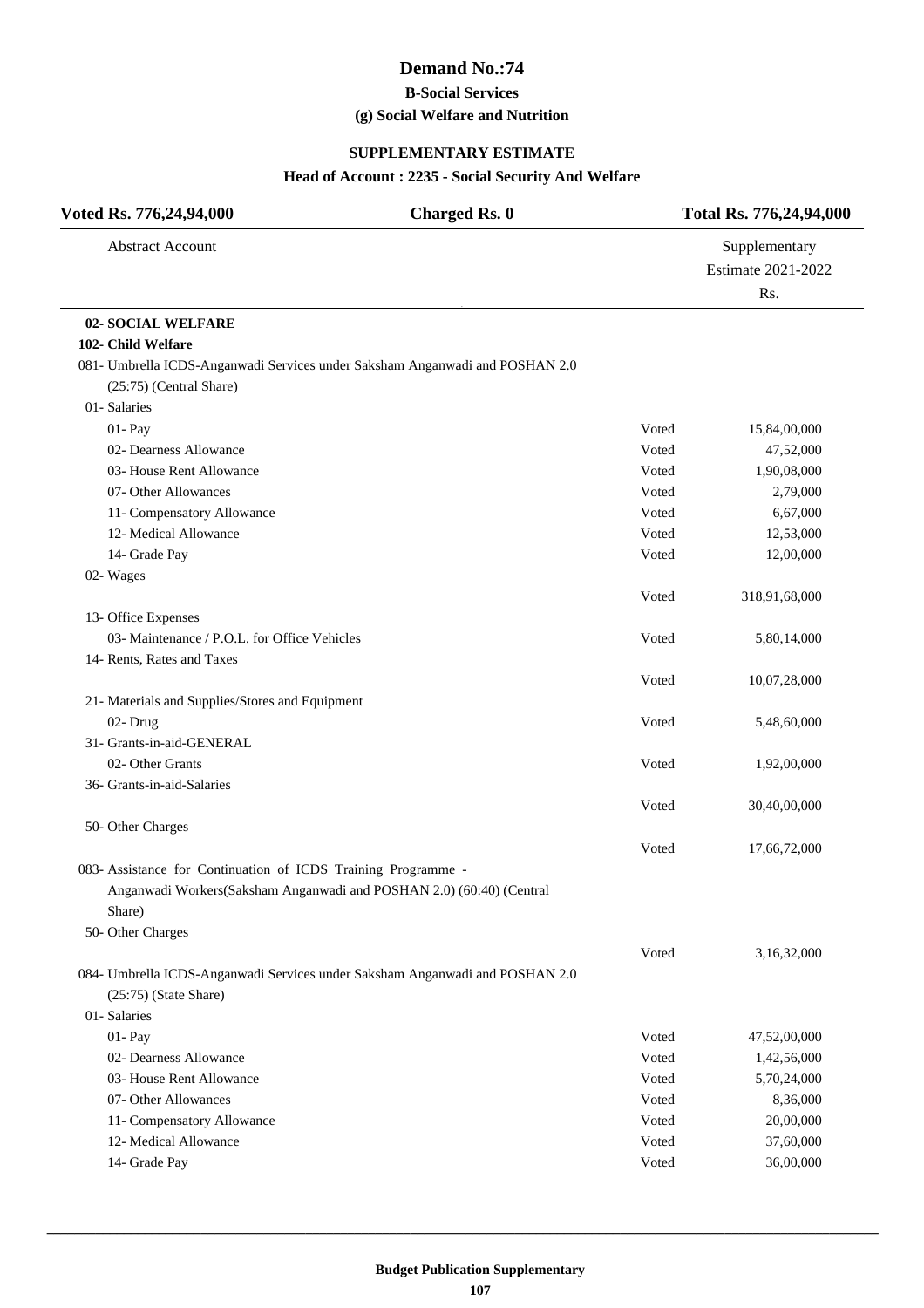# Demand No.:74

### B-Social Services

### (g) Social Welfare and Nutrition

### SUPPLEMENTARY ESTIMATE

### Head of Account : 2235 - Social Security And Welfare

| Voted Rs. 776,24,94,000 | Charged Rs. 0 | Total Rs. 776,24,94,000 |
|---|---|---|

| Abstract Account | | Supplementary Estimate 2021-2022 Rs. |
|---|---|---|
| **02- SOCIAL WELFARE** | | |
| **102- Child Welfare** | | |
| 081- Umbrella ICDS-Anganwadi Services under Saksham Anganwadi and POSHAN 2.0 (25:75) (Central Share) | | |
| 01- Salaries | | |
| 01- Pay | Voted | 15,84,00,000 |
| 02- Dearness Allowance | Voted | 47,52,000 |
| 03- House Rent Allowance | Voted | 1,90,08,000 |
| 07- Other Allowances | Voted | 2,79,000 |
| 11- Compensatory Allowance | Voted | 6,67,000 |
| 12- Medical Allowance | Voted | 12,53,000 |
| 14- Grade Pay | Voted | 12,00,000 |
| 02- Wages | Voted | 318,91,68,000 |
| 13- Office Expenses | | |
| 03- Maintenance / P.O.L. for Office Vehicles | Voted | 5,80,14,000 |
| 14- Rents, Rates and Taxes | Voted | 10,07,28,000 |
| 21- Materials and Supplies/Stores and Equipment | | |
| 02- Drug | Voted | 5,48,60,000 |
| 31- Grants-in-aid-GENERAL | | |
| 02- Other Grants | Voted | 1,92,00,000 |
| 36- Grants-in-aid-Salaries | Voted | 30,40,00,000 |
| 50- Other Charges | Voted | 17,66,72,000 |
| 083- Assistance for Continuation of ICDS Training Programme - Anganwadi Workers(Saksham Anganwadi and POSHAN 2.0) (60:40) (Central Share) | | |
| 50- Other Charges | Voted | 3,16,32,000 |
| 084- Umbrella ICDS-Anganwadi Services under Saksham Anganwadi and POSHAN 2.0 (25:75) (State Share) | | |
| 01- Salaries | | |
| 01- Pay | Voted | 47,52,00,000 |
| 02- Dearness Allowance | Voted | 1,42,56,000 |
| 03- House Rent Allowance | Voted | 5,70,24,000 |
| 07- Other Allowances | Voted | 8,36,000 |
| 11- Compensatory Allowance | Voted | 20,00,000 |
| 12- Medical Allowance | Voted | 37,60,000 |
| 14- Grade Pay | Voted | 36,00,000 |

Budget Publication Supplementary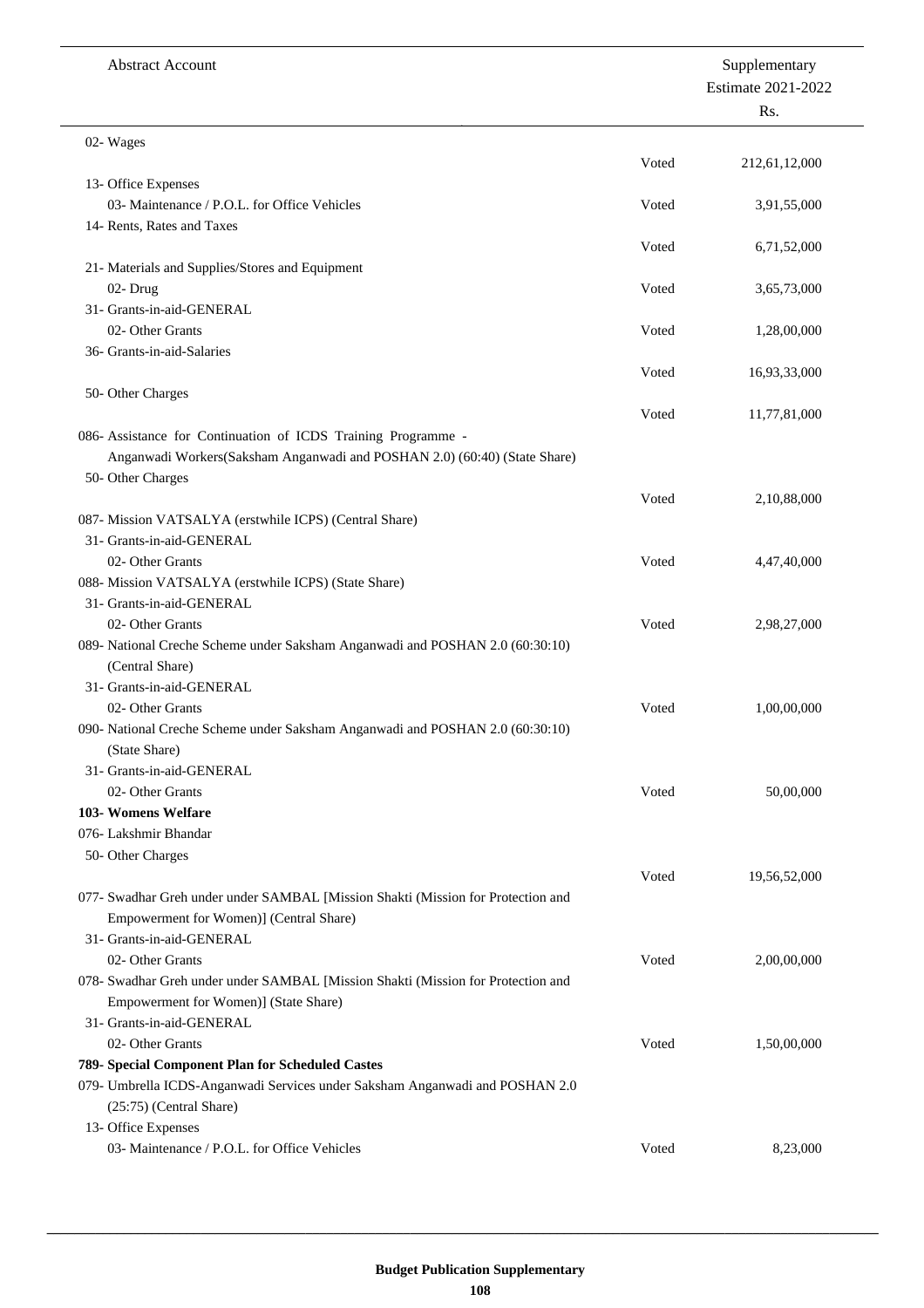| Abstract Account | | Supplementary Estimate 2021-2022 Rs. |
|---|---|---|
| 02- Wages | Voted | 212,61,12,000 |
| 13- Office Expenses | | |
| 03- Maintenance / P.O.L. for Office Vehicles | Voted | 3,91,55,000 |
| 14- Rents, Rates and Taxes | Voted | 6,71,52,000 |
| 21- Materials and Supplies/Stores and Equipment | | |
| 02- Drug | Voted | 3,65,73,000 |
| 31- Grants-in-aid-GENERAL | | |
| 02- Other Grants | Voted | 1,28,00,000 |
| 36- Grants-in-aid-Salaries | Voted | 16,93,33,000 |
| 50- Other Charges | Voted | 11,77,81,000 |
| 086- Assistance for Continuation of ICDS Training Programme - Anganwadi Workers(Saksham Anganwadi and POSHAN 2.0) (60:40) (State Share) | | |
| 50- Other Charges | Voted | 2,10,88,000 |
| 087- Mission VATSALYA (erstwhile ICPS) (Central Share) | | |
| 31- Grants-in-aid-GENERAL | | |
| 02- Other Grants | Voted | 4,47,40,000 |
| 088- Mission VATSALYA (erstwhile ICPS) (State Share) | | |
| 31- Grants-in-aid-GENERAL | | |
| 02- Other Grants | Voted | 2,98,27,000 |
| 089- National Creche Scheme under Saksham Anganwadi and POSHAN 2.0 (60:30:10) (Central Share) | | |
| 31- Grants-in-aid-GENERAL | | |
| 02- Other Grants | Voted | 1,00,00,000 |
| 090- National Creche Scheme under Saksham Anganwadi and POSHAN 2.0 (60:30:10) (State Share) | | |
| 31- Grants-in-aid-GENERAL | | |
| 02- Other Grants | Voted | 50,00,000 |
| **103- Womens Welfare** | | |
| 076- Lakshmir Bhandar | | |
| 50- Other Charges | Voted | 19,56,52,000 |
| 077- Swadhar Greh under under SAMBAL [Mission Shakti (Mission for Protection and Empowerment for Women)] (Central Share) | | |
| 31- Grants-in-aid-GENERAL | | |
| 02- Other Grants | Voted | 2,00,00,000 |
| 078- Swadhar Greh under under SAMBAL [Mission Shakti (Mission for Protection and Empowerment for Women)] (State Share) | | |
| 31- Grants-in-aid-GENERAL | | |
| 02- Other Grants | Voted | 1,50,00,000 |
| **789- Special Component Plan for Scheduled Castes** | | |
| 079- Umbrella ICDS-Anganwadi Services under Saksham Anganwadi and POSHAN 2.0 (25:75) (Central Share) | | |
| 13- Office Expenses | | |
| 03- Maintenance / P.O.L. for Office Vehicles | Voted | 8,23,000 |

**Budget Publication Supplementary**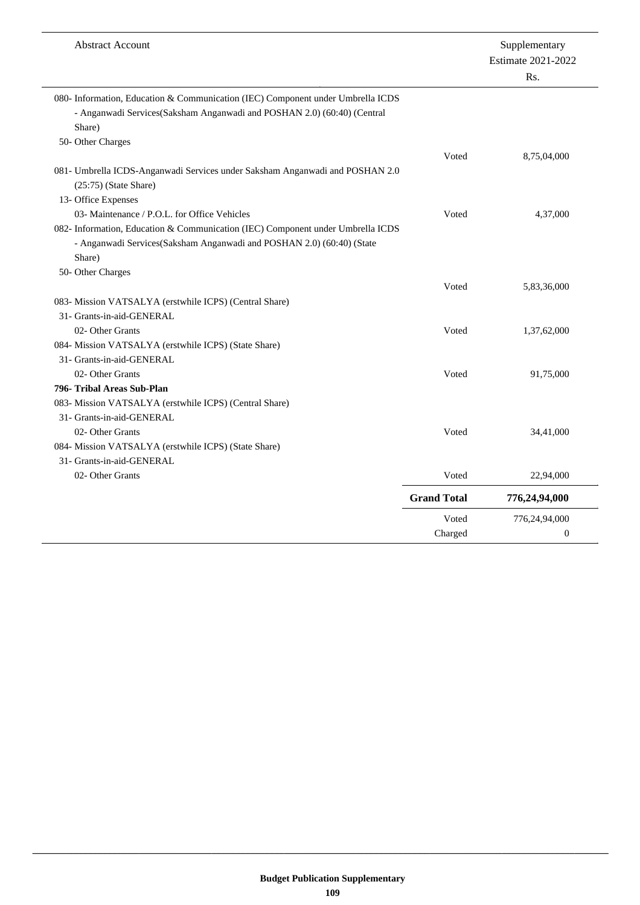| Abstract Account | | Supplementary Estimate 2021-2022 Rs. |
|---|---|---|
| 080- Information, Education & Communication (IEC) Component under Umbrella ICDS - Anganwadi Services(Saksham Anganwadi and POSHAN 2.0) (60:40) (Central Share) | | |
| 50- Other Charges | | |
| | Voted | 8,75,04,000 |
| 081- Umbrella ICDS-Anganwadi Services under Saksham Anganwadi and POSHAN 2.0 (25:75) (State Share) | | |
| 13- Office Expenses | | |
| 03- Maintenance / P.O.L. for Office Vehicles | Voted | 4,37,000 |
| 082- Information, Education & Communication (IEC) Component under Umbrella ICDS - Anganwadi Services(Saksham Anganwadi and POSHAN 2.0) (60:40) (State Share) | | |
| 50- Other Charges | | |
| | Voted | 5,83,36,000 |
| 083- Mission VATSALYA (erstwhile ICPS) (Central Share) | | |
| 31- Grants-in-aid-GENERAL | | |
| 02- Other Grants | Voted | 1,37,62,000 |
| 084- Mission VATSALYA (erstwhile ICPS) (State Share) | | |
| 31- Grants-in-aid-GENERAL | | |
| 02- Other Grants | Voted | 91,75,000 |
| **796- Tribal Areas Sub-Plan** | | |
| 083- Mission VATSALYA (erstwhile ICPS) (Central Share) | | |
| 31- Grants-in-aid-GENERAL | | |
| 02- Other Grants | Voted | 34,41,000 |
| 084- Mission VATSALYA (erstwhile ICPS) (State Share) | | |
| 31- Grants-in-aid-GENERAL | | |
| 02- Other Grants | Voted | 22,94,000 |
| | **Grand Total** | **776,24,94,000** |
| | Voted | 776,24,94,000 |
| | Charged | 0 |

**Budget Publication Supplementary**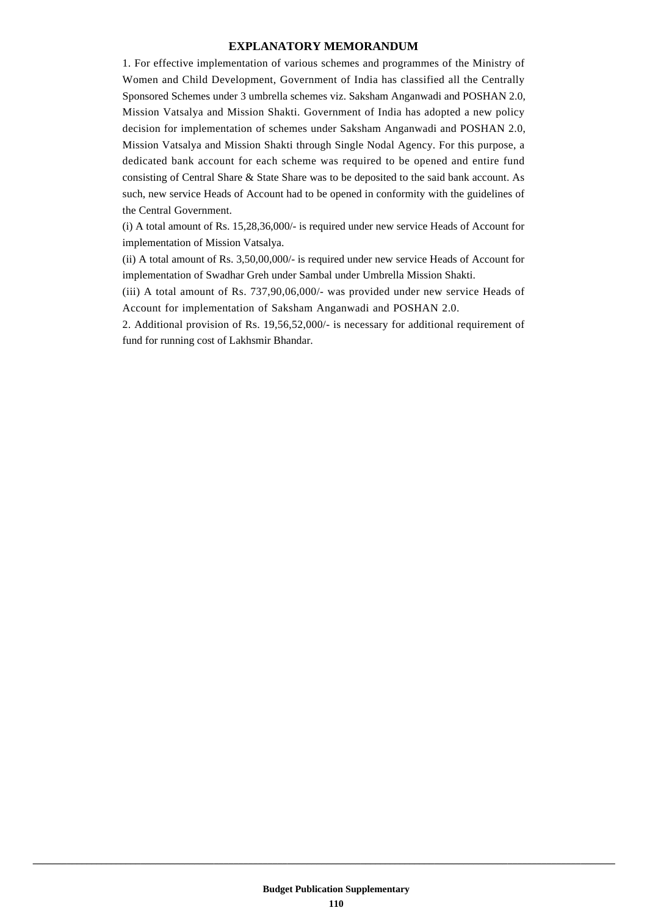## EXPLANATORY MEMORANDUM

1. For effective implementation of various schemes and programmes of the Ministry of Women and Child Development, Government of India has classified all the Centrally Sponsored Schemes under 3 umbrella schemes viz. Saksham Anganwadi and POSHAN 2.0, Mission Vatsalya and Mission Shakti. Government of India has adopted a new policy decision for implementation of schemes under Saksham Anganwadi and POSHAN 2.0, Mission Vatsalya and Mission Shakti through Single Nodal Agency. For this purpose, a dedicated bank account for each scheme was required to be opened and entire fund consisting of Central Share & State Share was to be deposited to the said bank account. As such, new service Heads of Account had to be opened in conformity with the guidelines of the Central Government.

(i) A total amount of Rs. 15,28,36,000/- is required under new service Heads of Account for implementation of Mission Vatsalya.

(ii) A total amount of Rs. 3,50,00,000/- is required under new service Heads of Account for implementation of Swadhar Greh under Sambal under Umbrella Mission Shakti.

(iii) A total amount of Rs. 737,90,06,000/- was provided under new service Heads of Account for implementation of Saksham Anganwadi and POSHAN 2.0.

2. Additional provision of Rs. 19,56,52,000/- is necessary for additional requirement of fund for running cost of Lakhsmir Bhandar.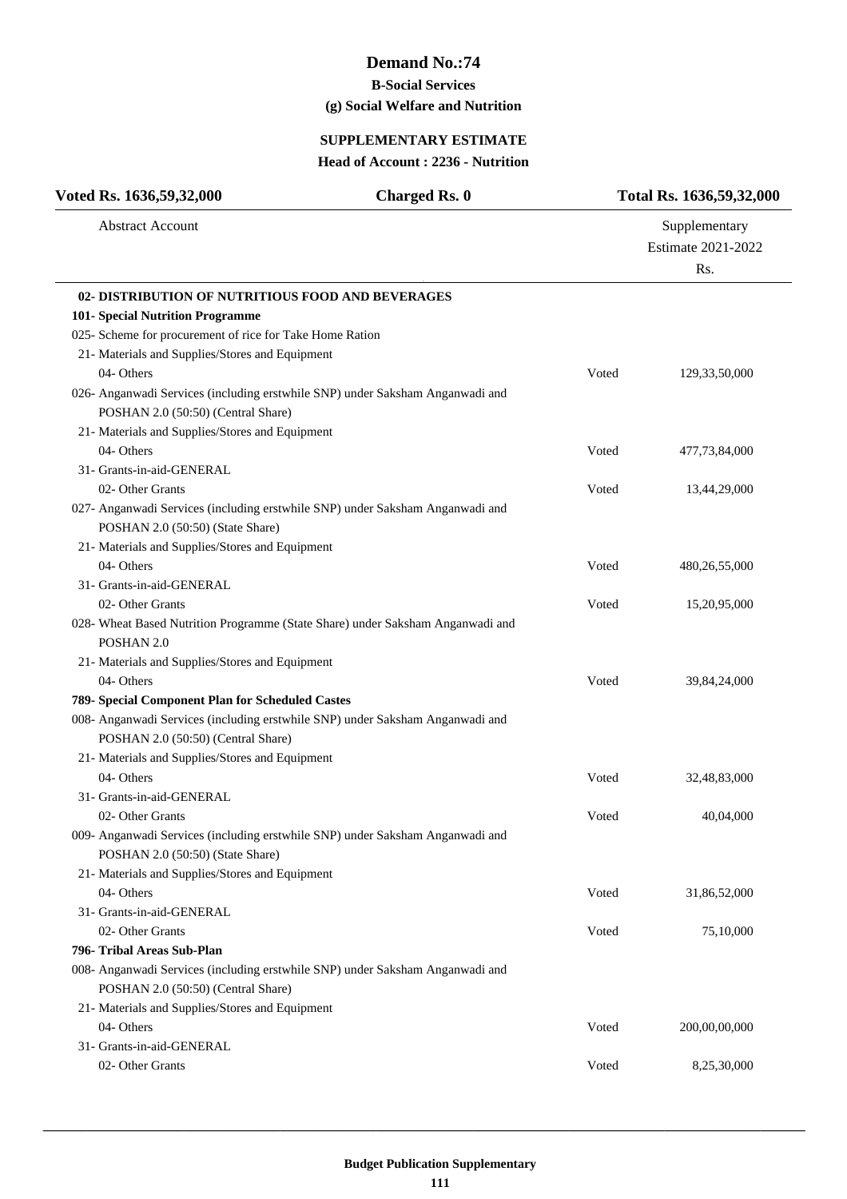## Demand No.:74

### B-Social Services

### (g) Social Welfare and Nutrition

### SUPPLEMENTARY ESTIMATE

### Head of Account : 2236 - Nutrition

| Voted Rs. 1636,59,32,000 | Charged Rs. 0 | Total Rs. 1636,59,32,000 |
|---|---|---|

| Abstract Account | | Supplementary Estimate 2021-2022 Rs. |
|---|---|---|
| **02- DISTRIBUTION OF NUTRITIOUS FOOD AND BEVERAGES** | | |
| **101- Special Nutrition Programme** | | |
| 025- Scheme for procurement of rice for Take Home Ration | | |
| 21- Materials and Supplies/Stores and Equipment | | |
| 04- Others | Voted | 129,33,50,000 |
| 026- Anganwadi Services (including erstwhile SNP) under Saksham Anganwadi and POSHAN 2.0 (50:50) (Central Share) | | |
| 21- Materials and Supplies/Stores and Equipment | | |
| 04- Others | Voted | 477,73,84,000 |
| 31- Grants-in-aid-GENERAL | | |
| 02- Other Grants | Voted | 13,44,29,000 |
| 027- Anganwadi Services (including erstwhile SNP) under Saksham Anganwadi and POSHAN 2.0 (50:50) (State Share) | | |
| 21- Materials and Supplies/Stores and Equipment | | |
| 04- Others | Voted | 480,26,55,000 |
| 31- Grants-in-aid-GENERAL | | |
| 02- Other Grants | Voted | 15,20,95,000 |
| 028- Wheat Based Nutrition Programme (State Share) under Saksham Anganwadi and POSHAN 2.0 | | |
| 21- Materials and Supplies/Stores and Equipment | | |
| 04- Others | Voted | 39,84,24,000 |
| **789- Special Component Plan for Scheduled Castes** | | |
| 008- Anganwadi Services (including erstwhile SNP) under Saksham Anganwadi and POSHAN 2.0 (50:50) (Central Share) | | |
| 21- Materials and Supplies/Stores and Equipment | | |
| 04- Others | Voted | 32,48,83,000 |
| 31- Grants-in-aid-GENERAL | | |
| 02- Other Grants | Voted | 40,04,000 |
| 009- Anganwadi Services (including erstwhile SNP) under Saksham Anganwadi and POSHAN 2.0 (50:50) (State Share) | | |
| 21- Materials and Supplies/Stores and Equipment | | |
| 04- Others | Voted | 31,86,52,000 |
| 31- Grants-in-aid-GENERAL | | |
| 02- Other Grants | Voted | 75,10,000 |
| **796- Tribal Areas Sub-Plan** | | |
| 008- Anganwadi Services (including erstwhile SNP) under Saksham Anganwadi and POSHAN 2.0 (50:50) (Central Share) | | |
| 21- Materials and Supplies/Stores and Equipment | | |
| 04- Others | Voted | 200,00,00,000 |
| 31- Grants-in-aid-GENERAL | | |
| 02- Other Grants | Voted | 8,25,30,000 |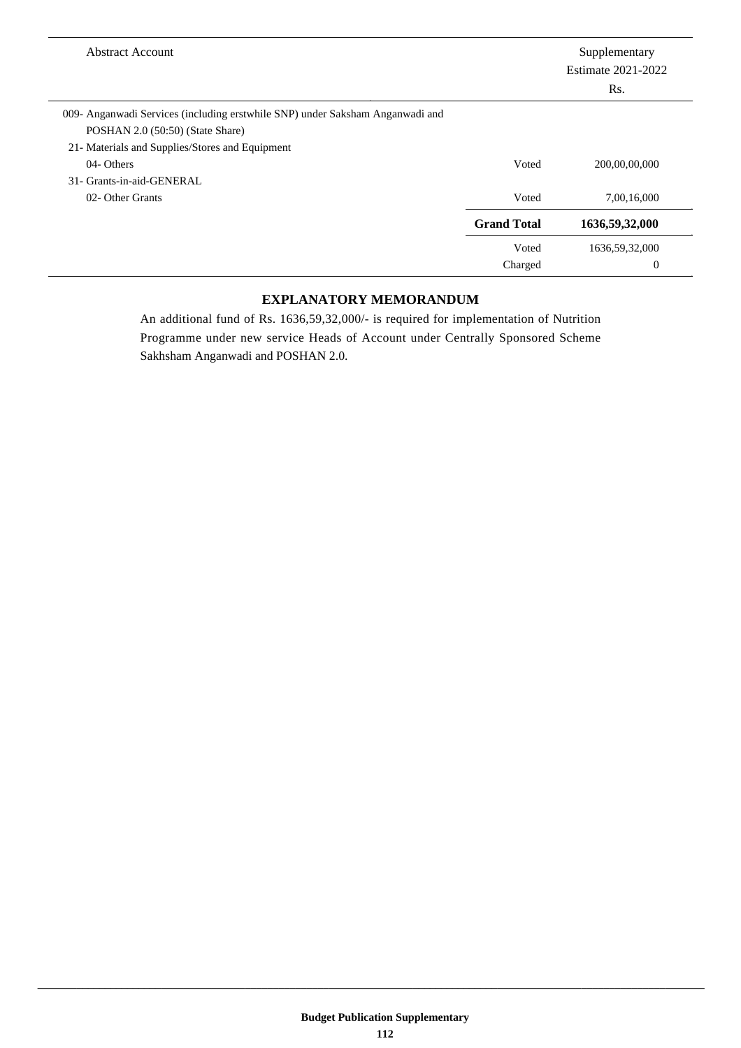| Abstract Account | | Supplementary Estimate 2021-2022 Rs. |
|---|---|---|
| 009- Anganwadi Services (including erstwhile SNP) under Saksham Anganwadi and POSHAN 2.0 (50:50) (State Share) | | |
| 21- Materials and Supplies/Stores and Equipment | | |
| 04- Others | Voted | 200,00,00,000 |
| 31- Grants-in-aid-GENERAL | | |
| 02- Other Grants | Voted | 7,00,16,000 |
| | **Grand Total** | **1636,59,32,000** |
| | Voted | 1636,59,32,000 |
| | Charged | 0 |

## EXPLANATORY MEMORANDUM

An additional fund of Rs. 1636,59,32,000/- is required for implementation of Nutrition Programme under new service Heads of Account under Centrally Sponsored Scheme Sakhsham Anganwadi and POSHAN 2.0.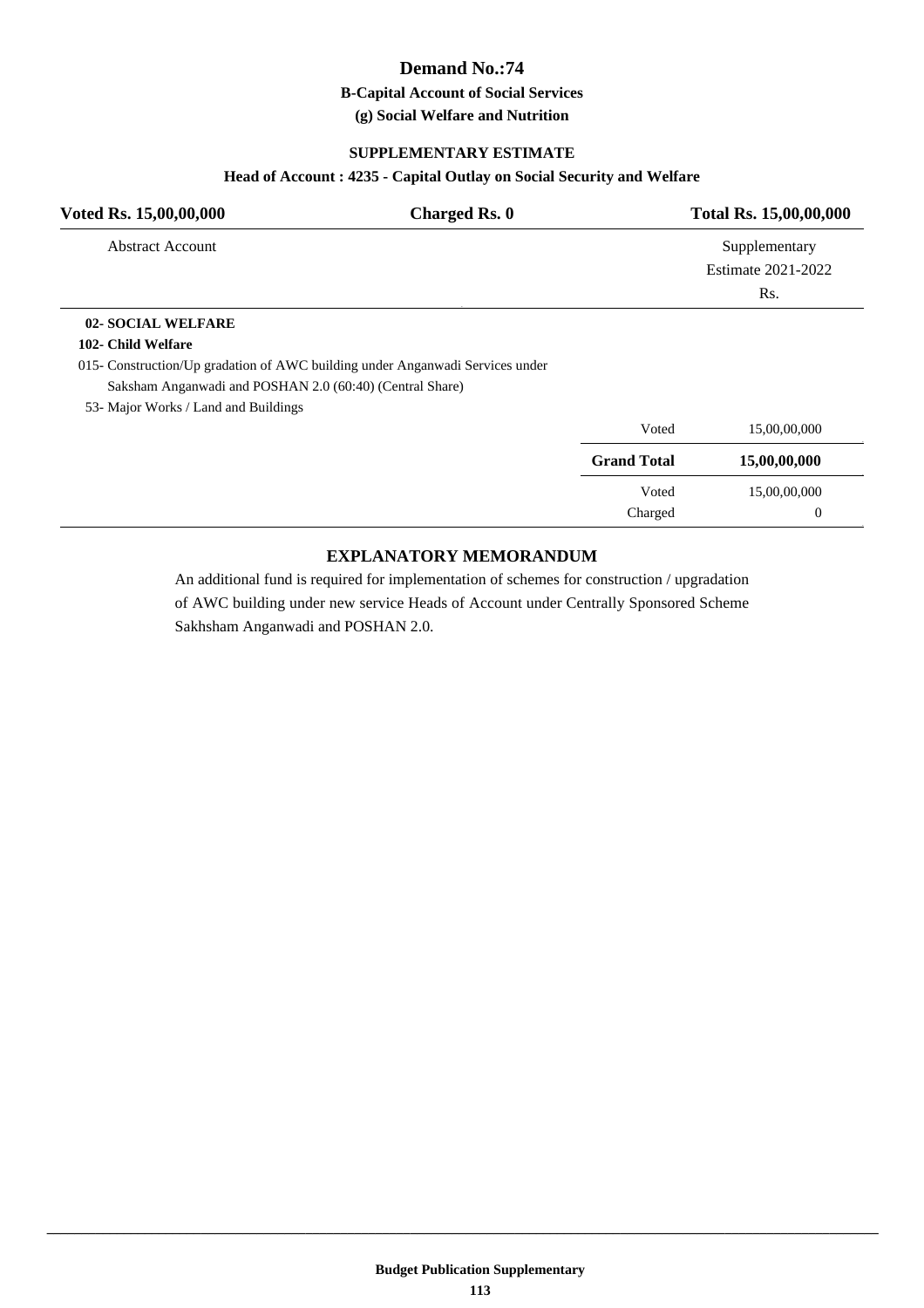# Demand No.:74

### B-Capital Account of Social Services

### (g) Social Welfare and Nutrition

#### SUPPLEMENTARY ESTIMATE

#### Head of Account : 4235 - Capital Outlay on Social Security and Welfare

| Voted Rs. 15,00,00,000 | Charged Rs. 0 | Total Rs. 15,00,00,000 |
|---|---|---|

| Abstract Account | | Supplementary Estimate 2021-2022 Rs. |
|---|---|---|
| **02- SOCIAL WELFARE** | | |
| **102- Child Welfare** | | |
| 015- Construction/Up gradation of AWC building under Anganwadi Services under Saksham Anganwadi and POSHAN 2.0 (60:40) (Central Share) | | |
| 53- Major Works / Land and Buildings | | |
| | Voted | 15,00,00,000 |
| | **Grand Total** | **15,00,00,000** |
| | Voted | 15,00,00,000 |
| | Charged | 0 |

#### EXPLANATORY MEMORANDUM

An additional fund is required for implementation of schemes for construction / upgradation of AWC building under new service Heads of Account under Centrally Sponsored Scheme Sakhsham Anganwadi and POSHAN 2.0.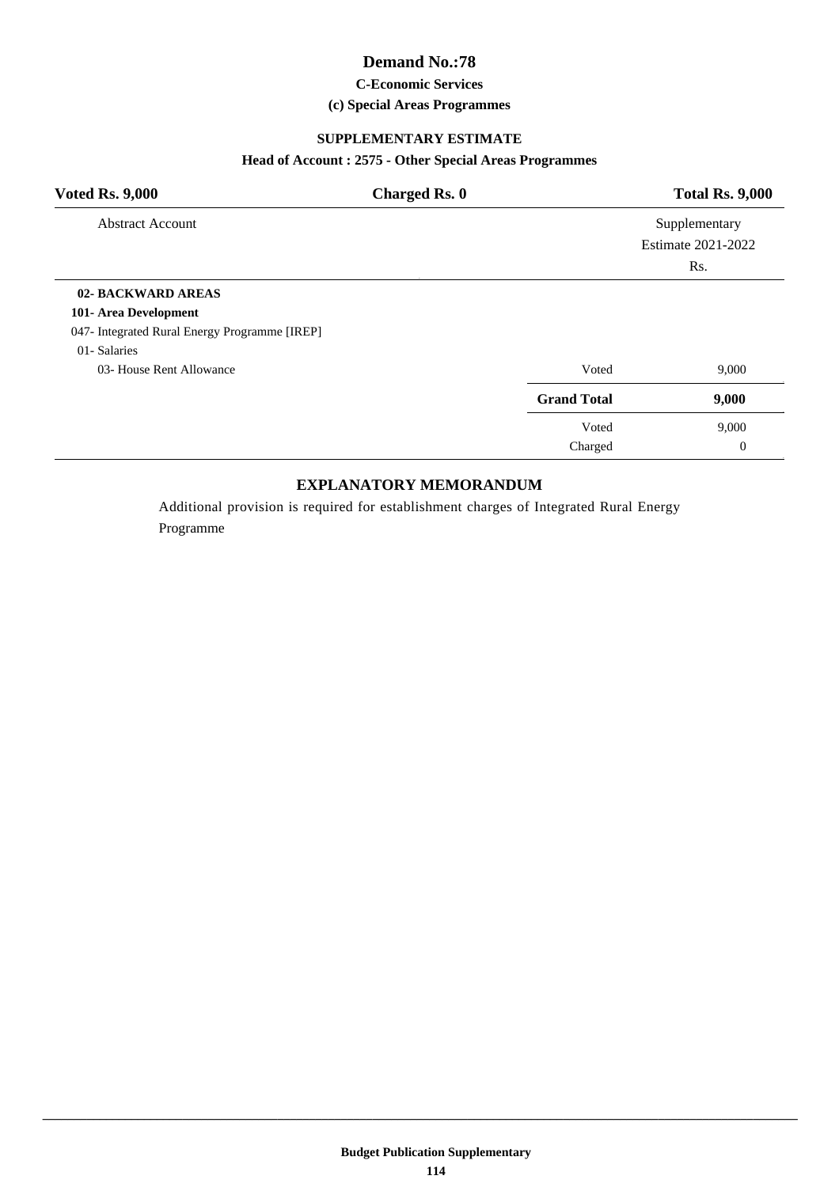# Demand No.:78

### C-Economic Services

### (c) Special Areas Programmes

### SUPPLEMENTARY ESTIMATE

### Head of Account : 2575 - Other Special Areas Programmes

| **Voted Rs. 9,000** | **Charged Rs. 0** | **Total Rs. 9,000** |
|---|---|---|

| Abstract Account | | Supplementary Estimate 2021-2022 Rs. |
|---|---|---|
| **02- BACKWARD AREAS** | | |
| **101- Area Development** | | |
| 047- Integrated Rural Energy Programme [IREP] | | |
| 01- Salaries | | |
| 03- House Rent Allowance | Voted | 9,000 |
| | **Grand Total** | **9,000** |
| | Voted | 9,000 |
| | Charged | 0 |

### EXPLANATORY MEMORANDUM

Additional provision is required for establishment charges of Integrated Rural Energy Programme

**Budget Publication Supplementary**